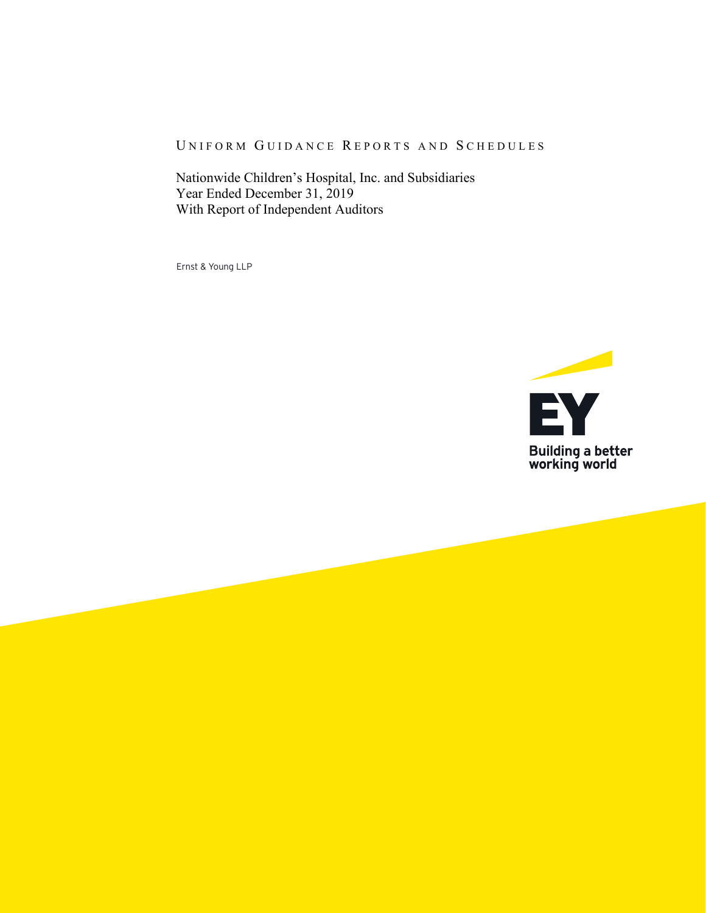# Uniform Guidance Reports and Schedules

Nationwide Children's Hospital, Inc. and Subsidiaries
Year Ended December 31, 2019
With Report of Independent Auditors

Ernst & Young LLP

EY
Building a better working world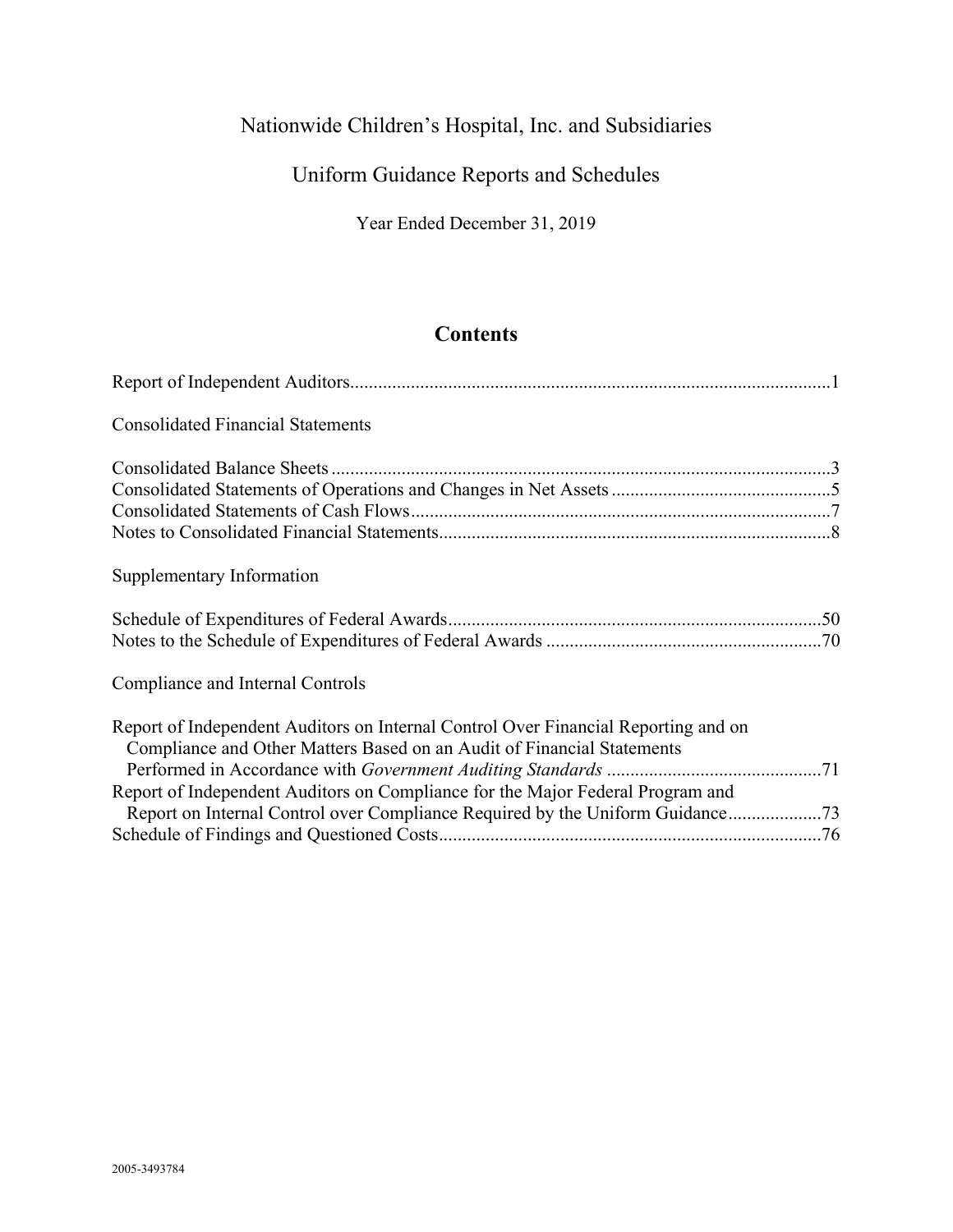# Nationwide Children's Hospital, Inc. and Subsidiaries

## Uniform Guidance Reports and Schedules

Year Ended December 31, 2019

## Contents

Report of Independent Auditors.......................................................................................................1

Consolidated Financial Statements

Consolidated Balance Sheets ...........................................................................................................3
Consolidated Statements of Operations and Changes in Net Assets ...............................................5
Consolidated Statements of Cash Flows..........................................................................................7
Notes to Consolidated Financial Statements....................................................................................8

Supplementary Information

Schedule of Expenditures of Federal Awards................................................................................50
Notes to the Schedule of Expenditures of Federal Awards ...........................................................70

Compliance and Internal Controls

Report of Independent Auditors on Internal Control Over Financial Reporting and on Compliance and Other Matters Based on an Audit of Financial Statements Performed in Accordance with *Government Auditing Standards* .............................................71
Report of Independent Auditors on Compliance for the Major Federal Program and Report on Internal Control over Compliance Required by the Uniform Guidance....................73
Schedule of Findings and Questioned Costs..................................................................................76

2005-3493784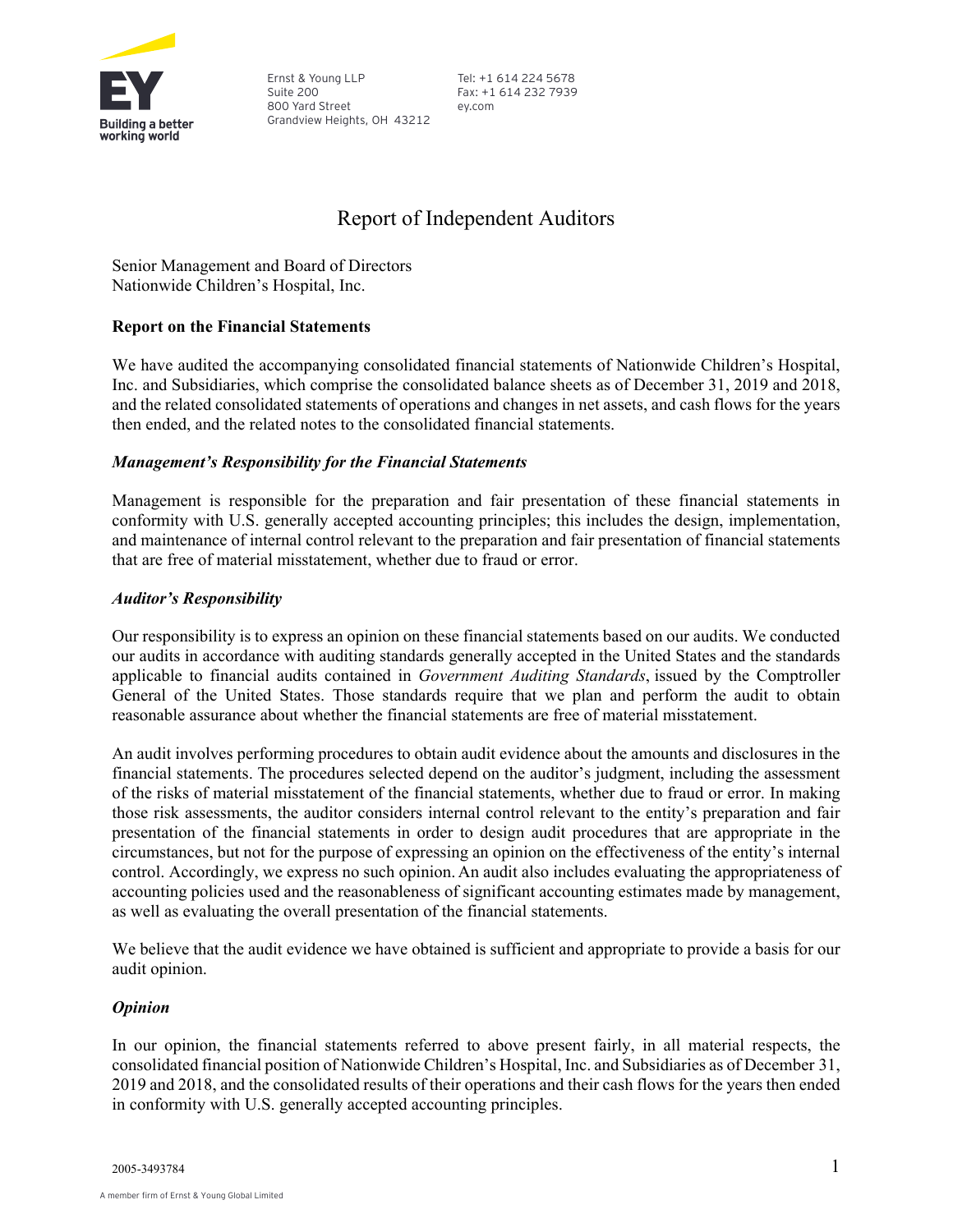Ernst & Young LLP
Suite 200
800 Yard Street
Grandview Heights, OH 43212

Tel: +1 614 224 5678
Fax: +1 614 232 7939
ey.com

# Report of Independent Auditors

Senior Management and Board of Directors
Nationwide Children's Hospital, Inc.

## Report on the Financial Statements

We have audited the accompanying consolidated financial statements of Nationwide Children's Hospital, Inc. and Subsidiaries, which comprise the consolidated balance sheets as of December 31, 2019 and 2018, and the related consolidated statements of operations and changes in net assets, and cash flows for the years then ended, and the related notes to the consolidated financial statements.

### *Management's Responsibility for the Financial Statements*

Management is responsible for the preparation and fair presentation of these financial statements in conformity with U.S. generally accepted accounting principles; this includes the design, implementation, and maintenance of internal control relevant to the preparation and fair presentation of financial statements that are free of material misstatement, whether due to fraud or error.

### *Auditor's Responsibility*

Our responsibility is to express an opinion on these financial statements based on our audits. We conducted our audits in accordance with auditing standards generally accepted in the United States and the standards applicable to financial audits contained in *Government Auditing Standards*, issued by the Comptroller General of the United States. Those standards require that we plan and perform the audit to obtain reasonable assurance about whether the financial statements are free of material misstatement.

An audit involves performing procedures to obtain audit evidence about the amounts and disclosures in the financial statements. The procedures selected depend on the auditor's judgment, including the assessment of the risks of material misstatement of the financial statements, whether due to fraud or error. In making those risk assessments, the auditor considers internal control relevant to the entity's preparation and fair presentation of the financial statements in order to design audit procedures that are appropriate in the circumstances, but not for the purpose of expressing an opinion on the effectiveness of the entity's internal control. Accordingly, we express no such opinion. An audit also includes evaluating the appropriateness of accounting policies used and the reasonableness of significant accounting estimates made by management, as well as evaluating the overall presentation of the financial statements.

We believe that the audit evidence we have obtained is sufficient and appropriate to provide a basis for our audit opinion.

### *Opinion*

In our opinion, the financial statements referred to above present fairly, in all material respects, the consolidated financial position of Nationwide Children's Hospital, Inc. and Subsidiaries as of December 31, 2019 and 2018, and the consolidated results of their operations and their cash flows for the years then ended in conformity with U.S. generally accepted accounting principles.

2005-3493784

A member firm of Ernst & Young Global Limited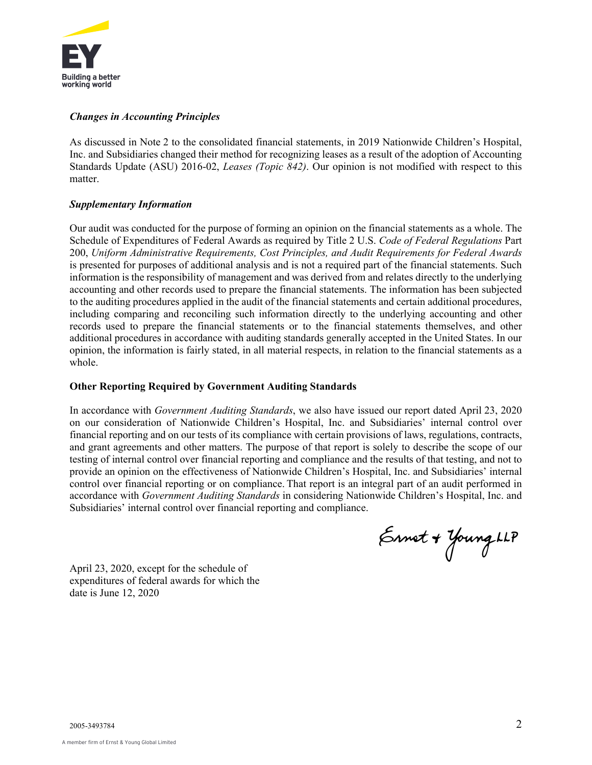### *Changes in Accounting Principles*

As discussed in Note 2 to the consolidated financial statements, in 2019 Nationwide Children's Hospital, Inc. and Subsidiaries changed their method for recognizing leases as a result of the adoption of Accounting Standards Update (ASU) 2016-02, *Leases (Topic 842)*. Our opinion is not modified with respect to this matter.

### *Supplementary Information*

Our audit was conducted for the purpose of forming an opinion on the financial statements as a whole. The Schedule of Expenditures of Federal Awards as required by Title 2 U.S. *Code of Federal Regulations* Part 200, *Uniform Administrative Requirements, Cost Principles, and Audit Requirements for Federal Awards* is presented for purposes of additional analysis and is not a required part of the financial statements. Such information is the responsibility of management and was derived from and relates directly to the underlying accounting and other records used to prepare the financial statements. The information has been subjected to the auditing procedures applied in the audit of the financial statements and certain additional procedures, including comparing and reconciling such information directly to the underlying accounting and other records used to prepare the financial statements or to the financial statements themselves, and other additional procedures in accordance with auditing standards generally accepted in the United States. In our opinion, the information is fairly stated, in all material respects, in relation to the financial statements as a whole.

## Other Reporting Required by Government Auditing Standards

In accordance with *Government Auditing Standards*, we also have issued our report dated April 23, 2020 on our consideration of Nationwide Children's Hospital, Inc. and Subsidiaries' internal control over financial reporting and on our tests of its compliance with certain provisions of laws, regulations, contracts, and grant agreements and other matters. The purpose of that report is solely to describe the scope of our testing of internal control over financial reporting and compliance and the results of that testing, and not to provide an opinion on the effectiveness of Nationwide Children's Hospital, Inc. and Subsidiaries' internal control over financial reporting or on compliance. That report is an integral part of an audit performed in accordance with *Government Auditing Standards* in considering Nationwide Children's Hospital, Inc. and Subsidiaries' internal control over financial reporting and compliance.

Ernst & Young LLP

April 23, 2020, except for the schedule of expenditures of federal awards for which the date is June 12, 2020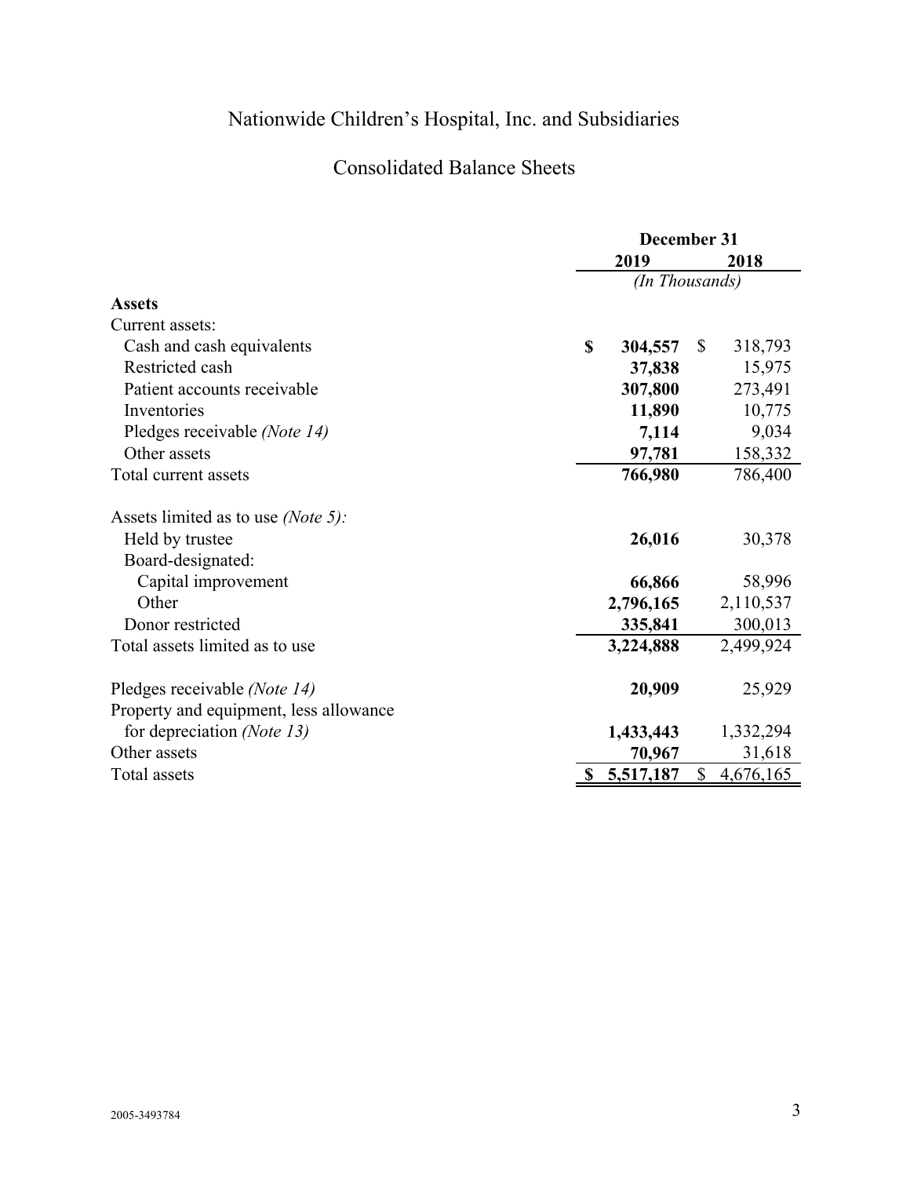# Nationwide Children's Hospital, Inc. and Subsidiaries

## Consolidated Balance Sheets

| | December 31 | |
|---|---|---|
| | **2019** | **2018** |
| | *(In Thousands)* | |
| **Assets** | | |
| Current assets: | | |
| Cash and cash equivalents | **$ 304,557** | $ 318,793 |
| Restricted cash | **37,838** | 15,975 |
| Patient accounts receivable | **307,800** | 273,491 |
| Inventories | **11,890** | 10,775 |
| Pledges receivable *(Note 14)* | **7,114** | 9,034 |
| Other assets | **97,781** | 158,332 |
| Total current assets | **766,980** | 786,400 |
| | | |
| Assets limited as to use *(Note 5)*: | | |
| Held by trustee | **26,016** | 30,378 |
| Board-designated: | | |
| Capital improvement | **66,866** | 58,996 |
| Other | **2,796,165** | 2,110,537 |
| Donor restricted | **335,841** | 300,013 |
| Total assets limited as to use | **3,224,888** | 2,499,924 |
| | | |
| Pledges receivable *(Note 14)* | **20,909** | 25,929 |
| Property and equipment, less allowance for depreciation *(Note 13)* | **1,433,443** | 1,332,294 |
| Other assets | **70,967** | 31,618 |
| Total assets | **$ 5,517,187** | $ 4,676,165 |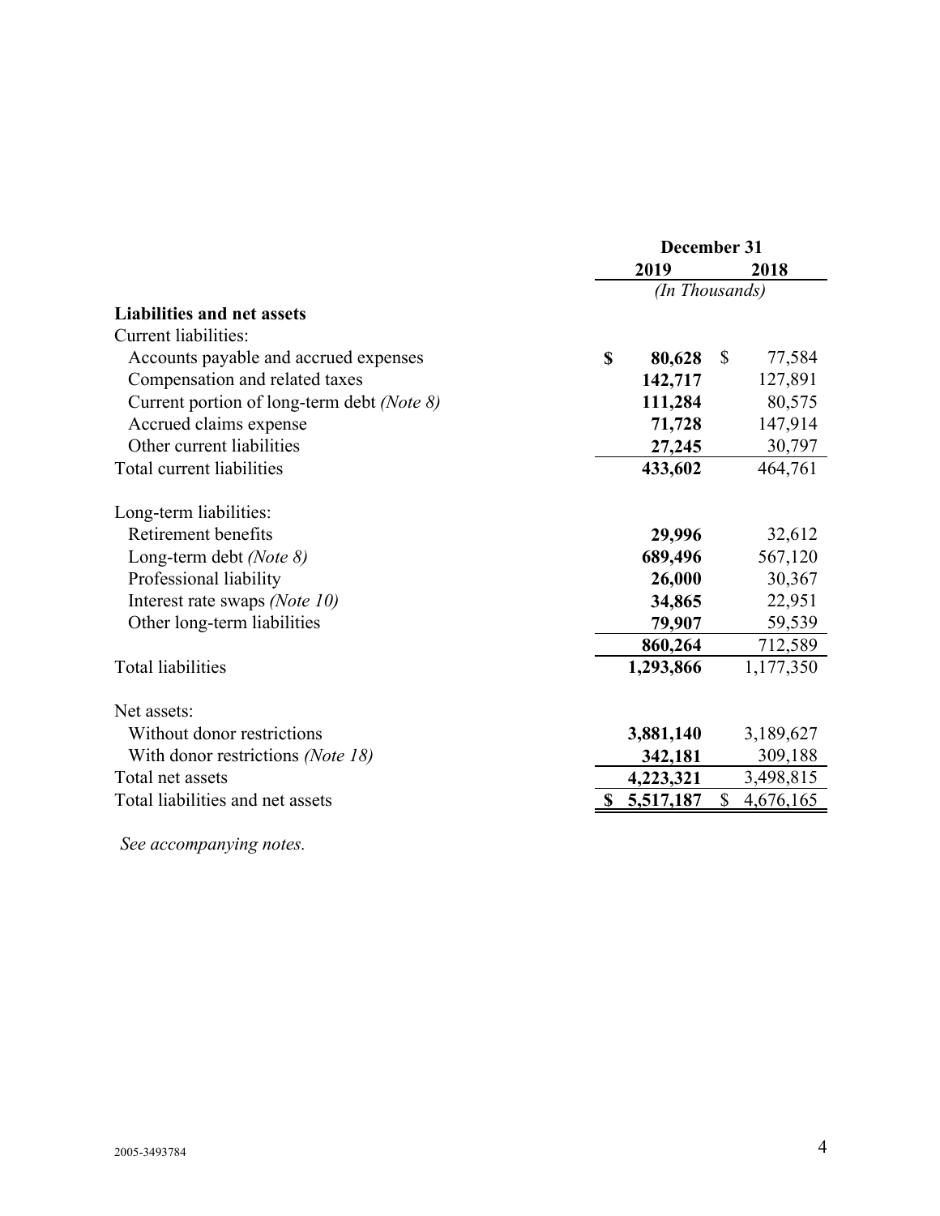| | December 31 | |
|---|---|---|
| | **2019** | **2018** |
| | *(In Thousands)* | |
| **Liabilities and net assets** | | |
| Current liabilities: | | |
| Accounts payable and accrued expenses | **$ 80,628** | $ 77,584 |
| Compensation and related taxes | **142,717** | 127,891 |
| Current portion of long-term debt *(Note 8)* | **111,284** | 80,575 |
| Accrued claims expense | **71,728** | 147,914 |
| Other current liabilities | **27,245** | 30,797 |
| Total current liabilities | **433,602** | 464,761 |
| | | |
| Long-term liabilities: | | |
| Retirement benefits | **29,996** | 32,612 |
| Long-term debt *(Note 8)* | **689,496** | 567,120 |
| Professional liability | **26,000** | 30,367 |
| Interest rate swaps *(Note 10)* | **34,865** | 22,951 |
| Other long-term liabilities | **79,907** | 59,539 |
| | **860,264** | 712,589 |
| Total liabilities | **1,293,866** | 1,177,350 |
| | | |
| Net assets: | | |
| Without donor restrictions | **3,881,140** | 3,189,627 |
| With donor restrictions *(Note 18)* | **342,181** | 309,188 |
| Total net assets | **4,223,321** | 3,498,815 |
| Total liabilities and net assets | **$ 5,517,187** | $ 4,676,165 |

*See accompanying notes.*

2005-3493784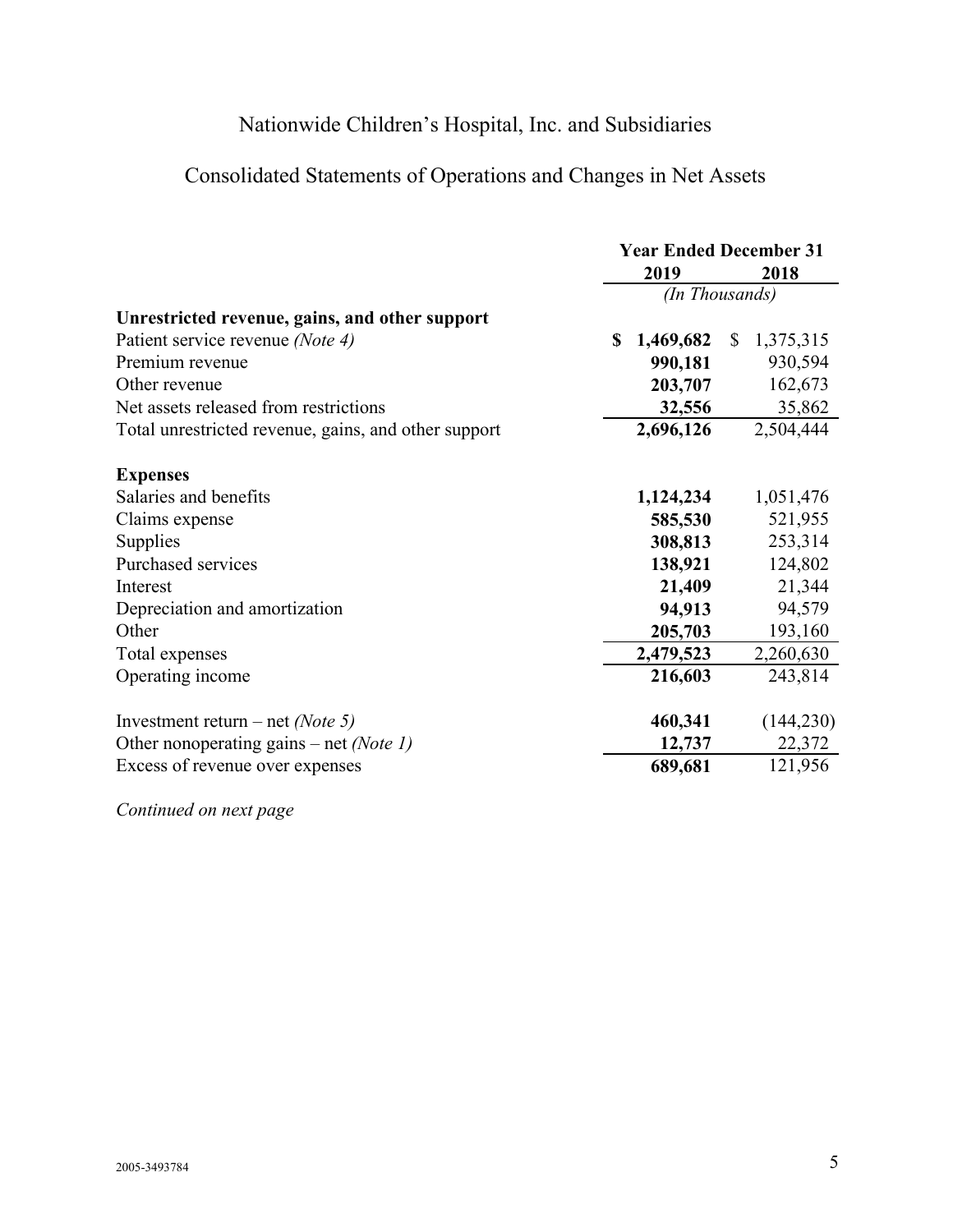# Nationwide Children's Hospital, Inc. and Subsidiaries

## Consolidated Statements of Operations and Changes in Net Assets

| | Year Ended December 31 | |
|---|---|---|
| | **2019** | **2018** |
| | *(In Thousands)* | |
| **Unrestricted revenue, gains, and other support** | | |
| Patient service revenue *(Note 4)* | **$ 1,469,682** | $ 1,375,315 |
| Premium revenue | **990,181** | 930,594 |
| Other revenue | **203,707** | 162,673 |
| Net assets released from restrictions | **32,556** | 35,862 |
| Total unrestricted revenue, gains, and other support | **2,696,126** | 2,504,444 |
| | | |
| **Expenses** | | |
| Salaries and benefits | **1,124,234** | 1,051,476 |
| Claims expense | **585,530** | 521,955 |
| Supplies | **308,813** | 253,314 |
| Purchased services | **138,921** | 124,802 |
| Interest | **21,409** | 21,344 |
| Depreciation and amortization | **94,913** | 94,579 |
| Other | **205,703** | 193,160 |
| Total expenses | **2,479,523** | 2,260,630 |
| Operating income | **216,603** | 243,814 |
| | | |
| Investment return – net *(Note 5)* | **460,341** | (144,230) |
| Other nonoperating gains – net *(Note 1)* | **12,737** | 22,372 |
| Excess of revenue over expenses | **689,681** | 121,956 |

*Continued on next page*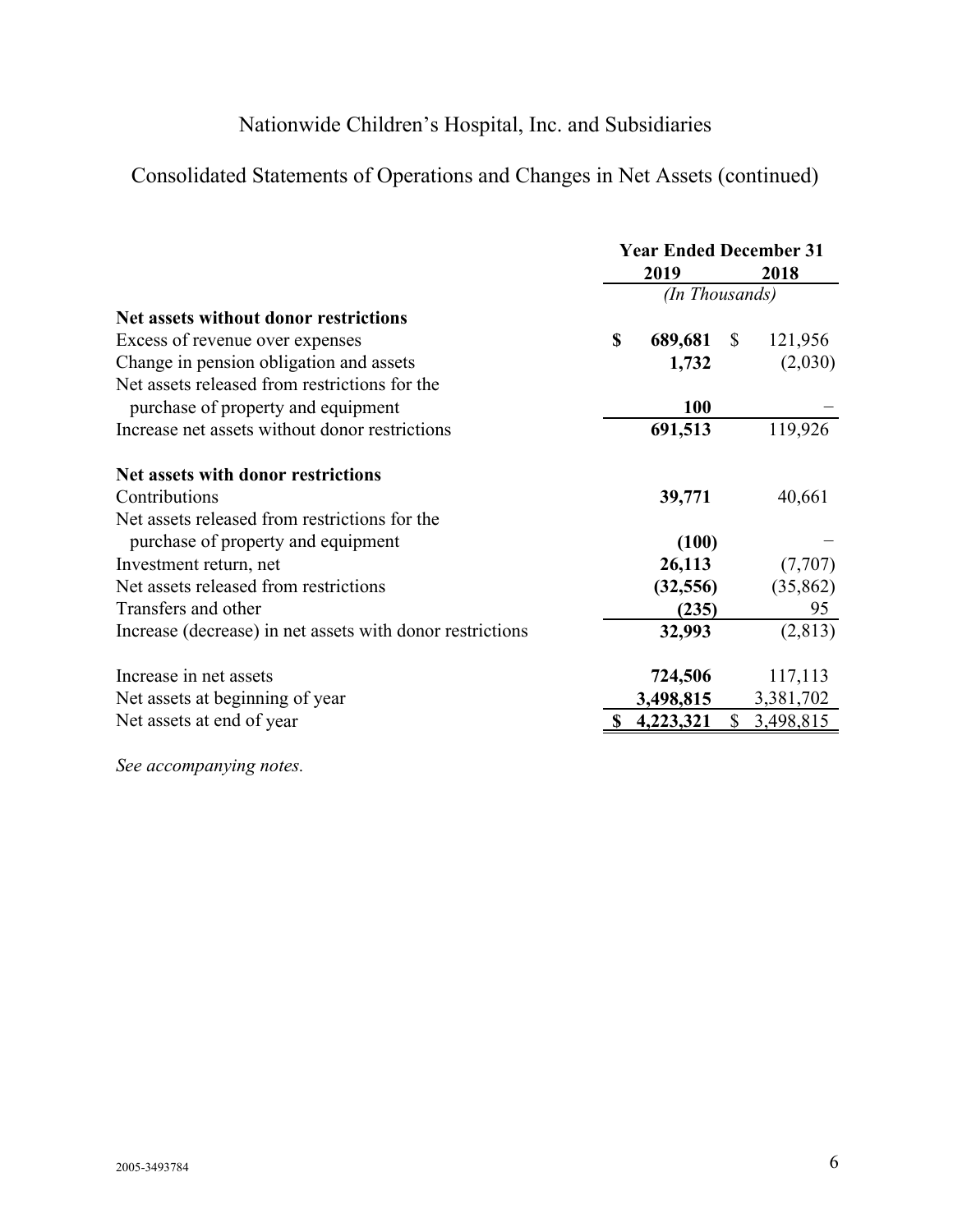# Nationwide Children's Hospital, Inc. and Subsidiaries

## Consolidated Statements of Operations and Changes in Net Assets (continued)

| | Year Ended December 31 | |
|---|---|---|
| | **2019** | **2018** |
| | *(In Thousands)* | |
| **Net assets without donor restrictions** | | |
| Excess of revenue over expenses | **$ 689,681** | $ 121,956 |
| Change in pension obligation and assets | **1,732** | (2,030) |
| Net assets released from restrictions for the purchase of property and equipment | **100** | – |
| Increase net assets without donor restrictions | **691,513** | 119,926 |
| | | |
| **Net assets with donor restrictions** | | |
| Contributions | **39,771** | 40,661 |
| Net assets released from restrictions for the purchase of property and equipment | **(100)** | – |
| Investment return, net | **26,113** | (7,707) |
| Net assets released from restrictions | **(32,556)** | (35,862) |
| Transfers and other | **(235)** | 95 |
| Increase (decrease) in net assets with donor restrictions | **32,993** | (2,813) |
| | | |
| Increase in net assets | **724,506** | 117,113 |
| Net assets at beginning of year | **3,498,815** | 3,381,702 |
| Net assets at end of year | **$ 4,223,321** | $ 3,498,815 |

*See accompanying notes.*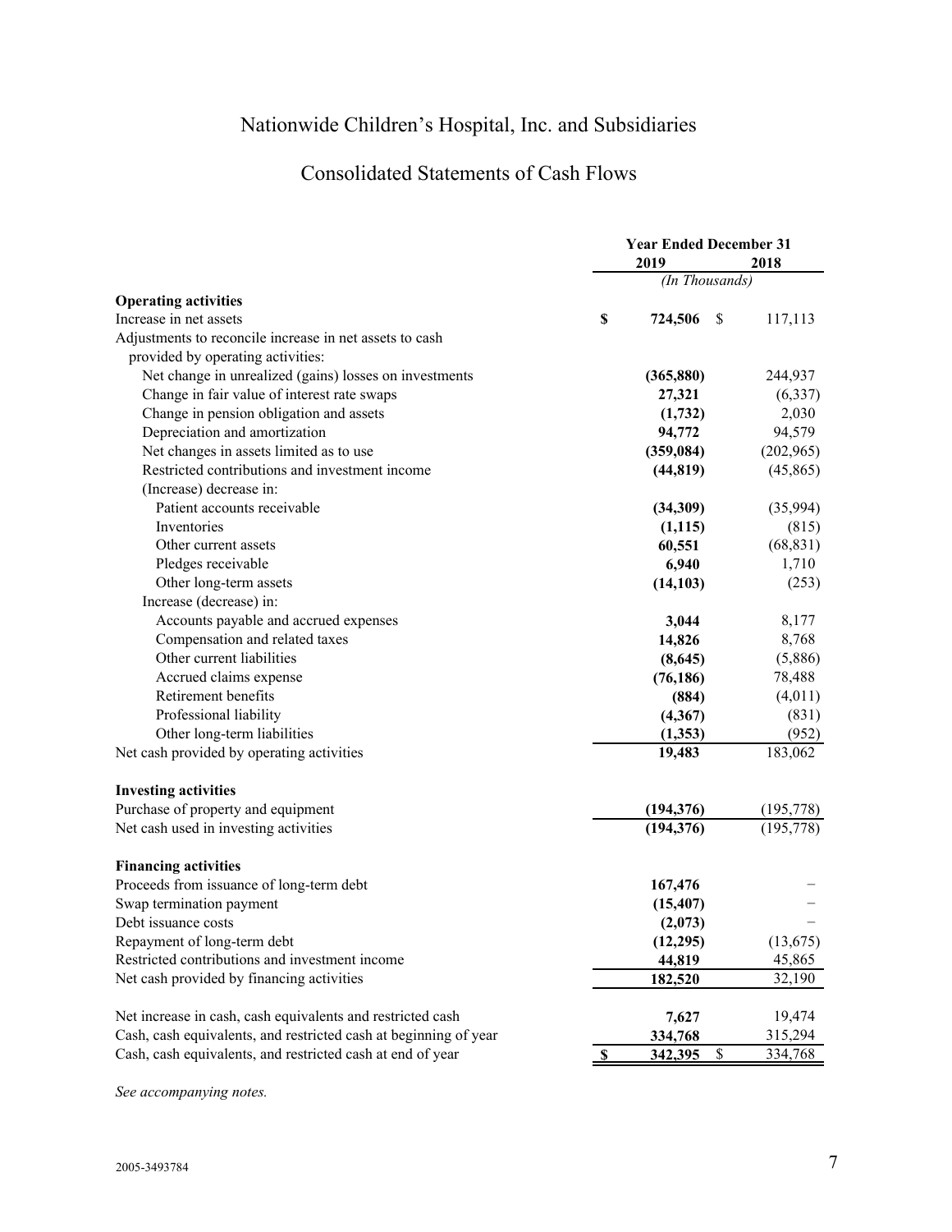# Nationwide Children's Hospital, Inc. and Subsidiaries

## Consolidated Statements of Cash Flows

| | Year Ended December 31 | |
|---|---|---|
| | **2019** | **2018** |
| | *(In Thousands)* | |
| **Operating activities** | | |
| Increase in net assets | **$ 724,506** | $ 117,113 |
| Adjustments to reconcile increase in net assets to cash provided by operating activities: | | |
| Net change in unrealized (gains) losses on investments | **(365,880)** | 244,937 |
| Change in fair value of interest rate swaps | **27,321** | (6,337) |
| Change in pension obligation and assets | **(1,732)** | 2,030 |
| Depreciation and amortization | **94,772** | 94,579 |
| Net changes in assets limited as to use | **(359,084)** | (202,965) |
| Restricted contributions and investment income | **(44,819)** | (45,865) |
| (Increase) decrease in: | | |
| Patient accounts receivable | **(34,309)** | (35,994) |
| Inventories | **(1,115)** | (815) |
| Other current assets | **60,551** | (68,831) |
| Pledges receivable | **6,940** | 1,710 |
| Other long-term assets | **(14,103)** | (253) |
| Increase (decrease) in: | | |
| Accounts payable and accrued expenses | **3,044** | 8,177 |
| Compensation and related taxes | **14,826** | 8,768 |
| Other current liabilities | **(8,645)** | (5,886) |
| Accrued claims expense | **(76,186)** | 78,488 |
| Retirement benefits | **(884)** | (4,011) |
| Professional liability | **(4,367)** | (831) |
| Other long-term liabilities | **(1,353)** | (952) |
| Net cash provided by operating activities | **19,483** | 183,062 |
| | | |
| **Investing activities** | | |
| Purchase of property and equipment | **(194,376)** | (195,778) |
| Net cash used in investing activities | **(194,376)** | (195,778) |
| | | |
| **Financing activities** | | |
| Proceeds from issuance of long-term debt | **167,476** | – |
| Swap termination payment | **(15,407)** | – |
| Debt issuance costs | **(2,073)** | – |
| Repayment of long-term debt | **(12,295)** | (13,675) |
| Restricted contributions and investment income | **44,819** | 45,865 |
| Net cash provided by financing activities | **182,520** | 32,190 |
| | | |
| Net increase in cash, cash equivalents and restricted cash | **7,627** | 19,474 |
| Cash, cash equivalents, and restricted cash at beginning of year | **334,768** | 315,294 |
| Cash, cash equivalents, and restricted cash at end of year | **$ 342,395** | $ 334,768 |

*See accompanying notes.*

2005-3493784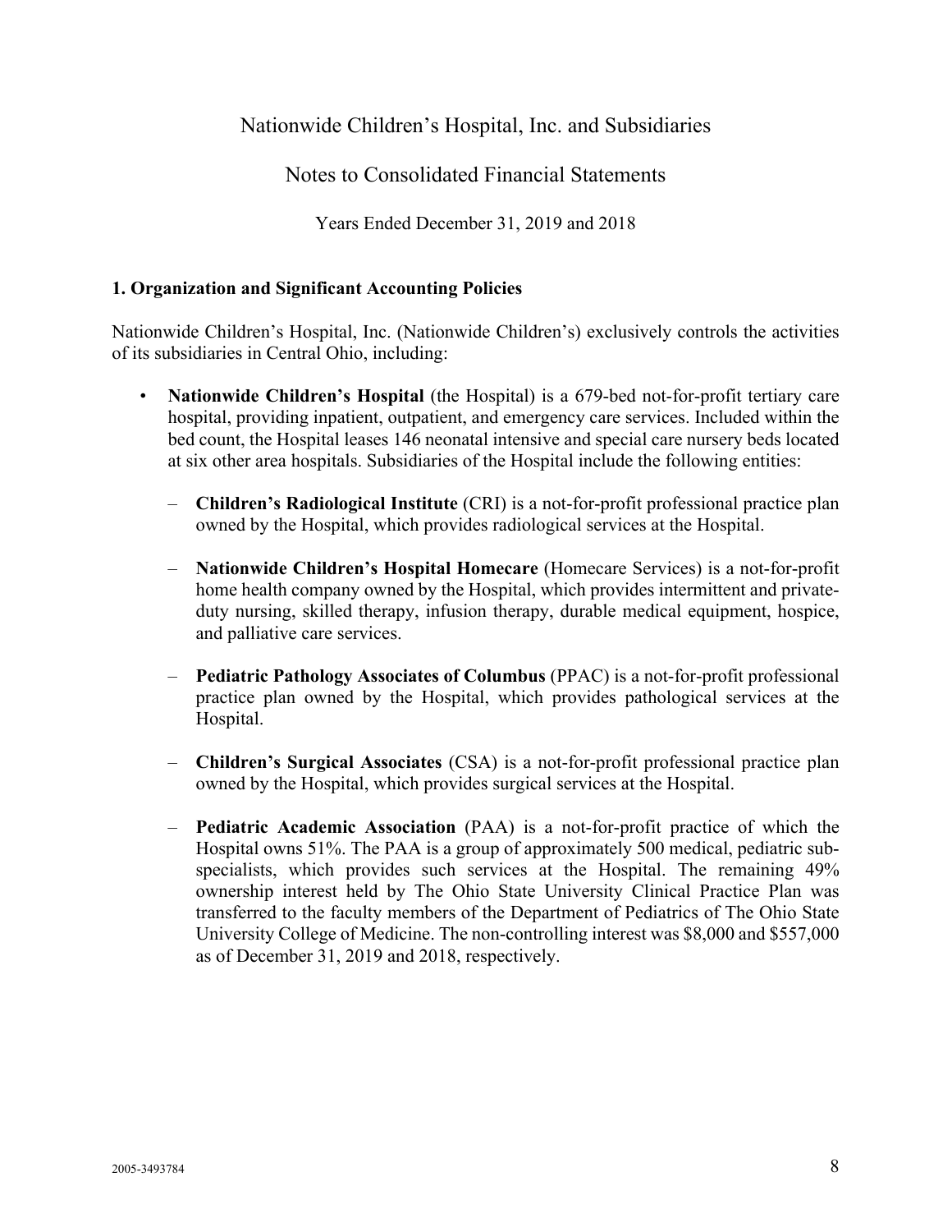# Nationwide Children's Hospital, Inc. and Subsidiaries

## Notes to Consolidated Financial Statements

Years Ended December 31, 2019 and 2018

### 1. Organization and Significant Accounting Policies

Nationwide Children's Hospital, Inc. (Nationwide Children's) exclusively controls the activities of its subsidiaries in Central Ohio, including:

- **Nationwide Children's Hospital** (the Hospital) is a 679-bed not-for-profit tertiary care hospital, providing inpatient, outpatient, and emergency care services. Included within the bed count, the Hospital leases 146 neonatal intensive and special care nursery beds located at six other area hospitals. Subsidiaries of the Hospital include the following entities:
  - **Children's Radiological Institute** (CRI) is a not-for-profit professional practice plan owned by the Hospital, which provides radiological services at the Hospital.
  - **Nationwide Children's Hospital Homecare** (Homecare Services) is a not-for-profit home health company owned by the Hospital, which provides intermittent and private-duty nursing, skilled therapy, infusion therapy, durable medical equipment, hospice, and palliative care services.
  - **Pediatric Pathology Associates of Columbus** (PPAC) is a not-for-profit professional practice plan owned by the Hospital, which provides pathological services at the Hospital.
  - **Children's Surgical Associates** (CSA) is a not-for-profit professional practice plan owned by the Hospital, which provides surgical services at the Hospital.
  - **Pediatric Academic Association** (PAA) is a not-for-profit practice of which the Hospital owns 51%. The PAA is a group of approximately 500 medical, pediatric sub-specialists, which provides such services at the Hospital. The remaining 49% ownership interest held by The Ohio State University Clinical Practice Plan was transferred to the faculty members of the Department of Pediatrics of The Ohio State University College of Medicine. The non-controlling interest was $8,000 and $557,000 as of December 31, 2019 and 2018, respectively.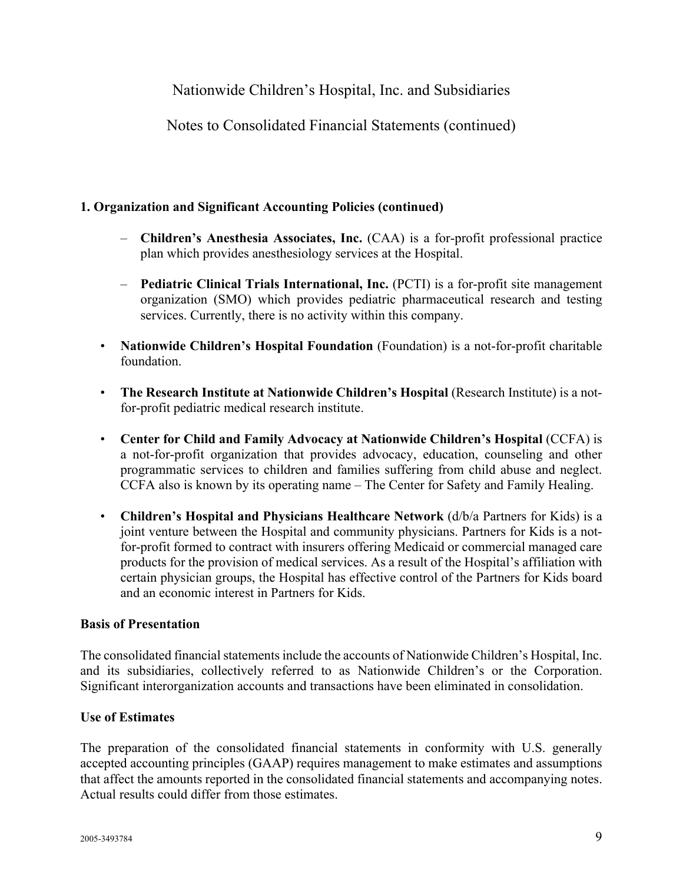## 1. Organization and Significant Accounting Policies (continued)

  - **Children's Anesthesia Associates, Inc.** (CAA) is a for-profit professional practice plan which provides anesthesiology services at the Hospital.

  - **Pediatric Clinical Trials International, Inc.** (PCTI) is a for-profit site management organization (SMO) which provides pediatric pharmaceutical research and testing services. Currently, there is no activity within this company.

- **Nationwide Children's Hospital Foundation** (Foundation) is a not-for-profit charitable foundation.

- **The Research Institute at Nationwide Children's Hospital** (Research Institute) is a not-for-profit pediatric medical research institute.

- **Center for Child and Family Advocacy at Nationwide Children's Hospital** (CCFA) is a not-for-profit organization that provides advocacy, education, counseling and other programmatic services to children and families suffering from child abuse and neglect. CCFA also is known by its operating name – The Center for Safety and Family Healing.

- **Children's Hospital and Physicians Healthcare Network** (d/b/a Partners for Kids) is a joint venture between the Hospital and community physicians. Partners for Kids is a not-for-profit formed to contract with insurers offering Medicaid or commercial managed care products for the provision of medical services. As a result of the Hospital's affiliation with certain physician groups, the Hospital has effective control of the Partners for Kids board and an economic interest in Partners for Kids.

### Basis of Presentation

The consolidated financial statements include the accounts of Nationwide Children's Hospital, Inc. and its subsidiaries, collectively referred to as Nationwide Children's or the Corporation. Significant interorganization accounts and transactions have been eliminated in consolidation.

### Use of Estimates

The preparation of the consolidated financial statements in conformity with U.S. generally accepted accounting principles (GAAP) requires management to make estimates and assumptions that affect the amounts reported in the consolidated financial statements and accompanying notes. Actual results could differ from those estimates.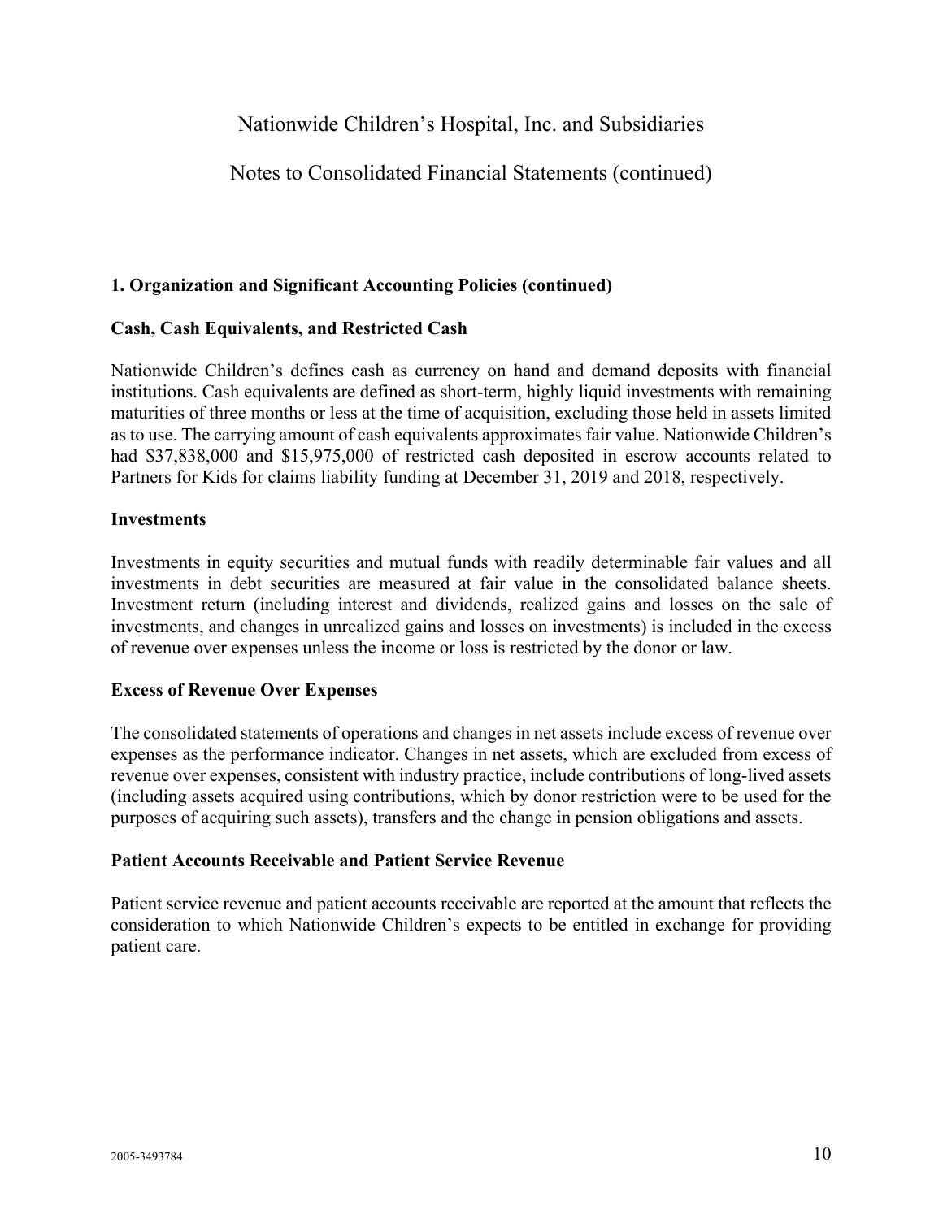## 1. Organization and Significant Accounting Policies (continued)

### Cash, Cash Equivalents, and Restricted Cash

Nationwide Children's defines cash as currency on hand and demand deposits with financial institutions. Cash equivalents are defined as short-term, highly liquid investments with remaining maturities of three months or less at the time of acquisition, excluding those held in assets limited as to use. The carrying amount of cash equivalents approximates fair value. Nationwide Children's had $37,838,000 and $15,975,000 of restricted cash deposited in escrow accounts related to Partners for Kids for claims liability funding at December 31, 2019 and 2018, respectively.

### Investments

Investments in equity securities and mutual funds with readily determinable fair values and all investments in debt securities are measured at fair value in the consolidated balance sheets. Investment return (including interest and dividends, realized gains and losses on the sale of investments, and changes in unrealized gains and losses on investments) is included in the excess of revenue over expenses unless the income or loss is restricted by the donor or law.

### Excess of Revenue Over Expenses

The consolidated statements of operations and changes in net assets include excess of revenue over expenses as the performance indicator. Changes in net assets, which are excluded from excess of revenue over expenses, consistent with industry practice, include contributions of long-lived assets (including assets acquired using contributions, which by donor restriction were to be used for the purposes of acquiring such assets), transfers and the change in pension obligations and assets.

### Patient Accounts Receivable and Patient Service Revenue

Patient service revenue and patient accounts receivable are reported at the amount that reflects the consideration to which Nationwide Children's expects to be entitled in exchange for providing patient care.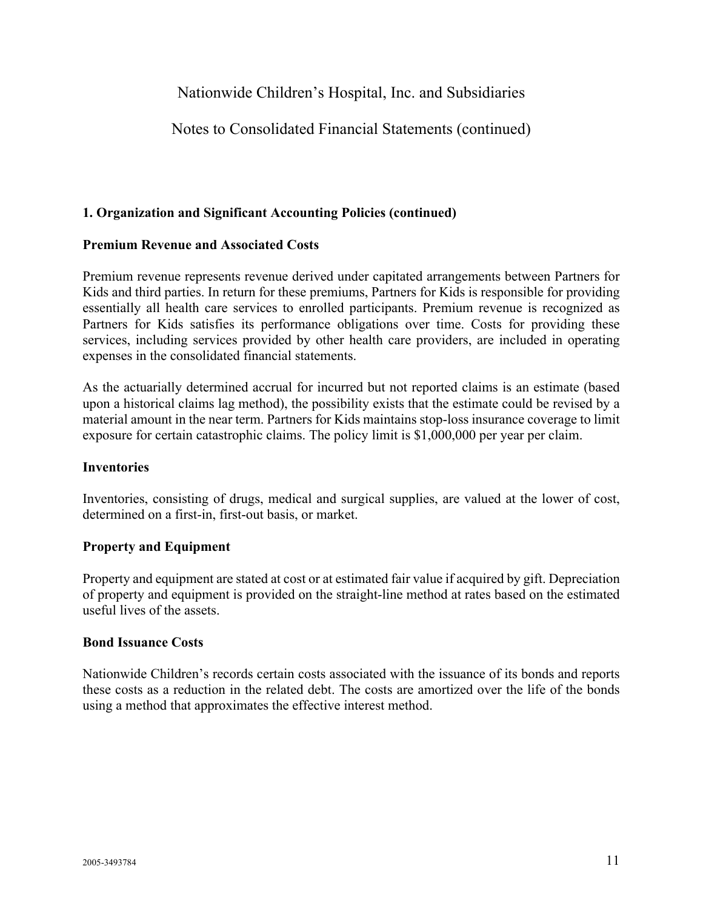## 1. Organization and Significant Accounting Policies (continued)

### Premium Revenue and Associated Costs

Premium revenue represents revenue derived under capitated arrangements between Partners for Kids and third parties. In return for these premiums, Partners for Kids is responsible for providing essentially all health care services to enrolled participants. Premium revenue is recognized as Partners for Kids satisfies its performance obligations over time. Costs for providing these services, including services provided by other health care providers, are included in operating expenses in the consolidated financial statements.

As the actuarially determined accrual for incurred but not reported claims is an estimate (based upon a historical claims lag method), the possibility exists that the estimate could be revised by a material amount in the near term. Partners for Kids maintains stop-loss insurance coverage to limit exposure for certain catastrophic claims. The policy limit is $1,000,000 per year per claim.

### Inventories

Inventories, consisting of drugs, medical and surgical supplies, are valued at the lower of cost, determined on a first-in, first-out basis, or market.

### Property and Equipment

Property and equipment are stated at cost or at estimated fair value if acquired by gift. Depreciation of property and equipment is provided on the straight-line method at rates based on the estimated useful lives of the assets.

### Bond Issuance Costs

Nationwide Children's records certain costs associated with the issuance of its bonds and reports these costs as a reduction in the related debt. The costs are amortized over the life of the bonds using a method that approximates the effective interest method.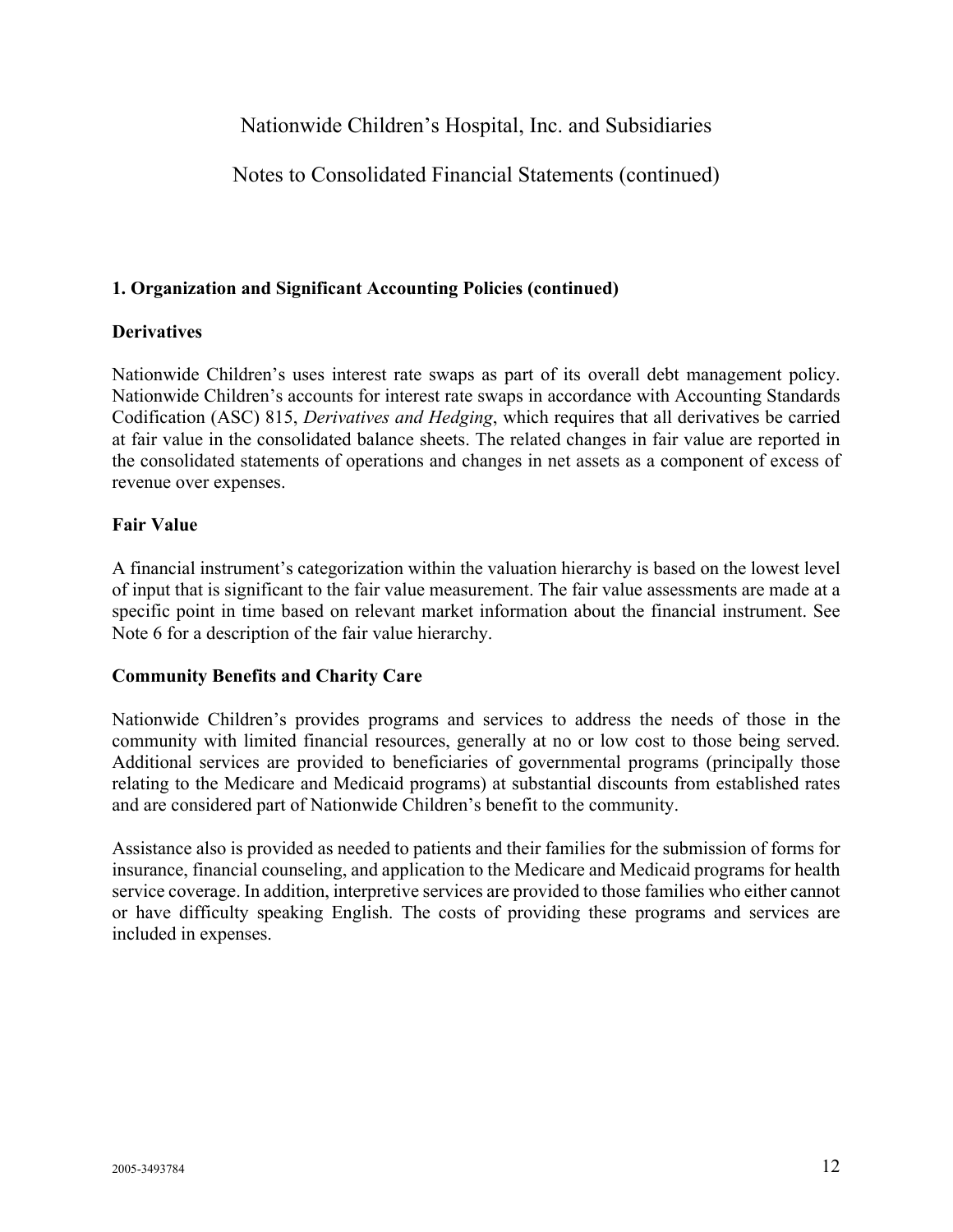## 1. Organization and Significant Accounting Policies (continued)

### Derivatives

Nationwide Children's uses interest rate swaps as part of its overall debt management policy. Nationwide Children's accounts for interest rate swaps in accordance with Accounting Standards Codification (ASC) 815, *Derivatives and Hedging*, which requires that all derivatives be carried at fair value in the consolidated balance sheets. The related changes in fair value are reported in the consolidated statements of operations and changes in net assets as a component of excess of revenue over expenses.

### Fair Value

A financial instrument's categorization within the valuation hierarchy is based on the lowest level of input that is significant to the fair value measurement. The fair value assessments are made at a specific point in time based on relevant market information about the financial instrument. See Note 6 for a description of the fair value hierarchy.

### Community Benefits and Charity Care

Nationwide Children's provides programs and services to address the needs of those in the community with limited financial resources, generally at no or low cost to those being served. Additional services are provided to beneficiaries of governmental programs (principally those relating to the Medicare and Medicaid programs) at substantial discounts from established rates and are considered part of Nationwide Children's benefit to the community.

Assistance also is provided as needed to patients and their families for the submission of forms for insurance, financial counseling, and application to the Medicare and Medicaid programs for health service coverage. In addition, interpretive services are provided to those families who either cannot or have difficulty speaking English. The costs of providing these programs and services are included in expenses.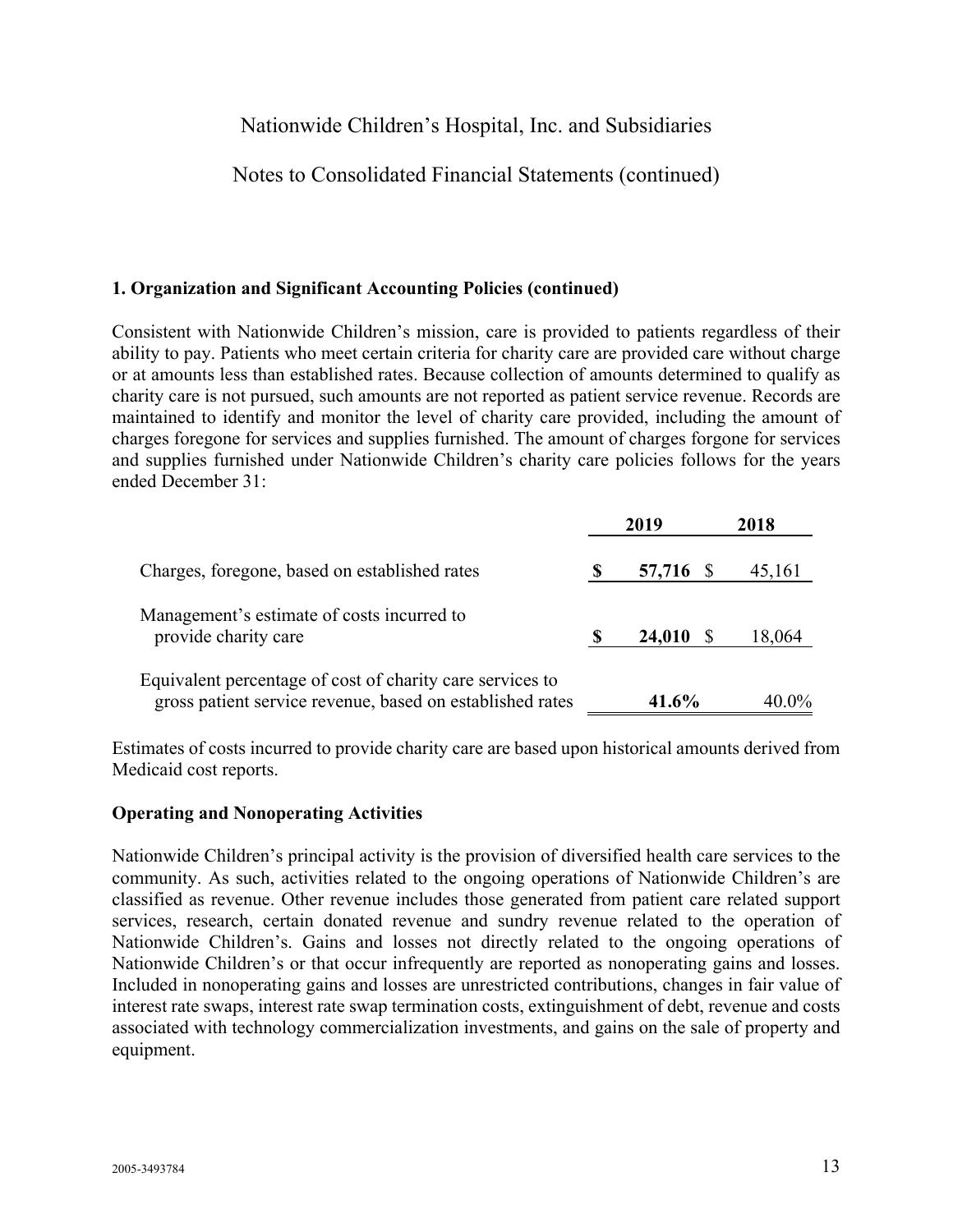## 1. Organization and Significant Accounting Policies (continued)

Consistent with Nationwide Children's mission, care is provided to patients regardless of their ability to pay. Patients who meet certain criteria for charity care are provided care without charge or at amounts less than established rates. Because collection of amounts determined to qualify as charity care is not pursued, such amounts are not reported as patient service revenue. Records are maintained to identify and monitor the level of charity care provided, including the amount of charges foregone for services and supplies furnished. The amount of charges forgone for services and supplies furnished under Nationwide Children's charity care policies follows for the years ended December 31:

| | 2019 | 2018 |
|---|---|---|
| Charges, foregone, based on established rates | **$ 57,716** | $ 45,161 |
| Management's estimate of costs incurred to provide charity care | **$ 24,010** | $ 18,064 |
| Equivalent percentage of cost of charity care services to gross patient service revenue, based on established rates | **41.6%** | 40.0% |

Estimates of costs incurred to provide charity care are based upon historical amounts derived from Medicaid cost reports.

### Operating and Nonoperating Activities

Nationwide Children's principal activity is the provision of diversified health care services to the community. As such, activities related to the ongoing operations of Nationwide Children's are classified as revenue. Other revenue includes those generated from patient care related support services, research, certain donated revenue and sundry revenue related to the operation of Nationwide Children's. Gains and losses not directly related to the ongoing operations of Nationwide Children's or that occur infrequently are reported as nonoperating gains and losses. Included in nonoperating gains and losses are unrestricted contributions, changes in fair value of interest rate swaps, interest rate swap termination costs, extinguishment of debt, revenue and costs associated with technology commercialization investments, and gains on the sale of property and equipment.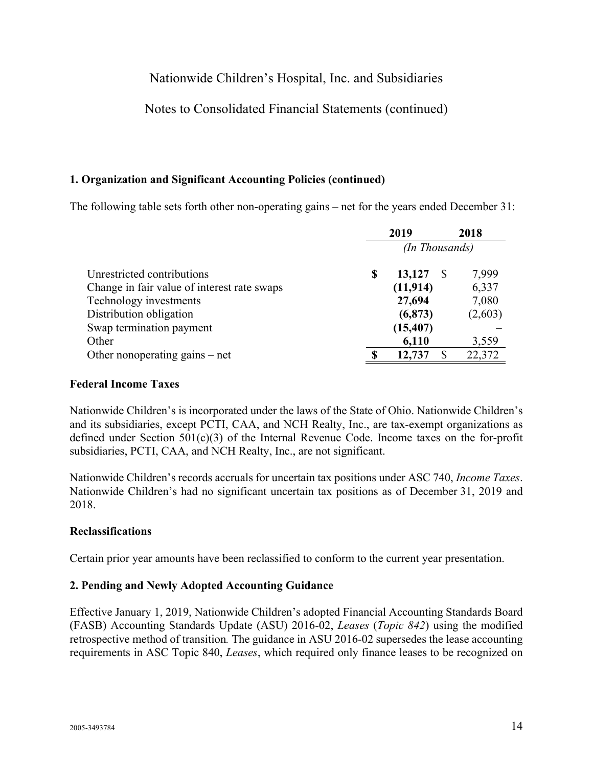### 1. Organization and Significant Accounting Policies (continued)

The following table sets forth other non-operating gains – net for the years ended December 31:

| | 2019 | 2018 |
|---|---|---|
| | *(In Thousands)* | |
| Unrestricted contributions | **$ 13,127** | $ 7,999 |
| Change in fair value of interest rate swaps | **(11,914)** | 6,337 |
| Technology investments | **27,694** | 7,080 |
| Distribution obligation | **(6,873)** | (2,603) |
| Swap termination payment | **(15,407)** | – |
| Other | **6,110** | 3,559 |
| Other nonoperating gains – net | **$ 12,737** | $ 22,372 |

#### Federal Income Taxes

Nationwide Children's is incorporated under the laws of the State of Ohio. Nationwide Children's and its subsidiaries, except PCTI, CAA, and NCH Realty, Inc., are tax-exempt organizations as defined under Section 501(c)(3) of the Internal Revenue Code. Income taxes on the for-profit subsidiaries, PCTI, CAA, and NCH Realty, Inc., are not significant.

Nationwide Children's records accruals for uncertain tax positions under ASC 740, *Income Taxes*. Nationwide Children's had no significant uncertain tax positions as of December 31, 2019 and 2018.

#### Reclassifications

Certain prior year amounts have been reclassified to conform to the current year presentation.

### 2. Pending and Newly Adopted Accounting Guidance

Effective January 1, 2019, Nationwide Children's adopted Financial Accounting Standards Board (FASB) Accounting Standards Update (ASU) 2016-02, *Leases* (*Topic 842*) using the modified retrospective method of transition*.* The guidance in ASU 2016-02 supersedes the lease accounting requirements in ASC Topic 840, *Leases*, which required only finance leases to be recognized on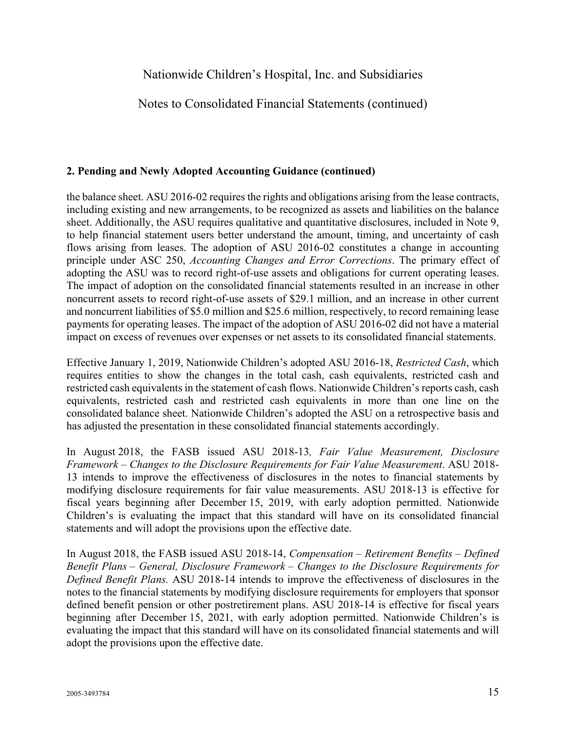### 2. Pending and Newly Adopted Accounting Guidance (continued)

the balance sheet. ASU 2016-02 requires the rights and obligations arising from the lease contracts, including existing and new arrangements, to be recognized as assets and liabilities on the balance sheet. Additionally, the ASU requires qualitative and quantitative disclosures, included in Note 9, to help financial statement users better understand the amount, timing, and uncertainty of cash flows arising from leases. The adoption of ASU 2016-02 constitutes a change in accounting principle under ASC 250, *Accounting Changes and Error Corrections*. The primary effect of adopting the ASU was to record right-of-use assets and obligations for current operating leases. The impact of adoption on the consolidated financial statements resulted in an increase in other noncurrent assets to record right-of-use assets of $29.1 million, and an increase in other current and noncurrent liabilities of $5.0 million and $25.6 million, respectively, to record remaining lease payments for operating leases. The impact of the adoption of ASU 2016-02 did not have a material impact on excess of revenues over expenses or net assets to its consolidated financial statements.

Effective January 1, 2019, Nationwide Children's adopted ASU 2016-18, *Restricted Cash*, which requires entities to show the changes in the total cash, cash equivalents, restricted cash and restricted cash equivalents in the statement of cash flows. Nationwide Children's reports cash, cash equivalents, restricted cash and restricted cash equivalents in more than one line on the consolidated balance sheet. Nationwide Children's adopted the ASU on a retrospective basis and has adjusted the presentation in these consolidated financial statements accordingly.

In August 2018, the FASB issued ASU 2018-13*, Fair Value Measurement, Disclosure Framework – Changes to the Disclosure Requirements for Fair Value Measurement*. ASU 2018-13 intends to improve the effectiveness of disclosures in the notes to financial statements by modifying disclosure requirements for fair value measurements. ASU 2018-13 is effective for fiscal years beginning after December 15, 2019, with early adoption permitted. Nationwide Children's is evaluating the impact that this standard will have on its consolidated financial statements and will adopt the provisions upon the effective date.

In August 2018, the FASB issued ASU 2018-14, *Compensation – Retirement Benefits – Defined Benefit Plans – General, Disclosure Framework – Changes to the Disclosure Requirements for Defined Benefit Plans.* ASU 2018-14 intends to improve the effectiveness of disclosures in the notes to the financial statements by modifying disclosure requirements for employers that sponsor defined benefit pension or other postretirement plans. ASU 2018-14 is effective for fiscal years beginning after December 15, 2021, with early adoption permitted. Nationwide Children's is evaluating the impact that this standard will have on its consolidated financial statements and will adopt the provisions upon the effective date.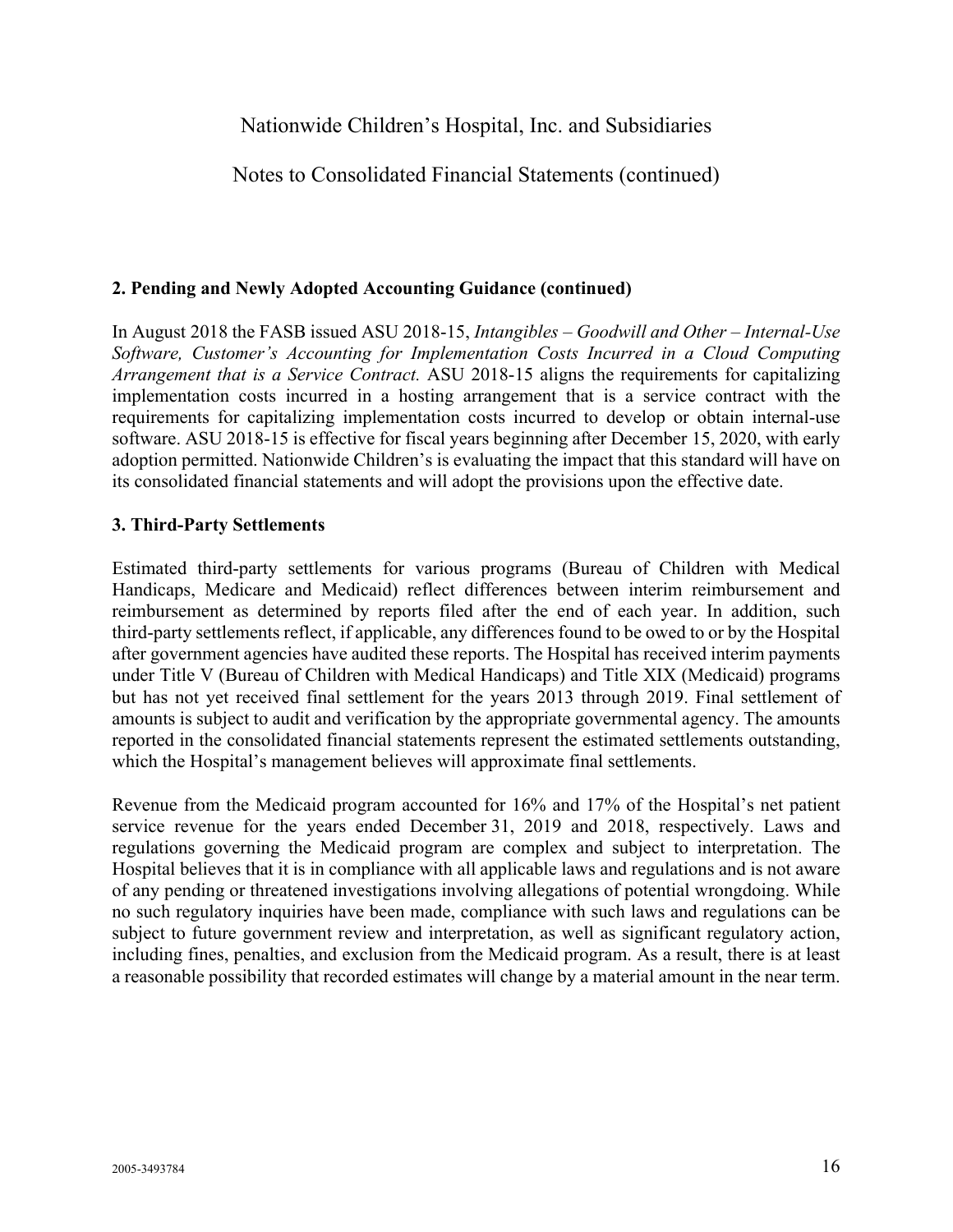## 2. Pending and Newly Adopted Accounting Guidance (continued)

In August 2018 the FASB issued ASU 2018-15, *Intangibles – Goodwill and Other – Internal-Use Software, Customer's Accounting for Implementation Costs Incurred in a Cloud Computing Arrangement that is a Service Contract.* ASU 2018-15 aligns the requirements for capitalizing implementation costs incurred in a hosting arrangement that is a service contract with the requirements for capitalizing implementation costs incurred to develop or obtain internal-use software. ASU 2018-15 is effective for fiscal years beginning after December 15, 2020, with early adoption permitted. Nationwide Children's is evaluating the impact that this standard will have on its consolidated financial statements and will adopt the provisions upon the effective date.

## 3. Third-Party Settlements

Estimated third-party settlements for various programs (Bureau of Children with Medical Handicaps, Medicare and Medicaid) reflect differences between interim reimbursement and reimbursement as determined by reports filed after the end of each year. In addition, such third-party settlements reflect, if applicable, any differences found to be owed to or by the Hospital after government agencies have audited these reports. The Hospital has received interim payments under Title V (Bureau of Children with Medical Handicaps) and Title XIX (Medicaid) programs but has not yet received final settlement for the years 2013 through 2019. Final settlement of amounts is subject to audit and verification by the appropriate governmental agency. The amounts reported in the consolidated financial statements represent the estimated settlements outstanding, which the Hospital's management believes will approximate final settlements.

Revenue from the Medicaid program accounted for 16% and 17% of the Hospital's net patient service revenue for the years ended December 31, 2019 and 2018, respectively. Laws and regulations governing the Medicaid program are complex and subject to interpretation. The Hospital believes that it is in compliance with all applicable laws and regulations and is not aware of any pending or threatened investigations involving allegations of potential wrongdoing. While no such regulatory inquiries have been made, compliance with such laws and regulations can be subject to future government review and interpretation, as well as significant regulatory action, including fines, penalties, and exclusion from the Medicaid program. As a result, there is at least a reasonable possibility that recorded estimates will change by a material amount in the near term.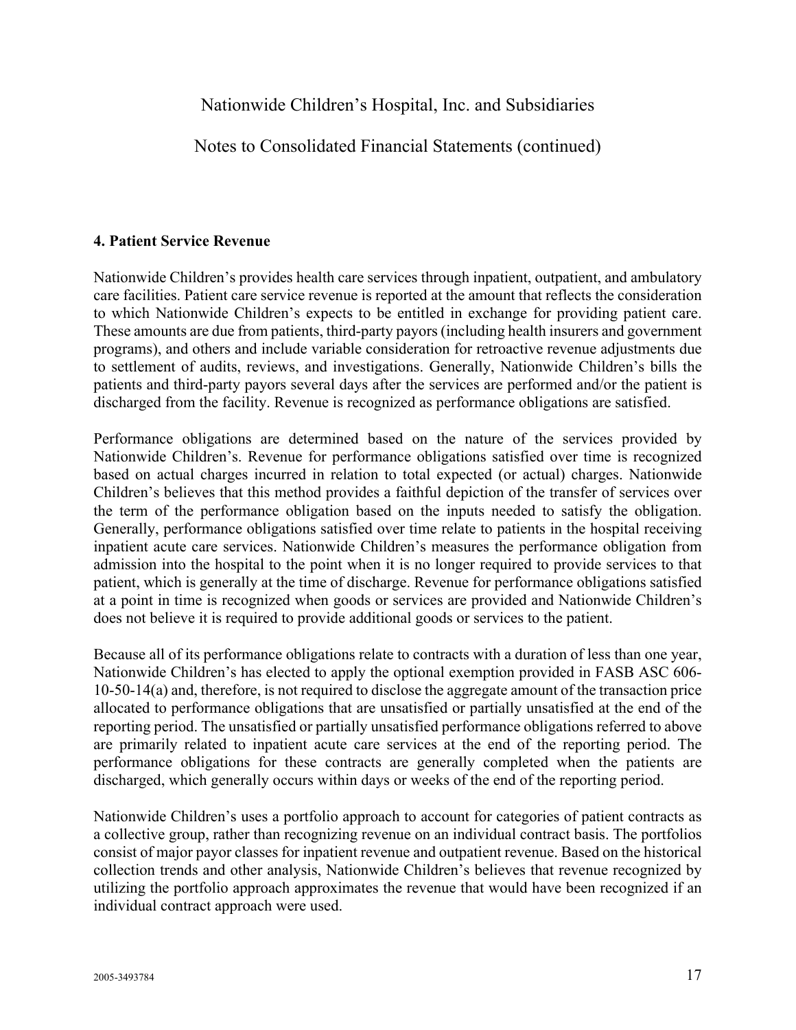#### 4. Patient Service Revenue

Nationwide Children's provides health care services through inpatient, outpatient, and ambulatory care facilities. Patient care service revenue is reported at the amount that reflects the consideration to which Nationwide Children's expects to be entitled in exchange for providing patient care. These amounts are due from patients, third-party payors (including health insurers and government programs), and others and include variable consideration for retroactive revenue adjustments due to settlement of audits, reviews, and investigations. Generally, Nationwide Children's bills the patients and third-party payors several days after the services are performed and/or the patient is discharged from the facility. Revenue is recognized as performance obligations are satisfied.

Performance obligations are determined based on the nature of the services provided by Nationwide Children's. Revenue for performance obligations satisfied over time is recognized based on actual charges incurred in relation to total expected (or actual) charges. Nationwide Children's believes that this method provides a faithful depiction of the transfer of services over the term of the performance obligation based on the inputs needed to satisfy the obligation. Generally, performance obligations satisfied over time relate to patients in the hospital receiving inpatient acute care services. Nationwide Children's measures the performance obligation from admission into the hospital to the point when it is no longer required to provide services to that patient, which is generally at the time of discharge. Revenue for performance obligations satisfied at a point in time is recognized when goods or services are provided and Nationwide Children's does not believe it is required to provide additional goods or services to the patient.

Because all of its performance obligations relate to contracts with a duration of less than one year, Nationwide Children's has elected to apply the optional exemption provided in FASB ASC 606-10-50-14(a) and, therefore, is not required to disclose the aggregate amount of the transaction price allocated to performance obligations that are unsatisfied or partially unsatisfied at the end of the reporting period. The unsatisfied or partially unsatisfied performance obligations referred to above are primarily related to inpatient acute care services at the end of the reporting period. The performance obligations for these contracts are generally completed when the patients are discharged, which generally occurs within days or weeks of the end of the reporting period.

Nationwide Children's uses a portfolio approach to account for categories of patient contracts as a collective group, rather than recognizing revenue on an individual contract basis. The portfolios consist of major payor classes for inpatient revenue and outpatient revenue. Based on the historical collection trends and other analysis, Nationwide Children's believes that revenue recognized by utilizing the portfolio approach approximates the revenue that would have been recognized if an individual contract approach were used.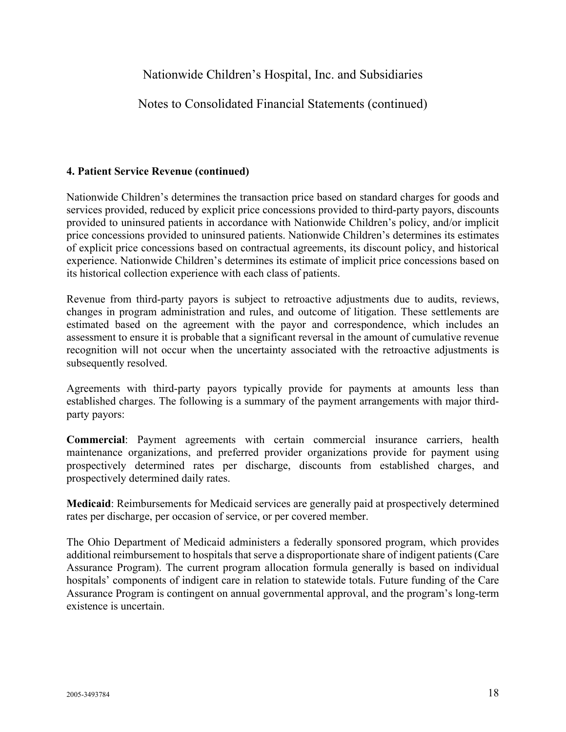## 4. Patient Service Revenue (continued)

Nationwide Children's determines the transaction price based on standard charges for goods and services provided, reduced by explicit price concessions provided to third-party payors, discounts provided to uninsured patients in accordance with Nationwide Children's policy, and/or implicit price concessions provided to uninsured patients. Nationwide Children's determines its estimates of explicit price concessions based on contractual agreements, its discount policy, and historical experience. Nationwide Children's determines its estimate of implicit price concessions based on its historical collection experience with each class of patients.

Revenue from third-party payors is subject to retroactive adjustments due to audits, reviews, changes in program administration and rules, and outcome of litigation. These settlements are estimated based on the agreement with the payor and correspondence, which includes an assessment to ensure it is probable that a significant reversal in the amount of cumulative revenue recognition will not occur when the uncertainty associated with the retroactive adjustments is subsequently resolved.

Agreements with third-party payors typically provide for payments at amounts less than established charges. The following is a summary of the payment arrangements with major third-party payors:

**Commercial**: Payment agreements with certain commercial insurance carriers, health maintenance organizations, and preferred provider organizations provide for payment using prospectively determined rates per discharge, discounts from established charges, and prospectively determined daily rates.

**Medicaid**: Reimbursements for Medicaid services are generally paid at prospectively determined rates per discharge, per occasion of service, or per covered member.

The Ohio Department of Medicaid administers a federally sponsored program, which provides additional reimbursement to hospitals that serve a disproportionate share of indigent patients (Care Assurance Program). The current program allocation formula generally is based on individual hospitals' components of indigent care in relation to statewide totals. Future funding of the Care Assurance Program is contingent on annual governmental approval, and the program's long-term existence is uncertain.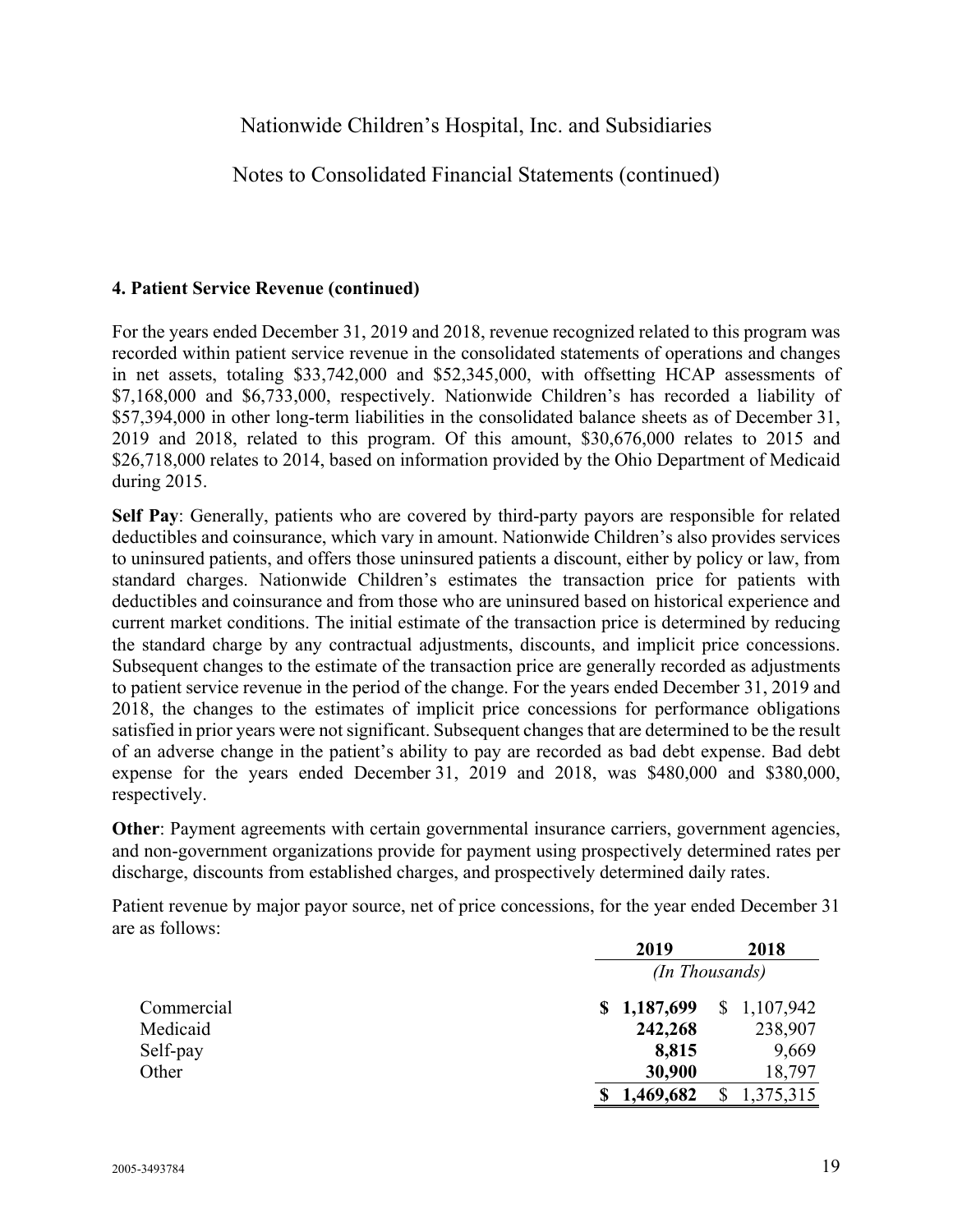## 4. Patient Service Revenue (continued)

For the years ended December 31, 2019 and 2018, revenue recognized related to this program was recorded within patient service revenue in the consolidated statements of operations and changes in net assets, totaling $33,742,000 and $52,345,000, with offsetting HCAP assessments of $7,168,000 and $6,733,000, respectively. Nationwide Children's has recorded a liability of $57,394,000 in other long-term liabilities in the consolidated balance sheets as of December 31, 2019 and 2018, related to this program. Of this amount, $30,676,000 relates to 2015 and $26,718,000 relates to 2014, based on information provided by the Ohio Department of Medicaid during 2015.

**Self Pay**: Generally, patients who are covered by third-party payors are responsible for related deductibles and coinsurance, which vary in amount. Nationwide Children's also provides services to uninsured patients, and offers those uninsured patients a discount, either by policy or law, from standard charges. Nationwide Children's estimates the transaction price for patients with deductibles and coinsurance and from those who are uninsured based on historical experience and current market conditions. The initial estimate of the transaction price is determined by reducing the standard charge by any contractual adjustments, discounts, and implicit price concessions. Subsequent changes to the estimate of the transaction price are generally recorded as adjustments to patient service revenue in the period of the change. For the years ended December 31, 2019 and 2018, the changes to the estimates of implicit price concessions for performance obligations satisfied in prior years were not significant. Subsequent changes that are determined to be the result of an adverse change in the patient's ability to pay are recorded as bad debt expense. Bad debt expense for the years ended December 31, 2019 and 2018, was $480,000 and $380,000, respectively.

**Other**: Payment agreements with certain governmental insurance carriers, government agencies, and non-government organizations provide for payment using prospectively determined rates per discharge, discounts from established charges, and prospectively determined daily rates.

Patient revenue by major payor source, net of price concessions, for the year ended December 31 are as follows:

| | 2019 | 2018 |
|---|---|---|
| | *(In Thousands)* | |
| Commercial | **$ 1,187,699** | $ 1,107,942 |
| Medicaid | **242,268** | 238,907 |
| Self-pay | **8,815** | 9,669 |
| Other | **30,900** | 18,797 |
| | **$ 1,469,682** | $ 1,375,315 |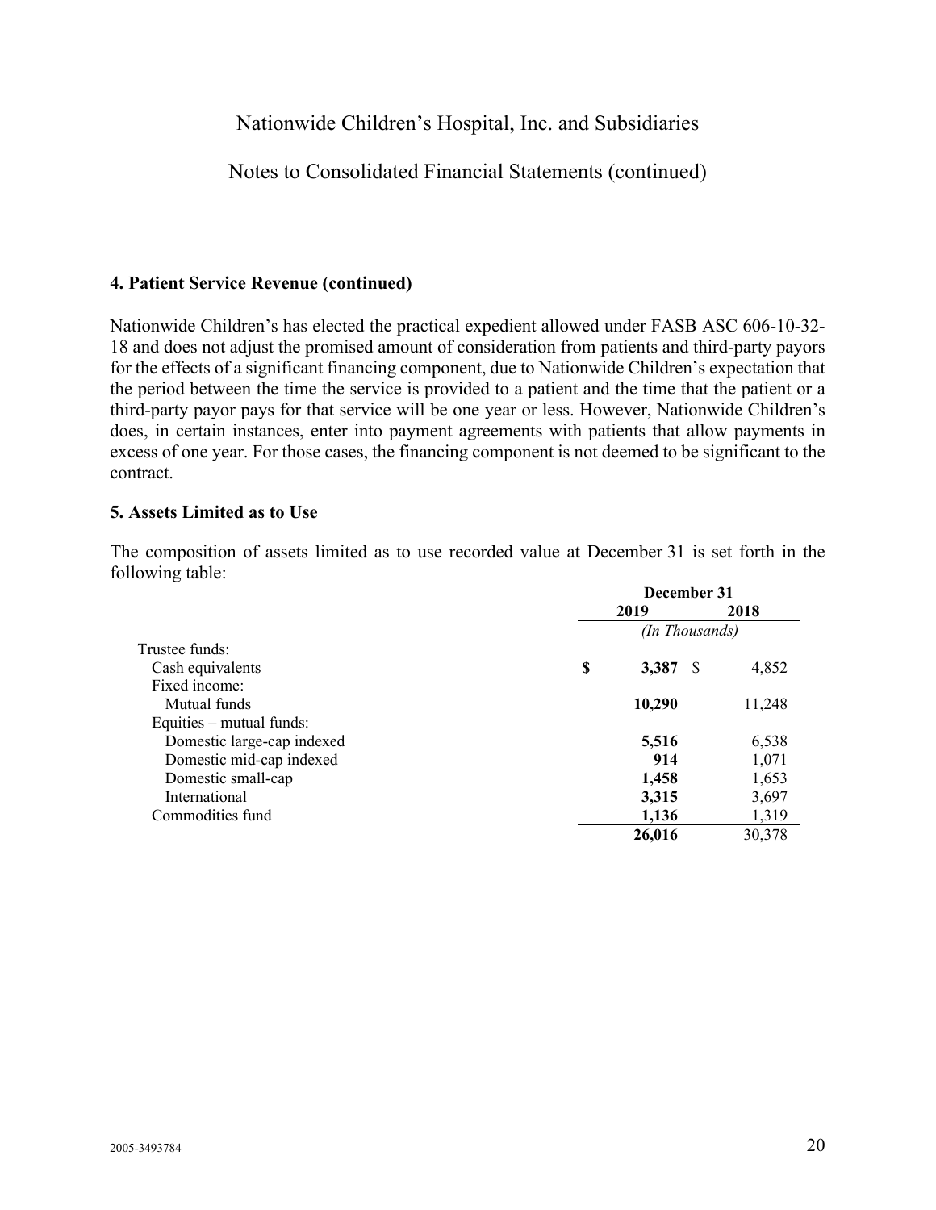Nationwide Children's Hospital, Inc. and Subsidiaries

Notes to Consolidated Financial Statements (continued)

**4. Patient Service Revenue (continued)**

Nationwide Children's has elected the practical expedient allowed under FASB ASC 606-10-32-18 and does not adjust the promised amount of consideration from patients and third-party payors for the effects of a significant financing component, due to Nationwide Children's expectation that the period between the time the service is provided to a patient and the time that the patient or a third-party payor pays for that service will be one year or less. However, Nationwide Children's does, in certain instances, enter into payment agreements with patients that allow payments in excess of one year. For those cases, the financing component is not deemed to be significant to the contract.

**5. Assets Limited as to Use**

The composition of assets limited as to use recorded value at December 31 is set forth in the following table:

| | December 31 | |
|---|---|---|
| | **2019** | **2018** |
| | *(In Thousands)* | |
| Trustee funds: | | |
| Cash equivalents | **$ 3,387** | $ 4,852 |
| Fixed income: | | |
| Mutual funds | **10,290** | 11,248 |
| Equities – mutual funds: | | |
| Domestic large-cap indexed | **5,516** | 6,538 |
| Domestic mid-cap indexed | **914** | 1,071 |
| Domestic small-cap | **1,458** | 1,653 |
| International | **3,315** | 3,697 |
| Commodities fund | **1,136** | 1,319 |
| | **26,016** | 30,378 |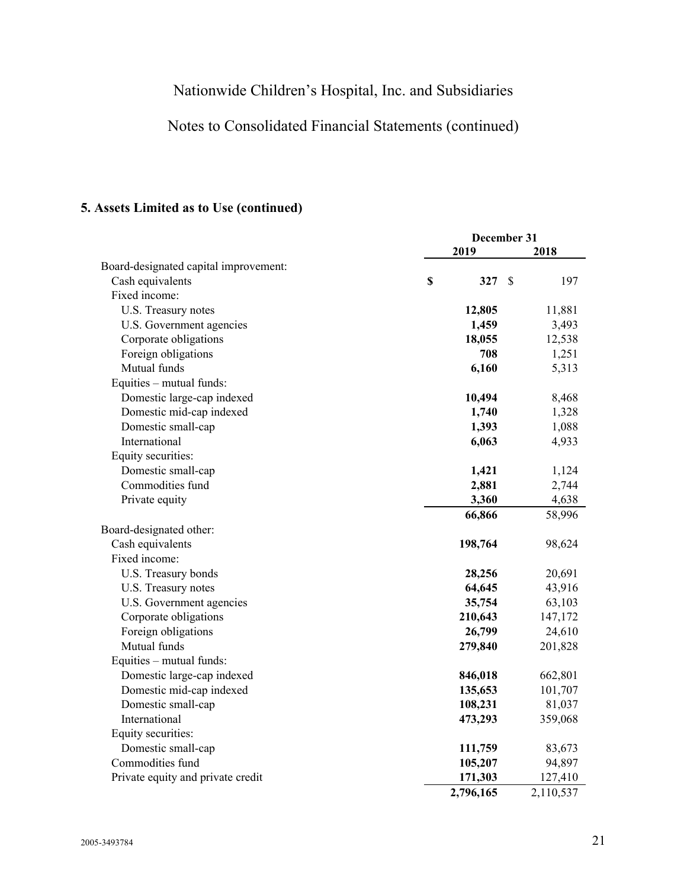# Nationwide Children's Hospital, Inc. and Subsidiaries

## Notes to Consolidated Financial Statements (continued)

### 5. Assets Limited as to Use (continued)

| | December 31 | |
|---|---|---|
| | **2019** | **2018** |
| Board-designated capital improvement: | | |
| Cash equivalents | **$ 327** | $ 197 |
| Fixed income: | | |
| U.S. Treasury notes | **12,805** | 11,881 |
| U.S. Government agencies | **1,459** | 3,493 |
| Corporate obligations | **18,055** | 12,538 |
| Foreign obligations | **708** | 1,251 |
| Mutual funds | **6,160** | 5,313 |
| Equities – mutual funds: | | |
| Domestic large-cap indexed | **10,494** | 8,468 |
| Domestic mid-cap indexed | **1,740** | 1,328 |
| Domestic small-cap | **1,393** | 1,088 |
| International | **6,063** | 4,933 |
| Equity securities: | | |
| Domestic small-cap | **1,421** | 1,124 |
| Commodities fund | **2,881** | 2,744 |
| Private equity | **3,360** | 4,638 |
| | **66,866** | 58,996 |
| Board-designated other: | | |
| Cash equivalents | **198,764** | 98,624 |
| Fixed income: | | |
| U.S. Treasury bonds | **28,256** | 20,691 |
| U.S. Treasury notes | **64,645** | 43,916 |
| U.S. Government agencies | **35,754** | 63,103 |
| Corporate obligations | **210,643** | 147,172 |
| Foreign obligations | **26,799** | 24,610 |
| Mutual funds | **279,840** | 201,828 |
| Equities – mutual funds: | | |
| Domestic large-cap indexed | **846,018** | 662,801 |
| Domestic mid-cap indexed | **135,653** | 101,707 |
| Domestic small-cap | **108,231** | 81,037 |
| International | **473,293** | 359,068 |
| Equity securities: | | |
| Domestic small-cap | **111,759** | 83,673 |
| Commodities fund | **105,207** | 94,897 |
| Private equity and private credit | **171,303** | 127,410 |
| | **2,796,165** | 2,110,537 |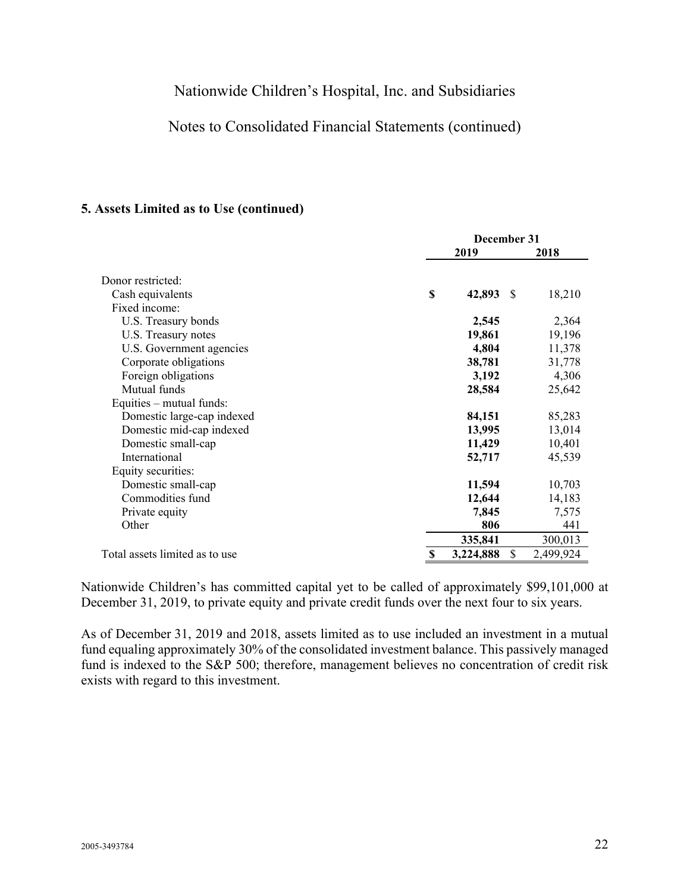Nationwide Children's Hospital, Inc. and Subsidiaries

Notes to Consolidated Financial Statements (continued)

### 5. Assets Limited as to Use (continued)

| | December 31 | |
|---|---|---|
| | **2019** | **2018** |
| Donor restricted: | | |
| Cash equivalents | **$ 42,893** | $ 18,210 |
| Fixed income: | | |
| U.S. Treasury bonds | **2,545** | 2,364 |
| U.S. Treasury notes | **19,861** | 19,196 |
| U.S. Government agencies | **4,804** | 11,378 |
| Corporate obligations | **38,781** | 31,778 |
| Foreign obligations | **3,192** | 4,306 |
| Mutual funds | **28,584** | 25,642 |
| Equities – mutual funds: | | |
| Domestic large-cap indexed | **84,151** | 85,283 |
| Domestic mid-cap indexed | **13,995** | 13,014 |
| Domestic small-cap | **11,429** | 10,401 |
| International | **52,717** | 45,539 |
| Equity securities: | | |
| Domestic small-cap | **11,594** | 10,703 |
| Commodities fund | **12,644** | 14,183 |
| Private equity | **7,845** | 7,575 |
| Other | **806** | 441 |
| | **335,841** | 300,013 |
| Total assets limited as to use | **$ 3,224,888** | $ 2,499,924 |

Nationwide Children's has committed capital yet to be called of approximately $99,101,000 at December 31, 2019, to private equity and private credit funds over the next four to six years.

As of December 31, 2019 and 2018, assets limited as to use included an investment in a mutual fund equaling approximately 30% of the consolidated investment balance. This passively managed fund is indexed to the S&P 500; therefore, management believes no concentration of credit risk exists with regard to this investment.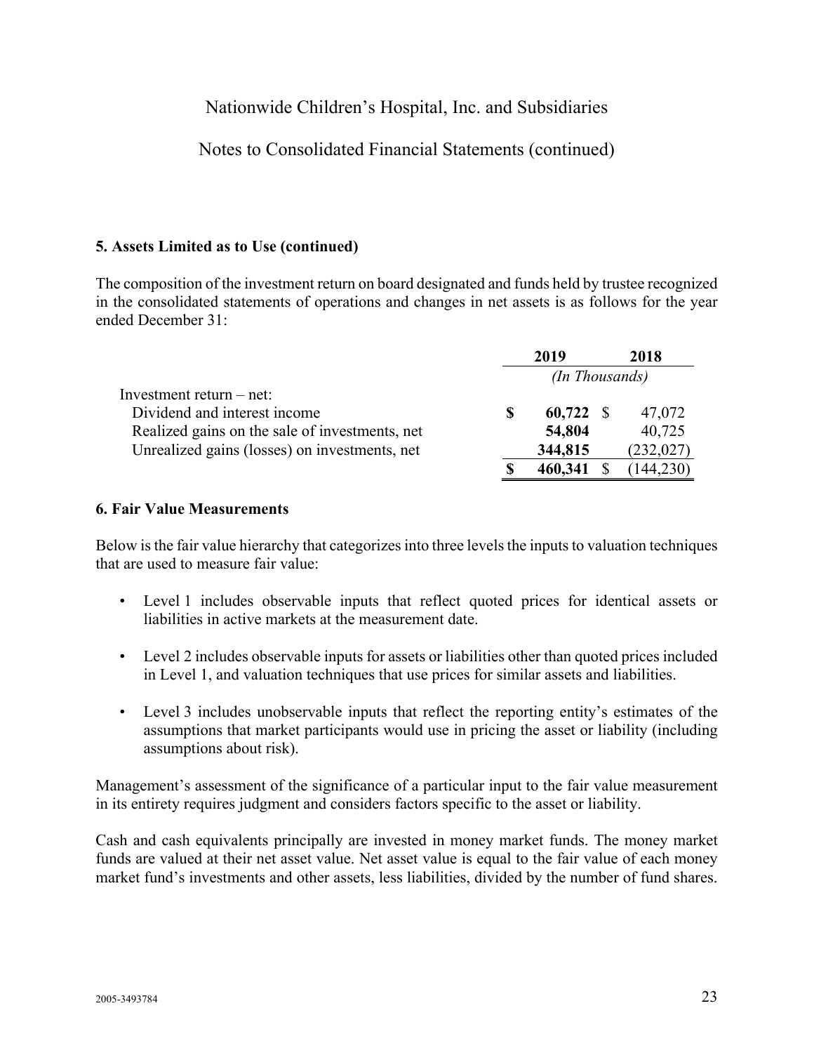### 5. Assets Limited as to Use (continued)

The composition of the investment return on board designated and funds held by trustee recognized in the consolidated statements of operations and changes in net assets is as follows for the year ended December 31:

| | 2019 | 2018 |
|---|---|---|
| | *(In Thousands)* | |
| Investment return – net: | | |
| Dividend and interest income | **$ 60,722** | $ 47,072 |
| Realized gains on the sale of investments, net | **54,804** | 40,725 |
| Unrealized gains (losses) on investments, net | **344,815** | (232,027) |
| | **$ 460,341** | $ (144,230) |

### 6. Fair Value Measurements

Below is the fair value hierarchy that categorizes into three levels the inputs to valuation techniques that are used to measure fair value:

- Level 1 includes observable inputs that reflect quoted prices for identical assets or liabilities in active markets at the measurement date.
- Level 2 includes observable inputs for assets or liabilities other than quoted prices included in Level 1, and valuation techniques that use prices for similar assets and liabilities.
- Level 3 includes unobservable inputs that reflect the reporting entity's estimates of the assumptions that market participants would use in pricing the asset or liability (including assumptions about risk).

Management's assessment of the significance of a particular input to the fair value measurement in its entirety requires judgment and considers factors specific to the asset or liability.

Cash and cash equivalents principally are invested in money market funds. The money market funds are valued at their net asset value. Net asset value is equal to the fair value of each money market fund's investments and other assets, less liabilities, divided by the number of fund shares.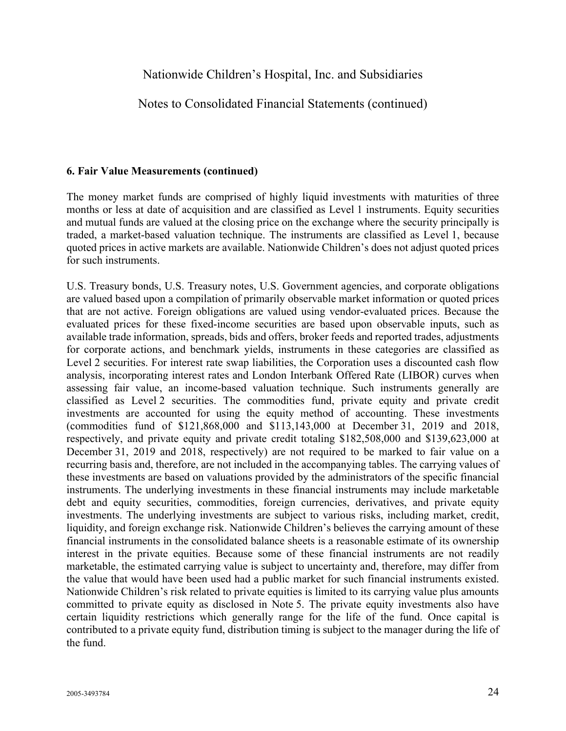### 6. Fair Value Measurements (continued)

The money market funds are comprised of highly liquid investments with maturities of three months or less at date of acquisition and are classified as Level 1 instruments. Equity securities and mutual funds are valued at the closing price on the exchange where the security principally is traded, a market-based valuation technique. The instruments are classified as Level 1, because quoted prices in active markets are available. Nationwide Children's does not adjust quoted prices for such instruments.

U.S. Treasury bonds, U.S. Treasury notes, U.S. Government agencies, and corporate obligations are valued based upon a compilation of primarily observable market information or quoted prices that are not active. Foreign obligations are valued using vendor-evaluated prices. Because the evaluated prices for these fixed-income securities are based upon observable inputs, such as available trade information, spreads, bids and offers, broker feeds and reported trades, adjustments for corporate actions, and benchmark yields, instruments in these categories are classified as Level 2 securities. For interest rate swap liabilities, the Corporation uses a discounted cash flow analysis, incorporating interest rates and London Interbank Offered Rate (LIBOR) curves when assessing fair value, an income-based valuation technique. Such instruments generally are classified as Level 2 securities. The commodities fund, private equity and private credit investments are accounted for using the equity method of accounting. These investments (commodities fund of $121,868,000 and $113,143,000 at December 31, 2019 and 2018, respectively, and private equity and private credit totaling $182,508,000 and $139,623,000 at December 31, 2019 and 2018, respectively) are not required to be marked to fair value on a recurring basis and, therefore, are not included in the accompanying tables. The carrying values of these investments are based on valuations provided by the administrators of the specific financial instruments. The underlying investments in these financial instruments may include marketable debt and equity securities, commodities, foreign currencies, derivatives, and private equity investments. The underlying investments are subject to various risks, including market, credit, liquidity, and foreign exchange risk. Nationwide Children's believes the carrying amount of these financial instruments in the consolidated balance sheets is a reasonable estimate of its ownership interest in the private equities. Because some of these financial instruments are not readily marketable, the estimated carrying value is subject to uncertainty and, therefore, may differ from the value that would have been used had a public market for such financial instruments existed. Nationwide Children's risk related to private equities is limited to its carrying value plus amounts committed to private equity as disclosed in Note 5. The private equity investments also have certain liquidity restrictions which generally range for the life of the fund. Once capital is contributed to a private equity fund, distribution timing is subject to the manager during the life of the fund.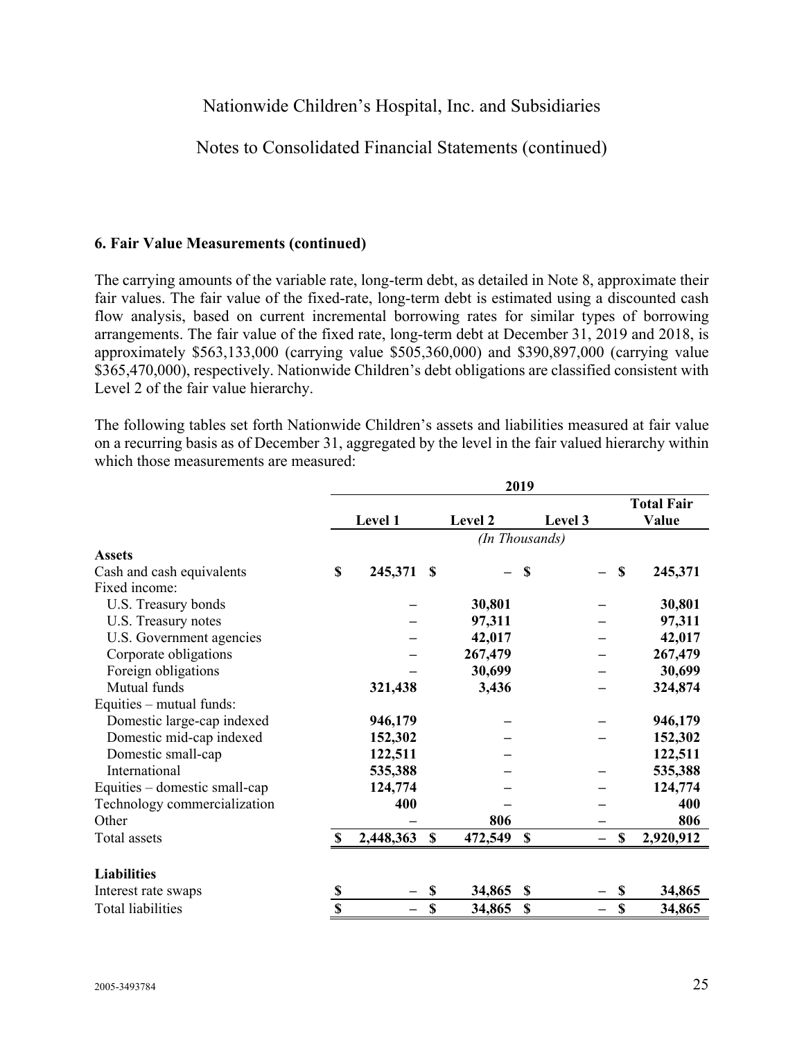Nationwide Children's Hospital, Inc. and Subsidiaries

Notes to Consolidated Financial Statements (continued)

### 6. Fair Value Measurements (continued)

The carrying amounts of the variable rate, long-term debt, as detailed in Note 8, approximate their fair values. The fair value of the fixed-rate, long-term debt is estimated using a discounted cash flow analysis, based on current incremental borrowing rates for similar types of borrowing arrangements. The fair value of the fixed rate, long-term debt at December 31, 2019 and 2018, is approximately $563,133,000 (carrying value $505,360,000) and $390,897,000 (carrying value $365,470,000), respectively. Nationwide Children's debt obligations are classified consistent with Level 2 of the fair value hierarchy.

The following tables set forth Nationwide Children's assets and liabilities measured at fair value on a recurring basis as of December 31, aggregated by the level in the fair valued hierarchy within which those measurements are measured:

| | 2019 | | | |
|---|---|---|---|---|
| | Level 1 | Level 2 | Level 3 | Total Fair Value |
| | *(In Thousands)* | | | |
| **Assets** | | | | |
| Cash and cash equivalents | $ 245,371 | $ – | $ – | $ 245,371 |
| Fixed income: | | | | |
| U.S. Treasury bonds | – | 30,801 | – | 30,801 |
| U.S. Treasury notes | – | 97,311 | – | 97,311 |
| U.S. Government agencies | – | 42,017 | – | 42,017 |
| Corporate obligations | – | 267,479 | – | 267,479 |
| Foreign obligations | – | 30,699 | – | 30,699 |
| Mutual funds | 321,438 | 3,436 | – | 324,874 |
| Equities – mutual funds: | | | | |
| Domestic large-cap indexed | 946,179 | – | – | 946,179 |
| Domestic mid-cap indexed | 152,302 | – | – | 152,302 |
| Domestic small-cap | 122,511 | – | | 122,511 |
| International | 535,388 | – | – | 535,388 |
| Equities – domestic small-cap | 124,774 | – | – | 124,774 |
| Technology commercialization | 400 | – | – | 400 |
| Other | – | 806 | – | 806 |
| Total assets | $ 2,448,363 | $ 472,549 | $ – | $ 2,920,912 |
| | | | | |
| **Liabilities** | | | | |
| Interest rate swaps | $ – | $ 34,865 | $ – | $ 34,865 |
| Total liabilities | $ – | $ 34,865 | $ – | $ 34,865 |

2005-3493784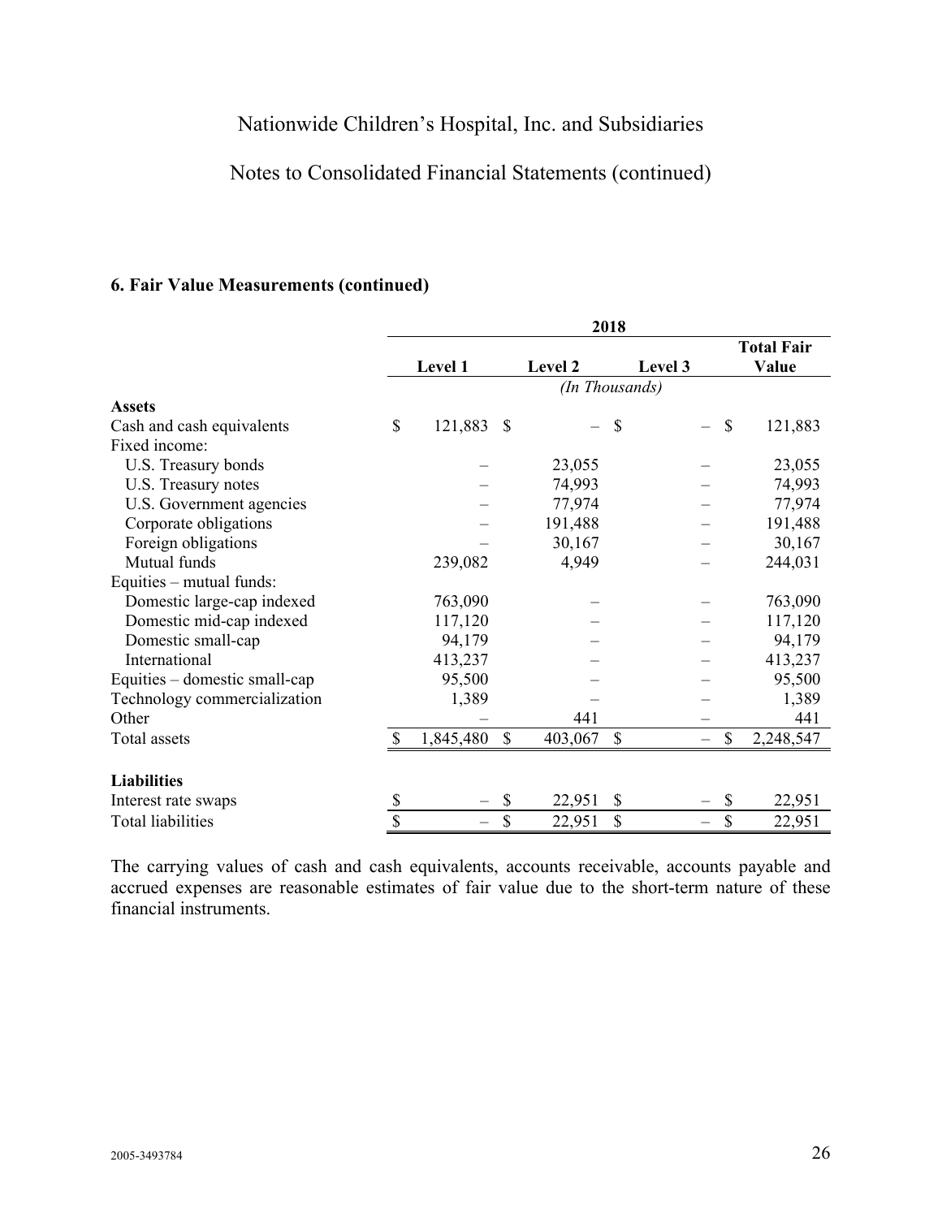## 6. Fair Value Measurements (continued)

| | 2018 | | | |
|---|---|---|---|---|
| | Level 1 | Level 2 | Level 3 | Total Fair Value |
| | *(In Thousands)* | | | |
| **Assets** | | | | |
| Cash and cash equivalents | $ 121,883 | $ – | $ – | $ 121,883 |
| Fixed income: | | | | |
| U.S. Treasury bonds | – | 23,055 | – | 23,055 |
| U.S. Treasury notes | – | 74,993 | – | 74,993 |
| U.S. Government agencies | – | 77,974 | – | 77,974 |
| Corporate obligations | – | 191,488 | – | 191,488 |
| Foreign obligations | – | 30,167 | – | 30,167 |
| Mutual funds | 239,082 | 4,949 | – | 244,031 |
| Equities – mutual funds: | | | | |
| Domestic large-cap indexed | 763,090 | – | – | 763,090 |
| Domestic mid-cap indexed | 117,120 | – | – | 117,120 |
| Domestic small-cap | 94,179 | – | – | 94,179 |
| International | 413,237 | – | – | 413,237 |
| Equities – domestic small-cap | 95,500 | – | – | 95,500 |
| Technology commercialization | 1,389 | – | – | 1,389 |
| Other | – | 441 | – | 441 |
| Total assets | $ 1,845,480 | $ 403,067 | $ – | $ 2,248,547 |
| | | | | |
| **Liabilities** | | | | |
| Interest rate swaps | $ – | $ 22,951 | $ – | $ 22,951 |
| Total liabilities | $ – | $ 22,951 | $ – | $ 22,951 |

The carrying values of cash and cash equivalents, accounts receivable, accounts payable and accrued expenses are reasonable estimates of fair value due to the short-term nature of these financial instruments.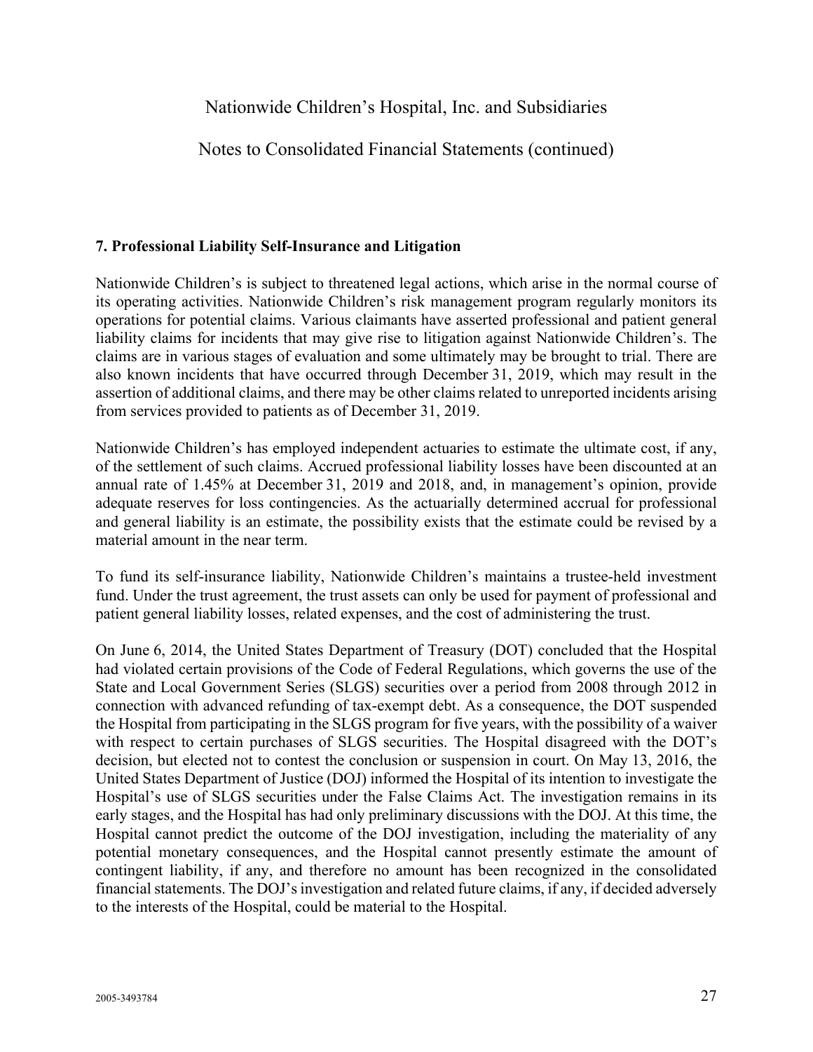## 7. Professional Liability Self-Insurance and Litigation

Nationwide Children's is subject to threatened legal actions, which arise in the normal course of its operating activities. Nationwide Children's risk management program regularly monitors its operations for potential claims. Various claimants have asserted professional and patient general liability claims for incidents that may give rise to litigation against Nationwide Children's. The claims are in various stages of evaluation and some ultimately may be brought to trial. There are also known incidents that have occurred through December 31, 2019, which may result in the assertion of additional claims, and there may be other claims related to unreported incidents arising from services provided to patients as of December 31, 2019.

Nationwide Children's has employed independent actuaries to estimate the ultimate cost, if any, of the settlement of such claims. Accrued professional liability losses have been discounted at an annual rate of 1.45% at December 31, 2019 and 2018, and, in management's opinion, provide adequate reserves for loss contingencies. As the actuarially determined accrual for professional and general liability is an estimate, the possibility exists that the estimate could be revised by a material amount in the near term.

To fund its self-insurance liability, Nationwide Children's maintains a trustee-held investment fund. Under the trust agreement, the trust assets can only be used for payment of professional and patient general liability losses, related expenses, and the cost of administering the trust.

On June 6, 2014, the United States Department of Treasury (DOT) concluded that the Hospital had violated certain provisions of the Code of Federal Regulations, which governs the use of the State and Local Government Series (SLGS) securities over a period from 2008 through 2012 in connection with advanced refunding of tax-exempt debt. As a consequence, the DOT suspended the Hospital from participating in the SLGS program for five years, with the possibility of a waiver with respect to certain purchases of SLGS securities. The Hospital disagreed with the DOT's decision, but elected not to contest the conclusion or suspension in court. On May 13, 2016, the United States Department of Justice (DOJ) informed the Hospital of its intention to investigate the Hospital's use of SLGS securities under the False Claims Act. The investigation remains in its early stages, and the Hospital has had only preliminary discussions with the DOJ. At this time, the Hospital cannot predict the outcome of the DOJ investigation, including the materiality of any potential monetary consequences, and the Hospital cannot presently estimate the amount of contingent liability, if any, and therefore no amount has been recognized in the consolidated financial statements. The DOJ's investigation and related future claims, if any, if decided adversely to the interests of the Hospital, could be material to the Hospital.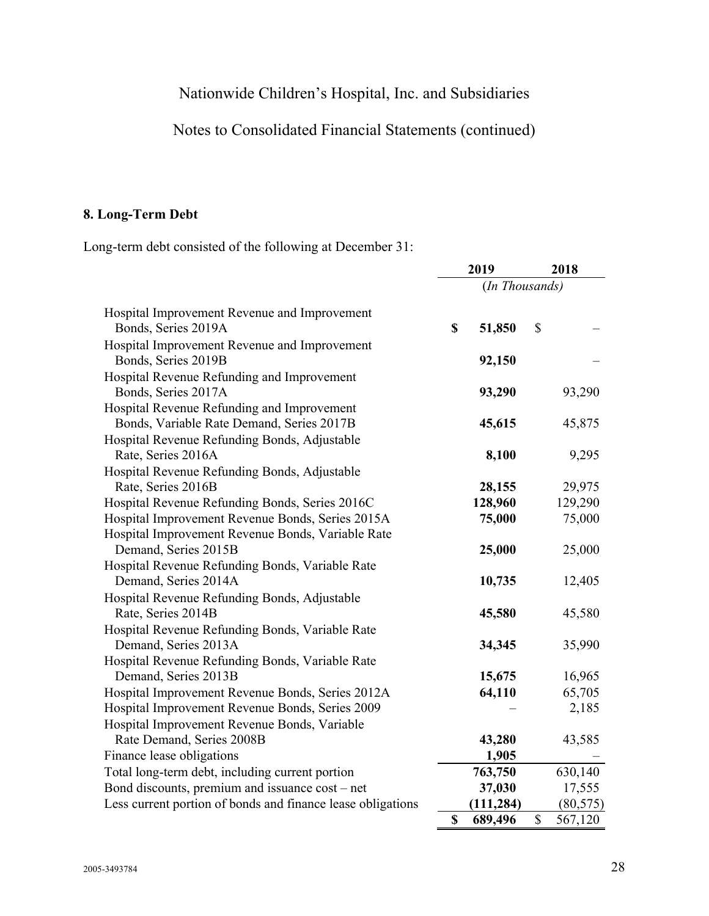Nationwide Children's Hospital, Inc. and Subsidiaries

Notes to Consolidated Financial Statements (continued)

### 8. Long-Term Debt

Long-term debt consisted of the following at December 31:

| | 2019 | 2018 |
|---|---|---|
| | *(In Thousands)* | |
| Hospital Improvement Revenue and Improvement Bonds, Series 2019A | **$ 51,850** | $ – |
| Hospital Improvement Revenue and Improvement Bonds, Series 2019B | **92,150** | – |
| Hospital Revenue Refunding and Improvement Bonds, Series 2017A | **93,290** | 93,290 |
| Hospital Revenue Refunding and Improvement Bonds, Variable Rate Demand, Series 2017B | **45,615** | 45,875 |
| Hospital Revenue Refunding Bonds, Adjustable Rate, Series 2016A | **8,100** | 9,295 |
| Hospital Revenue Refunding Bonds, Adjustable Rate, Series 2016B | **28,155** | 29,975 |
| Hospital Revenue Refunding Bonds, Series 2016C | **128,960** | 129,290 |
| Hospital Improvement Revenue Bonds, Series 2015A | **75,000** | 75,000 |
| Hospital Improvement Revenue Bonds, Variable Rate Demand, Series 2015B | **25,000** | 25,000 |
| Hospital Revenue Refunding Bonds, Variable Rate Demand, Series 2014A | **10,735** | 12,405 |
| Hospital Revenue Refunding Bonds, Adjustable Rate, Series 2014B | **45,580** | 45,580 |
| Hospital Revenue Refunding Bonds, Variable Rate Demand, Series 2013A | **34,345** | 35,990 |
| Hospital Revenue Refunding Bonds, Variable Rate Demand, Series 2013B | **15,675** | 16,965 |
| Hospital Improvement Revenue Bonds, Series 2012A | **64,110** | 65,705 |
| Hospital Improvement Revenue Bonds, Series 2009 | – | 2,185 |
| Hospital Improvement Revenue Bonds, Variable Rate Demand, Series 2008B | **43,280** | 43,585 |
| Finance lease obligations | **1,905** | – |
| Total long-term debt, including current portion | **763,750** | 630,140 |
| Bond discounts, premium and issuance cost – net | **37,030** | 17,555 |
| Less current portion of bonds and finance lease obligations | **(111,284)** | (80,575) |
| | **$ 689,496** | $ 567,120 |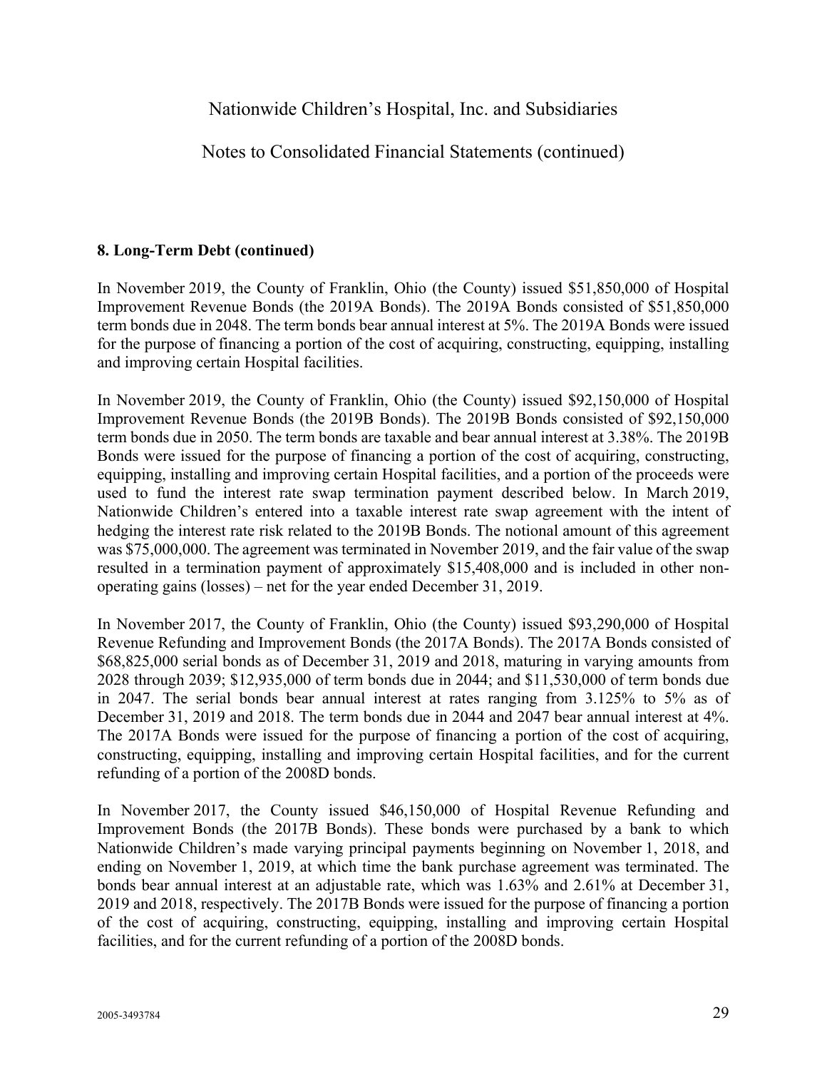### 8. Long-Term Debt (continued)

In November 2019, the County of Franklin, Ohio (the County) issued $51,850,000 of Hospital Improvement Revenue Bonds (the 2019A Bonds). The 2019A Bonds consisted of $51,850,000 term bonds due in 2048. The term bonds bear annual interest at 5%. The 2019A Bonds were issued for the purpose of financing a portion of the cost of acquiring, constructing, equipping, installing and improving certain Hospital facilities.

In November 2019, the County of Franklin, Ohio (the County) issued $92,150,000 of Hospital Improvement Revenue Bonds (the 2019B Bonds). The 2019B Bonds consisted of $92,150,000 term bonds due in 2050. The term bonds are taxable and bear annual interest at 3.38%. The 2019B Bonds were issued for the purpose of financing a portion of the cost of acquiring, constructing, equipping, installing and improving certain Hospital facilities, and a portion of the proceeds were used to fund the interest rate swap termination payment described below. In March 2019, Nationwide Children's entered into a taxable interest rate swap agreement with the intent of hedging the interest rate risk related to the 2019B Bonds. The notional amount of this agreement was $75,000,000. The agreement was terminated in November 2019, and the fair value of the swap resulted in a termination payment of approximately $15,408,000 and is included in other non-operating gains (losses) – net for the year ended December 31, 2019.

In November 2017, the County of Franklin, Ohio (the County) issued $93,290,000 of Hospital Revenue Refunding and Improvement Bonds (the 2017A Bonds). The 2017A Bonds consisted of $68,825,000 serial bonds as of December 31, 2019 and 2018, maturing in varying amounts from 2028 through 2039; $12,935,000 of term bonds due in 2044; and $11,530,000 of term bonds due in 2047. The serial bonds bear annual interest at rates ranging from 3.125% to 5% as of December 31, 2019 and 2018. The term bonds due in 2044 and 2047 bear annual interest at 4%. The 2017A Bonds were issued for the purpose of financing a portion of the cost of acquiring, constructing, equipping, installing and improving certain Hospital facilities, and for the current refunding of a portion of the 2008D bonds.

In November 2017, the County issued $46,150,000 of Hospital Revenue Refunding and Improvement Bonds (the 2017B Bonds). These bonds were purchased by a bank to which Nationwide Children's made varying principal payments beginning on November 1, 2018, and ending on November 1, 2019, at which time the bank purchase agreement was terminated. The bonds bear annual interest at an adjustable rate, which was 1.63% and 2.61% at December 31, 2019 and 2018, respectively. The 2017B Bonds were issued for the purpose of financing a portion of the cost of acquiring, constructing, equipping, installing and improving certain Hospital facilities, and for the current refunding of a portion of the 2008D bonds.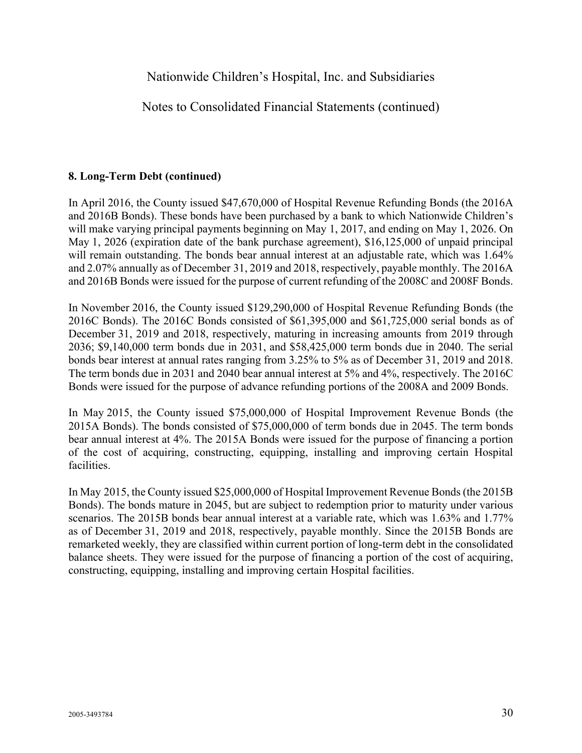## 8. Long-Term Debt (continued)

In April 2016, the County issued $47,670,000 of Hospital Revenue Refunding Bonds (the 2016A and 2016B Bonds). These bonds have been purchased by a bank to which Nationwide Children's will make varying principal payments beginning on May 1, 2017, and ending on May 1, 2026. On May 1, 2026 (expiration date of the bank purchase agreement), $16,125,000 of unpaid principal will remain outstanding. The bonds bear annual interest at an adjustable rate, which was 1.64% and 2.07% annually as of December 31, 2019 and 2018, respectively, payable monthly. The 2016A and 2016B Bonds were issued for the purpose of current refunding of the 2008C and 2008F Bonds.

In November 2016, the County issued $129,290,000 of Hospital Revenue Refunding Bonds (the 2016C Bonds). The 2016C Bonds consisted of $61,395,000 and $61,725,000 serial bonds as of December 31, 2019 and 2018, respectively, maturing in increasing amounts from 2019 through 2036; $9,140,000 term bonds due in 2031, and $58,425,000 term bonds due in 2040. The serial bonds bear interest at annual rates ranging from 3.25% to 5% as of December 31, 2019 and 2018. The term bonds due in 2031 and 2040 bear annual interest at 5% and 4%, respectively. The 2016C Bonds were issued for the purpose of advance refunding portions of the 2008A and 2009 Bonds.

In May 2015, the County issued $75,000,000 of Hospital Improvement Revenue Bonds (the 2015A Bonds). The bonds consisted of $75,000,000 of term bonds due in 2045. The term bonds bear annual interest at 4%. The 2015A Bonds were issued for the purpose of financing a portion of the cost of acquiring, constructing, equipping, installing and improving certain Hospital facilities.

In May 2015, the County issued $25,000,000 of Hospital Improvement Revenue Bonds (the 2015B Bonds). The bonds mature in 2045, but are subject to redemption prior to maturity under various scenarios. The 2015B bonds bear annual interest at a variable rate, which was 1.63% and 1.77% as of December 31, 2019 and 2018, respectively, payable monthly. Since the 2015B Bonds are remarketed weekly, they are classified within current portion of long-term debt in the consolidated balance sheets. They were issued for the purpose of financing a portion of the cost of acquiring, constructing, equipping, installing and improving certain Hospital facilities.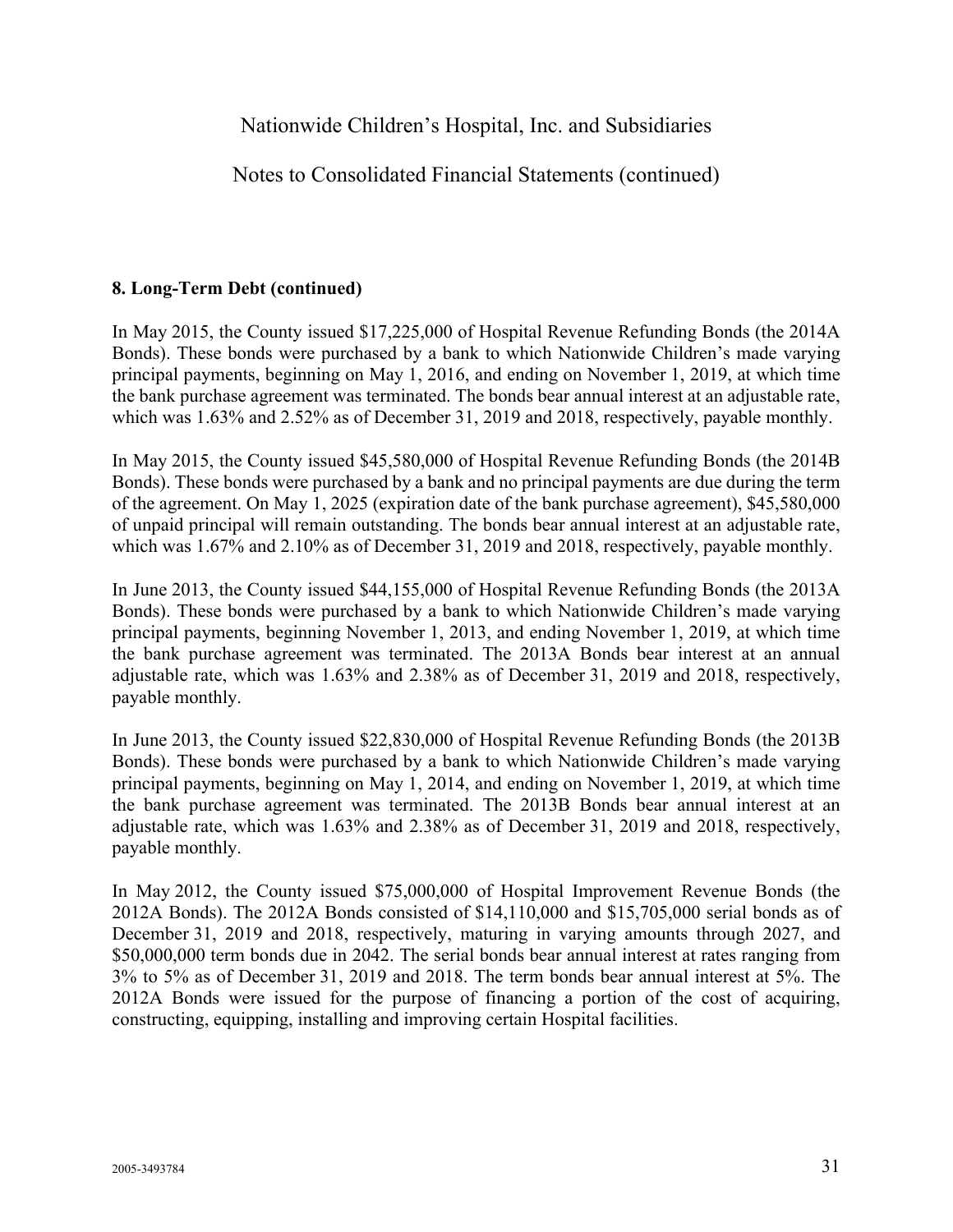### 8. Long-Term Debt (continued)

In May 2015, the County issued $17,225,000 of Hospital Revenue Refunding Bonds (the 2014A Bonds). These bonds were purchased by a bank to which Nationwide Children's made varying principal payments, beginning on May 1, 2016, and ending on November 1, 2019, at which time the bank purchase agreement was terminated. The bonds bear annual interest at an adjustable rate, which was 1.63% and 2.52% as of December 31, 2019 and 2018, respectively, payable monthly.

In May 2015, the County issued $45,580,000 of Hospital Revenue Refunding Bonds (the 2014B Bonds). These bonds were purchased by a bank and no principal payments are due during the term of the agreement. On May 1, 2025 (expiration date of the bank purchase agreement), $45,580,000 of unpaid principal will remain outstanding. The bonds bear annual interest at an adjustable rate, which was 1.67% and 2.10% as of December 31, 2019 and 2018, respectively, payable monthly.

In June 2013, the County issued $44,155,000 of Hospital Revenue Refunding Bonds (the 2013A Bonds). These bonds were purchased by a bank to which Nationwide Children's made varying principal payments, beginning November 1, 2013, and ending November 1, 2019, at which time the bank purchase agreement was terminated. The 2013A Bonds bear interest at an annual adjustable rate, which was 1.63% and 2.38% as of December 31, 2019 and 2018, respectively, payable monthly.

In June 2013, the County issued $22,830,000 of Hospital Revenue Refunding Bonds (the 2013B Bonds). These bonds were purchased by a bank to which Nationwide Children's made varying principal payments, beginning on May 1, 2014, and ending on November 1, 2019, at which time the bank purchase agreement was terminated. The 2013B Bonds bear annual interest at an adjustable rate, which was 1.63% and 2.38% as of December 31, 2019 and 2018, respectively, payable monthly.

In May 2012, the County issued $75,000,000 of Hospital Improvement Revenue Bonds (the 2012A Bonds). The 2012A Bonds consisted of $14,110,000 and $15,705,000 serial bonds as of December 31, 2019 and 2018, respectively, maturing in varying amounts through 2027, and $50,000,000 term bonds due in 2042. The serial bonds bear annual interest at rates ranging from 3% to 5% as of December 31, 2019 and 2018. The term bonds bear annual interest at 5%. The 2012A Bonds were issued for the purpose of financing a portion of the cost of acquiring, constructing, equipping, installing and improving certain Hospital facilities.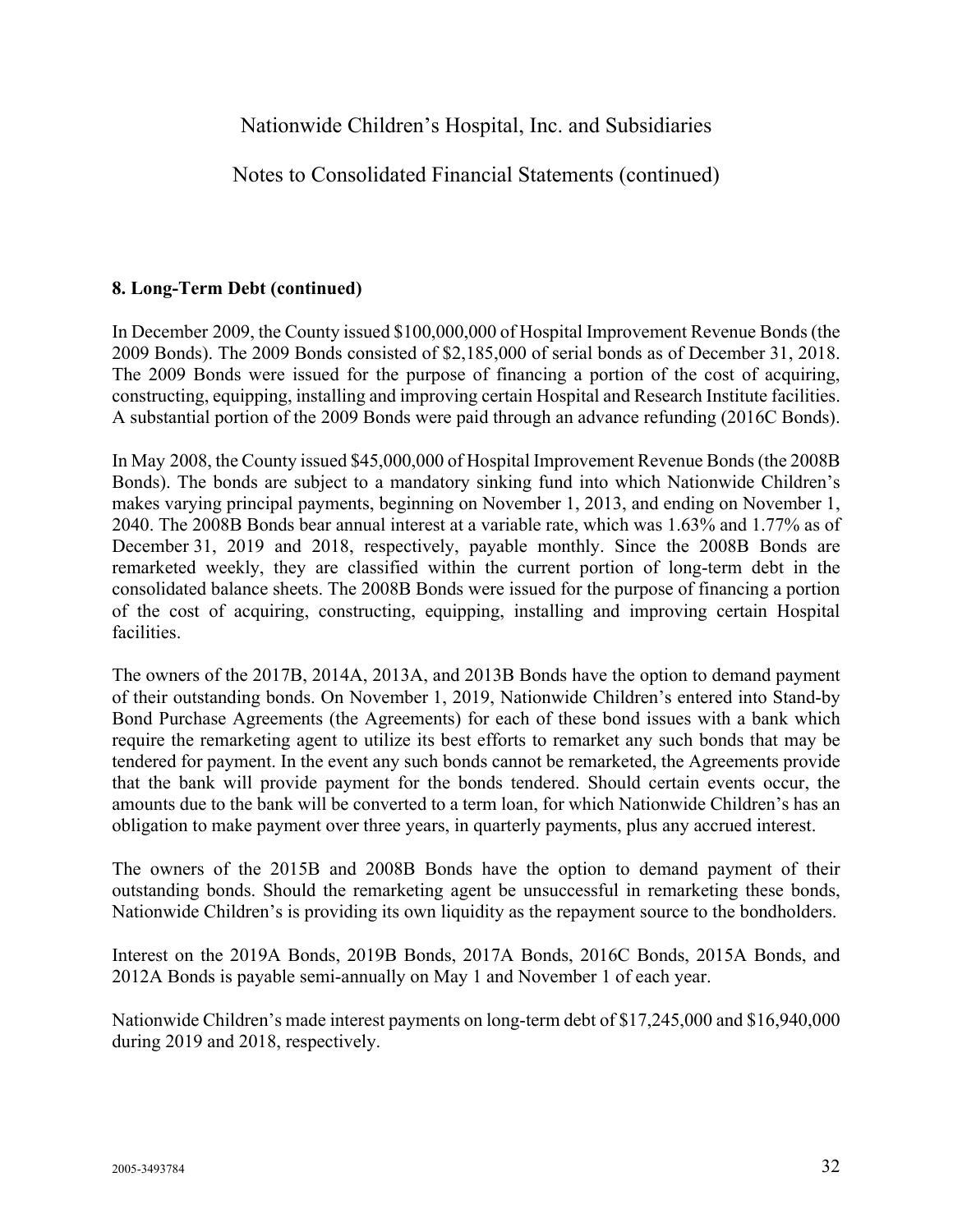### 8. Long-Term Debt (continued)

In December 2009, the County issued $100,000,000 of Hospital Improvement Revenue Bonds (the 2009 Bonds). The 2009 Bonds consisted of $2,185,000 of serial bonds as of December 31, 2018. The 2009 Bonds were issued for the purpose of financing a portion of the cost of acquiring, constructing, equipping, installing and improving certain Hospital and Research Institute facilities. A substantial portion of the 2009 Bonds were paid through an advance refunding (2016C Bonds).

In May 2008, the County issued $45,000,000 of Hospital Improvement Revenue Bonds (the 2008B Bonds). The bonds are subject to a mandatory sinking fund into which Nationwide Children's makes varying principal payments, beginning on November 1, 2013, and ending on November 1, 2040. The 2008B Bonds bear annual interest at a variable rate, which was 1.63% and 1.77% as of December 31, 2019 and 2018, respectively, payable monthly. Since the 2008B Bonds are remarketed weekly, they are classified within the current portion of long-term debt in the consolidated balance sheets. The 2008B Bonds were issued for the purpose of financing a portion of the cost of acquiring, constructing, equipping, installing and improving certain Hospital facilities.

The owners of the 2017B, 2014A, 2013A, and 2013B Bonds have the option to demand payment of their outstanding bonds. On November 1, 2019, Nationwide Children's entered into Stand-by Bond Purchase Agreements (the Agreements) for each of these bond issues with a bank which require the remarketing agent to utilize its best efforts to remarket any such bonds that may be tendered for payment. In the event any such bonds cannot be remarketed, the Agreements provide that the bank will provide payment for the bonds tendered. Should certain events occur, the amounts due to the bank will be converted to a term loan, for which Nationwide Children's has an obligation to make payment over three years, in quarterly payments, plus any accrued interest.

The owners of the 2015B and 2008B Bonds have the option to demand payment of their outstanding bonds. Should the remarketing agent be unsuccessful in remarketing these bonds, Nationwide Children's is providing its own liquidity as the repayment source to the bondholders.

Interest on the 2019A Bonds, 2019B Bonds, 2017A Bonds, 2016C Bonds, 2015A Bonds, and 2012A Bonds is payable semi-annually on May 1 and November 1 of each year.

Nationwide Children's made interest payments on long-term debt of $17,245,000 and $16,940,000 during 2019 and 2018, respectively.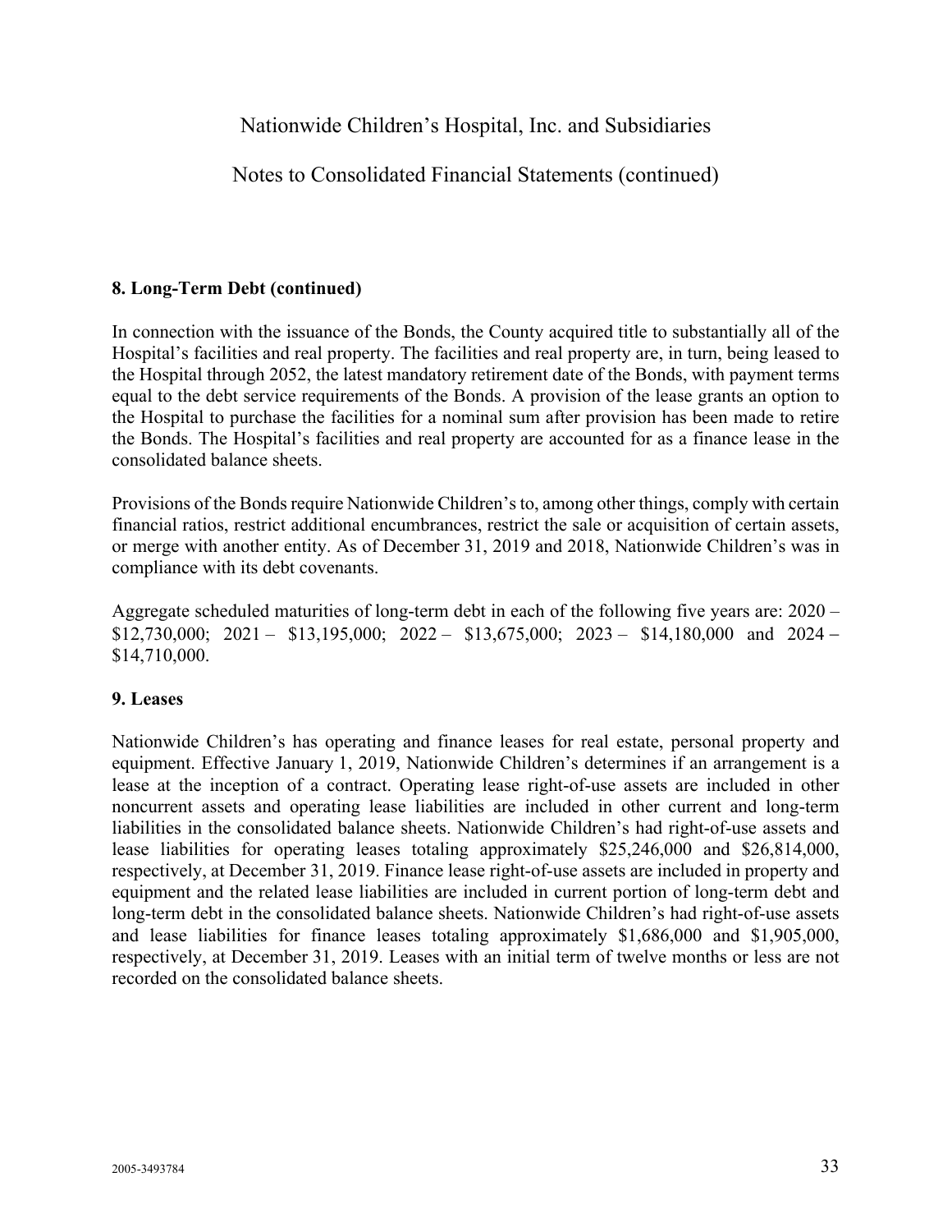## 8. Long-Term Debt (continued)

In connection with the issuance of the Bonds, the County acquired title to substantially all of the Hospital's facilities and real property. The facilities and real property are, in turn, being leased to the Hospital through 2052, the latest mandatory retirement date of the Bonds, with payment terms equal to the debt service requirements of the Bonds. A provision of the lease grants an option to the Hospital to purchase the facilities for a nominal sum after provision has been made to retire the Bonds. The Hospital's facilities and real property are accounted for as a finance lease in the consolidated balance sheets.

Provisions of the Bonds require Nationwide Children's to, among other things, comply with certain financial ratios, restrict additional encumbrances, restrict the sale or acquisition of certain assets, or merge with another entity. As of December 31, 2019 and 2018, Nationwide Children's was in compliance with its debt covenants.

Aggregate scheduled maturities of long-term debt in each of the following five years are: 2020 – $12,730,000; 2021 – $13,195,000; 2022 – $13,675,000; 2023 – $14,180,000 and 2024 – $14,710,000.

## 9. Leases

Nationwide Children's has operating and finance leases for real estate, personal property and equipment. Effective January 1, 2019, Nationwide Children's determines if an arrangement is a lease at the inception of a contract. Operating lease right-of-use assets are included in other noncurrent assets and operating lease liabilities are included in other current and long-term liabilities in the consolidated balance sheets. Nationwide Children's had right-of-use assets and lease liabilities for operating leases totaling approximately $25,246,000 and $26,814,000, respectively, at December 31, 2019. Finance lease right-of-use assets are included in property and equipment and the related lease liabilities are included in current portion of long-term debt and long-term debt in the consolidated balance sheets. Nationwide Children's had right-of-use assets and lease liabilities for finance leases totaling approximately $1,686,000 and $1,905,000, respectively, at December 31, 2019. Leases with an initial term of twelve months or less are not recorded on the consolidated balance sheets.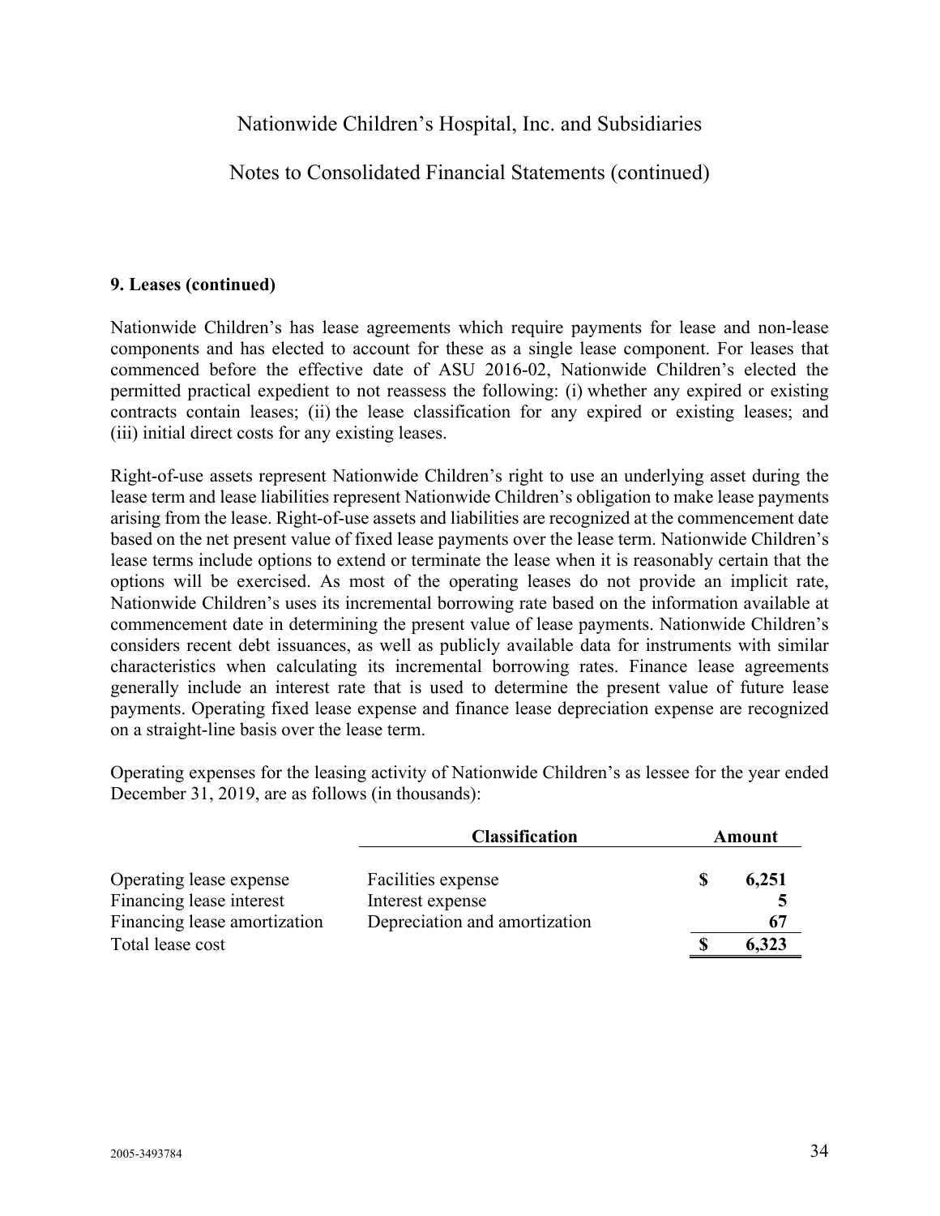### 9. Leases (continued)

Nationwide Children's has lease agreements which require payments for lease and non-lease components and has elected to account for these as a single lease component. For leases that commenced before the effective date of ASU 2016-02, Nationwide Children's elected the permitted practical expedient to not reassess the following: (i) whether any expired or existing contracts contain leases; (ii) the lease classification for any expired or existing leases; and (iii) initial direct costs for any existing leases.

Right-of-use assets represent Nationwide Children's right to use an underlying asset during the lease term and lease liabilities represent Nationwide Children's obligation to make lease payments arising from the lease. Right-of-use assets and liabilities are recognized at the commencement date based on the net present value of fixed lease payments over the lease term. Nationwide Children's lease terms include options to extend or terminate the lease when it is reasonably certain that the options will be exercised. As most of the operating leases do not provide an implicit rate, Nationwide Children's uses its incremental borrowing rate based on the information available at commencement date in determining the present value of lease payments. Nationwide Children's considers recent debt issuances, as well as publicly available data for instruments with similar characteristics when calculating its incremental borrowing rates. Finance lease agreements generally include an interest rate that is used to determine the present value of future lease payments. Operating fixed lease expense and finance lease depreciation expense are recognized on a straight-line basis over the lease term.

Operating expenses for the leasing activity of Nationwide Children's as lessee for the year ended December 31, 2019, are as follows (in thousands):

| | **Classification** | **Amount** |
|---|---|---|
| Operating lease expense | Facilities expense | $ 6,251 |
| Financing lease interest | Interest expense | 5 |
| Financing lease amortization | Depreciation and amortization | 67 |
| Total lease cost | | $ 6,323 |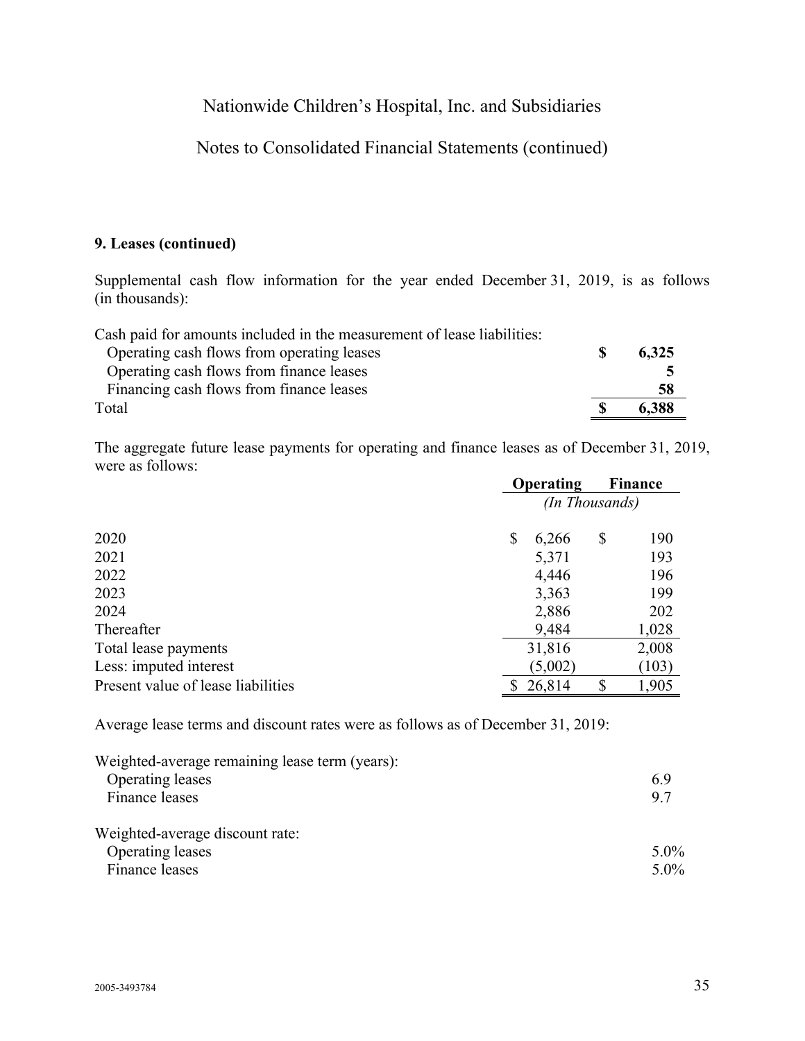### 9. Leases (continued)

Supplemental cash flow information for the year ended December 31, 2019, is as follows (in thousands):

| | |
|---|---|
| Cash paid for amounts included in the measurement of lease liabilities: | |
| Operating cash flows from operating leases | **$ 6,325** |
| Operating cash flows from finance leases | **5** |
| Financing cash flows from finance leases | **58** |
| Total | **$ 6,388** |

The aggregate future lease payments for operating and finance leases as of December 31, 2019, were as follows:

| | Operating | Finance |
|---|---|---|
| | *(In Thousands)* | |
| 2020 | $ 6,266 | $ 190 |
| 2021 | 5,371 | 193 |
| 2022 | 4,446 | 196 |
| 2023 | 3,363 | 199 |
| 2024 | 2,886 | 202 |
| Thereafter | 9,484 | 1,028 |
| Total lease payments | 31,816 | 2,008 |
| Less: imputed interest | (5,002) | (103) |
| Present value of lease liabilities | $ 26,814 | $ 1,905 |

Average lease terms and discount rates were as follows as of December 31, 2019:

| | |
|---|---|
| Weighted-average remaining lease term (years): | |
| Operating leases | 6.9 |
| Finance leases | 9.7 |
| | |
| Weighted-average discount rate: | |
| Operating leases | 5.0% |
| Finance leases | 5.0% |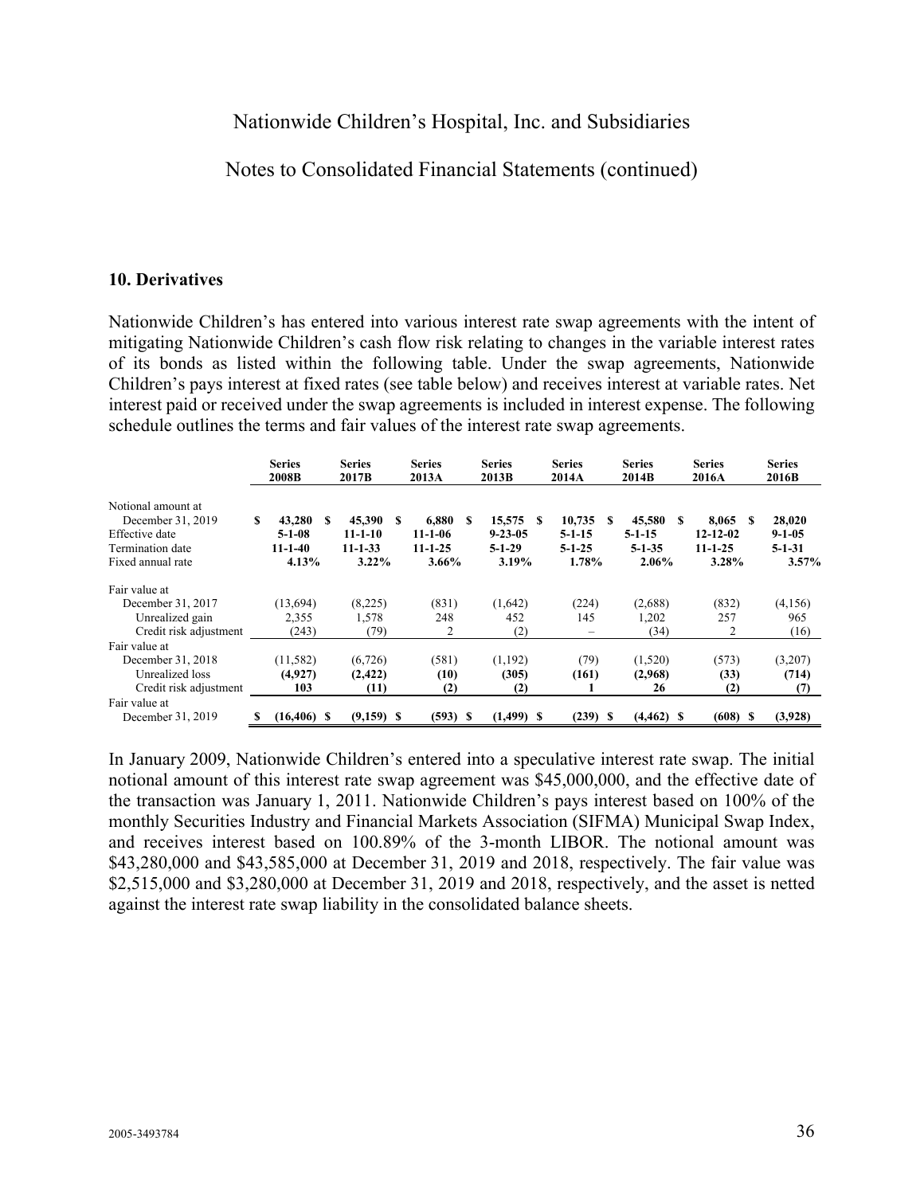## 10. Derivatives

Nationwide Children's has entered into various interest rate swap agreements with the intent of mitigating Nationwide Children's cash flow risk relating to changes in the variable interest rates of its bonds as listed within the following table. Under the swap agreements, Nationwide Children's pays interest at fixed rates (see table below) and receives interest at variable rates. Net interest paid or received under the swap agreements is included in interest expense. The following schedule outlines the terms and fair values of the interest rate swap agreements.

| | Series 2008B | Series 2017B | Series 2013A | Series 2013B | Series 2014A | Series 2014B | Series 2016A | Series 2016B |
|---|---|---|---|---|---|---|---|---|
| Notional amount at December 31, 2019 | **$ 43,280** | **$ 45,390** | **$ 6,880** | **$ 15,575** | **$ 10,735** | **$ 45,580** | **$ 8,065** | **$ 28,020** |
| Effective date | **5-1-08** | **11-1-10** | **11-1-06** | **9-23-05** | **5-1-15** | **5-1-15** | **12-12-02** | **9-1-05** |
| Termination date | **11-1-40** | **11-1-33** | **11-1-25** | **5-1-29** | **5-1-25** | **5-1-35** | **11-1-25** | **5-1-31** |
| Fixed annual rate | **4.13%** | **3.22%** | **3.66%** | **3.19%** | **1.78%** | **2.06%** | **3.28%** | **3.57%** |
| Fair value at December 31, 2017 | (13,694) | (8,225) | (831) | (1,642) | (224) | (2,688) | (832) | (4,156) |
| Unrealized gain | 2,355 | 1,578 | 248 | 452 | 145 | 1,202 | 257 | 965 |
| Credit risk adjustment | (243) | (79) | 2 | (2) | – | (34) | 2 | (16) |
| Fair value at December 31, 2018 | (11,582) | (6,726) | (581) | (1,192) | (79) | (1,520) | (573) | (3,207) |
| Unrealized loss | **(4,927)** | **(2,422)** | **(10)** | **(305)** | **(161)** | **(2,968)** | **(33)** | **(714)** |
| Credit risk adjustment | **103** | **(11)** | **(2)** | **(2)** | **1** | **26** | **(2)** | **(7)** |
| Fair value at December 31, 2019 | **$ (16,406)** | **$ (9,159)** | **$ (593)** | **$ (1,499)** | **$ (239)** | **$ (4,462)** | **$ (608)** | **$ (3,928)** |

In January 2009, Nationwide Children's entered into a speculative interest rate swap. The initial notional amount of this interest rate swap agreement was $45,000,000, and the effective date of the transaction was January 1, 2011. Nationwide Children's pays interest based on 100% of the monthly Securities Industry and Financial Markets Association (SIFMA) Municipal Swap Index, and receives interest based on 100.89% of the 3-month LIBOR. The notional amount was $43,280,000 and $43,585,000 at December 31, 2019 and 2018, respectively. The fair value was $2,515,000 and $3,280,000 at December 31, 2019 and 2018, respectively, and the asset is netted against the interest rate swap liability in the consolidated balance sheets.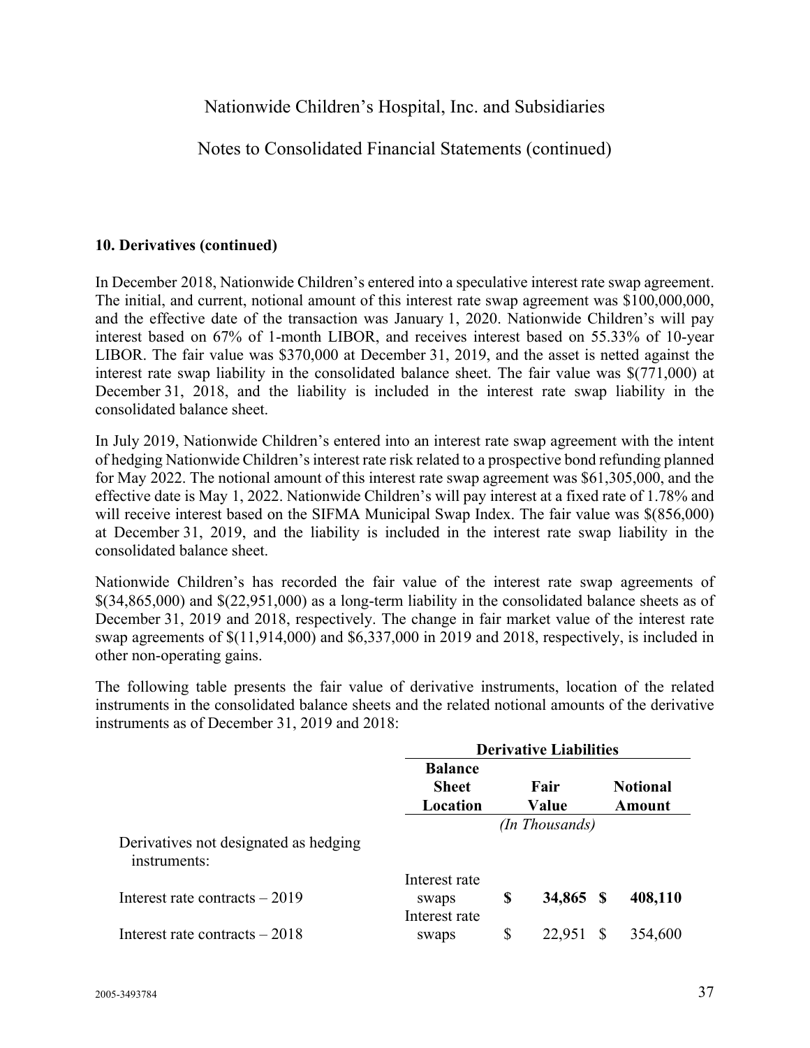## 10. Derivatives (continued)

In December 2018, Nationwide Children's entered into a speculative interest rate swap agreement. The initial, and current, notional amount of this interest rate swap agreement was $100,000,000, and the effective date of the transaction was January 1, 2020. Nationwide Children's will pay interest based on 67% of 1-month LIBOR, and receives interest based on 55.33% of 10-year LIBOR. The fair value was $370,000 at December 31, 2019, and the asset is netted against the interest rate swap liability in the consolidated balance sheet. The fair value was $(771,000) at December 31, 2018, and the liability is included in the interest rate swap liability in the consolidated balance sheet.

In July 2019, Nationwide Children's entered into an interest rate swap agreement with the intent of hedging Nationwide Children's interest rate risk related to a prospective bond refunding planned for May 2022. The notional amount of this interest rate swap agreement was $61,305,000, and the effective date is May 1, 2022. Nationwide Children's will pay interest at a fixed rate of 1.78% and will receive interest based on the SIFMA Municipal Swap Index. The fair value was $(856,000) at December 31, 2019, and the liability is included in the interest rate swap liability in the consolidated balance sheet.

Nationwide Children's has recorded the fair value of the interest rate swap agreements of $(34,865,000) and $(22,951,000) as a long-term liability in the consolidated balance sheets as of December 31, 2019 and 2018, respectively. The change in fair market value of the interest rate swap agreements of $(11,914,000) and $6,337,000 in 2019 and 2018, respectively, is included in other non-operating gains.

The following table presents the fair value of derivative instruments, location of the related instruments in the consolidated balance sheets and the related notional amounts of the derivative instruments as of December 31, 2019 and 2018:

| | Derivative Liabilities | | |
|---|---|---|---|
| | **Balance Sheet Location** | **Fair Value** | **Notional Amount** |
| | | *(In Thousands)* | |
| Derivatives not designated as hedging instruments: | | | |
| Interest rate contracts – 2019 | Interest rate swaps | **$ 34,865** | **$ 408,110** |
| Interest rate contracts – 2018 | Interest rate swaps | $ 22,951 | $ 354,600 |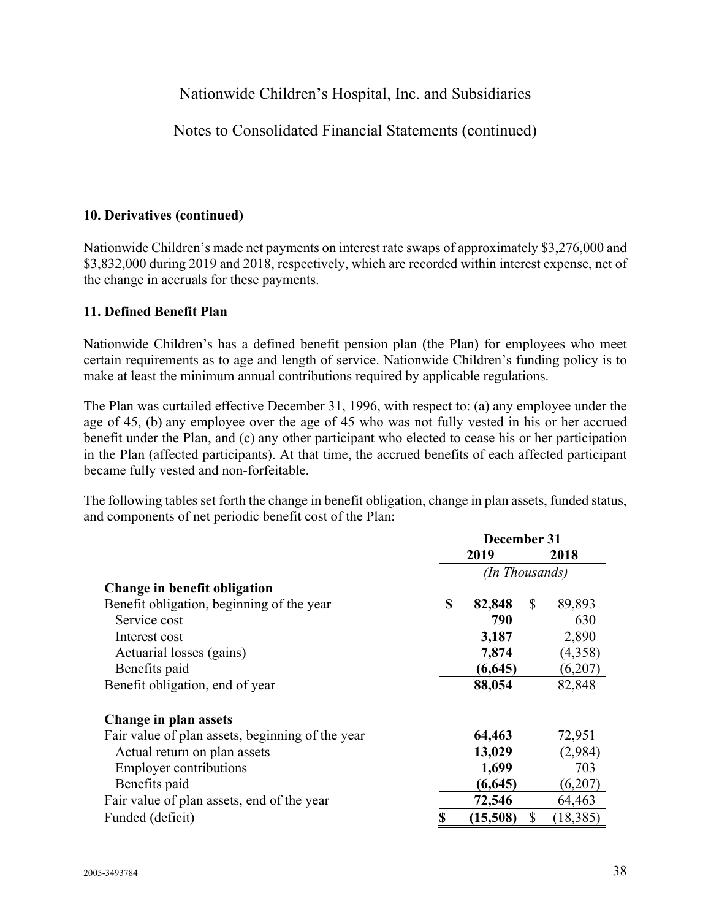**10. Derivatives (continued)**

Nationwide Children's made net payments on interest rate swaps of approximately $3,276,000 and $3,832,000 during 2019 and 2018, respectively, which are recorded within interest expense, net of the change in accruals for these payments.

**11. Defined Benefit Plan**

Nationwide Children's has a defined benefit pension plan (the Plan) for employees who meet certain requirements as to age and length of service. Nationwide Children's funding policy is to make at least the minimum annual contributions required by applicable regulations.

The Plan was curtailed effective December 31, 1996, with respect to: (a) any employee under the age of 45, (b) any employee over the age of 45 who was not fully vested in his or her accrued benefit under the Plan, and (c) any other participant who elected to cease his or her participation in the Plan (affected participants). At that time, the accrued benefits of each affected participant became fully vested and non-forfeitable.

The following tables set forth the change in benefit obligation, change in plan assets, funded status, and components of net periodic benefit cost of the Plan:

| | December 31 | |
|---|---|---|
| | **2019** | **2018** |
| | *(In Thousands)* | |
| **Change in benefit obligation** | | |
| Benefit obligation, beginning of the year | **$ 82,848** | $ 89,893 |
| Service cost | **790** | 630 |
| Interest cost | **3,187** | 2,890 |
| Actuarial losses (gains) | **7,874** | (4,358) |
| Benefits paid | **(6,645)** | (6,207) |
| Benefit obligation, end of year | **88,054** | 82,848 |
| | | |
| **Change in plan assets** | | |
| Fair value of plan assets, beginning of the year | **64,463** | 72,951 |
| Actual return on plan assets | **13,029** | (2,984) |
| Employer contributions | **1,699** | 703 |
| Benefits paid | **(6,645)** | (6,207) |
| Fair value of plan assets, end of the year | **72,546** | 64,463 |
| Funded (deficit) | **$ (15,508)** | $ (18,385) |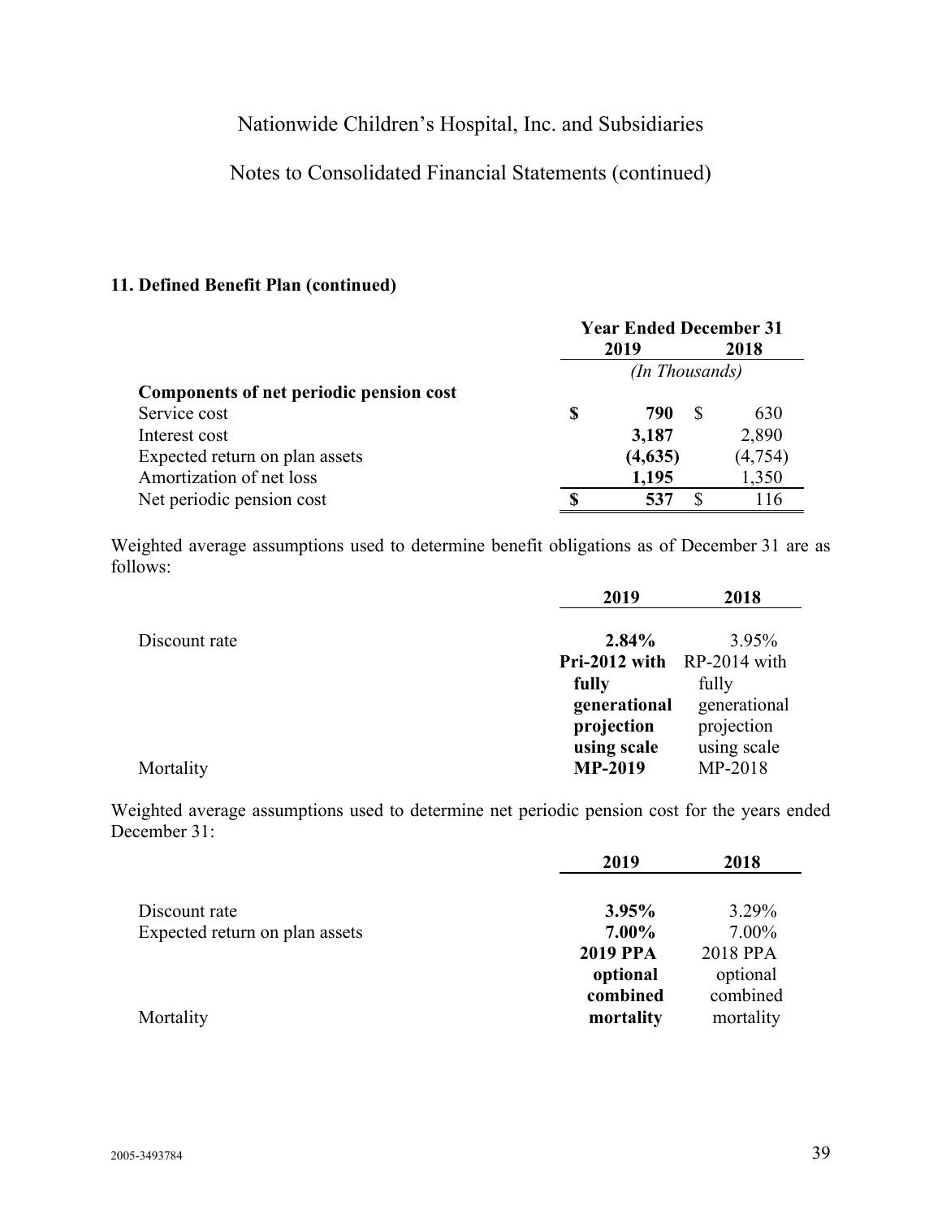### 11. Defined Benefit Plan (continued)

| | Year Ended December 31 | |
|---|---|---|
| | 2019 | 2018 |
| | *(In Thousands)* | |
| **Components of net periodic pension cost** | | |
| Service cost | **$ 790** | $ 630 |
| Interest cost | **3,187** | 2,890 |
| Expected return on plan assets | **(4,635)** | (4,754) |
| Amortization of net loss | **1,195** | 1,350 |
| Net periodic pension cost | **$ 537** | $ 116 |

Weighted average assumptions used to determine benefit obligations as of December 31 are as follows:

| | 2019 | 2018 |
|---|---|---|
| Discount rate | **2.84%** | 3.95% |
| Mortality | **Pri-2012 with fully generational projection using scale MP-2019** | RP-2014 with fully generational projection using scale MP-2018 |

Weighted average assumptions used to determine net periodic pension cost for the years ended December 31:

| | 2019 | 2018 |
|---|---|---|
| Discount rate | **3.95%** | 3.29% |
| Expected return on plan assets | **7.00%** | 7.00% |
| Mortality | **2019 PPA optional combined mortality** | 2018 PPA optional combined mortality |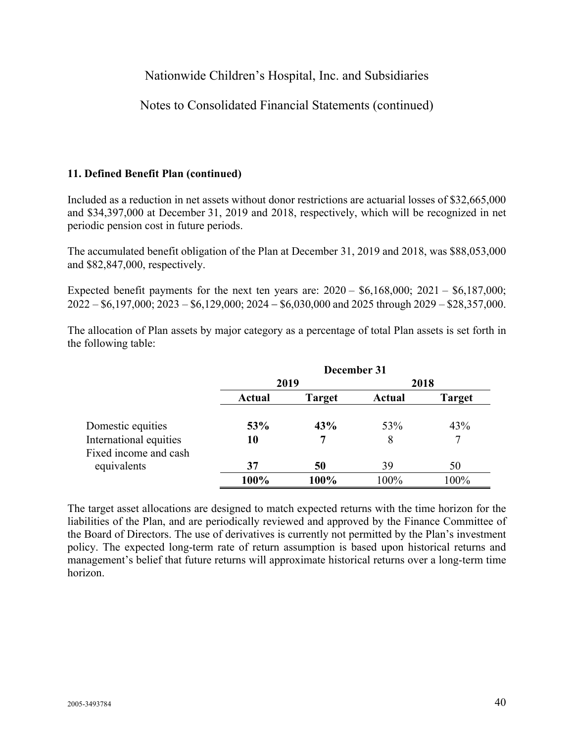### 11. Defined Benefit Plan (continued)

Included as a reduction in net assets without donor restrictions are actuarial losses of $32,665,000 and $34,397,000 at December 31, 2019 and 2018, respectively, which will be recognized in net periodic pension cost in future periods.

The accumulated benefit obligation of the Plan at December 31, 2019 and 2018, was $88,053,000 and $82,847,000, respectively.

Expected benefit payments for the next ten years are: 2020 – $6,168,000; 2021 – $6,187,000; 2022 – $6,197,000; 2023 – $6,129,000; 2024 – $6,030,000 and 2025 through 2029 – $28,357,000.

The allocation of Plan assets by major category as a percentage of total Plan assets is set forth in the following table:

| | December 31 | | | |
|---|---|---|---|---|
| | 2019 | | 2018 | |
| | Actual | Target | Actual | Target |
| Domestic equities | **53%** | **43%** | 53% | 43% |
| International equities | **10** | **7** | 8 | 7 |
| Fixed income and cash equivalents | **37** | **50** | 39 | 50 |
| | **100%** | **100%** | 100% | 100% |

The target asset allocations are designed to match expected returns with the time horizon for the liabilities of the Plan, and are periodically reviewed and approved by the Finance Committee of the Board of Directors. The use of derivatives is currently not permitted by the Plan's investment policy. The expected long-term rate of return assumption is based upon historical returns and management's belief that future returns will approximate historical returns over a long-term time horizon.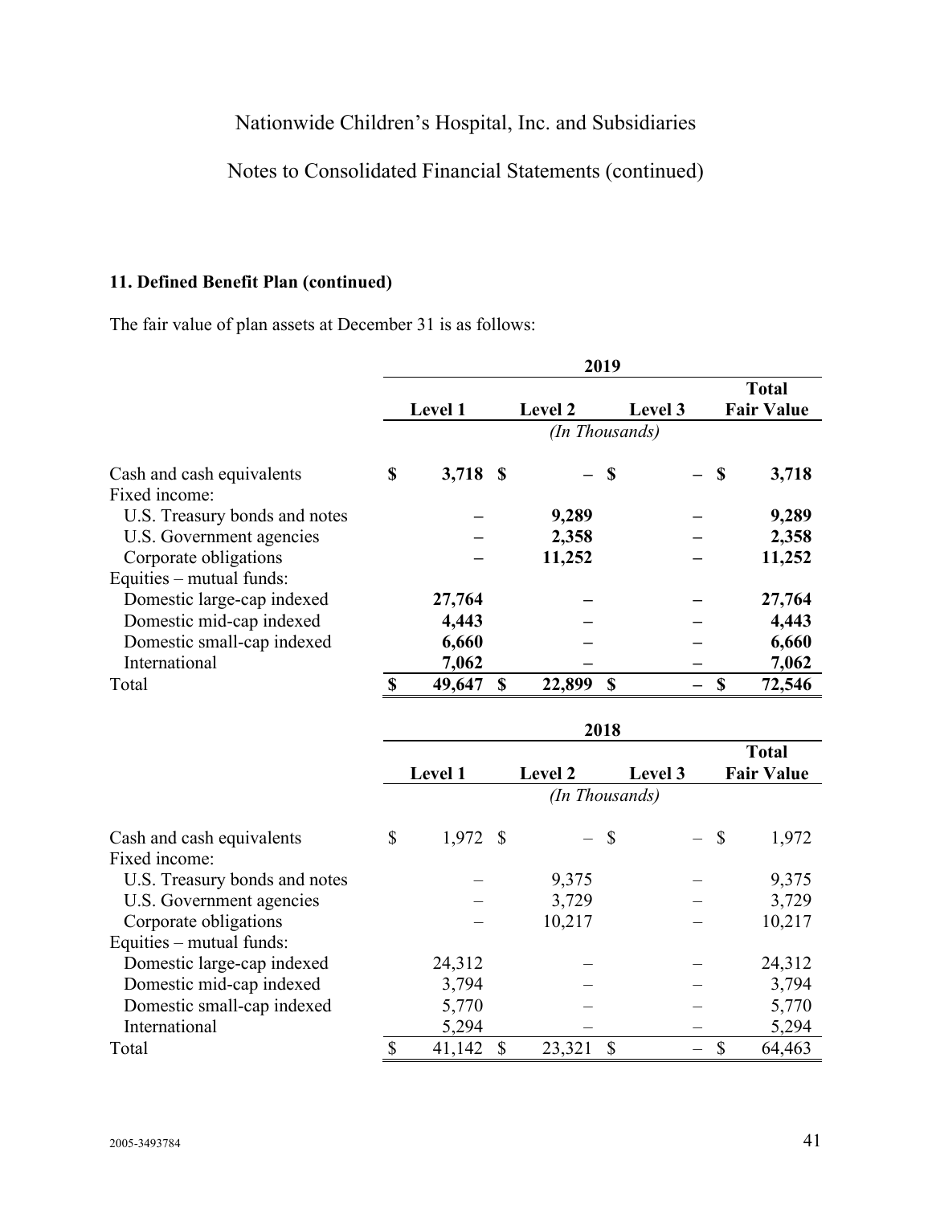Nationwide Children's Hospital, Inc. and Subsidiaries

Notes to Consolidated Financial Statements (continued)

## 11. Defined Benefit Plan (continued)

The fair value of plan assets at December 31 is as follows:

| | 2019 | | | |
|---|---|---|---|---|
| | Level 1 | Level 2 | Level 3 | Total Fair Value |
| | *(In Thousands)* | | | |
| Cash and cash equivalents | **$ 3,718** | **$ –** | **$ –** | **$ 3,718** |
| Fixed income: | | | | |
| U.S. Treasury bonds and notes | **–** | **9,289** | **–** | **9,289** |
| U.S. Government agencies | **–** | **2,358** | **–** | **2,358** |
| Corporate obligations | **–** | **11,252** | **–** | **11,252** |
| Equities – mutual funds: | | | | |
| Domestic large-cap indexed | **27,764** | **–** | **–** | **27,764** |
| Domestic mid-cap indexed | **4,443** | **–** | **–** | **4,443** |
| Domestic small-cap indexed | **6,660** | **–** | **–** | **6,660** |
| International | **7,062** | **–** | **–** | **7,062** |
| Total | **$ 49,647** | **$ 22,899** | **$ –** | **$ 72,546** |

| | 2018 | | | |
|---|---|---|---|---|
| | Level 1 | Level 2 | Level 3 | Total Fair Value |
| | *(In Thousands)* | | | |
| Cash and cash equivalents | $ 1,972 | $ – | $ – | $ 1,972 |
| Fixed income: | | | | |
| U.S. Treasury bonds and notes | – | 9,375 | – | 9,375 |
| U.S. Government agencies | – | 3,729 | – | 3,729 |
| Corporate obligations | – | 10,217 | – | 10,217 |
| Equities – mutual funds: | | | | |
| Domestic large-cap indexed | 24,312 | – | – | 24,312 |
| Domestic mid-cap indexed | 3,794 | – | – | 3,794 |
| Domestic small-cap indexed | 5,770 | – | – | 5,770 |
| International | 5,294 | – | – | 5,294 |
| Total | $ 41,142 | $ 23,321 | $ – | $ 64,463 |

2005-3493784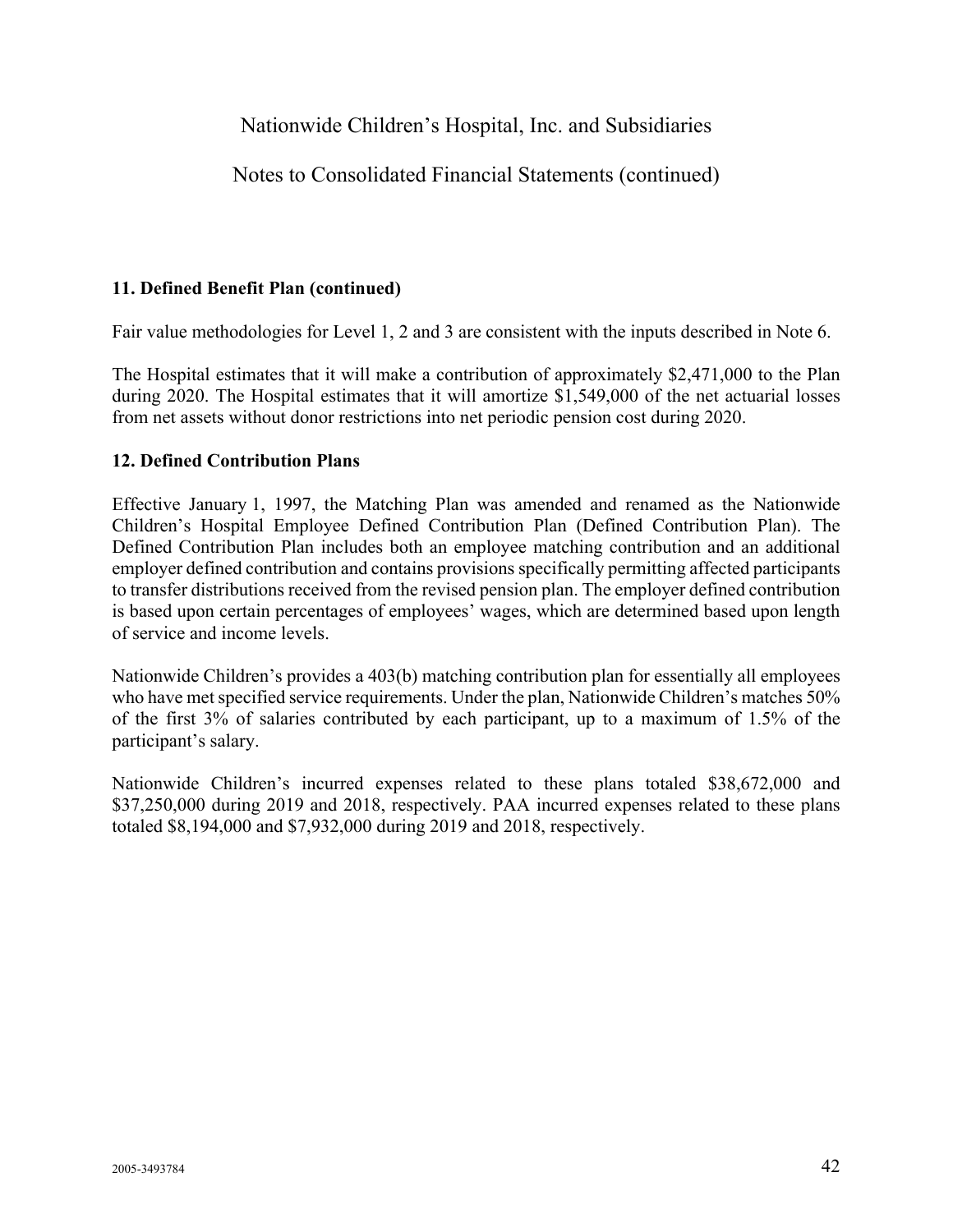## 11. Defined Benefit Plan (continued)

Fair value methodologies for Level 1, 2 and 3 are consistent with the inputs described in Note 6.

The Hospital estimates that it will make a contribution of approximately $2,471,000 to the Plan during 2020. The Hospital estimates that it will amortize $1,549,000 of the net actuarial losses from net assets without donor restrictions into net periodic pension cost during 2020.

## 12. Defined Contribution Plans

Effective January 1, 1997, the Matching Plan was amended and renamed as the Nationwide Children's Hospital Employee Defined Contribution Plan (Defined Contribution Plan). The Defined Contribution Plan includes both an employee matching contribution and an additional employer defined contribution and contains provisions specifically permitting affected participants to transfer distributions received from the revised pension plan. The employer defined contribution is based upon certain percentages of employees' wages, which are determined based upon length of service and income levels.

Nationwide Children's provides a 403(b) matching contribution plan for essentially all employees who have met specified service requirements. Under the plan, Nationwide Children's matches 50% of the first 3% of salaries contributed by each participant, up to a maximum of 1.5% of the participant's salary.

Nationwide Children's incurred expenses related to these plans totaled $38,672,000 and $37,250,000 during 2019 and 2018, respectively. PAA incurred expenses related to these plans totaled $8,194,000 and $7,932,000 during 2019 and 2018, respectively.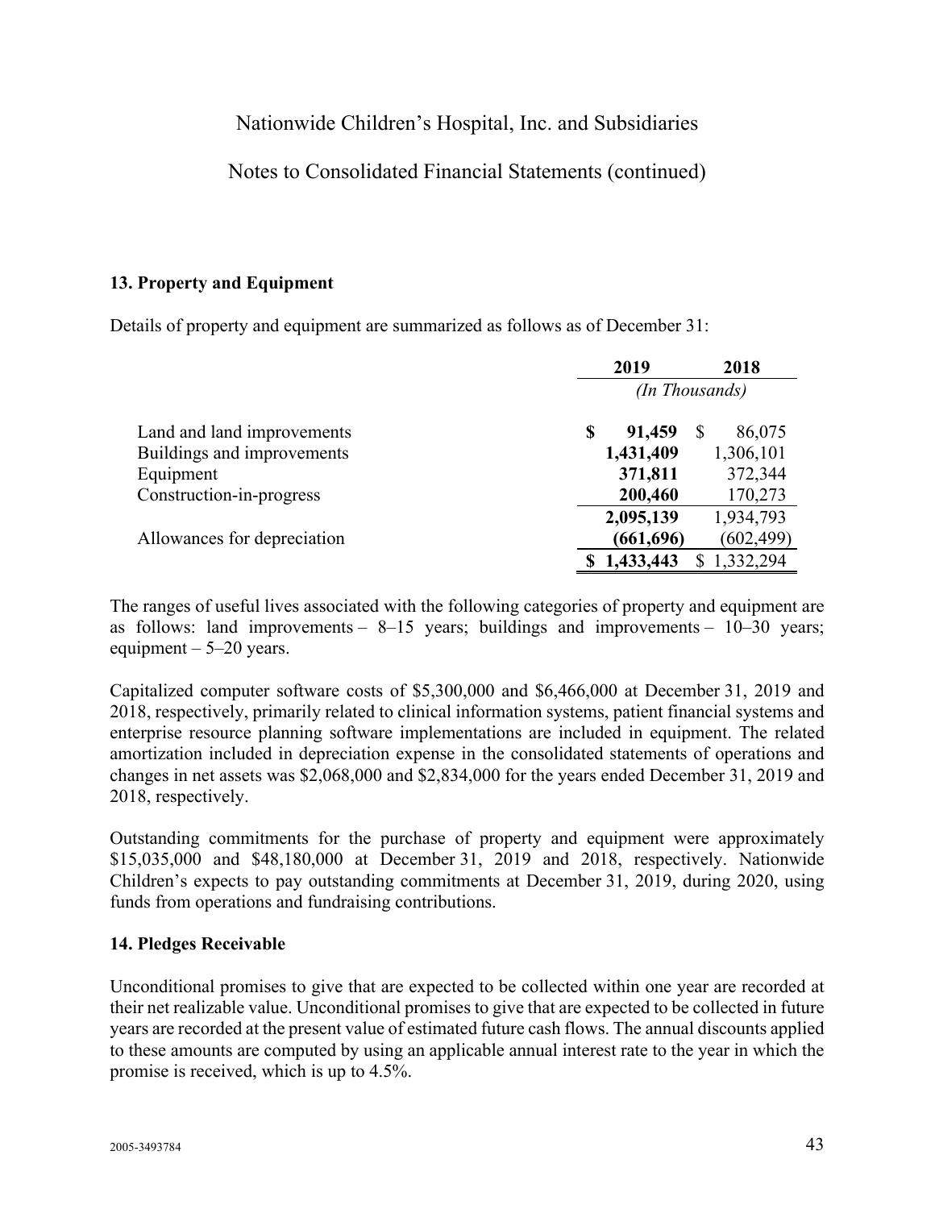## 13. Property and Equipment

Details of property and equipment are summarized as follows as of December 31:

| | 2019 | 2018 |
|---|---|---|
| | *(In Thousands)* | |
| Land and land improvements | **$ 91,459** | $ 86,075 |
| Buildings and improvements | **1,431,409** | 1,306,101 |
| Equipment | **371,811** | 372,344 |
| Construction-in-progress | **200,460** | 170,273 |
| | **2,095,139** | 1,934,793 |
| Allowances for depreciation | **(661,696)** | (602,499) |
| | **$ 1,433,443** | $ 1,332,294 |

The ranges of useful lives associated with the following categories of property and equipment are as follows: land improvements – 8–15 years; buildings and improvements – 10–30 years; equipment – 5–20 years.

Capitalized computer software costs of $5,300,000 and $6,466,000 at December 31, 2019 and 2018, respectively, primarily related to clinical information systems, patient financial systems and enterprise resource planning software implementations are included in equipment. The related amortization included in depreciation expense in the consolidated statements of operations and changes in net assets was $2,068,000 and $2,834,000 for the years ended December 31, 2019 and 2018, respectively.

Outstanding commitments for the purchase of property and equipment were approximately $15,035,000 and $48,180,000 at December 31, 2019 and 2018, respectively. Nationwide Children's expects to pay outstanding commitments at December 31, 2019, during 2020, using funds from operations and fundraising contributions.

## 14. Pledges Receivable

Unconditional promises to give that are expected to be collected within one year are recorded at their net realizable value. Unconditional promises to give that are expected to be collected in future years are recorded at the present value of estimated future cash flows. The annual discounts applied to these amounts are computed by using an applicable annual interest rate to the year in which the promise is received, which is up to 4.5%.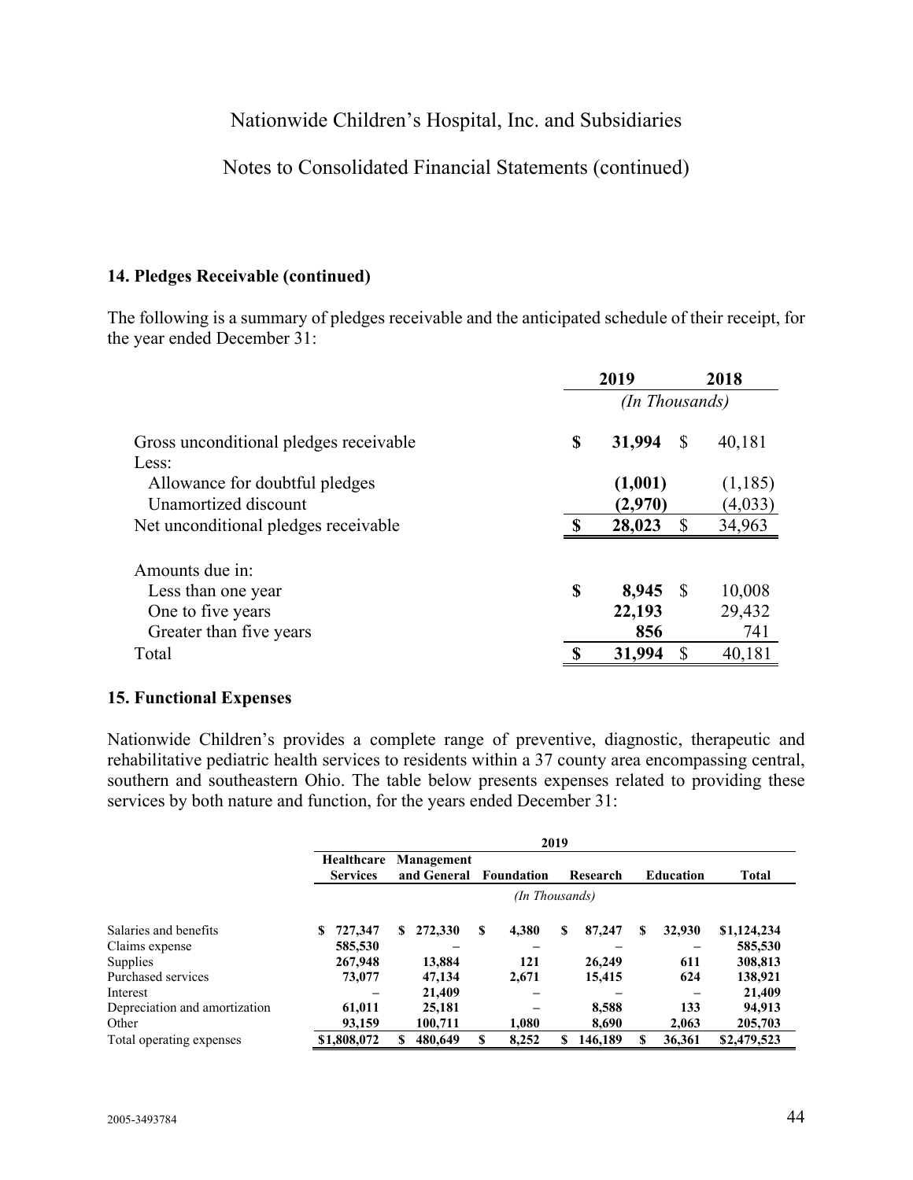## 14. Pledges Receivable (continued)

The following is a summary of pledges receivable and the anticipated schedule of their receipt, for the year ended December 31:

| | 2019 | 2018 |
|---|---|---|
| | *(In Thousands)* | |
| Gross unconditional pledges receivable | **$ 31,994** | $ 40,181 |
| Less: | | |
| Allowance for doubtful pledges | **(1,001)** | (1,185) |
| Unamortized discount | **(2,970)** | (4,033) |
| Net unconditional pledges receivable | **$ 28,023** | $ 34,963 |
| | | |
| Amounts due in: | | |
| Less than one year | **$ 8,945** | $ 10,008 |
| One to five years | **22,193** | 29,432 |
| Greater than five years | **856** | 741 |
| Total | **$ 31,994** | $ 40,181 |

## 15. Functional Expenses

Nationwide Children's provides a complete range of preventive, diagnostic, therapeutic and rehabilitative pediatric health services to residents within a 37 county area encompassing central, southern and southeastern Ohio. The table below presents expenses related to providing these services by both nature and function, for the years ended December 31:

| | **2019** | | | | | |
|---|---|---|---|---|---|---|
| | **Healthcare Services** | **Management and General** | **Foundation** | **Research** | **Education** | **Total** |
| | *(In Thousands)* | | | | | |
| Salaries and benefits | **$ 727,347** | **$ 272,330** | **$ 4,380** | **$ 87,247** | **$ 32,930** | **$1,124,234** |
| Claims expense | **585,530** | **–** | **–** | **–** | **–** | **585,530** |
| Supplies | **267,948** | **13,884** | **121** | **26,249** | **611** | **308,813** |
| Purchased services | **73,077** | **47,134** | **2,671** | **15,415** | **624** | **138,921** |
| Interest | **–** | **21,409** | **–** | **–** | **–** | **21,409** |
| Depreciation and amortization | **61,011** | **25,181** | **–** | **8,588** | **133** | **94,913** |
| Other | **93,159** | **100,711** | **1,080** | **8,690** | **2,063** | **205,703** |
| Total operating expenses | **$1,808,072** | **$ 480,649** | **$ 8,252** | **$ 146,189** | **$ 36,361** | **$2,479,523** |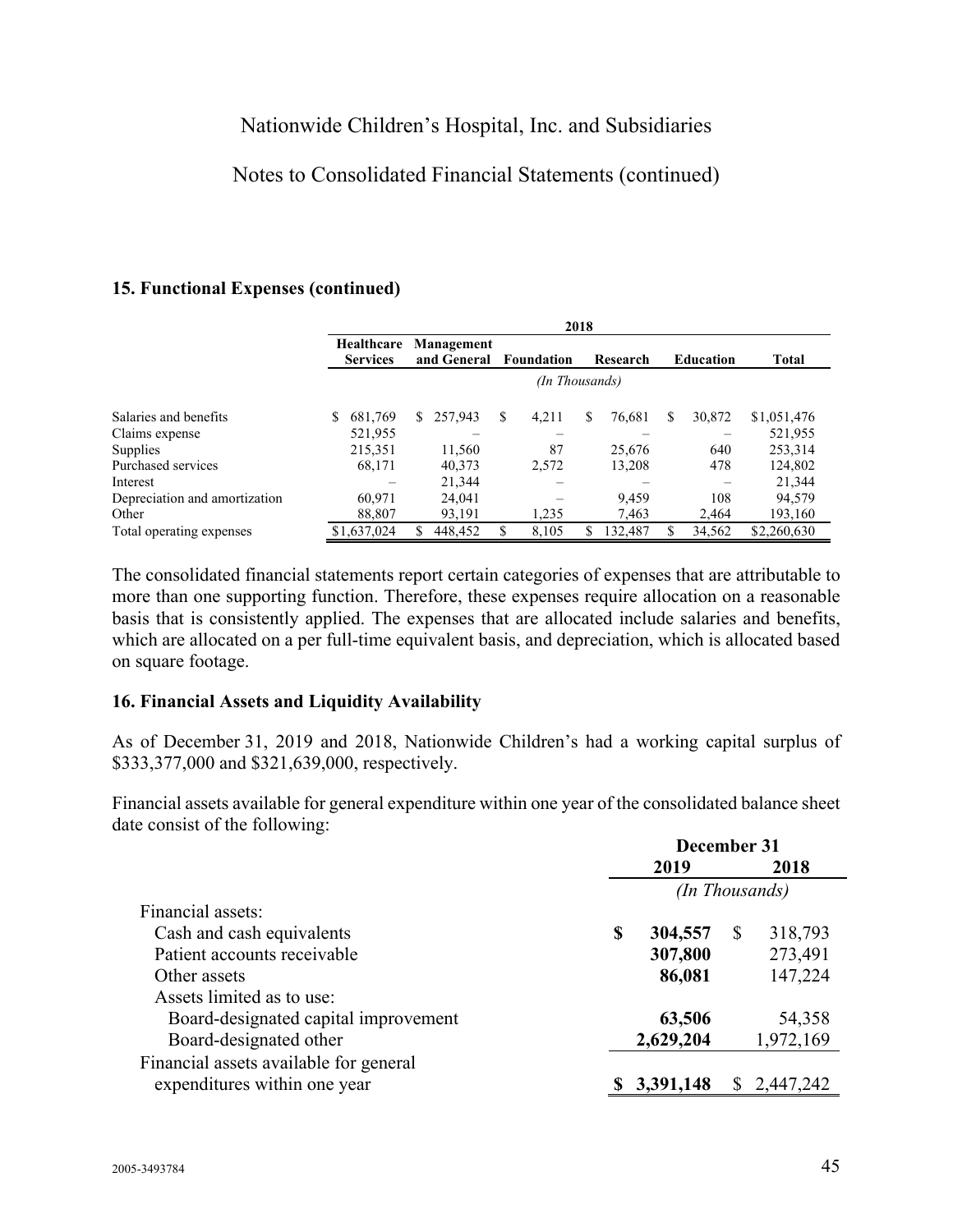### 15. Functional Expenses (continued)

| | 2018 | | | | | |
|---|---|---|---|---|---|---|
| | Healthcare Services | Management and General | Foundation | Research | Education | Total |
| | *(In Thousands)* | | | | | |
| Salaries and benefits | $ 681,769 | $ 257,943 | $ 4,211 | $ 76,681 | $ 30,872 | $1,051,476 |
| Claims expense | 521,955 | – | – | – | – | 521,955 |
| Supplies | 215,351 | 11,560 | 87 | 25,676 | 640 | 253,314 |
| Purchased services | 68,171 | 40,373 | 2,572 | 13,208 | 478 | 124,802 |
| Interest | – | 21,344 | – | – | – | 21,344 |
| Depreciation and amortization | 60,971 | 24,041 | – | 9,459 | 108 | 94,579 |
| Other | 88,807 | 93,191 | 1,235 | 7,463 | 2,464 | 193,160 |
| Total operating expenses | $1,637,024 | $ 448,452 | $ 8,105 | $ 132,487 | $ 34,562 | $2,260,630 |

The consolidated financial statements report certain categories of expenses that are attributable to more than one supporting function. Therefore, these expenses require allocation on a reasonable basis that is consistently applied. The expenses that are allocated include salaries and benefits, which are allocated on a per full-time equivalent basis, and depreciation, which is allocated based on square footage.

### 16. Financial Assets and Liquidity Availability

As of December 31, 2019 and 2018, Nationwide Children's had a working capital surplus of $333,377,000 and $321,639,000, respectively.

Financial assets available for general expenditure within one year of the consolidated balance sheet date consist of the following:

| | December 31 | |
|---|---|---|
| | **2019** | **2018** |
| | *(In Thousands)* | |
| Financial assets: | | |
| Cash and cash equivalents | **$ 304,557** | $ 318,793 |
| Patient accounts receivable | **307,800** | 273,491 |
| Other assets | **86,081** | 147,224 |
| Assets limited as to use: | | |
| Board-designated capital improvement | **63,506** | 54,358 |
| Board-designated other | **2,629,204** | 1,972,169 |
| Financial assets available for general expenditures within one year | **$ 3,391,148** | $ 2,447,242 |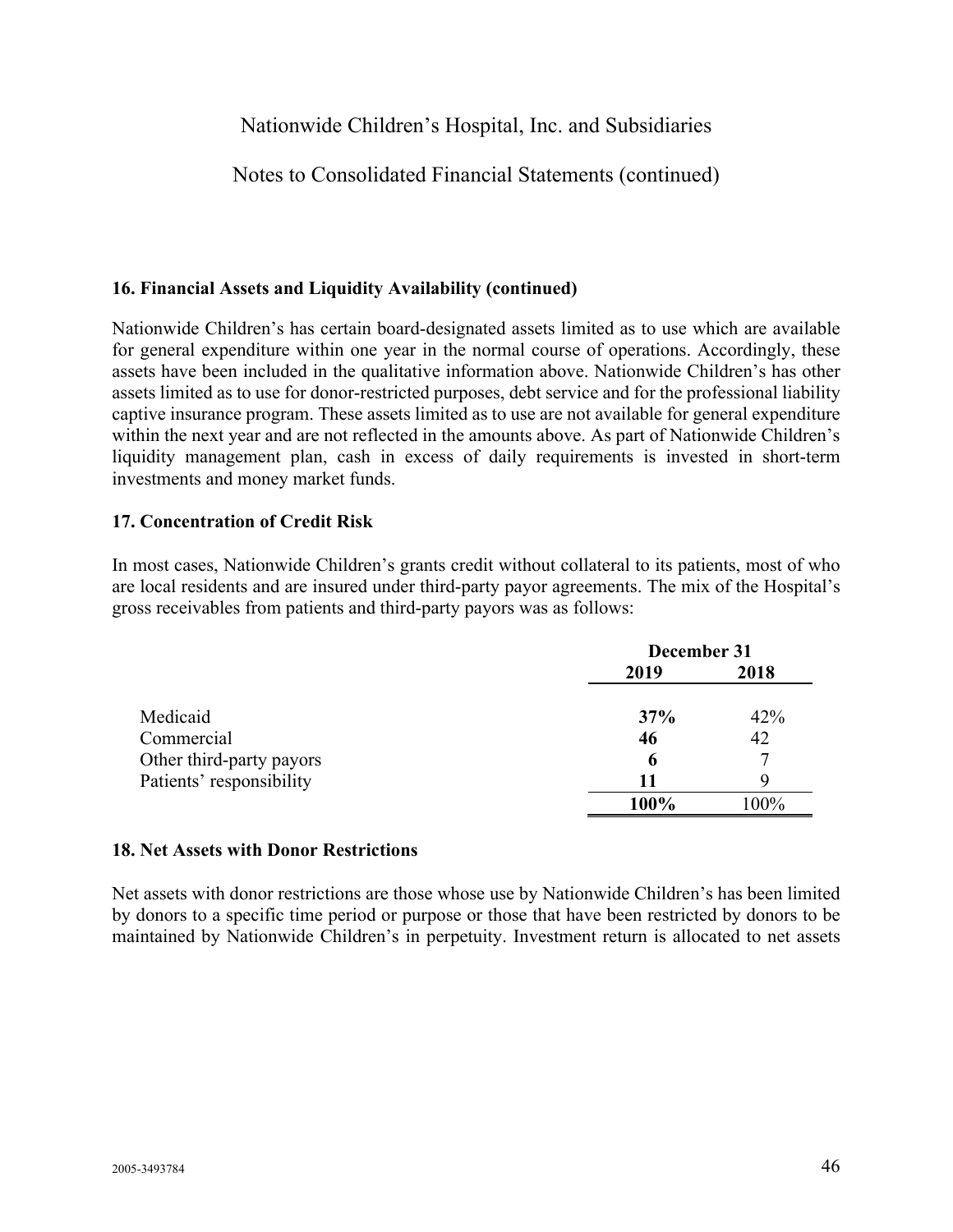### 16. Financial Assets and Liquidity Availability (continued)

Nationwide Children's has certain board-designated assets limited as to use which are available for general expenditure within one year in the normal course of operations. Accordingly, these assets have been included in the qualitative information above. Nationwide Children's has other assets limited as to use for donor-restricted purposes, debt service and for the professional liability captive insurance program. These assets limited as to use are not available for general expenditure within the next year and are not reflected in the amounts above. As part of Nationwide Children's liquidity management plan, cash in excess of daily requirements is invested in short-term investments and money market funds.

### 17. Concentration of Credit Risk

In most cases, Nationwide Children's grants credit without collateral to its patients, most of who are local residents and are insured under third-party payor agreements. The mix of the Hospital's gross receivables from patients and third-party payors was as follows:

| | December 31 | |
|---|---|---|
| | **2019** | **2018** |
| Medicaid | **37%** | 42% |
| Commercial | **46** | 42 |
| Other third-party payors | **6** | 7 |
| Patients' responsibility | **11** | 9 |
| | **100%** | 100% |

### 18. Net Assets with Donor Restrictions

Net assets with donor restrictions are those whose use by Nationwide Children's has been limited by donors to a specific time period or purpose or those that have been restricted by donors to be maintained by Nationwide Children's in perpetuity. Investment return is allocated to net assets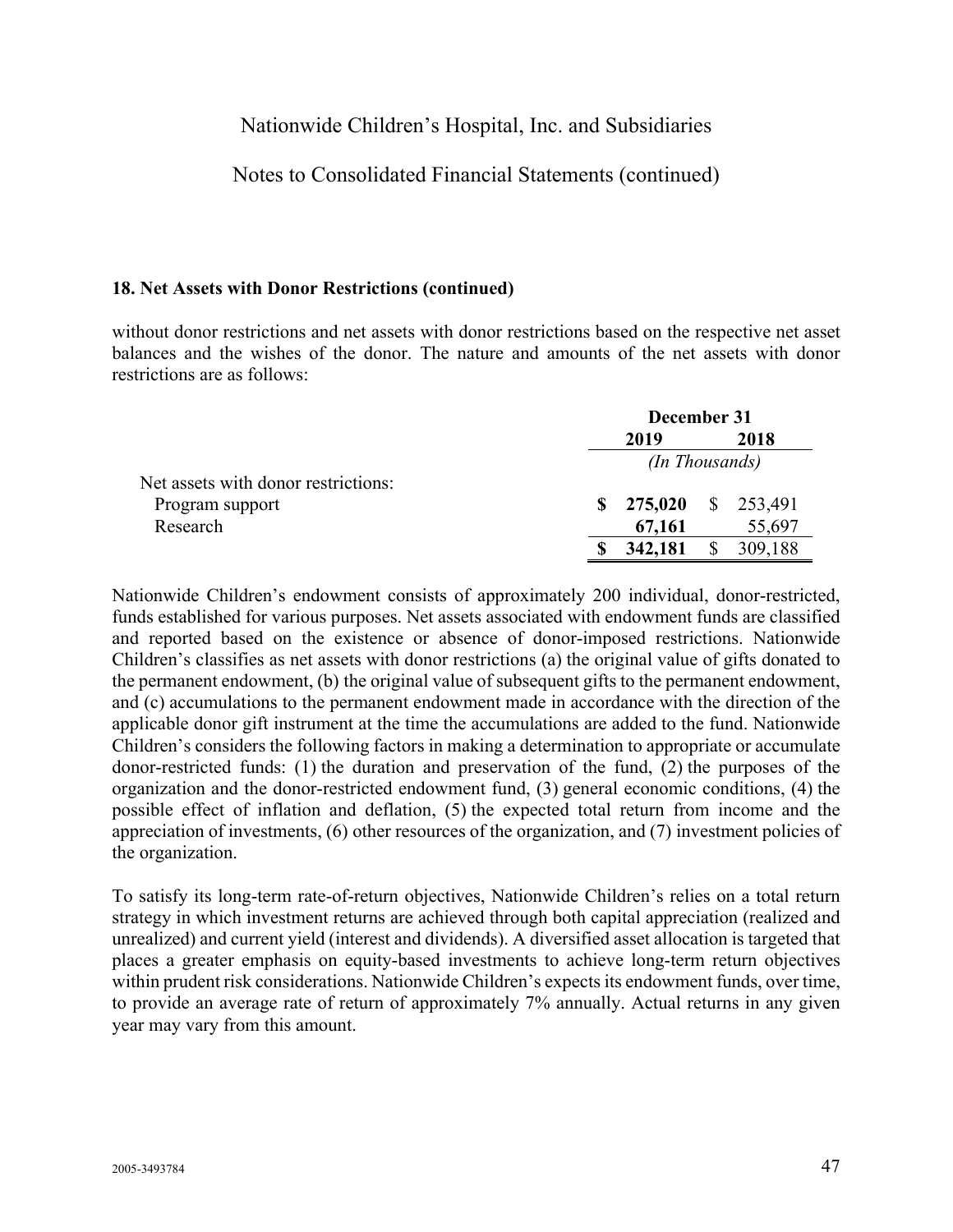### 18. Net Assets with Donor Restrictions (continued)

without donor restrictions and net assets with donor restrictions based on the respective net asset balances and the wishes of the donor. The nature and amounts of the net assets with donor restrictions are as follows:

| | December 31 | |
|---|---|---|
| | **2019** | **2018** |
| | *(In Thousands)* | |
| Net assets with donor restrictions: | | |
| Program support | **$ 275,020** | $ 253,491 |
| Research | **67,161** | 55,697 |
| | **$ 342,181** | $ 309,188 |

Nationwide Children's endowment consists of approximately 200 individual, donor-restricted, funds established for various purposes. Net assets associated with endowment funds are classified and reported based on the existence or absence of donor-imposed restrictions. Nationwide Children's classifies as net assets with donor restrictions (a) the original value of gifts donated to the permanent endowment, (b) the original value of subsequent gifts to the permanent endowment, and (c) accumulations to the permanent endowment made in accordance with the direction of the applicable donor gift instrument at the time the accumulations are added to the fund. Nationwide Children's considers the following factors in making a determination to appropriate or accumulate donor-restricted funds: (1) the duration and preservation of the fund, (2) the purposes of the organization and the donor-restricted endowment fund, (3) general economic conditions, (4) the possible effect of inflation and deflation, (5) the expected total return from income and the appreciation of investments, (6) other resources of the organization, and (7) investment policies of the organization.

To satisfy its long-term rate-of-return objectives, Nationwide Children's relies on a total return strategy in which investment returns are achieved through both capital appreciation (realized and unrealized) and current yield (interest and dividends). A diversified asset allocation is targeted that places a greater emphasis on equity-based investments to achieve long-term return objectives within prudent risk considerations. Nationwide Children's expects its endowment funds, over time, to provide an average rate of return of approximately 7% annually. Actual returns in any given year may vary from this amount.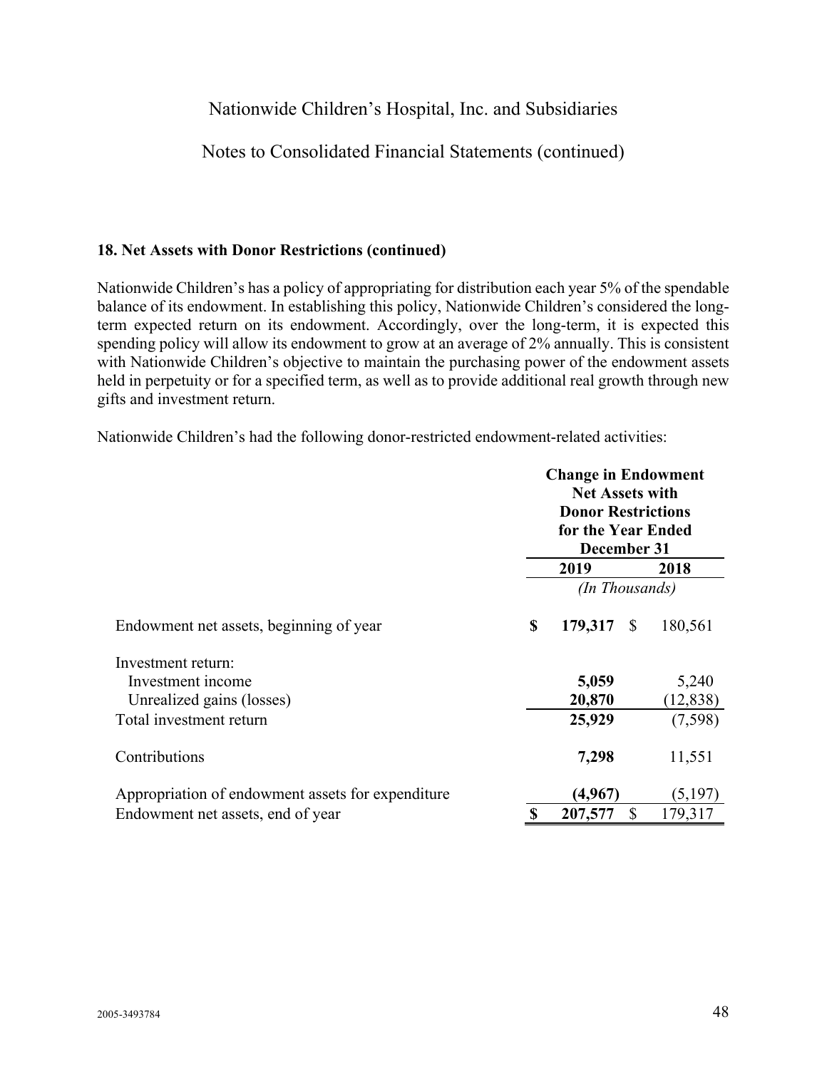## 18. Net Assets with Donor Restrictions (continued)

Nationwide Children's has a policy of appropriating for distribution each year 5% of the spendable balance of its endowment. In establishing this policy, Nationwide Children's considered the long-term expected return on its endowment. Accordingly, over the long-term, it is expected this spending policy will allow its endowment to grow at an average of 2% annually. This is consistent with Nationwide Children's objective to maintain the purchasing power of the endowment assets held in perpetuity or for a specified term, as well as to provide additional real growth through new gifts and investment return.

Nationwide Children's had the following donor-restricted endowment-related activities:

| | **Change in Endowment Net Assets with Donor Restrictions for the Year Ended December 31** | |
|---|---|---|
| | **2019** | **2018** |
| | *(In Thousands)* | |
| Endowment net assets, beginning of year | **$ 179,317** | $ 180,561 |
| Investment return: | | |
| Investment income | **5,059** | 5,240 |
| Unrealized gains (losses) | **20,870** | (12,838) |
| Total investment return | **25,929** | (7,598) |
| Contributions | **7,298** | 11,551 |
| Appropriation of endowment assets for expenditure | **(4,967)** | (5,197) |
| Endowment net assets, end of year | **$ 207,577** | $ 179,317 |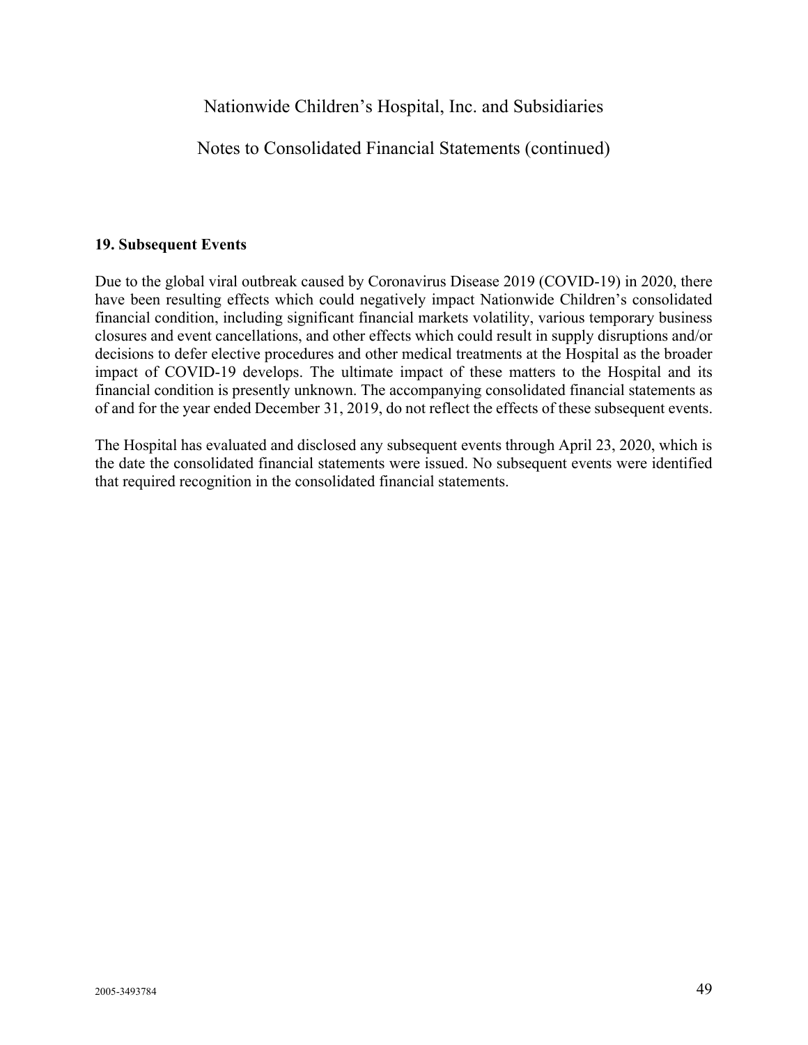### 19. Subsequent Events

Due to the global viral outbreak caused by Coronavirus Disease 2019 (COVID-19) in 2020, there have been resulting effects which could negatively impact Nationwide Children's consolidated financial condition, including significant financial markets volatility, various temporary business closures and event cancellations, and other effects which could result in supply disruptions and/or decisions to defer elective procedures and other medical treatments at the Hospital as the broader impact of COVID-19 develops. The ultimate impact of these matters to the Hospital and its financial condition is presently unknown. The accompanying consolidated financial statements as of and for the year ended December 31, 2019, do not reflect the effects of these subsequent events.

The Hospital has evaluated and disclosed any subsequent events through April 23, 2020, which is the date the consolidated financial statements were issued. No subsequent events were identified that required recognition in the consolidated financial statements.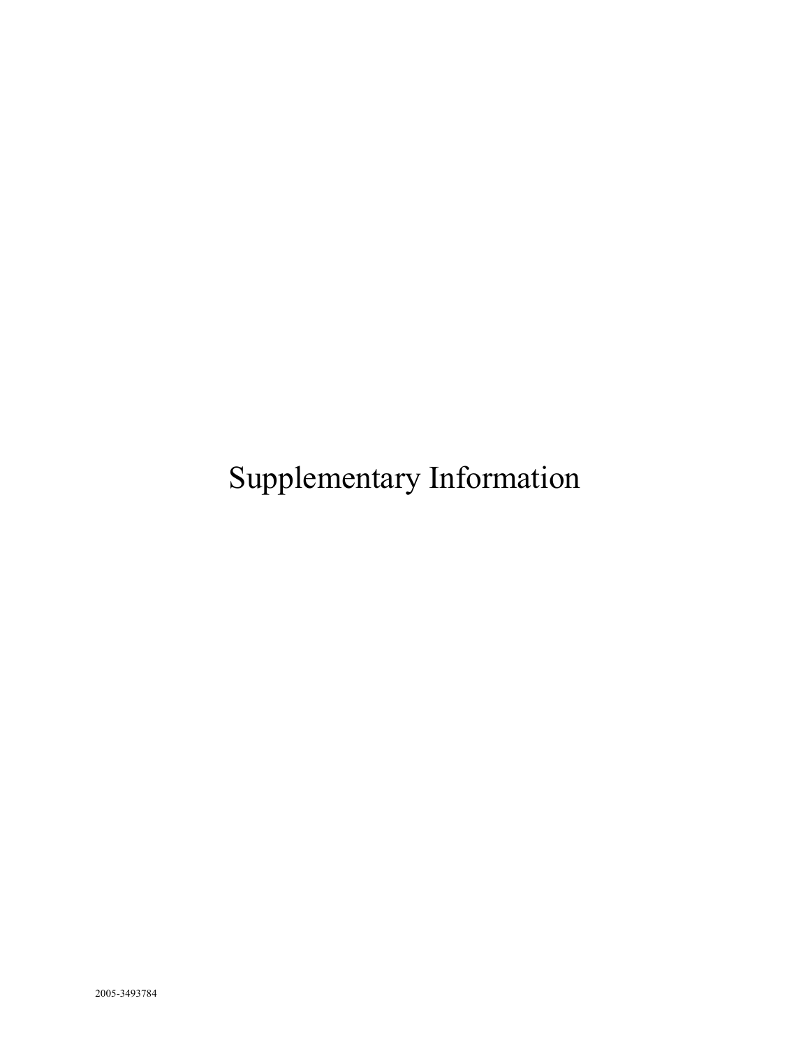# Supplementary Information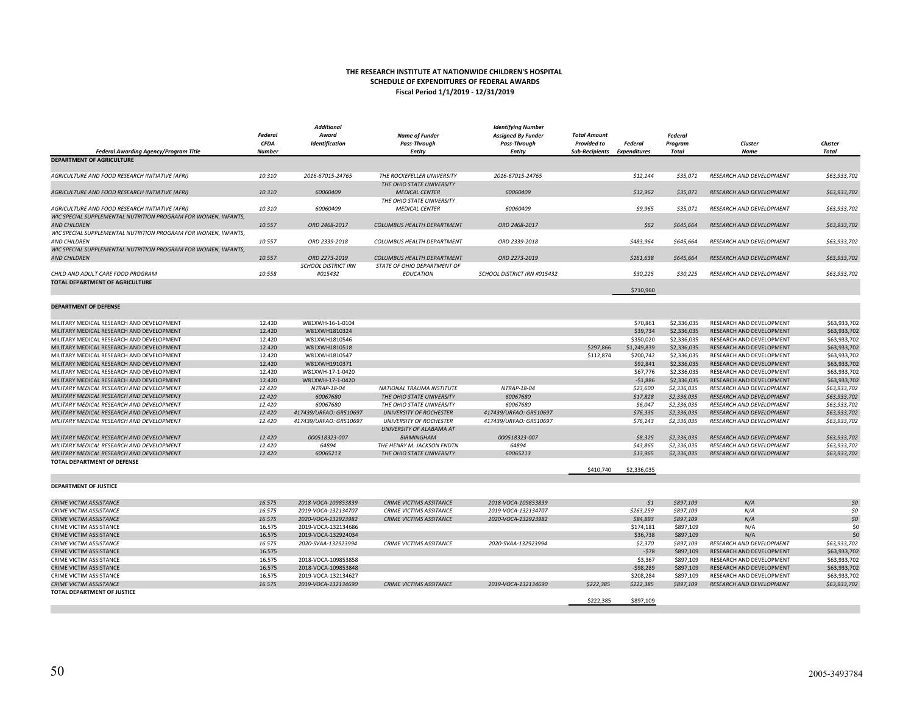**THE RESEARCH INSTITUTE AT NATIONWIDE CHILDREN'S HOSPITAL**
**SCHEDULE OF EXPENDITURES OF FEDERAL AWARDS**
**Fiscal Period 1/1/2019 - 12/31/2019**

| Federal Awarding Agency/Program Title | Federal CFDA Number | Additional Award Identification | Name of Funder Pass-Through Entity | Identifying Number Assigned By Funder Pass-Through Entity | Total Amount Provided to Sub-Recipients | Federal Expenditures | Federal Program Total | Cluster Name | Cluster Total |
|---|---|---|---|---|---|---|---|---|---|
| **DEPARTMENT OF AGRICULTURE** | | | | | | | | | |
| AGRICULTURE AND FOOD RESEARCH INITIATIVE (AFRI) | 10.310 | 2016-67015-24765 | THE ROCKEFELLER UNIVERSITY | 2016-67015-24765 | | $12,144 | $35,071 | RESEARCH AND DEVELOPMENT | $63,933,702 |
| AGRICULTURE AND FOOD RESEARCH INITIATIVE (AFRI) | 10.310 | 60060409 | THE OHIO STATE UNIVERSITY MEDICAL CENTER | 60060409 | | $12,962 | $35,071 | RESEARCH AND DEVELOPMENT | $63,933,702 |
| AGRICULTURE AND FOOD RESEARCH INITIATIVE (AFRI) | 10.310 | 60060409 | THE OHIO STATE UNIVERSITY MEDICAL CENTER | 60060409 | | $9,965 | $35,071 | RESEARCH AND DEVELOPMENT | $63,933,702 |
| WIC SPECIAL SUPPLEMENTAL NUTRITION PROGRAM FOR WOMEN, INFANTS, AND CHILDREN | 10.557 | ORD 2468-2017 | COLUMBUS HEALTH DEPARTMENT | ORD 2468-2017 | | $62 | $645,664 | RESEARCH AND DEVELOPMENT | $63,933,702 |
| WIC SPECIAL SUPPLEMENTAL NUTRITION PROGRAM FOR WOMEN, INFANTS, AND CHILDREN | 10.557 | ORD 2339-2018 | COLUMBUS HEALTH DEPARTMENT | ORD 2339-2018 | | $483,964 | $645,664 | RESEARCH AND DEVELOPMENT | $63,933,702 |
| WIC SPECIAL SUPPLEMENTAL NUTRITION PROGRAM FOR WOMEN, INFANTS, AND CHILDREN | 10.557 | ORD 2273-2019 | COLUMBUS HEALTH DEPARTMENT | ORD 2273-2019 | | $161,638 | $645,664 | RESEARCH AND DEVELOPMENT | $63,933,702 |
| CHILD AND ADULT CARE FOOD PROGRAM | 10.558 | SCHOOL DISTRICT IRN #015432 | STATE OF OHIO DEPARTMENT OF EDUCATION | SCHOOL DISTRICT IRN #015432 | | $30,225 | $30,225 | RESEARCH AND DEVELOPMENT | $63,933,702 |
| **TOTAL DEPARTMENT OF AGRICULTURE** | | | | | | $710,960 | | | |
| **DEPARTMENT OF DEFENSE** | | | | | | | | | |
| MILITARY MEDICAL RESEARCH AND DEVELOPMENT | 12.420 | W81XWH-16-1-0104 | | | | $70,861 | $2,336,035 | RESEARCH AND DEVELOPMENT | $63,933,702 |
| MILITARY MEDICAL RESEARCH AND DEVELOPMENT | 12.420 | W81XWH1810324 | | | | $39,734 | $2,336,035 | RESEARCH AND DEVELOPMENT | $63,933,702 |
| MILITARY MEDICAL RESEARCH AND DEVELOPMENT | 12.420 | W81XWH1810546 | | | | $350,020 | $2,336,035 | RESEARCH AND DEVELOPMENT | $63,933,702 |
| MILITARY MEDICAL RESEARCH AND DEVELOPMENT | 12.420 | W81XWH1810518 | | | $297,866 | $1,249,839 | $2,336,035 | RESEARCH AND DEVELOPMENT | $63,933,702 |
| MILITARY MEDICAL RESEARCH AND DEVELOPMENT | 12.420 | W81XWH1810547 | | | $112,874 | $200,742 | $2,336,035 | RESEARCH AND DEVELOPMENT | $63,933,702 |
| MILITARY MEDICAL RESEARCH AND DEVELOPMENT | 12.420 | W81XWH1910371 | | | | $92,841 | $2,336,035 | RESEARCH AND DEVELOPMENT | $63,933,702 |
| MILITARY MEDICAL RESEARCH AND DEVELOPMENT | 12.420 | W81XWH-17-1-0420 | | | | $67,776 | $2,336,035 | RESEARCH AND DEVELOPMENT | $63,933,702 |
| MILITARY MEDICAL RESEARCH AND DEVELOPMENT | 12.420 | W81XWH-17-1-0420 | | | | -$1,886 | $2,336,035 | RESEARCH AND DEVELOPMENT | $63,933,702 |
| MILITARY MEDICAL RESEARCH AND DEVELOPMENT | 12.420 | NTRAP-18-04 | NATIONAL TRAUMA INSTITUTE | NTRAP-18-04 | | $23,600 | $2,336,035 | RESEARCH AND DEVELOPMENT | $63,933,702 |
| MILITARY MEDICAL RESEARCH AND DEVELOPMENT | 12.420 | 60067680 | THE OHIO STATE UNIVERSITY | 60067680 | | $17,828 | $2,336,035 | RESEARCH AND DEVELOPMENT | $63,933,702 |
| MILITARY MEDICAL RESEARCH AND DEVELOPMENT | 12.420 | 60067680 | THE OHIO STATE UNIVERSITY | 60067680 | | $6,047 | $2,336,035 | RESEARCH AND DEVELOPMENT | $63,933,702 |
| MILITARY MEDICAL RESEARCH AND DEVELOPMENT | 12.420 | 417439/URFAO: GR510697 | UNIVERSITY OF ROCHESTER | 417439/URFAO: GR510697 | | $76,335 | $2,336,035 | RESEARCH AND DEVELOPMENT | $63,933,702 |
| MILITARY MEDICAL RESEARCH AND DEVELOPMENT | 12.420 | 417439/URFAO: GR510697 | UNIVERSITY OF ROCHESTER | 417439/URFAO: GR510697 | | $76,143 | $2,336,035 | RESEARCH AND DEVELOPMENT | $63,933,702 |
| MILITARY MEDICAL RESEARCH AND DEVELOPMENT | 12.420 | 000518323-007 | UNIVERSITY OF ALABAMA AT BIRMINGHAM | 000518323-007 | | $8,325 | $2,336,035 | RESEARCH AND DEVELOPMENT | $63,933,702 |
| MILITARY MEDICAL RESEARCH AND DEVELOPMENT | 12.420 | 64894 | THE HENRY M. JACKSON FNDTN | 64894 | | $43,865 | $2,336,035 | RESEARCH AND DEVELOPMENT | $63,933,702 |
| MILITARY MEDICAL RESEARCH AND DEVELOPMENT | 12.420 | 60065213 | THE OHIO STATE UNIVERSITY | 60065213 | | $13,965 | $2,336,035 | RESEARCH AND DEVELOPMENT | $63,933,702 |
| **TOTAL DEPARTMENT OF DEFENSE** | | | | | $410,740 | $2,336,035 | | | |
| **DEPARTMENT OF JUSTICE** | | | | | | | | | |
| CRIME VICTIM ASSISTANCE | 16.575 | 2018-VOCA-109853839 | CRIME VICTIMS ASSISTANCE | 2018-VOCA-109853839 | | -$1 | $897,109 | N/A | $0 |
| CRIME VICTIM ASSISTANCE | 16.575 | 2019-VOCA-132134707 | CRIME VICTIMS ASSISTANCE | 2019-VOCA-132134707 | | $263,259 | $897,109 | N/A | $0 |
| CRIME VICTIM ASSISTANCE | 16.575 | 2020-VOCA-132923982 | CRIME VICTIMS ASSISTANCE | 2020-VOCA-132923982 | | $84,893 | $897,109 | N/A | $0 |
| CRIME VICTIM ASSISTANCE | 16.575 | 2019-VOCA-132134686 | | | | $174,181 | $897,109 | N/A | $0 |
| CRIME VICTIM ASSISTANCE | 16.575 | 2019-VOCA-132924034 | | | | $36,738 | $897,109 | N/A | $0 |
| CRIME VICTIM ASSISTANCE | 16.575 | 2020-SVAA-132923994 | CRIME VICTIMS ASSITANCE | 2020-SVAA-132923994 | | $2,370 | $897,109 | RESEARCH AND DEVELOPMENT | $63,933,702 |
| CRIME VICTIM ASSISTANCE | 16.575 | | | | | -$78 | $897,109 | RESEARCH AND DEVELOPMENT | $63,933,702 |
| CRIME VICTIM ASSISTANCE | 16.575 | 2018-VOCA-109853858 | | | | $3,367 | $897,109 | RESEARCH AND DEVELOPMENT | $63,933,702 |
| CRIME VICTIM ASSISTANCE | 16.575 | 2018-VOCA-109853848 | | | | -$98,289 | $897,109 | RESEARCH AND DEVELOPMENT | $63,933,702 |
| CRIME VICTIM ASSISTANCE | 16.575 | 2019-VOCA-132134627 | | | | $208,284 | $897,109 | RESEARCH AND DEVELOPMENT | $63,933,702 |
| CRIME VICTIM ASSISTANCE | 16.575 | 2019-VOCA-132134690 | CRIME VICTIMS ASSITANCE | 2019-VOCA-132134690 | $222,385 | $222,385 | $897,109 | RESEARCH AND DEVELOPMENT | $63,933,702 |
| **TOTAL DEPARTMENT OF JUSTICE** | | | | | $222,385 | $897,109 | | | |

2005-3493784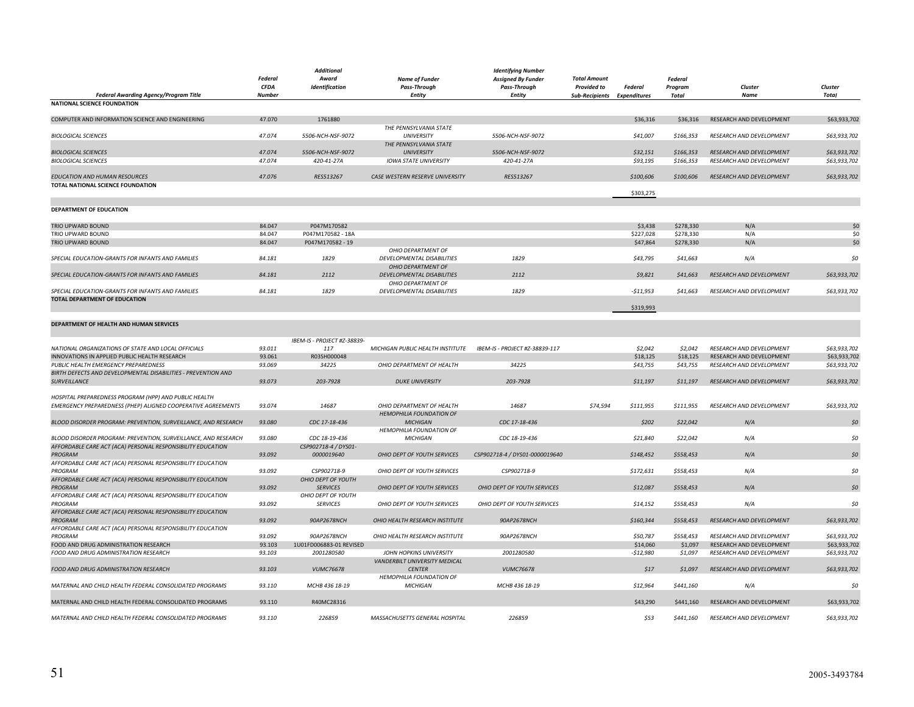| Federal Awarding Agency/Program Title | Federal CFDA Number | Additional Award Identification | Name of Funder Pass-Through Entity | Identifying Number Assigned By Funder Pass-Through Entity | Total Amount Provided to Sub-Recipients | Federal Expenditures | Federal Program Total | Cluster Name | Cluster Total |
|---|---|---|---|---|---|---|---|---|---|
| **NATIONAL SCIENCE FOUNDATION** | | | | | | | | | |
| COMPUTER AND INFORMATION SCIENCE AND ENGINEERING | 47.070 | 1761880 | | | | $36,316 | $36,316 | RESEARCH AND DEVELOPMENT | $63,933,702 |
| *BIOLOGICAL SCIENCES* | *47.074* | *5506-NCH-NSF-9072* | *THE PENNSYLVANIA STATE UNIVERSITY* | *5506-NCH-NSF-9072* | | *$41,007* | *$166,353* | *RESEARCH AND DEVELOPMENT* | *$63,933,702* |
| *BIOLOGICAL SCIENCES* | *47.074* | *5506-NCH-NSF-9072* | *THE PENNSYLVANIA STATE UNIVERSITY* | *5506-NCH-NSF-9072* | | *$32,151* | *$166,353* | *RESEARCH AND DEVELOPMENT* | *$63,933,702* |
| *BIOLOGICAL SCIENCES* | *47.074* | *420-41-27A* | *IOWA STATE UNIVERSITY* | *420-41-27A* | | *$93,195* | *$166,353* | *RESEARCH AND DEVELOPMENT* | *$63,933,702* |
| *EDUCATION AND HUMAN RESOURCES* | *47.076* | *RES513267* | *CASE WESTERN RESERVE UNIVERSITY* | *RES513267* | | *$100,606* | *$100,606* | *RESEARCH AND DEVELOPMENT* | *$63,933,702* |
| **TOTAL NATIONAL SCIENCE FOUNDATION** | | | | | | $303,275 | | | |
| **DEPARTMENT OF EDUCATION** | | | | | | | | | |
| TRIO UPWARD BOUND | 84.047 | P047M170582 | | | | $3,438 | $278,330 | N/A | $0 |
| TRIO UPWARD BOUND | 84.047 | P047M170582 - 18A | | | | $227,028 | $278,330 | N/A | $0 |
| TRIO UPWARD BOUND | 84.047 | P047M170582 - 19 | | | | $47,864 | $278,330 | N/A | $0 |
| *SPECIAL EDUCATION-GRANTS FOR INFANTS AND FAMILIES* | *84.181* | *1829* | *OHIO DEPARTMENT OF DEVELOPMENTAL DISABILITIES* | *1829* | | *$43,795* | *$41,663* | *N/A* | *$0* |
| *SPECIAL EDUCATION-GRANTS FOR INFANTS AND FAMILIES* | *84.181* | *2112* | *OHIO DEPARTMENT OF DEVELOPMENTAL DISABILITIES* | *2112* | | *$9,821* | *$41,663* | *RESEARCH AND DEVELOPMENT* | *$63,933,702* |
| *SPECIAL EDUCATION-GRANTS FOR INFANTS AND FAMILIES* | *84.181* | *1829* | *OHIO DEPARTMENT OF DEVELOPMENTAL DISABILITIES* | *1829* | | *-$11,953* | *$41,663* | *RESEARCH AND DEVELOPMENT* | *$63,933,702* |
| **TOTAL DEPARTMENT OF EDUCATION** | | | | | | $319,993 | | | |
| **DEPARTMENT OF HEALTH AND HUMAN SERVICES** | | | | | | | | | |
| *NATIONAL ORGANIZATIONS OF STATE AND LOCAL OFFICIALS* | *93.011* | *IBEM-IS - PROJECT #Z-38839-117* | *MICHIGAN PUBLIC HEALTH INSTITUTE* | *IBEM-IS - PROJECT #Z-38839-117* | | *$2,042* | *$2,042* | *RESEARCH AND DEVELOPMENT* | *$63,933,702* |
| INNOVATIONS IN APPLIED PUBLIC HEALTH RESEARCH | 93.061 | R03SH000048 | | | | $18,125 | $18,125 | RESEARCH AND DEVELOPMENT | $63,933,702 |
| *PUBLIC HEALTH EMERGENCY PREPAREDNESS* | *93.069* | *34225* | *OHIO DEPARTMENT OF HEALTH* | *34225* | | *$43,755* | *$43,755* | *RESEARCH AND DEVELOPMENT* | *$63,933,702* |
| *BIRTH DEFECTS AND DEVELOPMENTAL DISABILITIES - PREVENTION AND SURVEILLANCE* | *93.073* | *203-7928* | *DUKE UNIVERSITY* | *203-7928* | | *$11,197* | *$11,197* | *RESEARCH AND DEVELOPMENT* | *$63,933,702* |
| *HOSPITAL PREPAREDNESS PROGRAM (HPP) AND PUBLIC HEALTH EMERGENCY PREPAREDNESS (PHEP) ALIGNED COOPERATIVE AGREEMENTS* | *93.074* | *14687* | *OHIO DEPARTMENT OF HEALTH* | *14687* | *$74,594* | *$111,955* | *$111,955* | *RESEARCH AND DEVELOPMENT* | *$63,933,702* |
| *BLOOD DISORDER PROGRAM: PREVENTION, SURVEILLANCE, AND RESEARCH* | *93.080* | *CDC 17-18-436* | *HEMOPHILIA FOUNDATION OF MICHIGAN* | *CDC 17-18-436* | | *$202* | *$22,042* | *N/A* | *$0* |
| *BLOOD DISORDER PROGRAM: PREVENTION, SURVEILLANCE, AND RESEARCH* | *93.080* | *CDC 18-19-436* | *HEMOPHILIA FOUNDATION OF MICHIGAN* | *CDC 18-19-436* | | *$21,840* | *$22,042* | *N/A* | *$0* |
| *AFFORDABLE CARE ACT (ACA) PERSONAL RESPONSIBILITY EDUCATION PROGRAM* | *93.092* | *CSP902718-4 / DYS01-0000019640* | *OHIO DEPT OF YOUTH SERVICES* | *CSP902718-4 / DYS01-0000019640* | | *$148,452* | *$558,453* | *N/A* | *$0* |
| *AFFORDABLE CARE ACT (ACA) PERSONAL RESPONSIBILITY EDUCATION PROGRAM* | *93.092* | *CSP902718-9* | *OHIO DEPT OF YOUTH SERVICES* | *CSP902718-9* | | *$172,631* | *$558,453* | *N/A* | *$0* |
| *AFFORDABLE CARE ACT (ACA) PERSONAL RESPONSIBILITY EDUCATION PROGRAM* | *93.092* | *OHIO DEPT OF YOUTH SERVICES* | *OHIO DEPT OF YOUTH SERVICES* | *OHIO DEPT OF YOUTH SERVICES* | | *$12,087* | *$558,453* | *N/A* | *$0* |
| *AFFORDABLE CARE ACT (ACA) PERSONAL RESPONSIBILITY EDUCATION PROGRAM* | *93.092* | *OHIO DEPT OF YOUTH SERVICES* | *OHIO DEPT OF YOUTH SERVICES* | *OHIO DEPT OF YOUTH SERVICES* | | *$14,152* | *$558,453* | *N/A* | *$0* |
| *AFFORDABLE CARE ACT (ACA) PERSONAL RESPONSIBILITY EDUCATION PROGRAM* | *93.092* | *90AP2678NCH* | *OHIO HEALTH RESEARCH INSTITUTE* | *90AP2678NCH* | | *$160,344* | *$558,453* | *RESEARCH AND DEVELOPMENT* | *$63,933,702* |
| *AFFORDABLE CARE ACT (ACA) PERSONAL RESPONSIBILITY EDUCATION PROGRAM* | *93.092* | *90AP2678NCH* | *OHIO HEALTH RESEARCH INSTITUTE* | *90AP2678NCH* | | *$50,787* | *$558,453* | *RESEARCH AND DEVELOPMENT* | *$63,933,702* |
| FOOD AND DRUG ADMINISTRATION RESEARCH | 93.103 | 1U01FD006883-01 REVISED | | | | $14,060 | $1,097 | RESEARCH AND DEVELOPMENT | $63,933,702 |
| *FOOD AND DRUG ADMINISTRATION RESEARCH* | *93.103* | *2001280580* | *JOHN HOPKINS UNIVERSITY* | *2001280580* | | *-$12,980* | *$1,097* | *RESEARCH AND DEVELOPMENT* | *$63,933,702* |
| *FOOD AND DRUG ADMINISTRATION RESEARCH* | *93.103* | *VUMC76678* | *VANDERBILT UNIVERSITY MEDICAL CENTER* | *VUMC76678* | | *$17* | *$1,097* | *RESEARCH AND DEVELOPMENT* | *$63,933,702* |
| *MATERNAL AND CHILD HEALTH FEDERAL CONSOLIDATED PROGRAMS* | *93.110* | *MCHB 436 18-19* | *HEMOPHILIA FOUNDATION OF MICHIGAN* | *MCHB 436 18-19* | | *$12,964* | *$441,160* | *N/A* | *$0* |
| MATERNAL AND CHILD HEALTH FEDERAL CONSOLIDATED PROGRAMS | 93.110 | R40MC28316 | | | | $43,290 | $441,160 | RESEARCH AND DEVELOPMENT | $63,933,702 |
| *MATERNAL AND CHILD HEALTH FEDERAL CONSOLIDATED PROGRAMS* | *93.110* | *226859* | *MASSACHUSETTS GENERAL HOSPITAL* | *226859* | | *$53* | *$441,160* | *RESEARCH AND DEVELOPMENT* | *$63,933,702* |

2005-3493784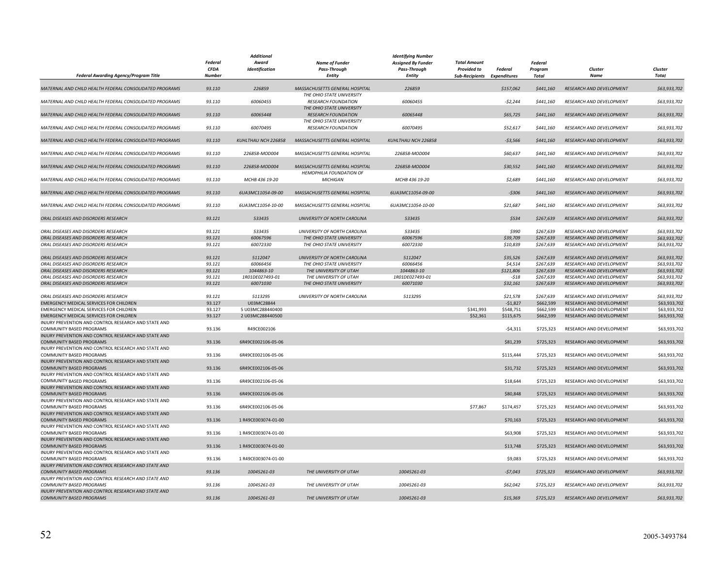| Federal Awarding Agency/Program Title | Federal CFDA Number | Additional Award Identification | Name of Funder Pass-Through Entity | Identifying Number Assigned By Funder Pass-Through Entity | Total Amount Provided to Sub-Recipients | Federal Expenditures | Federal Program Total | Cluster Name | Cluster Total |
|---|---|---|---|---|---|---|---|---|---|
| MATERNAL AND CHILD HEALTH FEDERAL CONSOLIDATED PROGRAMS | 93.110 | 226859 | MASSACHUSETTS GENERAL HOSPITAL | 226859 | | $157,062 | $441,160 | RESEARCH AND DEVELOPMENT | $63,933,702 |
| MATERNAL AND CHILD HEALTH FEDERAL CONSOLIDATED PROGRAMS | 93.110 | 60060455 | THE OHIO STATE UNIVERSITY RESEARCH FOUNDATION | 60060455 | | -$2,244 | $441,160 | RESEARCH AND DEVELOPMENT | $63,933,702 |
| MATERNAL AND CHILD HEALTH FEDERAL CONSOLIDATED PROGRAMS | 93.110 | 60065448 | THE OHIO STATE UNIVERSITY RESEARCH FOUNDATION | 60065448 | | $65,725 | $441,160 | RESEARCH AND DEVELOPMENT | $63,933,702 |
| MATERNAL AND CHILD HEALTH FEDERAL CONSOLIDATED PROGRAMS | 93.110 | 60070495 | THE OHIO STATE UNIVERSITY RESEARCH FOUNDATION | 60070495 | | $52,617 | $441,160 | RESEARCH AND DEVELOPMENT | $63,933,702 |
| MATERNAL AND CHILD HEALTH FEDERAL CONSOLIDATED PROGRAMS | 93.110 | KUHLTHAU NCH 226858 | MASSACHUSETTS GENERAL HOSPITAL | KUHLTHAU NCH 226858 | | -$3,566 | $441,160 | RESEARCH AND DEVELOPMENT | $63,933,702 |
| MATERNAL AND CHILD HEALTH FEDERAL CONSOLIDATED PROGRAMS | 93.110 | 226858-MOD004 | MASSACHUSETTS GENERAL HOSPITAL | 226858-MOD004 | | $60,637 | $441,160 | RESEARCH AND DEVELOPMENT | $63,933,702 |
| MATERNAL AND CHILD HEALTH FEDERAL CONSOLIDATED PROGRAMS | 93.110 | 226858-MOD004 | MASSACHUSETTS GENERAL HOSPITAL | 226858-MOD004 | | $30,552 | $441,160 | RESEARCH AND DEVELOPMENT | $63,933,702 |
| MATERNAL AND CHILD HEALTH FEDERAL CONSOLIDATED PROGRAMS | 93.110 | MCHB 436 19-20 | HEMOPHILIA FOUNDATION OF MICHIGAN | MCHB 436 19-20 | | $2,689 | $441,160 | RESEARCH AND DEVELOPMENT | $63,933,702 |
| MATERNAL AND CHILD HEALTH FEDERAL CONSOLIDATED PROGRAMS | 93.110 | 6UA3MC11054-09-00 | MASSACHUSETTS GENERAL HOSPITAL | 6UA3MC11054-09-00 | | -$306 | $441,160 | RESEARCH AND DEVELOPMENT | $63,933,702 |
| MATERNAL AND CHILD HEALTH FEDERAL CONSOLIDATED PROGRAMS | 93.110 | 6UA3MC11054-10-00 | MASSACHUSETTS GENERAL HOSPITAL | 6UA3MC11054-10-00 | | $21,687 | $441,160 | RESEARCH AND DEVELOPMENT | $63,933,702 |
| ORAL DISEASES AND DISORDERS RESEARCH | 93.121 | 533435 | UNIVERSITY OF NORTH CAROLINA | 533435 | | $534 | $267,639 | RESEARCH AND DEVELOPMENT | $63,933,702 |
| ORAL DISEASES AND DISORDERS RESEARCH | 93.121 | 533435 | UNIVERSITY OF NORTH CAROLINA | 533435 | | $990 | $267,639 | RESEARCH AND DEVELOPMENT | $63,933,702 |
| ORAL DISEASES AND DISORDERS RESEARCH | 93.121 | 60067596 | THE OHIO STATE UNIVERSITY | 60067596 | | $39,709 | $267,639 | RESEARCH AND DEVELOPMENT | $63,933,702 |
| ORAL DISEASES AND DISORDERS RESEARCH | 93.121 | 60072330 | THE OHIO STATE UNIVERSITY | 60072330 | | $10,839 | $267,639 | RESEARCH AND DEVELOPMENT | $63,933,702 |
| ORAL DISEASES AND DISORDERS RESEARCH | 93.121 | 5112047 | UNIVERSITY OF NORTH CAROLINA | 5112047 | | $35,526 | $267,639 | RESEARCH AND DEVELOPMENT | $63,933,702 |
| ORAL DISEASES AND DISORDERS RESEARCH | 93.121 | 60066456 | THE OHIO STATE UNIVERSITY | 60066456 | | $4,514 | $267,639 | RESEARCH AND DEVELOPMENT | $63,933,702 |
| ORAL DISEASES AND DISORDERS RESEARCH | 93.121 | 1044863-10 | THE UNIVERSITY OF UTAH | 1044863-10 | | $121,806 | $267,639 | RESEARCH AND DEVELOPMENT | $63,933,702 |
| ORAL DISEASES AND DISORDERS RESEARCH | 93.121 | 1R01DE027493-01 | THE UNIVERSITY OF UTAH | 1R01DE027493-01 | | -$18 | $267,639 | RESEARCH AND DEVELOPMENT | $63,933,702 |
| ORAL DISEASES AND DISORDERS RESEARCH | 93.121 | 60071030 | THE OHIO STATE UNIVERSITY | 60071030 | | $32,161 | $267,639 | RESEARCH AND DEVELOPMENT | $63,933,702 |
| ORAL DISEASES AND DISORDERS RESEARCH | 93.121 | 5113295 | UNIVERSITY OF NORTH CAROLINA | 5113295 | | $21,578 | $267,639 | RESEARCH AND DEVELOPMENT | $63,933,702 |
| EMERGENCY MEDICAL SERVICES FOR CHILDREN | 93.127 | U03MC28844 | | | | -$1,827 | $662,599 | RESEARCH AND DEVELOPMENT | $63,933,702 |
| EMERGENCY MEDICAL SERVICES FOR CHILDREN | 93.127 | 5 U03MC288440400 | | | $341,993 | $548,751 | $662,599 | RESEARCH AND DEVELOPMENT | $63,933,702 |
| EMERGENCY MEDICAL SERVICES FOR CHILDREN | 93.127 | 2 U03MC288440500 | | | $52,361 | $115,675 | $662,599 | RESEARCH AND DEVELOPMENT | $63,933,702 |
| INJURY PREVENTION AND CONTROL RESEARCH AND STATE AND COMMUNITY BASED PROGRAMS | 93.136 | R49CE002106 | | | | -$4,311 | $725,323 | RESEARCH AND DEVELOPMENT | $63,933,702 |
| INJURY PREVENTION AND CONTROL RESEARCH AND STATE AND COMMUNITY BASED PROGRAMS | 93.136 | 6R49CE002106-05-06 | | | | $81,239 | $725,323 | RESEARCH AND DEVELOPMENT | $63,933,702 |
| INJURY PREVENTION AND CONTROL RESEARCH AND STATE AND COMMUNITY BASED PROGRAMS | 93.136 | 6R49CE002106-05-06 | | | | $115,444 | $725,323 | RESEARCH AND DEVELOPMENT | $63,933,702 |
| INJURY PREVENTION AND CONTROL RESEARCH AND STATE AND COMMUNITY BASED PROGRAMS | 93.136 | 6R49CE002106-05-06 | | | | $31,732 | $725,323 | RESEARCH AND DEVELOPMENT | $63,933,702 |
| INJURY PREVENTION AND CONTROL RESEARCH AND STATE AND COMMUNITY BASED PROGRAMS | 93.136 | 6R49CE002106-05-06 | | | | $18,644 | $725,323 | RESEARCH AND DEVELOPMENT | $63,933,702 |
| INJURY PREVENTION AND CONTROL RESEARCH AND STATE AND COMMUNITY BASED PROGRAMS | 93.136 | 6R49CE002106-05-06 | | | | $80,848 | $725,323 | RESEARCH AND DEVELOPMENT | $63,933,702 |
| INJURY PREVENTION AND CONTROL RESEARCH AND STATE AND COMMUNITY BASED PROGRAMS | 93.136 | 6R49CE002106-05-06 | | | $77,867 | $174,457 | $725,323 | RESEARCH AND DEVELOPMENT | $63,933,702 |
| INJURY PREVENTION AND CONTROL RESEARCH AND STATE AND COMMUNITY BASED PROGRAMS | 93.136 | 1 R49CE003074-01-00 | | | | $70,163 | $725,323 | RESEARCH AND DEVELOPMENT | $63,933,702 |
| INJURY PREVENTION AND CONTROL RESEARCH AND STATE AND COMMUNITY BASED PROGRAMS | 93.136 | 1 R49CE003074-01-00 | | | | $63,908 | $725,323 | RESEARCH AND DEVELOPMENT | $63,933,702 |
| INJURY PREVENTION AND CONTROL RESEARCH AND STATE AND COMMUNITY BASED PROGRAMS | 93.136 | 1 R49CE003074-01-00 | | | | $13,748 | $725,323 | RESEARCH AND DEVELOPMENT | $63,933,702 |
| INJURY PREVENTION AND CONTROL RESEARCH AND STATE AND COMMUNITY BASED PROGRAMS | 93.136 | 1 R49CE003074-01-00 | | | | $9,083 | $725,323 | RESEARCH AND DEVELOPMENT | $63,933,702 |
| INJURY PREVENTION AND CONTROL RESEARCH AND STATE AND COMMUNITY BASED PROGRAMS | 93.136 | 10045261-03 | THE UNIVERSITY OF UTAH | 10045261-03 | | -$7,043 | $725,323 | RESEARCH AND DEVELOPMENT | $63,933,702 |
| INJURY PREVENTION AND CONTROL RESEARCH AND STATE AND COMMUNITY BASED PROGRAMS | 93.136 | 10045261-03 | THE UNIVERSITY OF UTAH | 10045261-03 | | $62,042 | $725,323 | RESEARCH AND DEVELOPMENT | $63,933,702 |
| INJURY PREVENTION AND CONTROL RESEARCH AND STATE AND COMMUNITY BASED PROGRAMS | 93.136 | 10045261-03 | THE UNIVERSITY OF UTAH | 10045261-03 | | $15,369 | $725,323 | RESEARCH AND DEVELOPMENT | $63,933,702 |

2005-3493784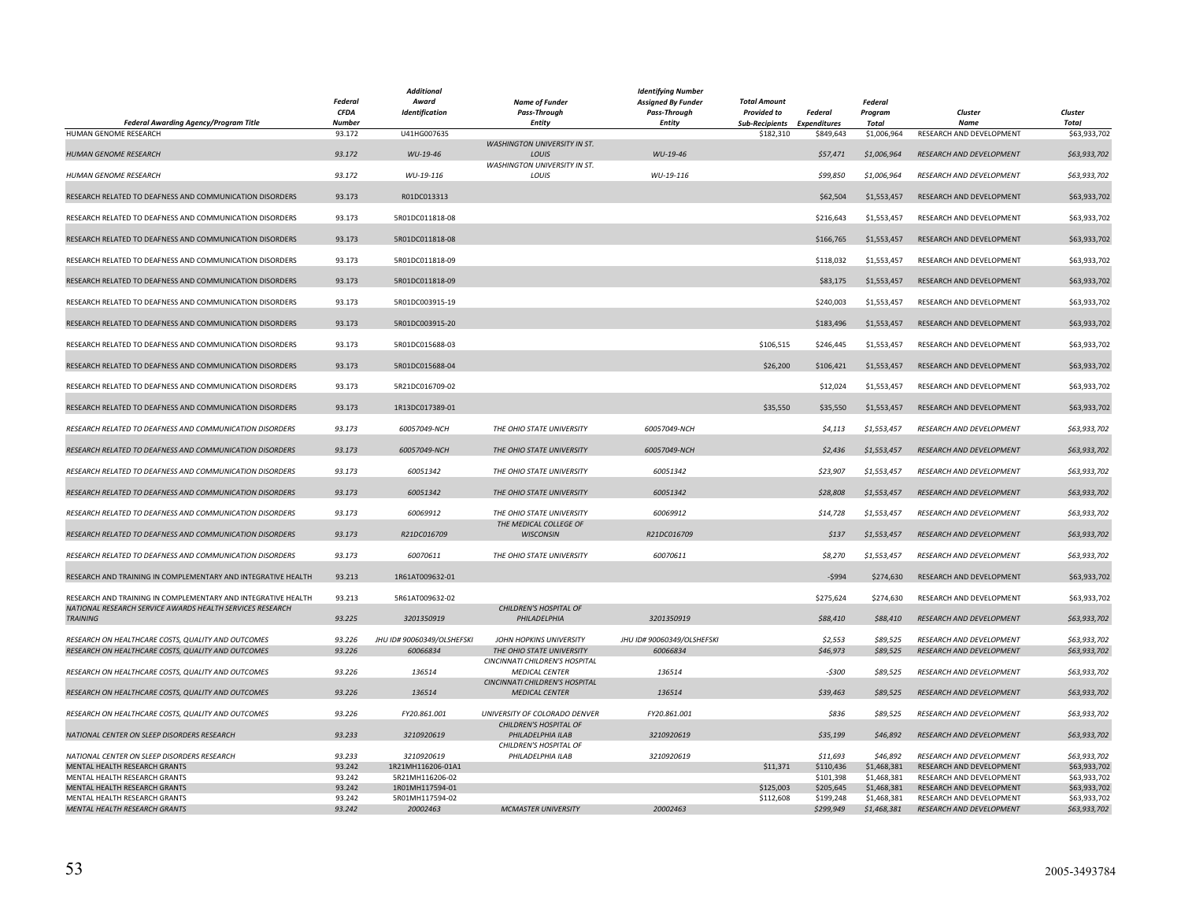| Federal Awarding Agency/Program Title | Federal CFDA Number | Additional Award Identification | Name of Funder Pass-Through Entity | Identifying Number Assigned By Funder Pass-Through Entity | Total Amount Provided to Sub-Recipients | Federal Expenditures | Federal Program Total | Cluster Name | Cluster Total |
|---|---|---|---|---|---|---|---|---|---|
| HUMAN GENOME RESEARCH | 93.172 | U41HG007635 | | | $182,310 | $849,643 | $1,006,964 | RESEARCH AND DEVELOPMENT | $63,933,702 |
| *HUMAN GENOME RESEARCH* | *93.172* | *WU-19-46* | *WASHINGTON UNIVERSITY IN ST. LOUIS* | *WU-19-46* | | *$57,471* | *$1,006,964* | *RESEARCH AND DEVELOPMENT* | *$63,933,702* |
| *HUMAN GENOME RESEARCH* | *93.172* | *WU-19-116* | *WASHINGTON UNIVERSITY IN ST. LOUIS* | *WU-19-116* | | *$99,850* | *$1,006,964* | *RESEARCH AND DEVELOPMENT* | *$63,933,702* |
| RESEARCH RELATED TO DEAFNESS AND COMMUNICATION DISORDERS | 93.173 | R01DC013313 | | | | $62,504 | $1,553,457 | RESEARCH AND DEVELOPMENT | $63,933,702 |
| RESEARCH RELATED TO DEAFNESS AND COMMUNICATION DISORDERS | 93.173 | 5R01DC011818-08 | | | | $216,643 | $1,553,457 | RESEARCH AND DEVELOPMENT | $63,933,702 |
| RESEARCH RELATED TO DEAFNESS AND COMMUNICATION DISORDERS | 93.173 | 5R01DC011818-08 | | | | $166,765 | $1,553,457 | RESEARCH AND DEVELOPMENT | $63,933,702 |
| RESEARCH RELATED TO DEAFNESS AND COMMUNICATION DISORDERS | 93.173 | 5R01DC011818-09 | | | | $118,032 | $1,553,457 | RESEARCH AND DEVELOPMENT | $63,933,702 |
| RESEARCH RELATED TO DEAFNESS AND COMMUNICATION DISORDERS | 93.173 | 5R01DC011818-09 | | | | $83,175 | $1,553,457 | RESEARCH AND DEVELOPMENT | $63,933,702 |
| RESEARCH RELATED TO DEAFNESS AND COMMUNICATION DISORDERS | 93.173 | 5R01DC003915-19 | | | | $240,003 | $1,553,457 | RESEARCH AND DEVELOPMENT | $63,933,702 |
| RESEARCH RELATED TO DEAFNESS AND COMMUNICATION DISORDERS | 93.173 | 5R01DC003915-20 | | | | $183,496 | $1,553,457 | RESEARCH AND DEVELOPMENT | $63,933,702 |
| RESEARCH RELATED TO DEAFNESS AND COMMUNICATION DISORDERS | 93.173 | 5R01DC015688-03 | | | $106,515 | $246,445 | $1,553,457 | RESEARCH AND DEVELOPMENT | $63,933,702 |
| RESEARCH RELATED TO DEAFNESS AND COMMUNICATION DISORDERS | 93.173 | 5R01DC015688-04 | | | $26,200 | $106,421 | $1,553,457 | RESEARCH AND DEVELOPMENT | $63,933,702 |
| RESEARCH RELATED TO DEAFNESS AND COMMUNICATION DISORDERS | 93.173 | 5R21DC016709-02 | | | | $12,024 | $1,553,457 | RESEARCH AND DEVELOPMENT | $63,933,702 |
| RESEARCH RELATED TO DEAFNESS AND COMMUNICATION DISORDERS | 93.173 | 1R13DC017389-01 | | | $35,550 | $35,550 | $1,553,457 | RESEARCH AND DEVELOPMENT | $63,933,702 |
| *RESEARCH RELATED TO DEAFNESS AND COMMUNICATION DISORDERS* | *93.173* | *60057049-NCH* | *THE OHIO STATE UNIVERSITY* | *60057049-NCH* | | *$4,113* | *$1,553,457* | *RESEARCH AND DEVELOPMENT* | *$63,933,702* |
| *RESEARCH RELATED TO DEAFNESS AND COMMUNICATION DISORDERS* | *93.173* | *60057049-NCH* | *THE OHIO STATE UNIVERSITY* | *60057049-NCH* | | *$2,436* | *$1,553,457* | *RESEARCH AND DEVELOPMENT* | *$63,933,702* |
| *RESEARCH RELATED TO DEAFNESS AND COMMUNICATION DISORDERS* | *93.173* | *60051342* | *THE OHIO STATE UNIVERSITY* | *60051342* | | *$23,907* | *$1,553,457* | *RESEARCH AND DEVELOPMENT* | *$63,933,702* |
| *RESEARCH RELATED TO DEAFNESS AND COMMUNICATION DISORDERS* | *93.173* | *60051342* | *THE OHIO STATE UNIVERSITY* | *60051342* | | *$28,808* | *$1,553,457* | *RESEARCH AND DEVELOPMENT* | *$63,933,702* |
| *RESEARCH RELATED TO DEAFNESS AND COMMUNICATION DISORDERS* | *93.173* | *60069912* | *THE OHIO STATE UNIVERSITY* | *60069912* | | *$14,728* | *$1,553,457* | *RESEARCH AND DEVELOPMENT* | *$63,933,702* |
| *RESEARCH RELATED TO DEAFNESS AND COMMUNICATION DISORDERS* | *93.173* | *R21DC016709* | *THE MEDICAL COLLEGE OF WISCONSIN* | *R21DC016709* | | *$137* | *$1,553,457* | *RESEARCH AND DEVELOPMENT* | *$63,933,702* |
| *RESEARCH RELATED TO DEAFNESS AND COMMUNICATION DISORDERS* | *93.173* | *60070611* | *THE OHIO STATE UNIVERSITY* | *60070611* | | *$8,270* | *$1,553,457* | *RESEARCH AND DEVELOPMENT* | *$63,933,702* |
| RESEARCH AND TRAINING IN COMPLEMENTARY AND INTEGRATIVE HEALTH | 93.213 | 1R61AT009632-01 | | | | -$994 | $274,630 | RESEARCH AND DEVELOPMENT | $63,933,702 |
| RESEARCH AND TRAINING IN COMPLEMENTARY AND INTEGRATIVE HEALTH | 93.213 | 5R61AT009632-02 | | | | $275,624 | $274,630 | RESEARCH AND DEVELOPMENT | $63,933,702 |
| *NATIONAL RESEARCH SERVICE AWARDS HEALTH SERVICES RESEARCH TRAINING* | *93.225* | *3201350919* | *CHILDREN'S HOSPITAL OF PHILADELPHIA* | *3201350919* | | *$88,410* | *$88,410* | *RESEARCH AND DEVELOPMENT* | *$63,933,702* |
| *RESEARCH ON HEALTHCARE COSTS, QUALITY AND OUTCOMES* | *93.226* | *JHU ID# 90060349/OLSHEFSKI* | *JOHN HOPKINS UNIVERSITY* | *JHU ID# 90060349/OLSHEFSKI* | | *$2,553* | *$89,525* | *RESEARCH AND DEVELOPMENT* | *$63,933,702* |
| *RESEARCH ON HEALTHCARE COSTS, QUALITY AND OUTCOMES* | *93.226* | *60066834* | *THE OHIO STATE UNIVERSITY* | *60066834* | | *$46,973* | *$89,525* | *RESEARCH AND DEVELOPMENT* | *$63,933,702* |
| *RESEARCH ON HEALTHCARE COSTS, QUALITY AND OUTCOMES* | *93.226* | *136514* | *CINCINNATI CHILDREN'S HOSPITAL MEDICAL CENTER* | *136514* | | *-$300* | *$89,525* | *RESEARCH AND DEVELOPMENT* | *$63,933,702* |
| *RESEARCH ON HEALTHCARE COSTS, QUALITY AND OUTCOMES* | *93.226* | *136514* | *CINCINNATI CHILDREN'S HOSPITAL MEDICAL CENTER* | *136514* | | *$39,463* | *$89,525* | *RESEARCH AND DEVELOPMENT* | *$63,933,702* |
| *RESEARCH ON HEALTHCARE COSTS, QUALITY AND OUTCOMES* | *93.226* | *FY20.861.001* | *UNIVERSITY OF COLORADO DENVER* | *FY20.861.001* | | *$836* | *$89,525* | *RESEARCH AND DEVELOPMENT* | *$63,933,702* |
| *NATIONAL CENTER ON SLEEP DISORDERS RESEARCH* | *93.233* | *3210920619* | *CHILDREN'S HOSPITAL OF PHILADELPHIA ILAB* | *3210920619* | | *$35,199* | *$46,892* | *RESEARCH AND DEVELOPMENT* | *$63,933,702* |
| *NATIONAL CENTER ON SLEEP DISORDERS RESEARCH* | *93.233* | *3210920619* | *CHILDREN'S HOSPITAL OF PHILADELPHIA ILAB* | *3210920619* | | *$11,693* | *$46,892* | *RESEARCH AND DEVELOPMENT* | *$63,933,702* |
| MENTAL HEALTH RESEARCH GRANTS | 93.242 | 1R21MH116206-01A1 | | | $11,371 | $110,436 | $1,468,381 | RESEARCH AND DEVELOPMENT | $63,933,702 |
| MENTAL HEALTH RESEARCH GRANTS | 93.242 | 5R21MH116206-02 | | | | $101,398 | $1,468,381 | RESEARCH AND DEVELOPMENT | $63,933,702 |
| MENTAL HEALTH RESEARCH GRANTS | 93.242 | 1R01MH117594-01 | | | $125,003 | $205,645 | $1,468,381 | RESEARCH AND DEVELOPMENT | $63,933,702 |
| MENTAL HEALTH RESEARCH GRANTS | 93.242 | 5R01MH117594-02 | | | $112,608 | $199,248 | $1,468,381 | RESEARCH AND DEVELOPMENT | $63,933,702 |
| *MENTAL HEALTH RESEARCH GRANTS* | *93.242* | *20002463* | *MCMASTER UNIVERSITY* | *20002463* | | *$299,949* | *$1,468,381* | *RESEARCH AND DEVELOPMENT* | *$63,933,702* |

2005-3493784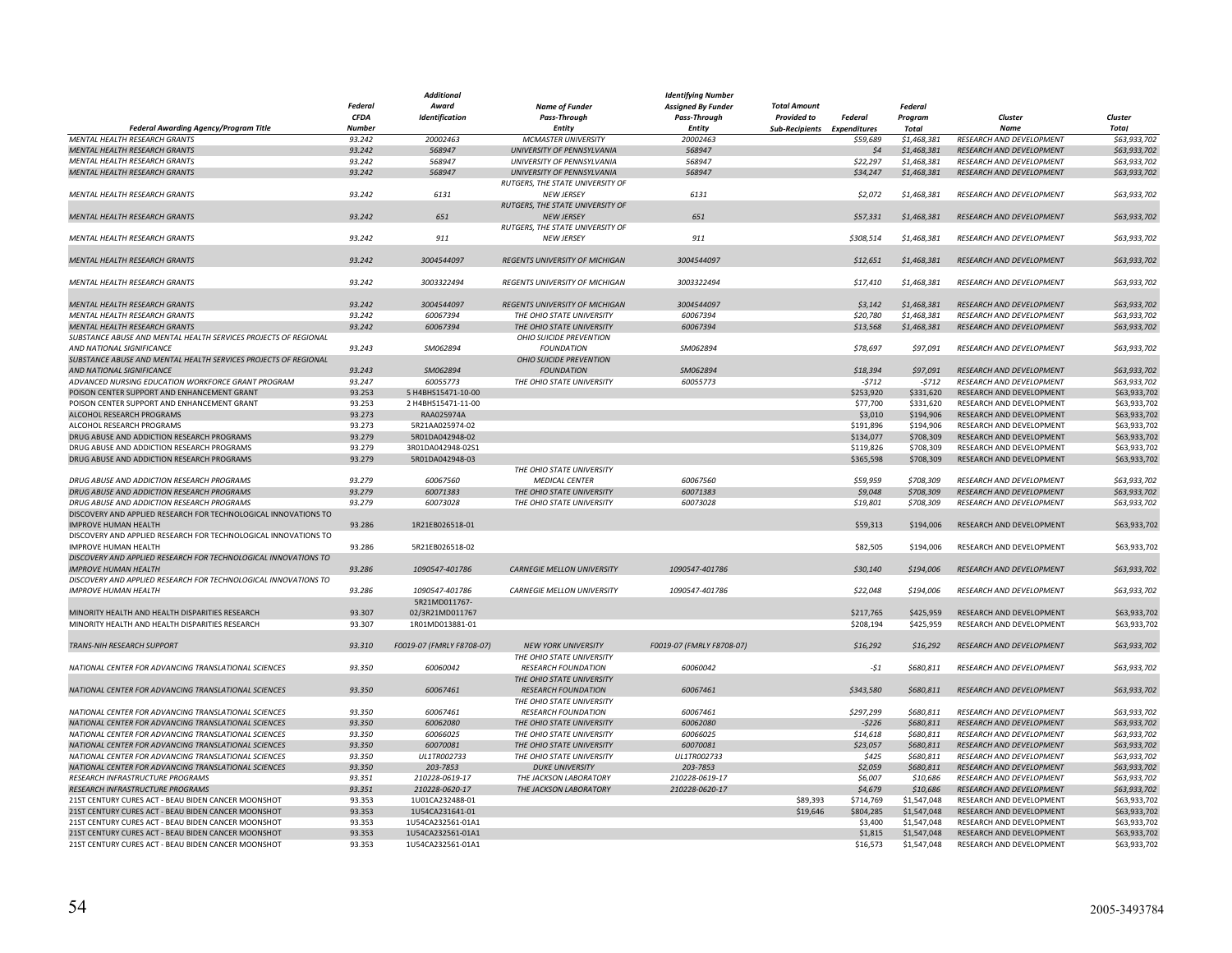| Federal Awarding Agency/Program Title | Federal CFDA Number | Additional Award Identification | Name of Funder Pass-Through Entity | Identifying Number Assigned By Funder Pass-Through Entity | Total Amount Provided to Sub-Recipients | Federal Expenditures | Federal Program Total | Cluster Name | Cluster Total |
|---|---|---|---|---|---|---|---|---|---|
| MENTAL HEALTH RESEARCH GRANTS | 93.242 | 20002463 | MCMASTER UNIVERSITY | 20002463 | | $59,689 | $1,468,381 | RESEARCH AND DEVELOPMENT | $63,933,702 |
| MENTAL HEALTH RESEARCH GRANTS | 93.242 | 568947 | UNIVERSITY OF PENNSYLVANIA | 568947 | | $4 | $1,468,381 | RESEARCH AND DEVELOPMENT | $63,933,702 |
| MENTAL HEALTH RESEARCH GRANTS | 93.242 | 568947 | UNIVERSITY OF PENNSYLVANIA | 568947 | | $22,297 | $1,468,381 | RESEARCH AND DEVELOPMENT | $63,933,702 |
| MENTAL HEALTH RESEARCH GRANTS | 93.242 | 568947 | UNIVERSITY OF PENNSYLVANIA | 568947 | | $34,247 | $1,468,381 | RESEARCH AND DEVELOPMENT | $63,933,702 |
| MENTAL HEALTH RESEARCH GRANTS | 93.242 | 6131 | RUTGERS, THE STATE UNIVERSITY OF NEW JERSEY | 6131 | | $2,072 | $1,468,381 | RESEARCH AND DEVELOPMENT | $63,933,702 |
| MENTAL HEALTH RESEARCH GRANTS | 93.242 | 651 | RUTGERS, THE STATE UNIVERSITY OF NEW JERSEY | 651 | | $57,331 | $1,468,381 | RESEARCH AND DEVELOPMENT | $63,933,702 |
| MENTAL HEALTH RESEARCH GRANTS | 93.242 | 911 | RUTGERS, THE STATE UNIVERSITY OF NEW JERSEY | 911 | | $308,514 | $1,468,381 | RESEARCH AND DEVELOPMENT | $63,933,702 |
| MENTAL HEALTH RESEARCH GRANTS | 93.242 | 3004544097 | REGENTS UNIVERSITY OF MICHIGAN | 3004544097 | | $12,651 | $1,468,381 | RESEARCH AND DEVELOPMENT | $63,933,702 |
| MENTAL HEALTH RESEARCH GRANTS | 93.242 | 3003322494 | REGENTS UNIVERSITY OF MICHIGAN | 3003322494 | | $17,410 | $1,468,381 | RESEARCH AND DEVELOPMENT | $63,933,702 |
| MENTAL HEALTH RESEARCH GRANTS | 93.242 | 3004544097 | REGENTS UNIVERSITY OF MICHIGAN | 3004544097 | | $3,142 | $1,468,381 | RESEARCH AND DEVELOPMENT | $63,933,702 |
| MENTAL HEALTH RESEARCH GRANTS | 93.242 | 60067394 | THE OHIO STATE UNIVERSITY | 60067394 | | $20,780 | $1,468,381 | RESEARCH AND DEVELOPMENT | $63,933,702 |
| MENTAL HEALTH RESEARCH GRANTS | 93.242 | 60067394 | THE OHIO STATE UNIVERSITY | 60067394 | | $13,568 | $1,468,381 | RESEARCH AND DEVELOPMENT | $63,933,702 |
| SUBSTANCE ABUSE AND MENTAL HEALTH SERVICES PROJECTS OF REGIONAL AND NATIONAL SIGNIFICANCE | 93.243 | SM062894 | OHIO SUICIDE PREVENTION FOUNDATION | SM062894 | | $78,697 | $97,091 | RESEARCH AND DEVELOPMENT | $63,933,702 |
| SUBSTANCE ABUSE AND MENTAL HEALTH SERVICES PROJECTS OF REGIONAL AND NATIONAL SIGNIFICANCE | 93.243 | SM062894 | OHIO SUICIDE PREVENTION FOUNDATION | SM062894 | | $18,394 | $97,091 | RESEARCH AND DEVELOPMENT | $63,933,702 |
| ADVANCED NURSING EDUCATION WORKFORCE GRANT PROGRAM | 93.247 | 60055773 | THE OHIO STATE UNIVERSITY | 60055773 | | -$712 | -$712 | RESEARCH AND DEVELOPMENT | $63,933,702 |
| POISON CENTER SUPPORT AND ENHANCEMENT GRANT | 93.253 | 5 H4BHS15471-10-00 | | | | $253,920 | $331,620 | RESEARCH AND DEVELOPMENT | $63,933,702 |
| POISON CENTER SUPPORT AND ENHANCEMENT GRANT | 93.253 | 2 H4BHS15471-11-00 | | | | $77,700 | $331,620 | RESEARCH AND DEVELOPMENT | $63,933,702 |
| ALCOHOL RESEARCH PROGRAMS | 93.273 | RAA025974A | | | | $3,010 | $194,906 | RESEARCH AND DEVELOPMENT | $63,933,702 |
| ALCOHOL RESEARCH PROGRAMS | 93.273 | 5R21AA025974-02 | | | | $191,896 | $194,906 | RESEARCH AND DEVELOPMENT | $63,933,702 |
| DRUG ABUSE AND ADDICTION RESEARCH PROGRAMS | 93.279 | 5R01DA042948-02 | | | | $134,077 | $708,309 | RESEARCH AND DEVELOPMENT | $63,933,702 |
| DRUG ABUSE AND ADDICTION RESEARCH PROGRAMS | 93.279 | 3R01DA042948-02S1 | | | | $119,826 | $708,309 | RESEARCH AND DEVELOPMENT | $63,933,702 |
| DRUG ABUSE AND ADDICTION RESEARCH PROGRAMS | 93.279 | 5R01DA042948-03 | | | | $365,598 | $708,309 | RESEARCH AND DEVELOPMENT | $63,933,702 |
| DRUG ABUSE AND ADDICTION RESEARCH PROGRAMS | 93.279 | 60067560 | THE OHIO STATE UNIVERSITY MEDICAL CENTER | 60067560 | | $59,959 | $708,309 | RESEARCH AND DEVELOPMENT | $63,933,702 |
| DRUG ABUSE AND ADDICTION RESEARCH PROGRAMS | 93.279 | 60071383 | THE OHIO STATE UNIVERSITY | 60071383 | | $9,048 | $708,309 | RESEARCH AND DEVELOPMENT | $63,933,702 |
| DRUG ABUSE AND ADDICTION RESEARCH PROGRAMS | 93.279 | 60073028 | THE OHIO STATE UNIVERSITY | 60073028 | | $19,801 | $708,309 | RESEARCH AND DEVELOPMENT | $63,933,702 |
| DISCOVERY AND APPLIED RESEARCH FOR TECHNOLOGICAL INNOVATIONS TO IMPROVE HUMAN HEALTH | 93.286 | 1R21EB026518-01 | | | | $59,313 | $194,006 | RESEARCH AND DEVELOPMENT | $63,933,702 |
| DISCOVERY AND APPLIED RESEARCH FOR TECHNOLOGICAL INNOVATIONS TO IMPROVE HUMAN HEALTH | 93.286 | 5R21EB026518-02 | | | | $82,505 | $194,006 | RESEARCH AND DEVELOPMENT | $63,933,702 |
| DISCOVERY AND APPLIED RESEARCH FOR TECHNOLOGICAL INNOVATIONS TO IMPROVE HUMAN HEALTH | 93.286 | 1090547-401786 | CARNEGIE MELLON UNIVERSITY | 1090547-401786 | | $30,140 | $194,006 | RESEARCH AND DEVELOPMENT | $63,933,702 |
| DISCOVERY AND APPLIED RESEARCH FOR TECHNOLOGICAL INNOVATIONS TO IMPROVE HUMAN HEALTH | 93.286 | 1090547-401786 | CARNEGIE MELLON UNIVERSITY | 1090547-401786 | | $22,048 | $194,006 | RESEARCH AND DEVELOPMENT | $63,933,702 |
| MINORITY HEALTH AND HEALTH DISPARITIES RESEARCH | 93.307 | 5R21MD011767-02/3R21MD011767 | | | | $217,765 | $425,959 | RESEARCH AND DEVELOPMENT | $63,933,702 |
| MINORITY HEALTH AND HEALTH DISPARITIES RESEARCH | 93.307 | 1R01MD013881-01 | | | | $208,194 | $425,959 | RESEARCH AND DEVELOPMENT | $63,933,702 |
| TRANS-NIH RESEARCH SUPPORT | 93.310 | F0019-07 (FMRLY F8708-07) | NEW YORK UNIVERSITY | F0019-07 (FMRLY F8708-07) | | $16,292 | $16,292 | RESEARCH AND DEVELOPMENT | $63,933,702 |
| NATIONAL CENTER FOR ADVANCING TRANSLATIONAL SCIENCES | 93.350 | 60060042 | THE OHIO STATE UNIVERSITY RESEARCH FOUNDATION | 60060042 | | -$1 | $680,811 | RESEARCH AND DEVELOPMENT | $63,933,702 |
| NATIONAL CENTER FOR ADVANCING TRANSLATIONAL SCIENCES | 93.350 | 60067461 | THE OHIO STATE UNIVERSITY RESEARCH FOUNDATION | 60067461 | | $343,580 | $680,811 | RESEARCH AND DEVELOPMENT | $63,933,702 |
| NATIONAL CENTER FOR ADVANCING TRANSLATIONAL SCIENCES | 93.350 | 60067461 | THE OHIO STATE UNIVERSITY RESEARCH FOUNDATION | 60067461 | | $297,299 | $680,811 | RESEARCH AND DEVELOPMENT | $63,933,702 |
| NATIONAL CENTER FOR ADVANCING TRANSLATIONAL SCIENCES | 93.350 | 60062080 | THE OHIO STATE UNIVERSITY | 60062080 | | -$226 | $680,811 | RESEARCH AND DEVELOPMENT | $63,933,702 |
| NATIONAL CENTER FOR ADVANCING TRANSLATIONAL SCIENCES | 93.350 | 60066025 | THE OHIO STATE UNIVERSITY | 60066025 | | $14,618 | $680,811 | RESEARCH AND DEVELOPMENT | $63,933,702 |
| NATIONAL CENTER FOR ADVANCING TRANSLATIONAL SCIENCES | 93.350 | 60070081 | THE OHIO STATE UNIVERSITY | 60070081 | | $23,057 | $680,811 | RESEARCH AND DEVELOPMENT | $63,933,702 |
| NATIONAL CENTER FOR ADVANCING TRANSLATIONAL SCIENCES | 93.350 | UL1TR002733 | THE OHIO STATE UNIVERSITY | UL1TR002733 | | $425 | $680,811 | RESEARCH AND DEVELOPMENT | $63,933,702 |
| NATIONAL CENTER FOR ADVANCING TRANSLATIONAL SCIENCES | 93.350 | 203-7853 | DUKE UNIVERSITY | 203-7853 | | $2,059 | $680,811 | RESEARCH AND DEVELOPMENT | $63,933,702 |
| RESEARCH INFRASTRUCTURE PROGRAMS | 93.351 | 210228-0619-17 | THE JACKSON LABORATORY | 210228-0619-17 | | $6,007 | $10,686 | RESEARCH AND DEVELOPMENT | $63,933,702 |
| RESEARCH INFRASTRUCTURE PROGRAMS | 93.351 | 210228-0620-17 | THE JACKSON LABORATORY | 210228-0620-17 | | $4,679 | $10,686 | RESEARCH AND DEVELOPMENT | $63,933,702 |
| 21ST CENTURY CURES ACT - BEAU BIDEN CANCER MOONSHOT | 93.353 | 1U01CA232488-01 | | | $89,393 | $714,769 | $1,547,048 | RESEARCH AND DEVELOPMENT | $63,933,702 |
| 21ST CENTURY CURES ACT - BEAU BIDEN CANCER MOONSHOT | 93.353 | 1U54CA231641-01 | | | $19,646 | $804,285 | $1,547,048 | RESEARCH AND DEVELOPMENT | $63,933,702 |
| 21ST CENTURY CURES ACT - BEAU BIDEN CANCER MOONSHOT | 93.353 | 1U54CA232561-01A1 | | | | $3,400 | $1,547,048 | RESEARCH AND DEVELOPMENT | $63,933,702 |
| 21ST CENTURY CURES ACT - BEAU BIDEN CANCER MOONSHOT | 93.353 | 1U54CA232561-01A1 | | | | $1,815 | $1,547,048 | RESEARCH AND DEVELOPMENT | $63,933,702 |
| 21ST CENTURY CURES ACT - BEAU BIDEN CANCER MOONSHOT | 93.353 | 1U54CA232561-01A1 | | | | $16,573 | $1,547,048 | RESEARCH AND DEVELOPMENT | $63,933,702 |

2005-3493784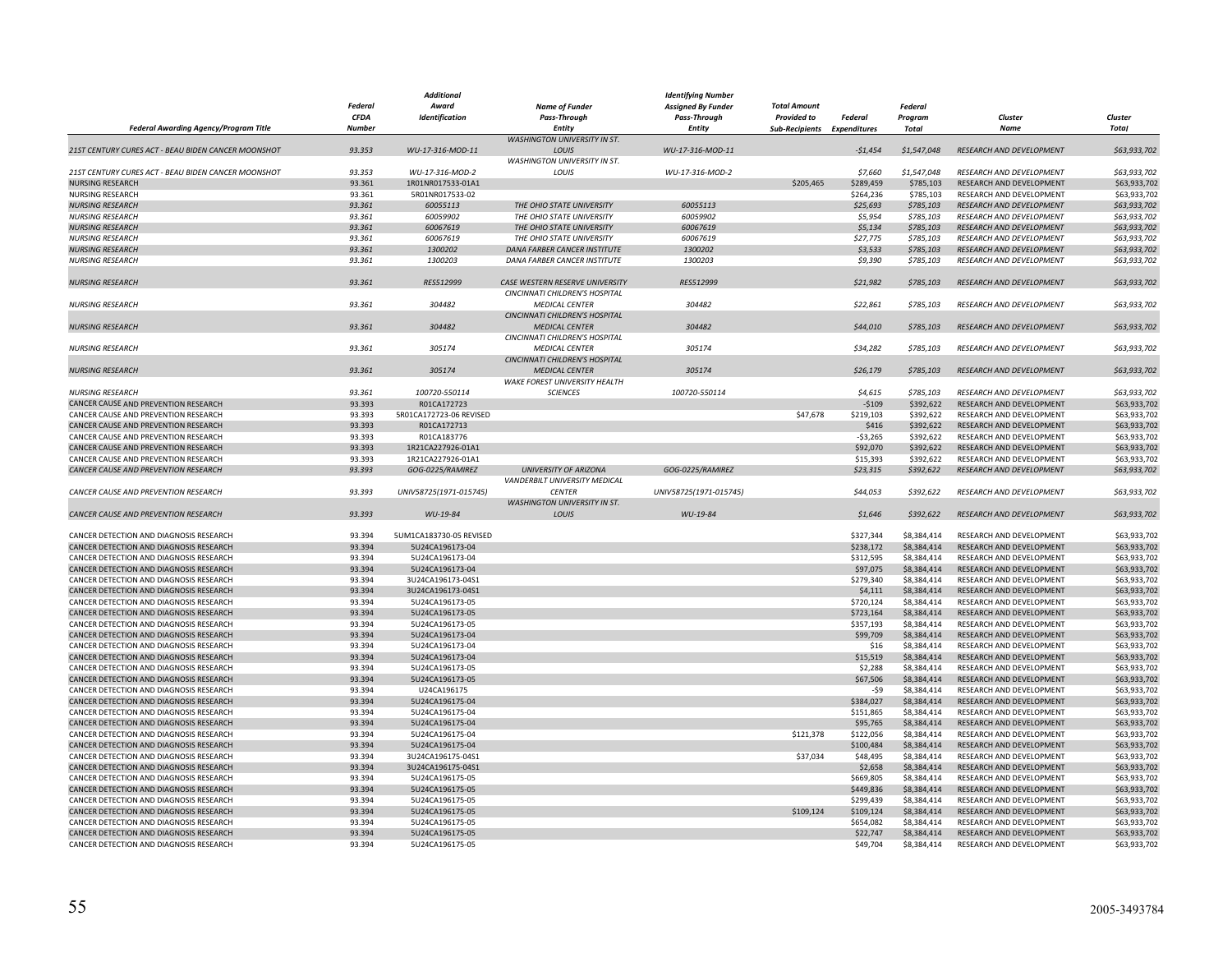| Federal Awarding Agency/Program Title | Federal CFDA Number | Additional Award Identification | Name of Funder Pass-Through Entity | Identifying Number Assigned By Funder Pass-Through Entity | Total Amount Provided to Sub-Recipients | Federal Expenditures | Federal Program Total | Cluster Name | Cluster Total |
|---|---|---|---|---|---|---|---|---|---|
| 21ST CENTURY CURES ACT - BEAU BIDEN CANCER MOONSHOT | 93.353 | WU-17-316-MOD-11 | WASHINGTON UNIVERSITY IN ST. LOUIS | WU-17-316-MOD-11 | | -$1,454 | $1,547,048 | RESEARCH AND DEVELOPMENT | $63,933,702 |
| 21ST CENTURY CURES ACT - BEAU BIDEN CANCER MOONSHOT | 93.353 | WU-17-316-MOD-2 | WASHINGTON UNIVERSITY IN ST. LOUIS | WU-17-316-MOD-2 | | $7,660 | $1,547,048 | RESEARCH AND DEVELOPMENT | $63,933,702 |
| NURSING RESEARCH | 93.361 | 1R01NR017533-01A1 | | | $205,465 | $289,459 | $785,103 | RESEARCH AND DEVELOPMENT | $63,933,702 |
| NURSING RESEARCH | 93.361 | 5R01NR017533-02 | | | | $264,236 | $785,103 | RESEARCH AND DEVELOPMENT | $63,933,702 |
| NURSING RESEARCH | 93.361 | 60055113 | THE OHIO STATE UNIVERSITY | 60055113 | | $25,693 | $785,103 | RESEARCH AND DEVELOPMENT | $63,933,702 |
| NURSING RESEARCH | 93.361 | 60059902 | THE OHIO STATE UNIVERSITY | 60059902 | | $5,954 | $785,103 | RESEARCH AND DEVELOPMENT | $63,933,702 |
| NURSING RESEARCH | 93.361 | 60067619 | THE OHIO STATE UNIVERSITY | 60067619 | | $5,134 | $785,103 | RESEARCH AND DEVELOPMENT | $63,933,702 |
| NURSING RESEARCH | 93.361 | 60067619 | THE OHIO STATE UNIVERSITY | 60067619 | | $27,775 | $785,103 | RESEARCH AND DEVELOPMENT | $63,933,702 |
| NURSING RESEARCH | 93.361 | 1300202 | DANA FARBER CANCER INSTITUTE | 1300202 | | $3,533 | $785,103 | RESEARCH AND DEVELOPMENT | $63,933,702 |
| NURSING RESEARCH | 93.361 | 1300203 | DANA FARBER CANCER INSTITUTE | 1300203 | | $9,390 | $785,103 | RESEARCH AND DEVELOPMENT | $63,933,702 |
| NURSING RESEARCH | 93.361 | RES512999 | CASE WESTERN RESERVE UNIVERSITY | RES512999 | | $21,982 | $785,103 | RESEARCH AND DEVELOPMENT | $63,933,702 |
| NURSING RESEARCH | 93.361 | 304482 | CINCINNATI CHILDREN'S HOSPITAL MEDICAL CENTER | 304482 | | $22,861 | $785,103 | RESEARCH AND DEVELOPMENT | $63,933,702 |
| NURSING RESEARCH | 93.361 | 304482 | CINCINNATI CHILDREN'S HOSPITAL MEDICAL CENTER | 304482 | | $44,010 | $785,103 | RESEARCH AND DEVELOPMENT | $63,933,702 |
| NURSING RESEARCH | 93.361 | 305174 | CINCINNATI CHILDREN'S HOSPITAL MEDICAL CENTER | 305174 | | $34,282 | $785,103 | RESEARCH AND DEVELOPMENT | $63,933,702 |
| NURSING RESEARCH | 93.361 | 305174 | CINCINNATI CHILDREN'S HOSPITAL MEDICAL CENTER | 305174 | | $26,179 | $785,103 | RESEARCH AND DEVELOPMENT | $63,933,702 |
| NURSING RESEARCH | 93.361 | 100720-550114 | WAKE FOREST UNIVERSITY HEALTH SCIENCES | 100720-550114 | | $4,615 | $785,103 | RESEARCH AND DEVELOPMENT | $63,933,702 |
| CANCER CAUSE AND PREVENTION RESEARCH | 93.393 | R01CA172723 | | | | -$109 | $392,622 | RESEARCH AND DEVELOPMENT | $63,933,702 |
| CANCER CAUSE AND PREVENTION RESEARCH | 93.393 | 5R01CA172723-06 REVISED | | | $47,678 | $219,103 | $392,622 | RESEARCH AND DEVELOPMENT | $63,933,702 |
| CANCER CAUSE AND PREVENTION RESEARCH | 93.393 | R01CA172713 | | | | $416 | $392,622 | RESEARCH AND DEVELOPMENT | $63,933,702 |
| CANCER CAUSE AND PREVENTION RESEARCH | 93.393 | R01CA183776 | | | | -$3,265 | $392,622 | RESEARCH AND DEVELOPMENT | $63,933,702 |
| CANCER CAUSE AND PREVENTION RESEARCH | 93.393 | 1R21CA227926-01A1 | | | | $92,070 | $392,622 | RESEARCH AND DEVELOPMENT | $63,933,702 |
| CANCER CAUSE AND PREVENTION RESEARCH | 93.393 | 1R21CA227926-01A1 | | | | $15,393 | $392,622 | RESEARCH AND DEVELOPMENT | $63,933,702 |
| CANCER CAUSE AND PREVENTION RESEARCH | 93.393 | GOG-0225/RAMIREZ | UNIVERSITY OF ARIZONA | GOG-0225/RAMIREZ | | $23,315 | $392,622 | RESEARCH AND DEVELOPMENT | $63,933,702 |
| CANCER CAUSE AND PREVENTION RESEARCH | 93.393 | UNIV58725(1971-015745) | VANDERBILT UNIVERSITY MEDICAL CENTER | UNIV58725(1971-015745) | | $44,053 | $392,622 | RESEARCH AND DEVELOPMENT | $63,933,702 |
| CANCER CAUSE AND PREVENTION RESEARCH | 93.393 | WU-19-84 | WASHINGTON UNIVERSITY IN ST. LOUIS | WU-19-84 | | $1,646 | $392,622 | RESEARCH AND DEVELOPMENT | $63,933,702 |
| CANCER DETECTION AND DIAGNOSIS RESEARCH | 93.394 | 5UM1CA183730-05 REVISED | | | | $327,344 | $8,384,414 | RESEARCH AND DEVELOPMENT | $63,933,702 |
| CANCER DETECTION AND DIAGNOSIS RESEARCH | 93.394 | 5U24CA196173-04 | | | | $238,172 | $8,384,414 | RESEARCH AND DEVELOPMENT | $63,933,702 |
| CANCER DETECTION AND DIAGNOSIS RESEARCH | 93.394 | 5U24CA196173-04 | | | | $312,595 | $8,384,414 | RESEARCH AND DEVELOPMENT | $63,933,702 |
| CANCER DETECTION AND DIAGNOSIS RESEARCH | 93.394 | 5U24CA196173-04 | | | | $97,075 | $8,384,414 | RESEARCH AND DEVELOPMENT | $63,933,702 |
| CANCER DETECTION AND DIAGNOSIS RESEARCH | 93.394 | 3U24CA196173-04S1 | | | | $279,340 | $8,384,414 | RESEARCH AND DEVELOPMENT | $63,933,702 |
| CANCER DETECTION AND DIAGNOSIS RESEARCH | 93.394 | 3U24CA196173-04S1 | | | | $4,111 | $8,384,414 | RESEARCH AND DEVELOPMENT | $63,933,702 |
| CANCER DETECTION AND DIAGNOSIS RESEARCH | 93.394 | 5U24CA196173-05 | | | | $720,124 | $8,384,414 | RESEARCH AND DEVELOPMENT | $63,933,702 |
| CANCER DETECTION AND DIAGNOSIS RESEARCH | 93.394 | 5U24CA196173-05 | | | | $723,164 | $8,384,414 | RESEARCH AND DEVELOPMENT | $63,933,702 |
| CANCER DETECTION AND DIAGNOSIS RESEARCH | 93.394 | 5U24CA196173-05 | | | | $357,193 | $8,384,414 | RESEARCH AND DEVELOPMENT | $63,933,702 |
| CANCER DETECTION AND DIAGNOSIS RESEARCH | 93.394 | 5U24CA196173-04 | | | | $99,709 | $8,384,414 | RESEARCH AND DEVELOPMENT | $63,933,702 |
| CANCER DETECTION AND DIAGNOSIS RESEARCH | 93.394 | 5U24CA196173-04 | | | | $16 | $8,384,414 | RESEARCH AND DEVELOPMENT | $63,933,702 |
| CANCER DETECTION AND DIAGNOSIS RESEARCH | 93.394 | 5U24CA196173-04 | | | | $15,519 | $8,384,414 | RESEARCH AND DEVELOPMENT | $63,933,702 |
| CANCER DETECTION AND DIAGNOSIS RESEARCH | 93.394 | 5U24CA196173-05 | | | | $2,288 | $8,384,414 | RESEARCH AND DEVELOPMENT | $63,933,702 |
| CANCER DETECTION AND DIAGNOSIS RESEARCH | 93.394 | 5U24CA196173-05 | | | | $67,506 | $8,384,414 | RESEARCH AND DEVELOPMENT | $63,933,702 |
| CANCER DETECTION AND DIAGNOSIS RESEARCH | 93.394 | U24CA196175 | | | | -$9 | $8,384,414 | RESEARCH AND DEVELOPMENT | $63,933,702 |
| CANCER DETECTION AND DIAGNOSIS RESEARCH | 93.394 | 5U24CA196175-04 | | | | $384,027 | $8,384,414 | RESEARCH AND DEVELOPMENT | $63,933,702 |
| CANCER DETECTION AND DIAGNOSIS RESEARCH | 93.394 | 5U24CA196175-04 | | | | $151,865 | $8,384,414 | RESEARCH AND DEVELOPMENT | $63,933,702 |
| CANCER DETECTION AND DIAGNOSIS RESEARCH | 93.394 | 5U24CA196175-04 | | | | $95,765 | $8,384,414 | RESEARCH AND DEVELOPMENT | $63,933,702 |
| CANCER DETECTION AND DIAGNOSIS RESEARCH | 93.394 | 5U24CA196175-04 | | | $121,378 | $122,056 | $8,384,414 | RESEARCH AND DEVELOPMENT | $63,933,702 |
| CANCER DETECTION AND DIAGNOSIS RESEARCH | 93.394 | 5U24CA196175-04 | | | | $100,484 | $8,384,414 | RESEARCH AND DEVELOPMENT | $63,933,702 |
| CANCER DETECTION AND DIAGNOSIS RESEARCH | 93.394 | 3U24CA196175-04S1 | | | $37,034 | $48,495 | $8,384,414 | RESEARCH AND DEVELOPMENT | $63,933,702 |
| CANCER DETECTION AND DIAGNOSIS RESEARCH | 93.394 | 3U24CA196175-04S1 | | | | $2,658 | $8,384,414 | RESEARCH AND DEVELOPMENT | $63,933,702 |
| CANCER DETECTION AND DIAGNOSIS RESEARCH | 93.394 | 5U24CA196175-05 | | | | $669,805 | $8,384,414 | RESEARCH AND DEVELOPMENT | $63,933,702 |
| CANCER DETECTION AND DIAGNOSIS RESEARCH | 93.394 | 5U24CA196175-05 | | | | $449,836 | $8,384,414 | RESEARCH AND DEVELOPMENT | $63,933,702 |
| CANCER DETECTION AND DIAGNOSIS RESEARCH | 93.394 | 5U24CA196175-05 | | | | $299,439 | $8,384,414 | RESEARCH AND DEVELOPMENT | $63,933,702 |
| CANCER DETECTION AND DIAGNOSIS RESEARCH | 93.394 | 5U24CA196175-05 | | | $109,124 | $109,124 | $8,384,414 | RESEARCH AND DEVELOPMENT | $63,933,702 |
| CANCER DETECTION AND DIAGNOSIS RESEARCH | 93.394 | 5U24CA196175-05 | | | | $654,082 | $8,384,414 | RESEARCH AND DEVELOPMENT | $63,933,702 |
| CANCER DETECTION AND DIAGNOSIS RESEARCH | 93.394 | 5U24CA196175-05 | | | | $22,747 | $8,384,414 | RESEARCH AND DEVELOPMENT | $63,933,702 |
| CANCER DETECTION AND DIAGNOSIS RESEARCH | 93.394 | 5U24CA196175-05 | | | | $49,704 | $8,384,414 | RESEARCH AND DEVELOPMENT | $63,933,702 |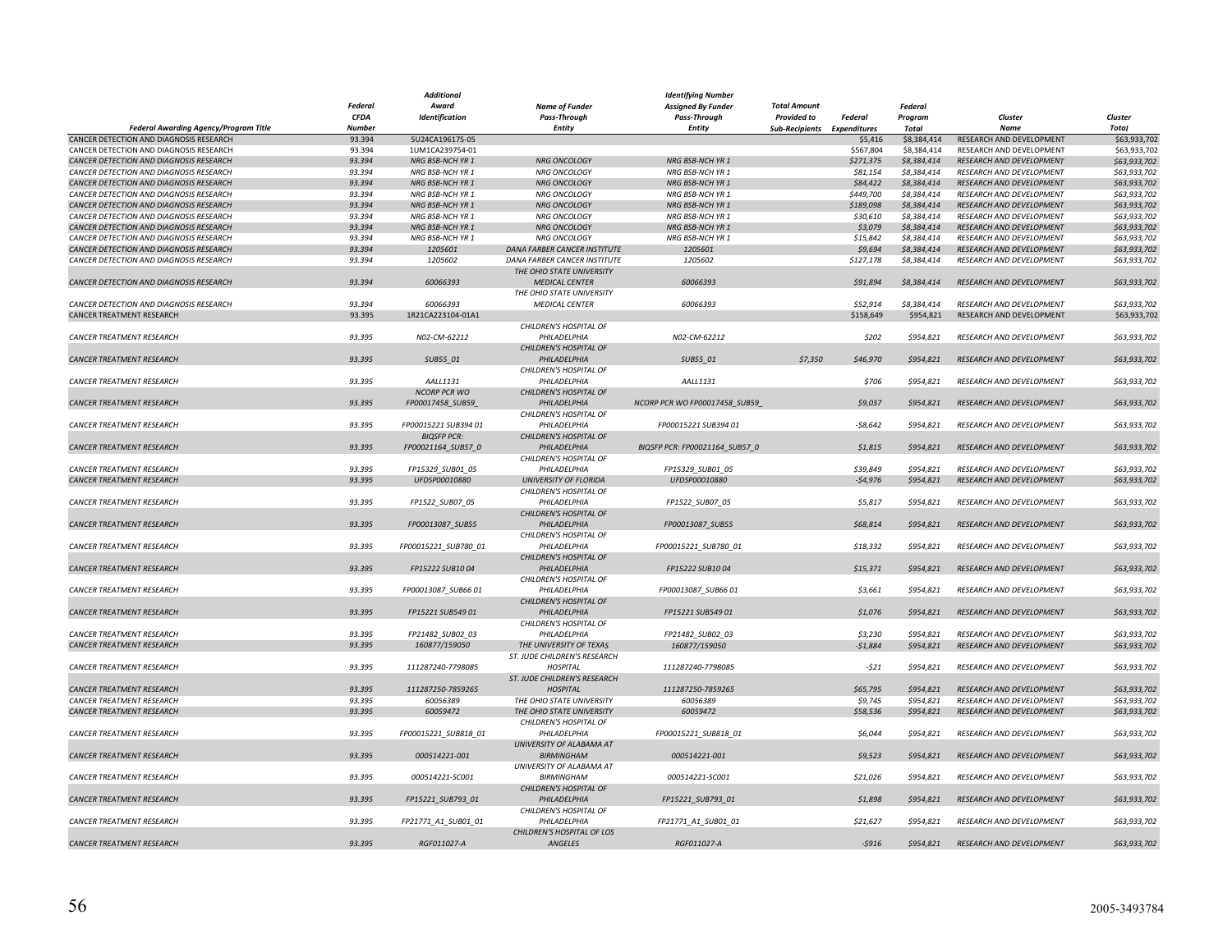| Federal Awarding Agency/Program Title | Federal CFDA Number | Additional Award Identification | Name of Funder Pass-Through Entity | Identifying Number Assigned By Funder Pass-Through Entity | Total Amount Provided to Sub-Recipients | Federal Expenditures | Federal Program Total | Cluster Name | Cluster Total |
|---|---|---|---|---|---|---|---|---|---|
| CANCER DETECTION AND DIAGNOSIS RESEARCH | 93.394 | 5U24CA196175-05 | | | | $5,416 | $8,384,414 | RESEARCH AND DEVELOPMENT | $63,933,702 |
| CANCER DETECTION AND DIAGNOSIS RESEARCH | 93.394 | 1UM1CA239754-01 | | | | $567,804 | $8,384,414 | RESEARCH AND DEVELOPMENT | $63,933,702 |
| CANCER DETECTION AND DIAGNOSIS RESEARCH | 93.394 | NRG BSB-NCH YR 1 | NRG ONCOLOGY | NRG BSB-NCH YR 1 | | $271,375 | $8,384,414 | RESEARCH AND DEVELOPMENT | $63,933,702 |
| CANCER DETECTION AND DIAGNOSIS RESEARCH | 93.394 | NRG BSB-NCH YR 1 | NRG ONCOLOGY | NRG BSB-NCH YR 1 | | $81,154 | $8,384,414 | RESEARCH AND DEVELOPMENT | $63,933,702 |
| CANCER DETECTION AND DIAGNOSIS RESEARCH | 93.394 | NRG BSB-NCH YR 1 | NRG ONCOLOGY | NRG BSB-NCH YR 1 | | $84,422 | $8,384,414 | RESEARCH AND DEVELOPMENT | $63,933,702 |
| CANCER DETECTION AND DIAGNOSIS RESEARCH | 93.394 | NRG BSB-NCH YR 1 | NRG ONCOLOGY | NRG BSB-NCH YR 1 | | $449,700 | $8,384,414 | RESEARCH AND DEVELOPMENT | $63,933,702 |
| CANCER DETECTION AND DIAGNOSIS RESEARCH | 93.394 | NRG BSB-NCH YR 1 | NRG ONCOLOGY | NRG BSB-NCH YR 1 | | $189,098 | $8,384,414 | RESEARCH AND DEVELOPMENT | $63,933,702 |
| CANCER DETECTION AND DIAGNOSIS RESEARCH | 93.394 | NRG BSB-NCH YR 1 | NRG ONCOLOGY | NRG BSB-NCH YR 1 | | $30,610 | $8,384,414 | RESEARCH AND DEVELOPMENT | $63,933,702 |
| CANCER DETECTION AND DIAGNOSIS RESEARCH | 93.394 | NRG BSB-NCH YR 1 | NRG ONCOLOGY | NRG BSB-NCH YR 1 | | $3,079 | $8,384,414 | RESEARCH AND DEVELOPMENT | $63,933,702 |
| CANCER DETECTION AND DIAGNOSIS RESEARCH | 93.394 | NRG BSB-NCH YR 1 | NRG ONCOLOGY | NRG BSB-NCH YR 1 | | $15,842 | $8,384,414 | RESEARCH AND DEVELOPMENT | $63,933,702 |
| CANCER DETECTION AND DIAGNOSIS RESEARCH | 93.394 | 1205601 | DANA FARBER CANCER INSTITUTE | 1205601 | | $9,694 | $8,384,414 | RESEARCH AND DEVELOPMENT | $63,933,702 |
| CANCER DETECTION AND DIAGNOSIS RESEARCH | 93.394 | 1205602 | DANA FARBER CANCER INSTITUTE | 1205602 | | $127,178 | $8,384,414 | RESEARCH AND DEVELOPMENT | $63,933,702 |
| CANCER DETECTION AND DIAGNOSIS RESEARCH | 93.394 | 60066393 | THE OHIO STATE UNIVERSITY MEDICAL CENTER | 60066393 | | $91,894 | $8,384,414 | RESEARCH AND DEVELOPMENT | $63,933,702 |
| CANCER DETECTION AND DIAGNOSIS RESEARCH | 93.394 | 60066393 | THE OHIO STATE UNIVERSITY MEDICAL CENTER | 60066393 | | $52,914 | $8,384,414 | RESEARCH AND DEVELOPMENT | $63,933,702 |
| CANCER TREATMENT RESEARCH | 93.395 | 1R21CA223104-01A1 | | | | $158,649 | $954,821 | RESEARCH AND DEVELOPMENT | $63,933,702 |
| CANCER TREATMENT RESEARCH | 93.395 | N02-CM-62212 | CHILDREN'S HOSPITAL OF PHILADELPHIA | N02-CM-62212 | | $202 | $954,821 | RESEARCH AND DEVELOPMENT | $63,933,702 |
| CANCER TREATMENT RESEARCH | 93.395 | SUB55_01 | CHILDREN'S HOSPITAL OF PHILADELPHIA | SUB55_01 | $7,350 | $46,970 | $954,821 | RESEARCH AND DEVELOPMENT | $63,933,702 |
| CANCER TREATMENT RESEARCH | 93.395 | AALL1131 | CHILDREN'S HOSPITAL OF PHILADELPHIA | AALL1131 | | $706 | $954,821 | RESEARCH AND DEVELOPMENT | $63,933,702 |
| CANCER TREATMENT RESEARCH | 93.395 | NCORP PCR WO FP00017458_SUB59_ | CHILDREN'S HOSPITAL OF PHILADELPHIA | NCORP PCR WO FP00017458_SUB59_ | | $9,037 | $954,821 | RESEARCH AND DEVELOPMENT | $63,933,702 |
| CANCER TREATMENT RESEARCH | 93.395 | FP00015221 SUB394 01 | CHILDREN'S HOSPITAL OF PHILADELPHIA | FP00015221 SUB394 01 | | -$8,642 | $954,821 | RESEARCH AND DEVELOPMENT | $63,933,702 |
| CANCER TREATMENT RESEARCH | 93.395 | BIQSFP PCR: FP00021164_SUB57_0 | CHILDREN'S HOSPITAL OF PHILADELPHIA | BIQSFP PCR: FP00021164_SUB57_0 | | $1,815 | $954,821 | RESEARCH AND DEVELOPMENT | $63,933,702 |
| CANCER TREATMENT RESEARCH | 93.395 | FP15329_SUB01_05 | CHILDREN'S HOSPITAL OF PHILADELPHIA | FP15329_SUB01_05 | | $39,849 | $954,821 | RESEARCH AND DEVELOPMENT | $63,933,702 |
| CANCER TREATMENT RESEARCH | 93.395 | UFDSP00010880 | UNIVERSITY OF FLORIDA | UFDSP00010880 | | -$4,976 | $954,821 | RESEARCH AND DEVELOPMENT | $63,933,702 |
| CANCER TREATMENT RESEARCH | 93.395 | FP1522_SUB07_05 | CHILDREN'S HOSPITAL OF PHILADELPHIA | FP1522_SUB07_05 | | $5,817 | $954,821 | RESEARCH AND DEVELOPMENT | $63,933,702 |
| CANCER TREATMENT RESEARCH | 93.395 | FP00013087_SUB55 | CHILDREN'S HOSPITAL OF PHILADELPHIA | FP00013087_SUB55 | | $68,814 | $954,821 | RESEARCH AND DEVELOPMENT | $63,933,702 |
| CANCER TREATMENT RESEARCH | 93.395 | FP00015221_SUB780_01 | CHILDREN'S HOSPITAL OF PHILADELPHIA | FP00015221_SUB780_01 | | $18,332 | $954,821 | RESEARCH AND DEVELOPMENT | $63,933,702 |
| CANCER TREATMENT RESEARCH | 93.395 | FP15222 SUB10 04 | CHILDREN'S HOSPITAL OF PHILADELPHIA | FP15222 SUB10 04 | | $15,371 | $954,821 | RESEARCH AND DEVELOPMENT | $63,933,702 |
| CANCER TREATMENT RESEARCH | 93.395 | FP00013087_SUB66 01 | CHILDREN'S HOSPITAL OF PHILADELPHIA | FP00013087_SUB66 01 | | $3,661 | $954,821 | RESEARCH AND DEVELOPMENT | $63,933,702 |
| CANCER TREATMENT RESEARCH | 93.395 | FP15221 SUB549 01 | CHILDREN'S HOSPITAL OF PHILADELPHIA | FP15221 SUB549 01 | | $1,076 | $954,821 | RESEARCH AND DEVELOPMENT | $63,933,702 |
| CANCER TREATMENT RESEARCH | 93.395 | FP21482_SUB02_03 | CHILDREN'S HOSPITAL OF PHILADELPHIA | FP21482_SUB02_03 | | $3,230 | $954,821 | RESEARCH AND DEVELOPMENT | $63,933,702 |
| CANCER TREATMENT RESEARCH | 93.395 | 160877/159050 | THE UNIVERSITY OF TEXAS | 160877/159050 | | -$1,884 | $954,821 | RESEARCH AND DEVELOPMENT | $63,933,702 |
| CANCER TREATMENT RESEARCH | 93.395 | 111287240-7798085 | ST. JUDE CHILDREN'S RESEARCH HOSPITAL | 111287240-7798085 | | -$21 | $954,821 | RESEARCH AND DEVELOPMENT | $63,933,702 |
| CANCER TREATMENT RESEARCH | 93.395 | 111287250-7859265 | ST. JUDE CHILDREN'S RESEARCH HOSPITAL | 111287250-7859265 | | $65,795 | $954,821 | RESEARCH AND DEVELOPMENT | $63,933,702 |
| CANCER TREATMENT RESEARCH | 93.395 | 60056389 | THE OHIO STATE UNIVERSITY | 60056389 | | $9,745 | $954,821 | RESEARCH AND DEVELOPMENT | $63,933,702 |
| CANCER TREATMENT RESEARCH | 93.395 | 60059472 | THE OHIO STATE UNIVERSITY | 60059472 | | $58,536 | $954,821 | RESEARCH AND DEVELOPMENT | $63,933,702 |
| CANCER TREATMENT RESEARCH | 93.395 | FP00015221_SUB818_01 | CHILDREN'S HOSPITAL OF PHILADELPHIA | FP00015221_SUB818_01 | | $6,044 | $954,821 | RESEARCH AND DEVELOPMENT | $63,933,702 |
| CANCER TREATMENT RESEARCH | 93.395 | 000514221-001 | UNIVERSITY OF ALABAMA AT BIRMINGHAM | 000514221-001 | | $9,523 | $954,821 | RESEARCH AND DEVELOPMENT | $63,933,702 |
| CANCER TREATMENT RESEARCH | 93.395 | 000514221-SC001 | UNIVERSITY OF ALABAMA AT BIRMINGHAM | 000514221-SC001 | | $21,026 | $954,821 | RESEARCH AND DEVELOPMENT | $63,933,702 |
| CANCER TREATMENT RESEARCH | 93.395 | FP15221_SUB793_01 | CHILDREN'S HOSPITAL OF PHILADELPHIA | FP15221_SUB793_01 | | $1,898 | $954,821 | RESEARCH AND DEVELOPMENT | $63,933,702 |
| CANCER TREATMENT RESEARCH | 93.395 | FP21771_A1_SUB01_01 | CHILDREN'S HOSPITAL OF PHILADELPHIA | FP21771_A1_SUB01_01 | | $21,627 | $954,821 | RESEARCH AND DEVELOPMENT | $63,933,702 |
| CANCER TREATMENT RESEARCH | 93.395 | RGF011027-A | CHILDREN'S HOSPITAL OF LOS ANGELES | RGF011027-A | | -$916 | $954,821 | RESEARCH AND DEVELOPMENT | $63,933,702 |

2005-3493784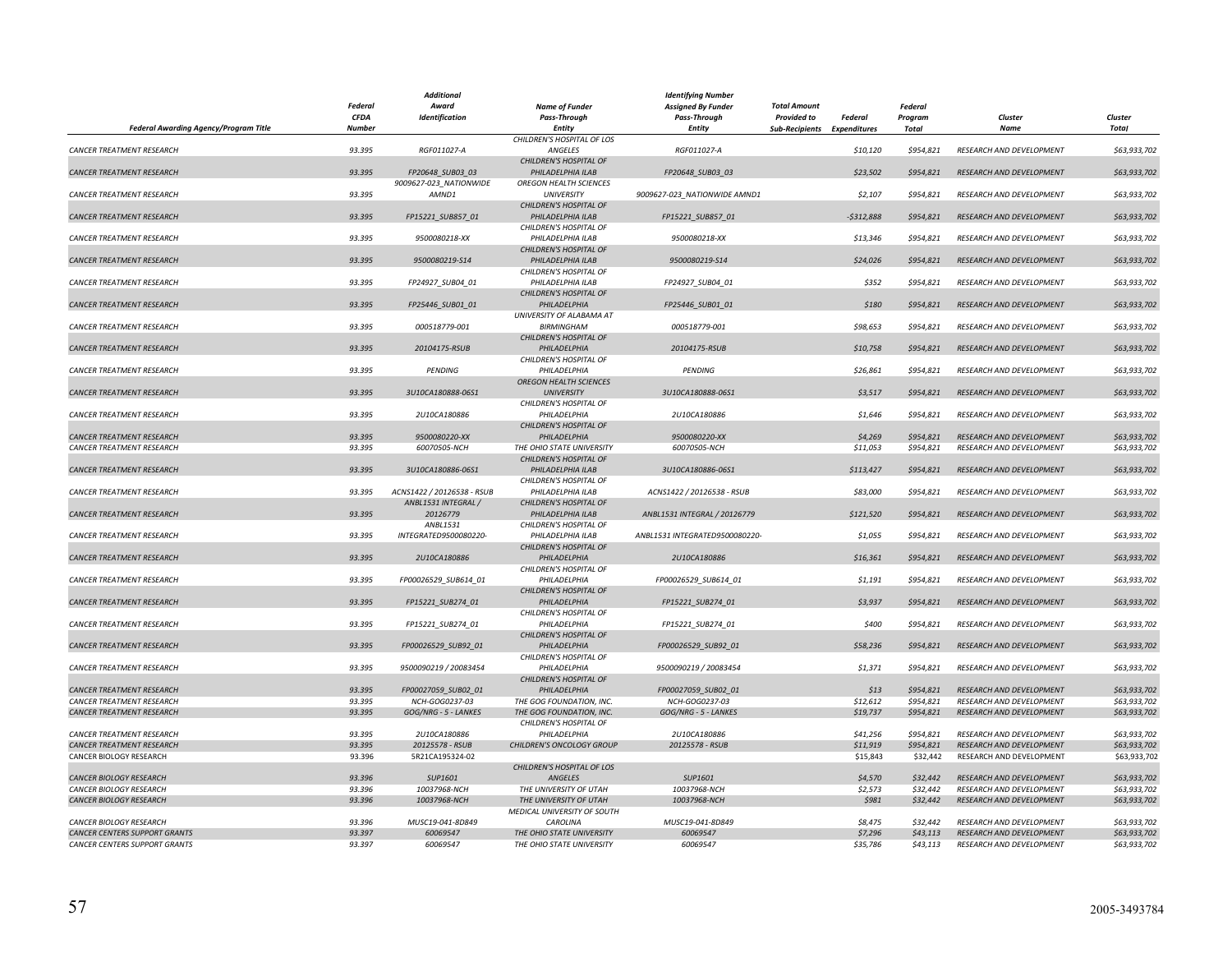| Federal Awarding Agency/Program Title | Federal CFDA Number | Additional Award Identification | Name of Funder Pass-Through Entity | Identifying Number Assigned By Funder Pass-Through Entity | Total Amount Provided to Sub-Recipients | Federal Expenditures | Federal Program Total | Cluster Name | Cluster Total |
|---|---|---|---|---|---|---|---|---|---|
| CANCER TREATMENT RESEARCH | 93.395 | RGF011027-A | CHILDREN'S HOSPITAL OF LOS ANGELES | RGF011027-A | | $10,120 | $954,821 | RESEARCH AND DEVELOPMENT | $63,933,702 |
| CANCER TREATMENT RESEARCH | 93.395 | FP20648_SUB03_03 | CHILDREN'S HOSPITAL OF PHILADELPHIA ILAB | FP20648_SUB03_03 | | $23,502 | $954,821 | RESEARCH AND DEVELOPMENT | $63,933,702 |
| CANCER TREATMENT RESEARCH | 93.395 | 9009627-023_NATIONWIDE AMND1 | OREGON HEALTH SCIENCES UNIVERSITY | 9009627-023_NATIONWIDE AMND1 | | $2,107 | $954,821 | RESEARCH AND DEVELOPMENT | $63,933,702 |
| CANCER TREATMENT RESEARCH | 93.395 | FP15221_SUB857_01 | CHILDREN'S HOSPITAL OF PHILADELPHIA ILAB | FP15221_SUB857_01 | | -$312,888 | $954,821 | RESEARCH AND DEVELOPMENT | $63,933,702 |
| CANCER TREATMENT RESEARCH | 93.395 | 9500080218-XX | CHILDREN'S HOSPITAL OF PHILADELPHIA ILAB | 9500080218-XX | | $13,346 | $954,821 | RESEARCH AND DEVELOPMENT | $63,933,702 |
| CANCER TREATMENT RESEARCH | 93.395 | 9500080219-S14 | CHILDREN'S HOSPITAL OF PHILADELPHIA ILAB | 9500080219-S14 | | $24,026 | $954,821 | RESEARCH AND DEVELOPMENT | $63,933,702 |
| CANCER TREATMENT RESEARCH | 93.395 | FP24927_SUB04_01 | CHILDREN'S HOSPITAL OF PHILADELPHIA ILAB | FP24927_SUB04_01 | | $352 | $954,821 | RESEARCH AND DEVELOPMENT | $63,933,702 |
| CANCER TREATMENT RESEARCH | 93.395 | FP25446_SUB01_01 | CHILDREN'S HOSPITAL OF PHILADELPHIA | FP25446_SUB01_01 | | $180 | $954,821 | RESEARCH AND DEVELOPMENT | $63,933,702 |
| CANCER TREATMENT RESEARCH | 93.395 | 000518779-001 | UNIVERSITY OF ALABAMA AT BIRMINGHAM | 000518779-001 | | $98,653 | $954,821 | RESEARCH AND DEVELOPMENT | $63,933,702 |
| CANCER TREATMENT RESEARCH | 93.395 | 20104175-RSUB | CHILDREN'S HOSPITAL OF PHILADELPHIA | 20104175-RSUB | | $10,758 | $954,821 | RESEARCH AND DEVELOPMENT | $63,933,702 |
| CANCER TREATMENT RESEARCH | 93.395 | PENDING | CHILDREN'S HOSPITAL OF PHILADELPHIA | PENDING | | $26,861 | $954,821 | RESEARCH AND DEVELOPMENT | $63,933,702 |
| CANCER TREATMENT RESEARCH | 93.395 | 3U10CA180888-06S1 | OREGON HEALTH SCIENCES UNIVERSITY | 3U10CA180888-06S1 | | $3,517 | $954,821 | RESEARCH AND DEVELOPMENT | $63,933,702 |
| CANCER TREATMENT RESEARCH | 93.395 | 2U10CA180886 | CHILDREN'S HOSPITAL OF PHILADELPHIA | 2U10CA180886 | | $1,646 | $954,821 | RESEARCH AND DEVELOPMENT | $63,933,702 |
| CANCER TREATMENT RESEARCH | 93.395 | 9500080220-XX | CHILDREN'S HOSPITAL OF PHILADELPHIA | 9500080220-XX | | $4,269 | $954,821 | RESEARCH AND DEVELOPMENT | $63,933,702 |
| CANCER TREATMENT RESEARCH | 93.395 | 60070505-NCH | THE OHIO STATE UNIVERSITY | 60070505-NCH | | $11,053 | $954,821 | RESEARCH AND DEVELOPMENT | $63,933,702 |
| CANCER TREATMENT RESEARCH | 93.395 | 3U10CA180886-06S1 | CHILDREN'S HOSPITAL OF PHILADELPHIA ILAB | 3U10CA180886-06S1 | | $113,427 | $954,821 | RESEARCH AND DEVELOPMENT | $63,933,702 |
| CANCER TREATMENT RESEARCH | 93.395 | ACNS1422 / 20126538 - RSUB | CHILDREN'S HOSPITAL OF PHILADELPHIA ILAB | ACNS1422 / 20126538 - RSUB | | $83,000 | $954,821 | RESEARCH AND DEVELOPMENT | $63,933,702 |
| CANCER TREATMENT RESEARCH | 93.395 | ANBL1531 INTEGRAL / 20126779 | CHILDREN'S HOSPITAL OF PHILADELPHIA ILAB | ANBL1531 INTEGRAL / 20126779 | | $121,520 | $954,821 | RESEARCH AND DEVELOPMENT | $63,933,702 |
| CANCER TREATMENT RESEARCH | 93.395 | ANBL1531 INTEGRATED9500080220- | CHILDREN'S HOSPITAL OF PHILADELPHIA ILAB | ANBL1531 INTEGRATED9500080220- | | $1,055 | $954,821 | RESEARCH AND DEVELOPMENT | $63,933,702 |
| CANCER TREATMENT RESEARCH | 93.395 | 2U10CA180886 | CHILDREN'S HOSPITAL OF PHILADELPHIA | 2U10CA180886 | | $16,361 | $954,821 | RESEARCH AND DEVELOPMENT | $63,933,702 |
| CANCER TREATMENT RESEARCH | 93.395 | FP00026529_SUB614_01 | CHILDREN'S HOSPITAL OF PHILADELPHIA | FP00026529_SUB614_01 | | $1,191 | $954,821 | RESEARCH AND DEVELOPMENT | $63,933,702 |
| CANCER TREATMENT RESEARCH | 93.395 | FP15221_SUB274_01 | CHILDREN'S HOSPITAL OF PHILADELPHIA | FP15221_SUB274_01 | | $3,937 | $954,821 | RESEARCH AND DEVELOPMENT | $63,933,702 |
| CANCER TREATMENT RESEARCH | 93.395 | FP15221_SUB274_01 | CHILDREN'S HOSPITAL OF PHILADELPHIA | FP15221_SUB274_01 | | $400 | $954,821 | RESEARCH AND DEVELOPMENT | $63,933,702 |
| CANCER TREATMENT RESEARCH | 93.395 | FP00026529_SUB92_01 | CHILDREN'S HOSPITAL OF PHILADELPHIA | FP00026529_SUB92_01 | | $58,236 | $954,821 | RESEARCH AND DEVELOPMENT | $63,933,702 |
| CANCER TREATMENT RESEARCH | 93.395 | 9500090219 / 20083454 | CHILDREN'S HOSPITAL OF PHILADELPHIA | 9500090219 / 20083454 | | $1,371 | $954,821 | RESEARCH AND DEVELOPMENT | $63,933,702 |
| CANCER TREATMENT RESEARCH | 93.395 | FP00027059_SUB02_01 | CHILDREN'S HOSPITAL OF PHILADELPHIA | FP00027059_SUB02_01 | | $13 | $954,821 | RESEARCH AND DEVELOPMENT | $63,933,702 |
| CANCER TREATMENT RESEARCH | 93.395 | NCH-GOG0237-03 | THE GOG FOUNDATION, INC. | NCH-GOG0237-03 | | $12,612 | $954,821 | RESEARCH AND DEVELOPMENT | $63,933,702 |
| CANCER TREATMENT RESEARCH | 93.395 | GOG/NRG - 5 - LANKES | THE GOG FOUNDATION, INC. | GOG/NRG - 5 - LANKES | | $19,737 | $954,821 | RESEARCH AND DEVELOPMENT | $63,933,702 |
| CANCER TREATMENT RESEARCH | 93.395 | 2U10CA180886 | CHILDREN'S HOSPITAL OF PHILADELPHIA | 2U10CA180886 | | $41,256 | $954,821 | RESEARCH AND DEVELOPMENT | $63,933,702 |
| CANCER TREATMENT RESEARCH | 93.395 | 20125578 - RSUB | CHILDREN'S ONCOLOGY GROUP | 20125578 - RSUB | | $11,919 | $954,821 | RESEARCH AND DEVELOPMENT | $63,933,702 |
| CANCER BIOLOGY RESEARCH | 93.396 | 5R21CA195324-02 | | | | $15,843 | $32,442 | RESEARCH AND DEVELOPMENT | $63,933,702 |
| CANCER BIOLOGY RESEARCH | 93.396 | SUP1601 | CHILDREN'S HOSPITAL OF LOS ANGELES | SUP1601 | | $4,570 | $32,442 | RESEARCH AND DEVELOPMENT | $63,933,702 |
| CANCER BIOLOGY RESEARCH | 93.396 | 10037968-NCH | THE UNIVERSITY OF UTAH | 10037968-NCH | | $2,573 | $32,442 | RESEARCH AND DEVELOPMENT | $63,933,702 |
| CANCER BIOLOGY RESEARCH | 93.396 | 10037968-NCH | THE UNIVERSITY OF UTAH | 10037968-NCH | | $981 | $32,442 | RESEARCH AND DEVELOPMENT | $63,933,702 |
| CANCER BIOLOGY RESEARCH | 93.396 | MUSC19-041-8D849 | MEDICAL UNIVERSITY OF SOUTH CAROLINA | MUSC19-041-8D849 | | $8,475 | $32,442 | RESEARCH AND DEVELOPMENT | $63,933,702 |
| CANCER CENTERS SUPPORT GRANTS | 93.397 | 60069547 | THE OHIO STATE UNIVERSITY | 60069547 | | $7,296 | $43,113 | RESEARCH AND DEVELOPMENT | $63,933,702 |
| CANCER CENTERS SUPPORT GRANTS | 93.397 | 60069547 | THE OHIO STATE UNIVERSITY | 60069547 | | $35,786 | $43,113 | RESEARCH AND DEVELOPMENT | $63,933,702 |

2005-3493784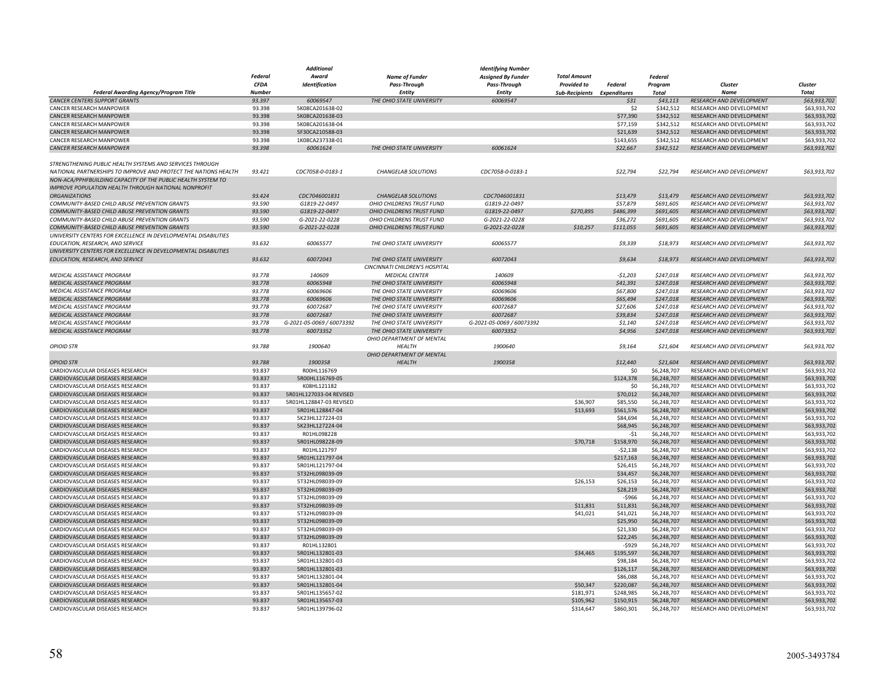| Federal Awarding Agency/Program Title | Federal CFDA Number | Additional Award Identification | Name of Funder Pass-Through Entity | Identifying Number Assigned By Funder Pass-Through Entity | Total Amount Provided to Sub-Recipients | Federal Expenditures | Federal Program Total | Cluster Name | Cluster Total |
|---|---|---|---|---|---|---|---|---|---|
| CANCER CENTERS SUPPORT GRANTS | 93.397 | 60069547 | THE OHIO STATE UNIVERSITY | 60069547 | | $31 | $43,113 | RESEARCH AND DEVELOPMENT | $63,933,702 |
| CANCER RESEARCH MANPOWER | 93.398 | 5K08CA201638-02 | | | | $2 | $342,512 | RESEARCH AND DEVELOPMENT | $63,933,702 |
| CANCER RESEARCH MANPOWER | 93.398 | 5K08CA201638-03 | | | | $77,390 | $342,512 | RESEARCH AND DEVELOPMENT | $63,933,702 |
| CANCER RESEARCH MANPOWER | 93.398 | 5K08CA201638-04 | | | | $77,159 | $342,512 | RESEARCH AND DEVELOPMENT | $63,933,702 |
| CANCER RESEARCH MANPOWER | 93.398 | 5F30CA210588-03 | | | | $21,639 | $342,512 | RESEARCH AND DEVELOPMENT | $63,933,702 |
| CANCER RESEARCH MANPOWER | 93.398 | 1K08CA237338-01 | | | | $143,655 | $342,512 | RESEARCH AND DEVELOPMENT | $63,933,702 |
| CANCER RESEARCH MANPOWER | 93.398 | 60061624 | THE OHIO STATE UNIVERSITY | 60061624 | | $22,667 | $342,512 | RESEARCH AND DEVELOPMENT | $63,933,702 |
| STRENGTHENING PUBLIC HEALTH SYSTEMS AND SERVICES THROUGH NATIONAL PARTNERSHIPS TO IMPROVE AND PROTECT THE NATIONS HEALTH | 93.421 | CDC7058-0-0183-1 | CHANGELAB SOLUTIONS | CDC7058-0-0183-1 | | $22,794 | $22,794 | RESEARCH AND DEVELOPMENT | $63,933,702 |
| NON-ACA/PPHFBUILDING CAPACITY OF THE PUBLIC HEALTH SYSTEM TO IMPROVE POPULATION HEALTH THROUGH NATIONAL NONPROFIT ORGANIZATIONS | 93.424 | CDC7046001831 | CHANGELAB SOLUTIONS | CDC7046001831 | | $13,479 | $13,479 | RESEARCH AND DEVELOPMENT | $63,933,702 |
| COMMUNITY-BASED CHILD ABUSE PREVENTION GRANTS | 93.590 | G1819-22-0497 | OHIO CHILDRENS TRUST FUND | G1819-22-0497 | | $57,879 | $691,605 | RESEARCH AND DEVELOPMENT | $63,933,702 |
| COMMUNITY-BASED CHILD ABUSE PREVENTION GRANTS | 93.590 | G1819-22-0497 | OHIO CHILDRENS TRUST FUND | G1819-22-0497 | $270,895 | $486,399 | $691,605 | RESEARCH AND DEVELOPMENT | $63,933,702 |
| COMMUNITY-BASED CHILD ABUSE PREVENTION GRANTS | 93.590 | G-2021-22-0228 | OHIO CHILDRENS TRUST FUND | G-2021-22-0228 | | $36,272 | $691,605 | RESEARCH AND DEVELOPMENT | $63,933,702 |
| COMMUNITY-BASED CHILD ABUSE PREVENTION GRANTS | 93.590 | G-2021-22-0228 | OHIO CHILDRENS TRUST FUND | G-2021-22-0228 | $10,257 | $111,055 | $691,605 | RESEARCH AND DEVELOPMENT | $63,933,702 |
| UNIVERSITY CENTERS FOR EXCELLENCE IN DEVELOPMENTAL DISABILITIES EDUCATION, RESEARCH, AND SERVICE | 93.632 | 60065577 | THE OHIO STATE UNIVERSITY | 60065577 | | $9,339 | $18,973 | RESEARCH AND DEVELOPMENT | $63,933,702 |
| UNIVERSITY CENTERS FOR EXCELLENCE IN DEVELOPMENTAL DISABILITIES EDUCATION, RESEARCH, AND SERVICE | 93.632 | 60072043 | THE OHIO STATE UNIVERSITY | 60072043 | | $9,634 | $18,973 | RESEARCH AND DEVELOPMENT | $63,933,702 |
| MEDICAL ASSISTANCE PROGRAM | 93.778 | 140609 | CINCINNATI CHILDREN'S HOSPITAL MEDICAL CENTER | 140609 | | -$1,203 | $247,018 | RESEARCH AND DEVELOPMENT | $63,933,702 |
| MEDICAL ASSISTANCE PROGRAM | 93.778 | 60065948 | THE OHIO STATE UNIVERSITY | 60065948 | | $41,391 | $247,018 | RESEARCH AND DEVELOPMENT | $63,933,702 |
| MEDICAL ASSISTANCE PROGRAM | 93.778 | 60069606 | THE OHIO STATE UNIVERSITY | 60069606 | | $67,800 | $247,018 | RESEARCH AND DEVELOPMENT | $63,933,702 |
| MEDICAL ASSISTANCE PROGRAM | 93.778 | 60069606 | THE OHIO STATE UNIVERSITY | 60069606 | | $65,494 | $247,018 | RESEARCH AND DEVELOPMENT | $63,933,702 |
| MEDICAL ASSISTANCE PROGRAM | 93.778 | 60072687 | THE OHIO STATE UNIVERSITY | 60072687 | | $27,606 | $247,018 | RESEARCH AND DEVELOPMENT | $63,933,702 |
| MEDICAL ASSISTANCE PROGRAM | 93.778 | 60072687 | THE OHIO STATE UNIVERSITY | 60072687 | | $39,834 | $247,018 | RESEARCH AND DEVELOPMENT | $63,933,702 |
| MEDICAL ASSISTANCE PROGRAM | 93.778 | G-2021-05-0069 / 60073392 | THE OHIO STATE UNIVERSITY | G-2021-05-0069 / 60073392 | | $1,140 | $247,018 | RESEARCH AND DEVELOPMENT | $63,933,702 |
| MEDICAL ASSISTANCE PROGRAM | 93.778 | 60073352 | THE OHIO STATE UNIVERSITY | 60073352 | | $4,956 | $247,018 | RESEARCH AND DEVELOPMENT | $63,933,702 |
| OPIOID STR | 93.788 | 1900640 | OHIO DEPARTMENT OF MENTAL HEALTH | 1900640 | | $9,164 | $21,604 | RESEARCH AND DEVELOPMENT | $63,933,702 |
| OPIOID STR | 93.788 | 1900358 | OHIO DEPARTMENT OF MENTAL HEALTH | 1900358 | | $12,440 | $21,604 | RESEARCH AND DEVELOPMENT | $63,933,702 |
| CARDIOVASCULAR DISEASES RESEARCH | 93.837 | R00HL116769 | | | | $0 | $6,248,707 | RESEARCH AND DEVELOPMENT | $63,933,702 |
| CARDIOVASCULAR DISEASES RESEARCH | 93.837 | 5R00HL116769-05 | | | | $124,378 | $6,248,707 | RESEARCH AND DEVELOPMENT | $63,933,702 |
| CARDIOVASCULAR DISEASES RESEARCH | 93.837 | K08HL121182 | | | | $0 | $6,248,707 | RESEARCH AND DEVELOPMENT | $63,933,702 |
| CARDIOVASCULAR DISEASES RESEARCH | 93.837 | 5R01HL127033-04 REVISED | | | | $70,012 | $6,248,707 | RESEARCH AND DEVELOPMENT | $63,933,702 |
| CARDIOVASCULAR DISEASES RESEARCH | 93.837 | 5R01HL128847-03 REVISED | | | $36,907 | $85,550 | $6,248,707 | RESEARCH AND DEVELOPMENT | $63,933,702 |
| CARDIOVASCULAR DISEASES RESEARCH | 93.837 | 5R01HL128847-04 | | | $13,693 | $561,576 | $6,248,707 | RESEARCH AND DEVELOPMENT | $63,933,702 |
| CARDIOVASCULAR DISEASES RESEARCH | 93.837 | 5K23HL127224-03 | | | | $84,694 | $6,248,707 | RESEARCH AND DEVELOPMENT | $63,933,702 |
| CARDIOVASCULAR DISEASES RESEARCH | 93.837 | 5K23HL127224-04 | | | | $68,945 | $6,248,707 | RESEARCH AND DEVELOPMENT | $63,933,702 |
| CARDIOVASCULAR DISEASES RESEARCH | 93.837 | R01HL098228 | | | | -$1 | $6,248,707 | RESEARCH AND DEVELOPMENT | $63,933,702 |
| CARDIOVASCULAR DISEASES RESEARCH | 93.837 | 5R01HL098228-09 | | | $70,718 | $158,970 | $6,248,707 | RESEARCH AND DEVELOPMENT | $63,933,702 |
| CARDIOVASCULAR DISEASES RESEARCH | 93.837 | R01HL121797 | | | | -$2,138 | $6,248,707 | RESEARCH AND DEVELOPMENT | $63,933,702 |
| CARDIOVASCULAR DISEASES RESEARCH | 93.837 | 5R01HL121797-04 | | | | $217,163 | $6,248,707 | RESEARCH AND DEVELOPMENT | $63,933,702 |
| CARDIOVASCULAR DISEASES RESEARCH | 93.837 | 5R01HL121797-04 | | | | $26,415 | $6,248,707 | RESEARCH AND DEVELOPMENT | $63,933,702 |
| CARDIOVASCULAR DISEASES RESEARCH | 93.837 | 5T32HL098039-09 | | | | $34,457 | $6,248,707 | RESEARCH AND DEVELOPMENT | $63,933,702 |
| CARDIOVASCULAR DISEASES RESEARCH | 93.837 | 5T32HL098039-09 | | | $26,153 | $26,153 | $6,248,707 | RESEARCH AND DEVELOPMENT | $63,933,702 |
| CARDIOVASCULAR DISEASES RESEARCH | 93.837 | 5T32HL098039-09 | | | | $28,219 | $6,248,707 | RESEARCH AND DEVELOPMENT | $63,933,702 |
| CARDIOVASCULAR DISEASES RESEARCH | 93.837 | 5T32HL098039-09 | | | | -$966 | $6,248,707 | RESEARCH AND DEVELOPMENT | $63,933,702 |
| CARDIOVASCULAR DISEASES RESEARCH | 93.837 | 5T32HL098039-09 | | | $11,831 | $11,831 | $6,248,707 | RESEARCH AND DEVELOPMENT | $63,933,702 |
| CARDIOVASCULAR DISEASES RESEARCH | 93.837 | 5T32HL098039-09 | | | $41,021 | $41,021 | $6,248,707 | RESEARCH AND DEVELOPMENT | $63,933,702 |
| CARDIOVASCULAR DISEASES RESEARCH | 93.837 | 5T32HL098039-09 | | | | $25,950 | $6,248,707 | RESEARCH AND DEVELOPMENT | $63,933,702 |
| CARDIOVASCULAR DISEASES RESEARCH | 93.837 | 5T32HL098039-09 | | | | $21,330 | $6,248,707 | RESEARCH AND DEVELOPMENT | $63,933,702 |
| CARDIOVASCULAR DISEASES RESEARCH | 93.837 | 5T32HL098039-09 | | | | $22,245 | $6,248,707 | RESEARCH AND DEVELOPMENT | $63,933,702 |
| CARDIOVASCULAR DISEASES RESEARCH | 93.837 | R01HL132801 | | | | -$929 | $6,248,707 | RESEARCH AND DEVELOPMENT | $63,933,702 |
| CARDIOVASCULAR DISEASES RESEARCH | 93.837 | 5R01HL132801-03 | | | $34,465 | $195,597 | $6,248,707 | RESEARCH AND DEVELOPMENT | $63,933,702 |
| CARDIOVASCULAR DISEASES RESEARCH | 93.837 | 5R01HL132801-03 | | | | $98,184 | $6,248,707 | RESEARCH AND DEVELOPMENT | $63,933,702 |
| CARDIOVASCULAR DISEASES RESEARCH | 93.837 | 5R01HL132801-03 | | | | $126,117 | $6,248,707 | RESEARCH AND DEVELOPMENT | $63,933,702 |
| CARDIOVASCULAR DISEASES RESEARCH | 93.837 | 5R01HL132801-04 | | | | $86,088 | $6,248,707 | RESEARCH AND DEVELOPMENT | $63,933,702 |
| CARDIOVASCULAR DISEASES RESEARCH | 93.837 | 5R01HL132801-04 | | | $50,347 | $220,087 | $6,248,707 | RESEARCH AND DEVELOPMENT | $63,933,702 |
| CARDIOVASCULAR DISEASES RESEARCH | 93.837 | 5R01HL135657-02 | | | $181,971 | $248,985 | $6,248,707 | RESEARCH AND DEVELOPMENT | $63,933,702 |
| CARDIOVASCULAR DISEASES RESEARCH | 93.837 | 5R01HL135657-03 | | | $105,962 | $150,915 | $6,248,707 | RESEARCH AND DEVELOPMENT | $63,933,702 |
| CARDIOVASCULAR DISEASES RESEARCH | 93.837 | 5R01HL139796-02 | | | $314,647 | $860,301 | $6,248,707 | RESEARCH AND DEVELOPMENT | $63,933,702 |

2005-3493784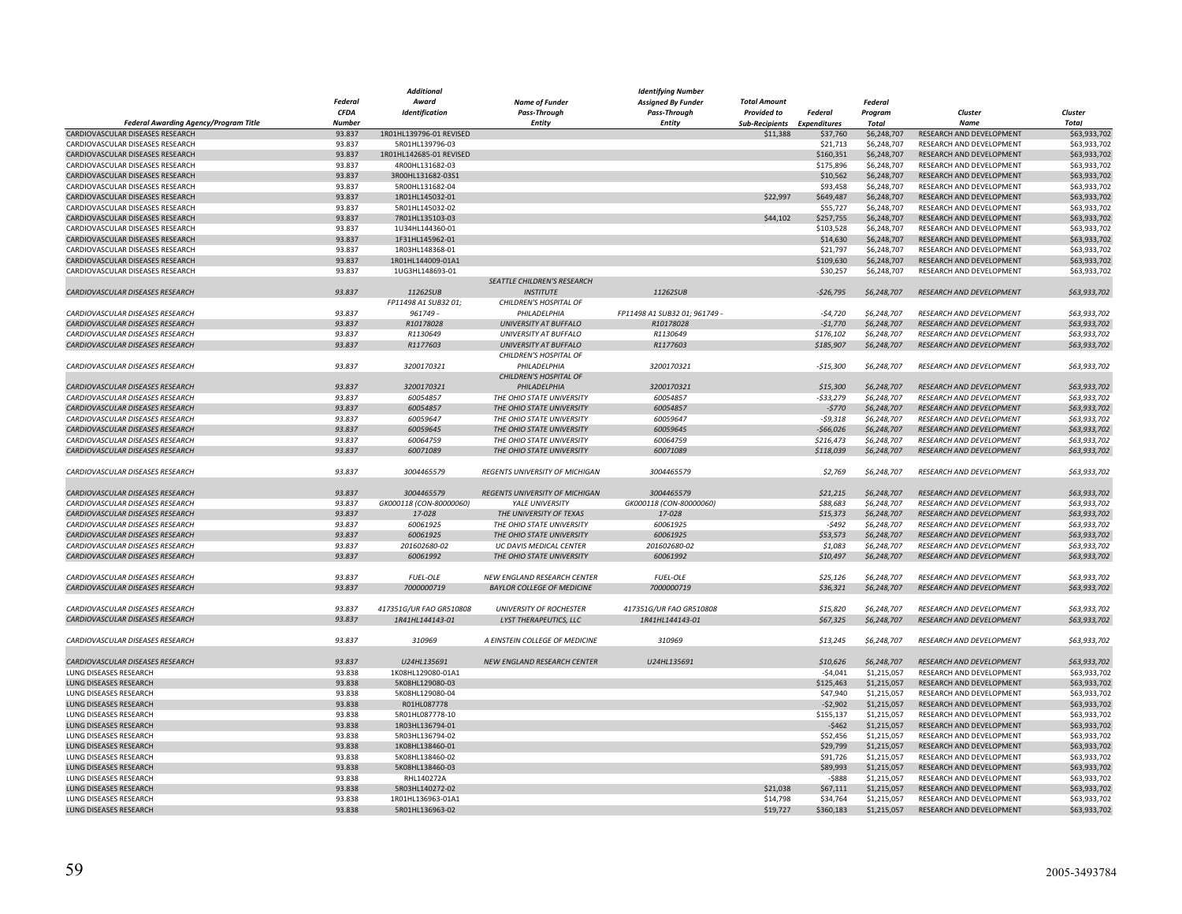| Federal Awarding Agency/Program Title | Federal CFDA Number | Additional Award Identification | Name of Funder Pass-Through Entity | Identifying Number Assigned By Funder Pass-Through Entity | Total Amount Provided to Sub-Recipients | Federal Expenditures | Federal Program Total | Cluster Name | Cluster Total |
|---|---|---|---|---|---|---|---|---|---|
| CARDIOVASCULAR DISEASES RESEARCH | 93.837 | 1R01HL139796-01 REVISED | | | $11,388 | $37,760 | $6,248,707 | RESEARCH AND DEVELOPMENT | $63,933,702 |
| CARDIOVASCULAR DISEASES RESEARCH | 93.837 | 5R01HL139796-03 | | | | $21,713 | $6,248,707 | RESEARCH AND DEVELOPMENT | $63,933,702 |
| CARDIOVASCULAR DISEASES RESEARCH | 93.837 | 1R01HL142685-01 REVISED | | | | $160,351 | $6,248,707 | RESEARCH AND DEVELOPMENT | $63,933,702 |
| CARDIOVASCULAR DISEASES RESEARCH | 93.837 | 4R00HL131682-03 | | | | $175,896 | $6,248,707 | RESEARCH AND DEVELOPMENT | $63,933,702 |
| CARDIOVASCULAR DISEASES RESEARCH | 93.837 | 3R00HL131682-03S1 | | | | $10,562 | $6,248,707 | RESEARCH AND DEVELOPMENT | $63,933,702 |
| CARDIOVASCULAR DISEASES RESEARCH | 93.837 | 5R00HL131682-04 | | | | $93,458 | $6,248,707 | RESEARCH AND DEVELOPMENT | $63,933,702 |
| CARDIOVASCULAR DISEASES RESEARCH | 93.837 | 1R01HL145032-01 | | | $22,997 | $649,487 | $6,248,707 | RESEARCH AND DEVELOPMENT | $63,933,702 |
| CARDIOVASCULAR DISEASES RESEARCH | 93.837 | 5R01HL145032-02 | | | | $55,727 | $6,248,707 | RESEARCH AND DEVELOPMENT | $63,933,702 |
| CARDIOVASCULAR DISEASES RESEARCH | 93.837 | 7R01HL135103-03 | | | $44,102 | $257,755 | $6,248,707 | RESEARCH AND DEVELOPMENT | $63,933,702 |
| CARDIOVASCULAR DISEASES RESEARCH | 93.837 | 1U34HL144360-01 | | | | $103,528 | $6,248,707 | RESEARCH AND DEVELOPMENT | $63,933,702 |
| CARDIOVASCULAR DISEASES RESEARCH | 93.837 | 1F31HL145962-01 | | | | $14,630 | $6,248,707 | RESEARCH AND DEVELOPMENT | $63,933,702 |
| CARDIOVASCULAR DISEASES RESEARCH | 93.837 | 1R03HL148368-01 | | | | $21,797 | $6,248,707 | RESEARCH AND DEVELOPMENT | $63,933,702 |
| CARDIOVASCULAR DISEASES RESEARCH | 93.837 | 1R01HL144009-01A1 | | | | $109,630 | $6,248,707 | RESEARCH AND DEVELOPMENT | $63,933,702 |
| CARDIOVASCULAR DISEASES RESEARCH | 93.837 | 1UG3HL148693-01 | | | | $30,257 | $6,248,707 | RESEARCH AND DEVELOPMENT | $63,933,702 |
| *CARDIOVASCULAR DISEASES RESEARCH* | *93.837* | *11262SUB* | *SEATTLE CHILDREN'S RESEARCH INSTITUTE* | *11262SUB* | | *-$26,795* | *$6,248,707* | *RESEARCH AND DEVELOPMENT* | *$63,933,702* |
| *CARDIOVASCULAR DISEASES RESEARCH* | *93.837* | *FP11498 A1 SUB32 01; 961749 -* | *CHILDREN'S HOSPITAL OF PHILADELPHIA* | *FP11498 A1 SUB32 01; 961749 -* | | *-$4,720* | *$6,248,707* | *RESEARCH AND DEVELOPMENT* | *$63,933,702* |
| *CARDIOVASCULAR DISEASES RESEARCH* | *93.837* | *R10178028* | *UNIVERSITY AT BUFFALO* | *R10178028* | | *-$1,770* | *$6,248,707* | *RESEARCH AND DEVELOPMENT* | *$63,933,702* |
| *CARDIOVASCULAR DISEASES RESEARCH* | *93.837* | *R1130649* | *UNIVERSITY AT BUFFALO* | *R1130649* | | *$176,102* | *$6,248,707* | *RESEARCH AND DEVELOPMENT* | *$63,933,702* |
| *CARDIOVASCULAR DISEASES RESEARCH* | *93.837* | *R1177603* | *UNIVERSITY AT BUFFALO* | *R1177603* | | *$185,907* | *$6,248,707* | *RESEARCH AND DEVELOPMENT* | *$63,933,702* |
| *CARDIOVASCULAR DISEASES RESEARCH* | *93.837* | *3200170321* | *CHILDREN'S HOSPITAL OF PHILADELPHIA* | *3200170321* | | *-$15,300* | *$6,248,707* | *RESEARCH AND DEVELOPMENT* | *$63,933,702* |
| *CARDIOVASCULAR DISEASES RESEARCH* | *93.837* | *3200170321* | *CHILDREN'S HOSPITAL OF PHILADELPHIA* | *3200170321* | | *$15,300* | *$6,248,707* | *RESEARCH AND DEVELOPMENT* | *$63,933,702* |
| *CARDIOVASCULAR DISEASES RESEARCH* | *93.837* | *60054857* | *THE OHIO STATE UNIVERSITY* | *60054857* | | *-$33,279* | *$6,248,707* | *RESEARCH AND DEVELOPMENT* | *$63,933,702* |
| *CARDIOVASCULAR DISEASES RESEARCH* | *93.837* | *60054857* | *THE OHIO STATE UNIVERSITY* | *60054857* | | *-$770* | *$6,248,707* | *RESEARCH AND DEVELOPMENT* | *$63,933,702* |
| *CARDIOVASCULAR DISEASES RESEARCH* | *93.837* | *60059647* | *THE OHIO STATE UNIVERSITY* | *60059647* | | *-$9,318* | *$6,248,707* | *RESEARCH AND DEVELOPMENT* | *$63,933,702* |
| *CARDIOVASCULAR DISEASES RESEARCH* | *93.837* | *60059645* | *THE OHIO STATE UNIVERSITY* | *60059645* | | *-$66,026* | *$6,248,707* | *RESEARCH AND DEVELOPMENT* | *$63,933,702* |
| *CARDIOVASCULAR DISEASES RESEARCH* | *93.837* | *60064759* | *THE OHIO STATE UNIVERSITY* | *60064759* | | *$216,473* | *$6,248,707* | *RESEARCH AND DEVELOPMENT* | *$63,933,702* |
| *CARDIOVASCULAR DISEASES RESEARCH* | *93.837* | *60071089* | *THE OHIO STATE UNIVERSITY* | *60071089* | | *$118,039* | *$6,248,707* | *RESEARCH AND DEVELOPMENT* | *$63,933,702* |
| *CARDIOVASCULAR DISEASES RESEARCH* | *93.837* | *3004465579* | *REGENTS UNIVERSITY OF MICHIGAN* | *3004465579* | | *$2,769* | *$6,248,707* | *RESEARCH AND DEVELOPMENT* | *$63,933,702* |
| *CARDIOVASCULAR DISEASES RESEARCH* | *93.837* | *3004465579* | *REGENTS UNIVERSITY OF MICHIGAN* | *3004465579* | | *$21,215* | *$6,248,707* | *RESEARCH AND DEVELOPMENT* | *$63,933,702* |
| *CARDIOVASCULAR DISEASES RESEARCH* | *93.837* | *GK000118 (CON-80000060)* | *YALE UNIVERSITY* | *GK000118 (CON-80000060)* | | *$88,683* | *$6,248,707* | *RESEARCH AND DEVELOPMENT* | *$63,933,702* |
| *CARDIOVASCULAR DISEASES RESEARCH* | *93.837* | *17-028* | *THE UNIVERSITY OF TEXAS* | *17-028* | | *$15,373* | *$6,248,707* | *RESEARCH AND DEVELOPMENT* | *$63,933,702* |
| *CARDIOVASCULAR DISEASES RESEARCH* | *93.837* | *60061925* | *THE OHIO STATE UNIVERSITY* | *60061925* | | *-$492* | *$6,248,707* | *RESEARCH AND DEVELOPMENT* | *$63,933,702* |
| *CARDIOVASCULAR DISEASES RESEARCH* | *93.837* | *60061925* | *THE OHIO STATE UNIVERSITY* | *60061925* | | *$53,573* | *$6,248,707* | *RESEARCH AND DEVELOPMENT* | *$63,933,702* |
| *CARDIOVASCULAR DISEASES RESEARCH* | *93.837* | *201602680-02* | *UC DAVIS MEDICAL CENTER* | *201602680-02* | | *$1,083* | *$6,248,707* | *RESEARCH AND DEVELOPMENT* | *$63,933,702* |
| *CARDIOVASCULAR DISEASES RESEARCH* | *93.837* | *60061992* | *THE OHIO STATE UNIVERSITY* | *60061992* | | *$10,497* | *$6,248,707* | *RESEARCH AND DEVELOPMENT* | *$63,933,702* |
| *CARDIOVASCULAR DISEASES RESEARCH* | *93.837* | *FUEL-OLE* | *NEW ENGLAND RESEARCH CENTER* | *FUEL-OLE* | | *$25,126* | *$6,248,707* | *RESEARCH AND DEVELOPMENT* | *$63,933,702* |
| *CARDIOVASCULAR DISEASES RESEARCH* | *93.837* | *7000000719* | *BAYLOR COLLEGE OF MEDICINE* | *7000000719* | | *$36,321* | *$6,248,707* | *RESEARCH AND DEVELOPMENT* | *$63,933,702* |
| *CARDIOVASCULAR DISEASES RESEARCH* | *93.837* | *417351G/UR FAO GR510808* | *UNIVERSITY OF ROCHESTER* | *417351G/UR FAO GR510808* | | *$15,820* | *$6,248,707* | *RESEARCH AND DEVELOPMENT* | *$63,933,702* |
| *CARDIOVASCULAR DISEASES RESEARCH* | *93.837* | *1R41HL144143-01* | *LYST THERAPEUTICS, LLC* | *1R41HL144143-01* | | *$67,325* | *$6,248,707* | *RESEARCH AND DEVELOPMENT* | *$63,933,702* |
| *CARDIOVASCULAR DISEASES RESEARCH* | *93.837* | *310969* | *A EINSTEIN COLLEGE OF MEDICINE* | *310969* | | *$13,245* | *$6,248,707* | *RESEARCH AND DEVELOPMENT* | *$63,933,702* |
| *CARDIOVASCULAR DISEASES RESEARCH* | *93.837* | *U24HL135691* | *NEW ENGLAND RESEARCH CENTER* | *U24HL135691* | | *$10,626* | *$6,248,707* | *RESEARCH AND DEVELOPMENT* | *$63,933,702* |
| LUNG DISEASES RESEARCH | 93.838 | 1K08HL129080-01A1 | | | | -$4,041 | $1,215,057 | RESEARCH AND DEVELOPMENT | $63,933,702 |
| LUNG DISEASES RESEARCH | 93.838 | 5K08HL129080-03 | | | | $125,463 | $1,215,057 | RESEARCH AND DEVELOPMENT | $63,933,702 |
| LUNG DISEASES RESEARCH | 93.838 | 5K08HL129080-04 | | | | $47,940 | $1,215,057 | RESEARCH AND DEVELOPMENT | $63,933,702 |
| LUNG DISEASES RESEARCH | 93.838 | R01HL087778 | | | | -$2,902 | $1,215,057 | RESEARCH AND DEVELOPMENT | $63,933,702 |
| LUNG DISEASES RESEARCH | 93.838 | 5R01HL087778-10 | | | | $155,137 | $1,215,057 | RESEARCH AND DEVELOPMENT | $63,933,702 |
| LUNG DISEASES RESEARCH | 93.838 | 1R03HL136794-01 | | | | -$462 | $1,215,057 | RESEARCH AND DEVELOPMENT | $63,933,702 |
| LUNG DISEASES RESEARCH | 93.838 | 5R03HL136794-02 | | | | $52,456 | $1,215,057 | RESEARCH AND DEVELOPMENT | $63,933,702 |
| LUNG DISEASES RESEARCH | 93.838 | 1K08HL138460-01 | | | | $29,799 | $1,215,057 | RESEARCH AND DEVELOPMENT | $63,933,702 |
| LUNG DISEASES RESEARCH | 93.838 | 5K08HL138460-02 | | | | $91,726 | $1,215,057 | RESEARCH AND DEVELOPMENT | $63,933,702 |
| LUNG DISEASES RESEARCH | 93.838 | 5K08HL138460-03 | | | | $89,993 | $1,215,057 | RESEARCH AND DEVELOPMENT | $63,933,702 |
| LUNG DISEASES RESEARCH | 93.838 | RHL140272A | | | | -$888 | $1,215,057 | RESEARCH AND DEVELOPMENT | $63,933,702 |
| LUNG DISEASES RESEARCH | 93.838 | 5R03HL140272-02 | | | $21,038 | $67,111 | $1,215,057 | RESEARCH AND DEVELOPMENT | $63,933,702 |
| LUNG DISEASES RESEARCH | 93.838 | 1R01HL136963-01A1 | | | $14,798 | $34,764 | $1,215,057 | RESEARCH AND DEVELOPMENT | $63,933,702 |
| LUNG DISEASES RESEARCH | 93.838 | 5R01HL136963-02 | | | $19,727 | $360,183 | $1,215,057 | RESEARCH AND DEVELOPMENT | $63,933,702 |

2005-3493784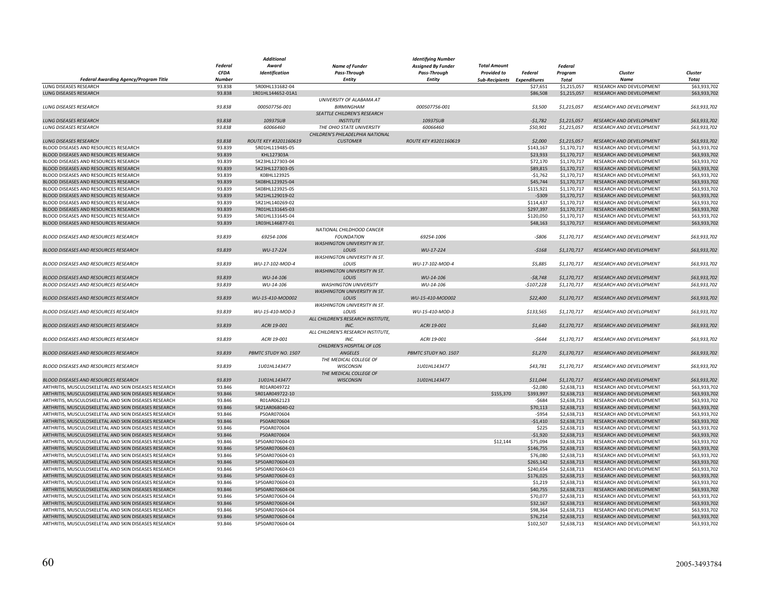| Federal Awarding Agency/Program Title | Federal CFDA Number | Additional Award Identification | Name of Funder Pass-Through Entity | Identifying Number Assigned By Funder Pass-Through Entity | Total Amount Provided to Sub-Recipients | Federal Expenditures | Federal Program Total | Cluster Name | Cluster Total |
|---|---|---|---|---|---|---|---|---|---|
| LUNG DISEASES RESEARCH | 93.838 | 5R00HL131682-04 | | | | $27,651 | $1,215,057 | RESEARCH AND DEVELOPMENT | $63,933,702 |
| LUNG DISEASES RESEARCH | 93.838 | 1R01HL144652-01A1 | | | | $86,508 | $1,215,057 | RESEARCH AND DEVELOPMENT | $63,933,702 |
| *LUNG DISEASES RESEARCH* | *93.838* | *000507756-001* | *UNIVERSITY OF ALABAMA AT BIRMINGHAM* | *000507756-001* | | *$3,500* | *$1,215,057* | *RESEARCH AND DEVELOPMENT* | *$63,933,702* |
| *LUNG DISEASES RESEARCH* | *93.838* | *10937SUB* | *SEATTLE CHILDREN'S RESEARCH INSTITUTE* | *10937SUB* | | *-$1,782* | *$1,215,057* | *RESEARCH AND DEVELOPMENT* | *$63,933,702* |
| *LUNG DISEASES RESEARCH* | *93.838* | *60066460* | *THE OHIO STATE UNIVERSITY* | *60066460* | | *$50,901* | *$1,215,057* | *RESEARCH AND DEVELOPMENT* | *$63,933,702* |
| *LUNG DISEASES RESEARCH* | *93.838* | *ROUTE KEY #3201160619* | *CHILDREN'S PHILADELPHIA NATIONAL CUSTOMER* | *ROUTE KEY #3201160619* | | *$2,000* | *$1,215,057* | *RESEARCH AND DEVELOPMENT* | *$63,933,702* |
| BLOOD DISEASES AND RESOURCES RESEARCH | 93.839 | 5R01HL119485-05 | | | | $143,167 | $1,170,717 | RESEARCH AND DEVELOPMENT | $63,933,702 |
| BLOOD DISEASES AND RESOURCES RESEARCH | 93.839 | KHL127303A | | | | $23,933 | $1,170,717 | RESEARCH AND DEVELOPMENT | $63,933,702 |
| BLOOD DISEASES AND RESOURCES RESEARCH | 93.839 | 5K23HL127303-04 | | | | $72,170 | $1,170,717 | RESEARCH AND DEVELOPMENT | $63,933,702 |
| BLOOD DISEASES AND RESOURCES RESEARCH | 93.839 | 5K23HL127303-05 | | | | $89,815 | $1,170,717 | RESEARCH AND DEVELOPMENT | $63,933,702 |
| BLOOD DISEASES AND RESOURCES RESEARCH | 93.839 | K08HL123925 | | | | -$1,762 | $1,170,717 | RESEARCH AND DEVELOPMENT | $63,933,702 |
| BLOOD DISEASES AND RESOURCES RESEARCH | 93.839 | 5K08HL123925-04 | | | | $45,744 | $1,170,717 | RESEARCH AND DEVELOPMENT | $63,933,702 |
| BLOOD DISEASES AND RESOURCES RESEARCH | 93.839 | 5K08HL123925-05 | | | | $115,921 | $1,170,717 | RESEARCH AND DEVELOPMENT | $63,933,702 |
| BLOOD DISEASES AND RESOURCES RESEARCH | 93.839 | 5R21HL129019-02 | | | | -$309 | $1,170,717 | RESEARCH AND DEVELOPMENT | $63,933,702 |
| BLOOD DISEASES AND RESOURCES RESEARCH | 93.839 | 5R21HL140269-02 | | | | $114,437 | $1,170,717 | RESEARCH AND DEVELOPMENT | $63,933,702 |
| BLOOD DISEASES AND RESOURCES RESEARCH | 93.839 | 7R01HL131645-03 | | | | $297,397 | $1,170,717 | RESEARCH AND DEVELOPMENT | $63,933,702 |
| BLOOD DISEASES AND RESOURCES RESEARCH | 93.839 | 5R01HL131645-04 | | | | $120,050 | $1,170,717 | RESEARCH AND DEVELOPMENT | $63,933,702 |
| BLOOD DISEASES AND RESOURCES RESEARCH | 93.839 | 1R03HL146877-01 | | | | $48,163 | $1,170,717 | RESEARCH AND DEVELOPMENT | $63,933,702 |
| *BLOOD DISEASES AND RESOURCES RESEARCH* | *93.839* | *69254-1006* | *NATIONAL CHILDHOOD CANCER FOUNDATION* | *69254-1006* | | *-$806* | *$1,170,717* | *RESEARCH AND DEVELOPMENT* | *$63,933,702* |
| *BLOOD DISEASES AND RESOURCES RESEARCH* | *93.839* | *WU-17-224* | *WASHINGTON UNIVERSITY IN ST. LOUIS* | *WU-17-224* | | *-$168* | *$1,170,717* | *RESEARCH AND DEVELOPMENT* | *$63,933,702* |
| *BLOOD DISEASES AND RESOURCES RESEARCH* | *93.839* | *WU-17-102-MOD-4* | *WASHINGTON UNIVERSITY IN ST. LOUIS* | *WU-17-102-MOD-4* | | *$5,885* | *$1,170,717* | *RESEARCH AND DEVELOPMENT* | *$63,933,702* |
| *BLOOD DISEASES AND RESOURCES RESEARCH* | *93.839* | *WU-14-106* | *WASHINGTON UNIVERSITY IN ST. LOUIS* | *WU-14-106* | | *-$8,748* | *$1,170,717* | *RESEARCH AND DEVELOPMENT* | *$63,933,702* |
| *BLOOD DISEASES AND RESOURCES RESEARCH* | *93.839* | *WU-14-106* | *WASHINGTON UNIVERSITY* | *WU-14-106* | | *-$107,228* | *$1,170,717* | *RESEARCH AND DEVELOPMENT* | *$63,933,702* |
| *BLOOD DISEASES AND RESOURCES RESEARCH* | *93.839* | *WU-15-410-MOD002* | *WASHINGTON UNIVERSITY IN ST. LOUIS* | *WU-15-410-MOD002* | | *$22,400* | *$1,170,717* | *RESEARCH AND DEVELOPMENT* | *$63,933,702* |
| *BLOOD DISEASES AND RESOURCES RESEARCH* | *93.839* | *WU-15-410-MOD-3* | *WASHINGTON UNIVERSITY IN ST. LOUIS* | *WU-15-410-MOD-3* | | *$133,565* | *$1,170,717* | *RESEARCH AND DEVELOPMENT* | *$63,933,702* |
| *BLOOD DISEASES AND RESOURCES RESEARCH* | *93.839* | *ACRI 19-001* | *ALL CHILDREN'S RESEARCH INSTITUTE, INC.* | *ACRI 19-001* | | *$1,640* | *$1,170,717* | *RESEARCH AND DEVELOPMENT* | *$63,933,702* |
| *BLOOD DISEASES AND RESOURCES RESEARCH* | *93.839* | *ACRI 19-001* | *ALL CHILDREN'S RESEARCH INSTITUTE, INC.* | *ACRI 19-001* | | *-$644* | *$1,170,717* | *RESEARCH AND DEVELOPMENT* | *$63,933,702* |
| *BLOOD DISEASES AND RESOURCES RESEARCH* | *93.839* | *PBMTC STUDY NO. 1507* | *CHILDREN'S HOSPITAL OF LOS ANGELES* | *PBMTC STUDY NO. 1507* | | *$1,270* | *$1,170,717* | *RESEARCH AND DEVELOPMENT* | *$63,933,702* |
| *BLOOD DISEASES AND RESOURCES RESEARCH* | *93.839* | *1U01HL143477* | *THE MEDICAL COLLEGE OF WISCONSIN* | *1U01HL143477* | | *$43,781* | *$1,170,717* | *RESEARCH AND DEVELOPMENT* | *$63,933,702* |
| *BLOOD DISEASES AND RESOURCES RESEARCH* | *93.839* | *1U01HL143477* | *THE MEDICAL COLLEGE OF WISCONSIN* | *1U01HL143477* | | *$11,044* | *$1,170,717* | *RESEARCH AND DEVELOPMENT* | *$63,933,702* |
| ARTHRITIS, MUSCULOSKELETAL AND SKIN DISEASES RESEARCH | 93.846 | R01AR049722 | | | | -$2,080 | $2,638,713 | RESEARCH AND DEVELOPMENT | $63,933,702 |
| ARTHRITIS, MUSCULOSKELETAL AND SKIN DISEASES RESEARCH | 93.846 | 5R01AR049722-10 | | | $155,370 | $393,997 | $2,638,713 | RESEARCH AND DEVELOPMENT | $63,933,702 |
| ARTHRITIS, MUSCULOSKELETAL AND SKIN DISEASES RESEARCH | 93.846 | R01AR062123 | | | | -$684 | $2,638,713 | RESEARCH AND DEVELOPMENT | $63,933,702 |
| ARTHRITIS, MUSCULOSKELETAL AND SKIN DISEASES RESEARCH | 93.846 | 5R21AR068040-02 | | | | $70,113 | $2,638,713 | RESEARCH AND DEVELOPMENT | $63,933,702 |
| ARTHRITIS, MUSCULOSKELETAL AND SKIN DISEASES RESEARCH | 93.846 | P50AR070604 | | | | -$954 | $2,638,713 | RESEARCH AND DEVELOPMENT | $63,933,702 |
| ARTHRITIS, MUSCULOSKELETAL AND SKIN DISEASES RESEARCH | 93.846 | P50AR070604 | | | | -$1,410 | $2,638,713 | RESEARCH AND DEVELOPMENT | $63,933,702 |
| ARTHRITIS, MUSCULOSKELETAL AND SKIN DISEASES RESEARCH | 93.846 | P50AR070604 | | | | $225 | $2,638,713 | RESEARCH AND DEVELOPMENT | $63,933,702 |
| ARTHRITIS, MUSCULOSKELETAL AND SKIN DISEASES RESEARCH | 93.846 | P50AR070604 | | | | -$1,920 | $2,638,713 | RESEARCH AND DEVELOPMENT | $63,933,702 |
| ARTHRITIS, MUSCULOSKELETAL AND SKIN DISEASES RESEARCH | 93.846 | 5P50AR070604-03 | | | $12,144 | $75,094 | $2,638,713 | RESEARCH AND DEVELOPMENT | $63,933,702 |
| ARTHRITIS, MUSCULOSKELETAL AND SKIN DISEASES RESEARCH | 93.846 | 5P50AR070604-03 | | | | $146,755 | $2,638,713 | RESEARCH AND DEVELOPMENT | $63,933,702 |
| ARTHRITIS, MUSCULOSKELETAL AND SKIN DISEASES RESEARCH | 93.846 | 5P50AR070604-03 | | | | $76,080 | $2,638,713 | RESEARCH AND DEVELOPMENT | $63,933,702 |
| ARTHRITIS, MUSCULOSKELETAL AND SKIN DISEASES RESEARCH | 93.846 | 5P50AR070604-03 | | | | $265,142 | $2,638,713 | RESEARCH AND DEVELOPMENT | $63,933,702 |
| ARTHRITIS, MUSCULOSKELETAL AND SKIN DISEASES RESEARCH | 93.846 | 5P50AR070604-03 | | | | $240,654 | $2,638,713 | RESEARCH AND DEVELOPMENT | $63,933,702 |
| ARTHRITIS, MUSCULOSKELETAL AND SKIN DISEASES RESEARCH | 93.846 | 5P50AR070604-03 | | | | $176,025 | $2,638,713 | RESEARCH AND DEVELOPMENT | $63,933,702 |
| ARTHRITIS, MUSCULOSKELETAL AND SKIN DISEASES RESEARCH | 93.846 | 5P50AR070604-03 | | | | $1,219 | $2,638,713 | RESEARCH AND DEVELOPMENT | $63,933,702 |
| ARTHRITIS, MUSCULOSKELETAL AND SKIN DISEASES RESEARCH | 93.846 | 5P50AR070604-04 | | | | $40,755 | $2,638,713 | RESEARCH AND DEVELOPMENT | $63,933,702 |
| ARTHRITIS, MUSCULOSKELETAL AND SKIN DISEASES RESEARCH | 93.846 | 5P50AR070604-04 | | | | $70,077 | $2,638,713 | RESEARCH AND DEVELOPMENT | $63,933,702 |
| ARTHRITIS, MUSCULOSKELETAL AND SKIN DISEASES RESEARCH | 93.846 | 5P50AR070604-04 | | | | $32,167 | $2,638,713 | RESEARCH AND DEVELOPMENT | $63,933,702 |
| ARTHRITIS, MUSCULOSKELETAL AND SKIN DISEASES RESEARCH | 93.846 | 5P50AR070604-04 | | | | $98,364 | $2,638,713 | RESEARCH AND DEVELOPMENT | $63,933,702 |
| ARTHRITIS, MUSCULOSKELETAL AND SKIN DISEASES RESEARCH | 93.846 | 5P50AR070604-04 | | | | $76,214 | $2,638,713 | RESEARCH AND DEVELOPMENT | $63,933,702 |
| ARTHRITIS, MUSCULOSKELETAL AND SKIN DISEASES RESEARCH | 93.846 | 5P50AR070604-04 | | | | $102,507 | $2,638,713 | RESEARCH AND DEVELOPMENT | $63,933,702 |

2005-3493784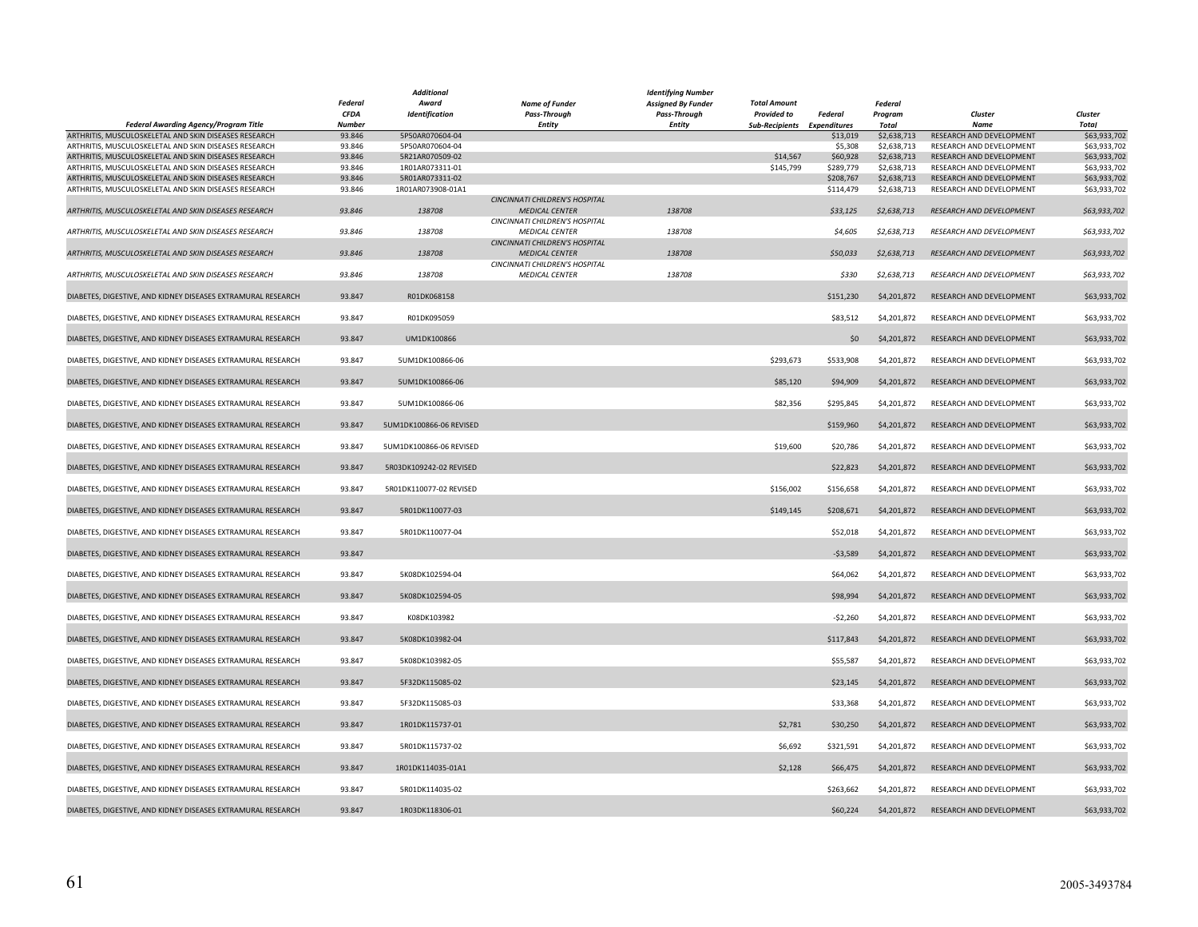| Federal Awarding Agency/Program Title | Federal CFDA Number | Additional Award Identification | Name of Funder Pass-Through Entity | Identifying Number Assigned By Funder Pass-Through Entity | Total Amount Provided to Sub-Recipients | Federal Expenditures | Federal Program Total | Cluster Name | Cluster Total |
|---|---|---|---|---|---|---|---|---|---|
| ARTHRITIS, MUSCULOSKELETAL AND SKIN DISEASES RESEARCH | 93.846 | 5P50AR070604-04 | | | | $13,019 | $2,638,713 | RESEARCH AND DEVELOPMENT | $63,933,702 |
| ARTHRITIS, MUSCULOSKELETAL AND SKIN DISEASES RESEARCH | 93.846 | 5P50AR070604-04 | | | | $5,308 | $2,638,713 | RESEARCH AND DEVELOPMENT | $63,933,702 |
| ARTHRITIS, MUSCULOSKELETAL AND SKIN DISEASES RESEARCH | 93.846 | 5R21AR070509-02 | | | $14,567 | $60,928 | $2,638,713 | RESEARCH AND DEVELOPMENT | $63,933,702 |
| ARTHRITIS, MUSCULOSKELETAL AND SKIN DISEASES RESEARCH | 93.846 | 1R01AR073311-01 | | | $145,799 | $289,779 | $2,638,713 | RESEARCH AND DEVELOPMENT | $63,933,702 |
| ARTHRITIS, MUSCULOSKELETAL AND SKIN DISEASES RESEARCH | 93.846 | 5R01AR073311-02 | | | | $208,767 | $2,638,713 | RESEARCH AND DEVELOPMENT | $63,933,702 |
| ARTHRITIS, MUSCULOSKELETAL AND SKIN DISEASES RESEARCH | 93.846 | 1R01AR073908-01A1 | | | | $114,479 | $2,638,713 | RESEARCH AND DEVELOPMENT | $63,933,702 |
| *ARTHRITIS, MUSCULOSKELETAL AND SKIN DISEASES RESEARCH* | *93.846* | *138708* | *CINCINNATI CHILDREN'S HOSPITAL MEDICAL CENTER* | *138708* | | *$33,125* | *$2,638,713* | *RESEARCH AND DEVELOPMENT* | *$63,933,702* |
| *ARTHRITIS, MUSCULOSKELETAL AND SKIN DISEASES RESEARCH* | *93.846* | *138708* | *CINCINNATI CHILDREN'S HOSPITAL MEDICAL CENTER* | *138708* | | *$4,605* | *$2,638,713* | *RESEARCH AND DEVELOPMENT* | *$63,933,702* |
| *ARTHRITIS, MUSCULOSKELETAL AND SKIN DISEASES RESEARCH* | *93.846* | *138708* | *CINCINNATI CHILDREN'S HOSPITAL MEDICAL CENTER* | *138708* | | *$50,033* | *$2,638,713* | *RESEARCH AND DEVELOPMENT* | *$63,933,702* |
| *ARTHRITIS, MUSCULOSKELETAL AND SKIN DISEASES RESEARCH* | *93.846* | *138708* | *CINCINNATI CHILDREN'S HOSPITAL MEDICAL CENTER* | *138708* | | *$330* | *$2,638,713* | *RESEARCH AND DEVELOPMENT* | *$63,933,702* |
| DIABETES, DIGESTIVE, AND KIDNEY DISEASES EXTRAMURAL RESEARCH | 93.847 | R01DK068158 | | | | $151,230 | $4,201,872 | RESEARCH AND DEVELOPMENT | $63,933,702 |
| DIABETES, DIGESTIVE, AND KIDNEY DISEASES EXTRAMURAL RESEARCH | 93.847 | R01DK095059 | | | | $83,512 | $4,201,872 | RESEARCH AND DEVELOPMENT | $63,933,702 |
| DIABETES, DIGESTIVE, AND KIDNEY DISEASES EXTRAMURAL RESEARCH | 93.847 | UM1DK100866 | | | | $0 | $4,201,872 | RESEARCH AND DEVELOPMENT | $63,933,702 |
| DIABETES, DIGESTIVE, AND KIDNEY DISEASES EXTRAMURAL RESEARCH | 93.847 | 5UM1DK100866-06 | | | $293,673 | $533,908 | $4,201,872 | RESEARCH AND DEVELOPMENT | $63,933,702 |
| DIABETES, DIGESTIVE, AND KIDNEY DISEASES EXTRAMURAL RESEARCH | 93.847 | 5UM1DK100866-06 | | | $85,120 | $94,909 | $4,201,872 | RESEARCH AND DEVELOPMENT | $63,933,702 |
| DIABETES, DIGESTIVE, AND KIDNEY DISEASES EXTRAMURAL RESEARCH | 93.847 | 5UM1DK100866-06 | | | $82,356 | $295,845 | $4,201,872 | RESEARCH AND DEVELOPMENT | $63,933,702 |
| DIABETES, DIGESTIVE, AND KIDNEY DISEASES EXTRAMURAL RESEARCH | 93.847 | 5UM1DK100866-06 REVISED | | | | $159,960 | $4,201,872 | RESEARCH AND DEVELOPMENT | $63,933,702 |
| DIABETES, DIGESTIVE, AND KIDNEY DISEASES EXTRAMURAL RESEARCH | 93.847 | 5UM1DK100866-06 REVISED | | | $19,600 | $20,786 | $4,201,872 | RESEARCH AND DEVELOPMENT | $63,933,702 |
| DIABETES, DIGESTIVE, AND KIDNEY DISEASES EXTRAMURAL RESEARCH | 93.847 | 5R03DK109242-02 REVISED | | | | $22,823 | $4,201,872 | RESEARCH AND DEVELOPMENT | $63,933,702 |
| DIABETES, DIGESTIVE, AND KIDNEY DISEASES EXTRAMURAL RESEARCH | 93.847 | 5R01DK110077-02 REVISED | | | $156,002 | $156,658 | $4,201,872 | RESEARCH AND DEVELOPMENT | $63,933,702 |
| DIABETES, DIGESTIVE, AND KIDNEY DISEASES EXTRAMURAL RESEARCH | 93.847 | 5R01DK110077-03 | | | $149,145 | $208,671 | $4,201,872 | RESEARCH AND DEVELOPMENT | $63,933,702 |
| DIABETES, DIGESTIVE, AND KIDNEY DISEASES EXTRAMURAL RESEARCH | 93.847 | 5R01DK110077-04 | | | | $52,018 | $4,201,872 | RESEARCH AND DEVELOPMENT | $63,933,702 |
| DIABETES, DIGESTIVE, AND KIDNEY DISEASES EXTRAMURAL RESEARCH | 93.847 | | | | | -$3,589 | $4,201,872 | RESEARCH AND DEVELOPMENT | $63,933,702 |
| DIABETES, DIGESTIVE, AND KIDNEY DISEASES EXTRAMURAL RESEARCH | 93.847 | 5K08DK102594-04 | | | | $64,062 | $4,201,872 | RESEARCH AND DEVELOPMENT | $63,933,702 |
| DIABETES, DIGESTIVE, AND KIDNEY DISEASES EXTRAMURAL RESEARCH | 93.847 | 5K08DK102594-05 | | | | $98,994 | $4,201,872 | RESEARCH AND DEVELOPMENT | $63,933,702 |
| DIABETES, DIGESTIVE, AND KIDNEY DISEASES EXTRAMURAL RESEARCH | 93.847 | K08DK103982 | | | | -$2,260 | $4,201,872 | RESEARCH AND DEVELOPMENT | $63,933,702 |
| DIABETES, DIGESTIVE, AND KIDNEY DISEASES EXTRAMURAL RESEARCH | 93.847 | 5K08DK103982-04 | | | | $117,843 | $4,201,872 | RESEARCH AND DEVELOPMENT | $63,933,702 |
| DIABETES, DIGESTIVE, AND KIDNEY DISEASES EXTRAMURAL RESEARCH | 93.847 | 5K08DK103982-05 | | | | $55,587 | $4,201,872 | RESEARCH AND DEVELOPMENT | $63,933,702 |
| DIABETES, DIGESTIVE, AND KIDNEY DISEASES EXTRAMURAL RESEARCH | 93.847 | 5F32DK115085-02 | | | | $23,145 | $4,201,872 | RESEARCH AND DEVELOPMENT | $63,933,702 |
| DIABETES, DIGESTIVE, AND KIDNEY DISEASES EXTRAMURAL RESEARCH | 93.847 | 5F32DK115085-03 | | | | $33,368 | $4,201,872 | RESEARCH AND DEVELOPMENT | $63,933,702 |
| DIABETES, DIGESTIVE, AND KIDNEY DISEASES EXTRAMURAL RESEARCH | 93.847 | 1R01DK115737-01 | | | $2,781 | $30,250 | $4,201,872 | RESEARCH AND DEVELOPMENT | $63,933,702 |
| DIABETES, DIGESTIVE, AND KIDNEY DISEASES EXTRAMURAL RESEARCH | 93.847 | 5R01DK115737-02 | | | $6,692 | $321,591 | $4,201,872 | RESEARCH AND DEVELOPMENT | $63,933,702 |
| DIABETES, DIGESTIVE, AND KIDNEY DISEASES EXTRAMURAL RESEARCH | 93.847 | 1R01DK114035-01A1 | | | $2,128 | $66,475 | $4,201,872 | RESEARCH AND DEVELOPMENT | $63,933,702 |
| DIABETES, DIGESTIVE, AND KIDNEY DISEASES EXTRAMURAL RESEARCH | 93.847 | 5R01DK114035-02 | | | | $263,662 | $4,201,872 | RESEARCH AND DEVELOPMENT | $63,933,702 |
| DIABETES, DIGESTIVE, AND KIDNEY DISEASES EXTRAMURAL RESEARCH | 93.847 | 1R03DK118306-01 | | | | $60,224 | $4,201,872 | RESEARCH AND DEVELOPMENT | $63,933,702 |

2005-3493784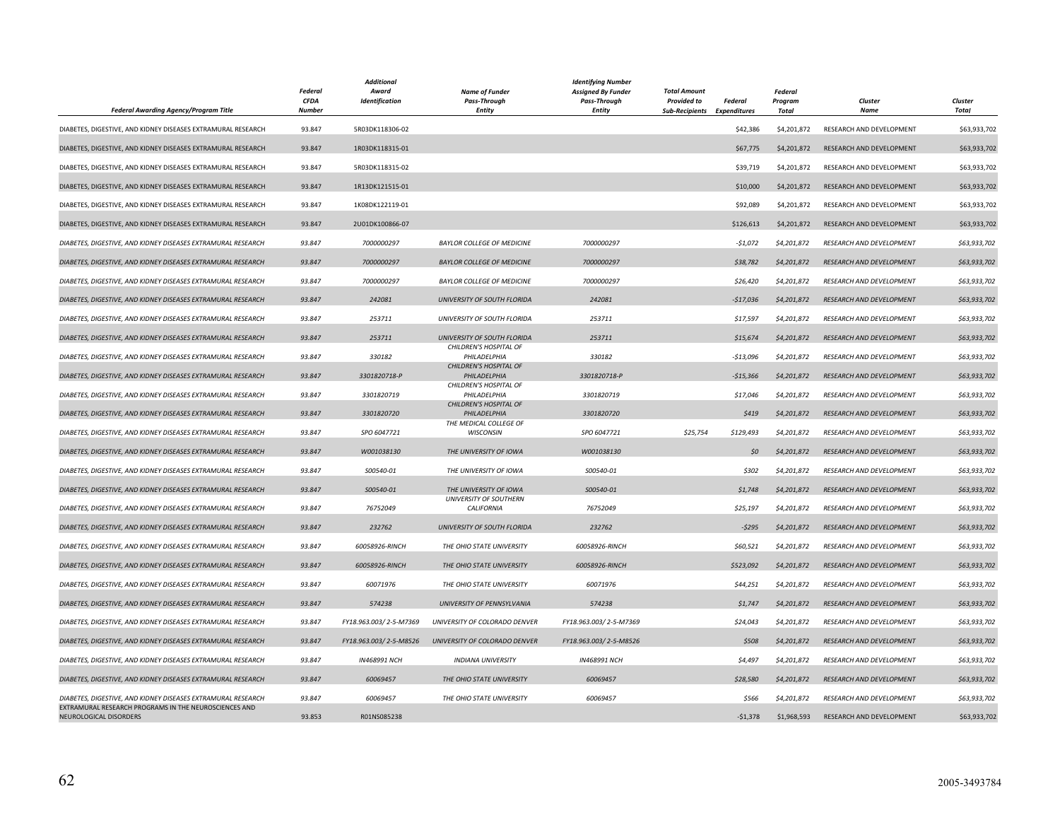| Federal Awarding Agency/Program Title | Federal CFDA Number | Additional Award Identification | Name of Funder Pass-Through Entity | Identifying Number Assigned By Funder Pass-Through Entity | Total Amount Provided to Sub-Recipients | Federal Expenditures | Federal Program Total | Cluster Name | Cluster Total |
|---|---|---|---|---|---|---|---|---|---|
| DIABETES, DIGESTIVE, AND KIDNEY DISEASES EXTRAMURAL RESEARCH | 93.847 | 5R03DK118306-02 | | | | $42,386 | $4,201,872 | RESEARCH AND DEVELOPMENT | $63,933,702 |
| DIABETES, DIGESTIVE, AND KIDNEY DISEASES EXTRAMURAL RESEARCH | 93.847 | 1R03DK118315-01 | | | | $67,775 | $4,201,872 | RESEARCH AND DEVELOPMENT | $63,933,702 |
| DIABETES, DIGESTIVE, AND KIDNEY DISEASES EXTRAMURAL RESEARCH | 93.847 | 5R03DK118315-02 | | | | $39,719 | $4,201,872 | RESEARCH AND DEVELOPMENT | $63,933,702 |
| DIABETES, DIGESTIVE, AND KIDNEY DISEASES EXTRAMURAL RESEARCH | 93.847 | 1R13DK121515-01 | | | | $10,000 | $4,201,872 | RESEARCH AND DEVELOPMENT | $63,933,702 |
| DIABETES, DIGESTIVE, AND KIDNEY DISEASES EXTRAMURAL RESEARCH | 93.847 | 1K08DK122119-01 | | | | $92,089 | $4,201,872 | RESEARCH AND DEVELOPMENT | $63,933,702 |
| DIABETES, DIGESTIVE, AND KIDNEY DISEASES EXTRAMURAL RESEARCH | 93.847 | 2U01DK100866-07 | | | | $126,613 | $4,201,872 | RESEARCH AND DEVELOPMENT | $63,933,702 |
| *DIABETES, DIGESTIVE, AND KIDNEY DISEASES EXTRAMURAL RESEARCH* | *93.847* | *7000000297* | *BAYLOR COLLEGE OF MEDICINE* | *7000000297* | | *-$1,072* | *$4,201,872* | *RESEARCH AND DEVELOPMENT* | *$63,933,702* |
| *DIABETES, DIGESTIVE, AND KIDNEY DISEASES EXTRAMURAL RESEARCH* | *93.847* | *7000000297* | *BAYLOR COLLEGE OF MEDICINE* | *7000000297* | | *$38,782* | *$4,201,872* | *RESEARCH AND DEVELOPMENT* | *$63,933,702* |
| *DIABETES, DIGESTIVE, AND KIDNEY DISEASES EXTRAMURAL RESEARCH* | *93.847* | *7000000297* | *BAYLOR COLLEGE OF MEDICINE* | *7000000297* | | *$26,420* | *$4,201,872* | *RESEARCH AND DEVELOPMENT* | *$63,933,702* |
| *DIABETES, DIGESTIVE, AND KIDNEY DISEASES EXTRAMURAL RESEARCH* | *93.847* | *242081* | *UNIVERSITY OF SOUTH FLORIDA* | *242081* | | *-$17,036* | *$4,201,872* | *RESEARCH AND DEVELOPMENT* | *$63,933,702* |
| *DIABETES, DIGESTIVE, AND KIDNEY DISEASES EXTRAMURAL RESEARCH* | *93.847* | *253711* | *UNIVERSITY OF SOUTH FLORIDA* | *253711* | | *$17,597* | *$4,201,872* | *RESEARCH AND DEVELOPMENT* | *$63,933,702* |
| *DIABETES, DIGESTIVE, AND KIDNEY DISEASES EXTRAMURAL RESEARCH* | *93.847* | *253711* | *UNIVERSITY OF SOUTH FLORIDA* | *253711* | | *$15,674* | *$4,201,872* | *RESEARCH AND DEVELOPMENT* | *$63,933,702* |
| *DIABETES, DIGESTIVE, AND KIDNEY DISEASES EXTRAMURAL RESEARCH* | *93.847* | *330182* | *CHILDREN'S HOSPITAL OF PHILADELPHIA* | *330182* | | *-$13,096* | *$4,201,872* | *RESEARCH AND DEVELOPMENT* | *$63,933,702* |
| *DIABETES, DIGESTIVE, AND KIDNEY DISEASES EXTRAMURAL RESEARCH* | *93.847* | *3301820718-P* | *CHILDREN'S HOSPITAL OF PHILADELPHIA* | *3301820718-P* | | *-$15,366* | *$4,201,872* | *RESEARCH AND DEVELOPMENT* | *$63,933,702* |
| *DIABETES, DIGESTIVE, AND KIDNEY DISEASES EXTRAMURAL RESEARCH* | *93.847* | *3301820719* | *CHILDREN'S HOSPITAL OF PHILADELPHIA* | *3301820719* | | *$17,046* | *$4,201,872* | *RESEARCH AND DEVELOPMENT* | *$63,933,702* |
| *DIABETES, DIGESTIVE, AND KIDNEY DISEASES EXTRAMURAL RESEARCH* | *93.847* | *3301820720* | *CHILDREN'S HOSPITAL OF PHILADELPHIA* | *3301820720* | | *$419* | *$4,201,872* | *RESEARCH AND DEVELOPMENT* | *$63,933,702* |
| *DIABETES, DIGESTIVE, AND KIDNEY DISEASES EXTRAMURAL RESEARCH* | *93.847* | *SPO 6047721* | *THE MEDICAL COLLEGE OF WISCONSIN* | *SPO 6047721* | *$25,754* | *$129,493* | *$4,201,872* | *RESEARCH AND DEVELOPMENT* | *$63,933,702* |
| *DIABETES, DIGESTIVE, AND KIDNEY DISEASES EXTRAMURAL RESEARCH* | *93.847* | *W001038130* | *THE UNIVERSITY OF IOWA* | *W001038130* | | *$0* | *$4,201,872* | *RESEARCH AND DEVELOPMENT* | *$63,933,702* |
| *DIABETES, DIGESTIVE, AND KIDNEY DISEASES EXTRAMURAL RESEARCH* | *93.847* | *S00540-01* | *THE UNIVERSITY OF IOWA* | *S00540-01* | | *$302* | *$4,201,872* | *RESEARCH AND DEVELOPMENT* | *$63,933,702* |
| *DIABETES, DIGESTIVE, AND KIDNEY DISEASES EXTRAMURAL RESEARCH* | *93.847* | *S00540-01* | *THE UNIVERSITY OF IOWA* | *S00540-01* | | *$1,748* | *$4,201,872* | *RESEARCH AND DEVELOPMENT* | *$63,933,702* |
| *DIABETES, DIGESTIVE, AND KIDNEY DISEASES EXTRAMURAL RESEARCH* | *93.847* | *76752049* | *UNIVERSITY OF SOUTHERN CALIFORNIA* | *76752049* | | *$25,197* | *$4,201,872* | *RESEARCH AND DEVELOPMENT* | *$63,933,702* |
| *DIABETES, DIGESTIVE, AND KIDNEY DISEASES EXTRAMURAL RESEARCH* | *93.847* | *232762* | *UNIVERSITY OF SOUTH FLORIDA* | *232762* | | *-$295* | *$4,201,872* | *RESEARCH AND DEVELOPMENT* | *$63,933,702* |
| *DIABETES, DIGESTIVE, AND KIDNEY DISEASES EXTRAMURAL RESEARCH* | *93.847* | *60058926-RINCH* | *THE OHIO STATE UNIVERSITY* | *60058926-RINCH* | | *$60,521* | *$4,201,872* | *RESEARCH AND DEVELOPMENT* | *$63,933,702* |
| *DIABETES, DIGESTIVE, AND KIDNEY DISEASES EXTRAMURAL RESEARCH* | *93.847* | *60058926-RINCH* | *THE OHIO STATE UNIVERSITY* | *60058926-RINCH* | | *$523,092* | *$4,201,872* | *RESEARCH AND DEVELOPMENT* | *$63,933,702* |
| *DIABETES, DIGESTIVE, AND KIDNEY DISEASES EXTRAMURAL RESEARCH* | *93.847* | *60071976* | *THE OHIO STATE UNIVERSITY* | *60071976* | | *$44,251* | *$4,201,872* | *RESEARCH AND DEVELOPMENT* | *$63,933,702* |
| *DIABETES, DIGESTIVE, AND KIDNEY DISEASES EXTRAMURAL RESEARCH* | *93.847* | *574238* | *UNIVERSITY OF PENNSYLVANIA* | *574238* | | *$1,747* | *$4,201,872* | *RESEARCH AND DEVELOPMENT* | *$63,933,702* |
| *DIABETES, DIGESTIVE, AND KIDNEY DISEASES EXTRAMURAL RESEARCH* | *93.847* | *FY18.963.003/ 2-5-M7369* | *UNIVERSITY OF COLORADO DENVER* | *FY18.963.003/ 2-5-M7369* | | *$24,043* | *$4,201,872* | *RESEARCH AND DEVELOPMENT* | *$63,933,702* |
| *DIABETES, DIGESTIVE, AND KIDNEY DISEASES EXTRAMURAL RESEARCH* | *93.847* | *FY18.963.003/ 2-5-M8526* | *UNIVERSITY OF COLORADO DENVER* | *FY18.963.003/ 2-5-M8526* | | *$508* | *$4,201,872* | *RESEARCH AND DEVELOPMENT* | *$63,933,702* |
| *DIABETES, DIGESTIVE, AND KIDNEY DISEASES EXTRAMURAL RESEARCH* | *93.847* | *IN468991 NCH* | *INDIANA UNIVERSITY* | *IN468991 NCH* | | *$4,497* | *$4,201,872* | *RESEARCH AND DEVELOPMENT* | *$63,933,702* |
| *DIABETES, DIGESTIVE, AND KIDNEY DISEASES EXTRAMURAL RESEARCH* | *93.847* | *60069457* | *THE OHIO STATE UNIVERSITY* | *60069457* | | *$28,580* | *$4,201,872* | *RESEARCH AND DEVELOPMENT* | *$63,933,702* |
| *DIABETES, DIGESTIVE, AND KIDNEY DISEASES EXTRAMURAL RESEARCH* | *93.847* | *60069457* | *THE OHIO STATE UNIVERSITY* | *60069457* | | *$566* | *$4,201,872* | *RESEARCH AND DEVELOPMENT* | *$63,933,702* |
| EXTRAMURAL RESEARCH PROGRAMS IN THE NEUROSCIENCES AND NEUROLOGICAL DISORDERS | 93.853 | R01NS085238 | | | | -$1,378 | $1,968,593 | RESEARCH AND DEVELOPMENT | $63,933,702 |

2005-3493784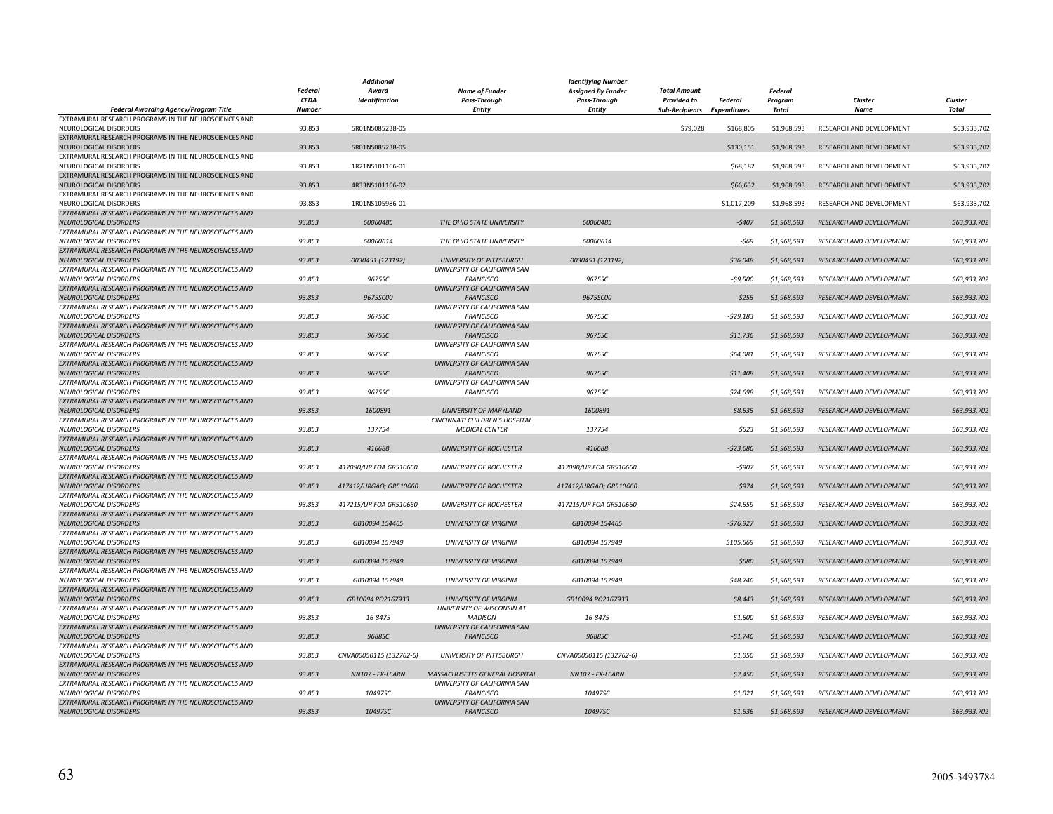| Federal Awarding Agency/Program Title | Federal CFDA Number | Additional Award Identification | Name of Funder Pass-Through Entity | Identifying Number Assigned By Funder Pass-Through Entity | Total Amount Provided to Sub-Recipients | Federal Expenditures | Federal Program Total | Cluster Name | Cluster Total |
|---|---|---|---|---|---|---|---|---|---|
| EXTRAMURAL RESEARCH PROGRAMS IN THE NEUROSCIENCES AND NEUROLOGICAL DISORDERS | 93.853 | 5R01NS085238-05 | | | $79,028 | $168,805 | $1,968,593 | RESEARCH AND DEVELOPMENT | $63,933,702 |
| EXTRAMURAL RESEARCH PROGRAMS IN THE NEUROSCIENCES AND NEUROLOGICAL DISORDERS | 93.853 | 5R01NS085238-05 | | | | $130,151 | $1,968,593 | RESEARCH AND DEVELOPMENT | $63,933,702 |
| EXTRAMURAL RESEARCH PROGRAMS IN THE NEUROSCIENCES AND NEUROLOGICAL DISORDERS | 93.853 | 1R21NS101166-01 | | | | $68,182 | $1,968,593 | RESEARCH AND DEVELOPMENT | $63,933,702 |
| EXTRAMURAL RESEARCH PROGRAMS IN THE NEUROSCIENCES AND NEUROLOGICAL DISORDERS | 93.853 | 4R33NS101166-02 | | | | $66,632 | $1,968,593 | RESEARCH AND DEVELOPMENT | $63,933,702 |
| EXTRAMURAL RESEARCH PROGRAMS IN THE NEUROSCIENCES AND NEUROLOGICAL DISORDERS | 93.853 | 1R01NS105986-01 | | | | $1,017,209 | $1,968,593 | RESEARCH AND DEVELOPMENT | $63,933,702 |
| *EXTRAMURAL RESEARCH PROGRAMS IN THE NEUROSCIENCES AND NEUROLOGICAL DISORDERS* | *93.853* | *60060485* | *THE OHIO STATE UNIVERSITY* | *60060485* | | *-$407* | *$1,968,593* | *RESEARCH AND DEVELOPMENT* | *$63,933,702* |
| *EXTRAMURAL RESEARCH PROGRAMS IN THE NEUROSCIENCES AND NEUROLOGICAL DISORDERS* | *93.853* | *60060614* | *THE OHIO STATE UNIVERSITY* | *60060614* | | *-$69* | *$1,968,593* | *RESEARCH AND DEVELOPMENT* | *$63,933,702* |
| *EXTRAMURAL RESEARCH PROGRAMS IN THE NEUROSCIENCES AND NEUROLOGICAL DISORDERS* | *93.853* | *0030451 (123192)* | *UNIVERSITY OF PITTSBURGH* | *0030451 (123192)* | | *$36,048* | *$1,968,593* | *RESEARCH AND DEVELOPMENT* | *$63,933,702* |
| *EXTRAMURAL RESEARCH PROGRAMS IN THE NEUROSCIENCES AND NEUROLOGICAL DISORDERS* | *93.853* | *9675SC* | *UNIVERSITY OF CALIFORNIA SAN FRANCISCO* | *9675SC* | | *-$9,500* | *$1,968,593* | *RESEARCH AND DEVELOPMENT* | *$63,933,702* |
| *EXTRAMURAL RESEARCH PROGRAMS IN THE NEUROSCIENCES AND NEUROLOGICAL DISORDERS* | *93.853* | *9675SC00* | *UNIVERSITY OF CALIFORNIA SAN FRANCISCO* | *9675SC00* | | *-$255* | *$1,968,593* | *RESEARCH AND DEVELOPMENT* | *$63,933,702* |
| *EXTRAMURAL RESEARCH PROGRAMS IN THE NEUROSCIENCES AND NEUROLOGICAL DISORDERS* | *93.853* | *9675SC* | *UNIVERSITY OF CALIFORNIA SAN FRANCISCO* | *9675SC* | | *-$29,183* | *$1,968,593* | *RESEARCH AND DEVELOPMENT* | *$63,933,702* |
| *EXTRAMURAL RESEARCH PROGRAMS IN THE NEUROSCIENCES AND NEUROLOGICAL DISORDERS* | *93.853* | *9675SC* | *UNIVERSITY OF CALIFORNIA SAN FRANCISCO* | *9675SC* | | *$11,736* | *$1,968,593* | *RESEARCH AND DEVELOPMENT* | *$63,933,702* |
| *EXTRAMURAL RESEARCH PROGRAMS IN THE NEUROSCIENCES AND NEUROLOGICAL DISORDERS* | *93.853* | *9675SC* | *UNIVERSITY OF CALIFORNIA SAN FRANCISCO* | *9675SC* | | *$64,081* | *$1,968,593* | *RESEARCH AND DEVELOPMENT* | *$63,933,702* |
| *EXTRAMURAL RESEARCH PROGRAMS IN THE NEUROSCIENCES AND NEUROLOGICAL DISORDERS* | *93.853* | *9675SC* | *UNIVERSITY OF CALIFORNIA SAN FRANCISCO* | *9675SC* | | *$11,408* | *$1,968,593* | *RESEARCH AND DEVELOPMENT* | *$63,933,702* |
| *EXTRAMURAL RESEARCH PROGRAMS IN THE NEUROSCIENCES AND NEUROLOGICAL DISORDERS* | *93.853* | *9675SC* | *UNIVERSITY OF CALIFORNIA SAN FRANCISCO* | *9675SC* | | *$24,698* | *$1,968,593* | *RESEARCH AND DEVELOPMENT* | *$63,933,702* |
| *EXTRAMURAL RESEARCH PROGRAMS IN THE NEUROSCIENCES AND NEUROLOGICAL DISORDERS* | *93.853* | *1600891* | *UNIVERSITY OF MARYLAND* | *1600891* | | *$8,535* | *$1,968,593* | *RESEARCH AND DEVELOPMENT* | *$63,933,702* |
| *EXTRAMURAL RESEARCH PROGRAMS IN THE NEUROSCIENCES AND NEUROLOGICAL DISORDERS* | *93.853* | *137754* | *CINCINNATI CHILDREN'S HOSPITAL MEDICAL CENTER* | *137754* | | *$523* | *$1,968,593* | *RESEARCH AND DEVELOPMENT* | *$63,933,702* |
| *EXTRAMURAL RESEARCH PROGRAMS IN THE NEUROSCIENCES AND NEUROLOGICAL DISORDERS* | *93.853* | *416688* | *UNIVERSITY OF ROCHESTER* | *416688* | | *-$23,686* | *$1,968,593* | *RESEARCH AND DEVELOPMENT* | *$63,933,702* |
| *EXTRAMURAL RESEARCH PROGRAMS IN THE NEUROSCIENCES AND NEUROLOGICAL DISORDERS* | *93.853* | *417090/UR FOA GR510660* | *UNIVERSITY OF ROCHESTER* | *417090/UR FOA GR510660* | | *-$907* | *$1,968,593* | *RESEARCH AND DEVELOPMENT* | *$63,933,702* |
| *EXTRAMURAL RESEARCH PROGRAMS IN THE NEUROSCIENCES AND NEUROLOGICAL DISORDERS* | *93.853* | *417412/URGAO; GR510660* | *UNIVERSITY OF ROCHESTER* | *417412/URGAO; GR510660* | | *$974* | *$1,968,593* | *RESEARCH AND DEVELOPMENT* | *$63,933,702* |
| *EXTRAMURAL RESEARCH PROGRAMS IN THE NEUROSCIENCES AND NEUROLOGICAL DISORDERS* | *93.853* | *417215/UR FOA GR510660* | *UNIVERSITY OF ROCHESTER* | *417215/UR FOA GR510660* | | *$24,559* | *$1,968,593* | *RESEARCH AND DEVELOPMENT* | *$63,933,702* |
| *EXTRAMURAL RESEARCH PROGRAMS IN THE NEUROSCIENCES AND NEUROLOGICAL DISORDERS* | *93.853* | *GB10094 154465* | *UNIVERSITY OF VIRGINIA* | *GB10094 154465* | | *-$76,927* | *$1,968,593* | *RESEARCH AND DEVELOPMENT* | *$63,933,702* |
| *EXTRAMURAL RESEARCH PROGRAMS IN THE NEUROSCIENCES AND NEUROLOGICAL DISORDERS* | *93.853* | *GB10094 157949* | *UNIVERSITY OF VIRGINIA* | *GB10094 157949* | | *$105,569* | *$1,968,593* | *RESEARCH AND DEVELOPMENT* | *$63,933,702* |
| *EXTRAMURAL RESEARCH PROGRAMS IN THE NEUROSCIENCES AND NEUROLOGICAL DISORDERS* | *93.853* | *GB10094 157949* | *UNIVERSITY OF VIRGINIA* | *GB10094 157949* | | *$580* | *$1,968,593* | *RESEARCH AND DEVELOPMENT* | *$63,933,702* |
| *EXTRAMURAL RESEARCH PROGRAMS IN THE NEUROSCIENCES AND NEUROLOGICAL DISORDERS* | *93.853* | *GB10094 157949* | *UNIVERSITY OF VIRGINIA* | *GB10094 157949* | | *$48,746* | *$1,968,593* | *RESEARCH AND DEVELOPMENT* | *$63,933,702* |
| *EXTRAMURAL RESEARCH PROGRAMS IN THE NEUROSCIENCES AND NEUROLOGICAL DISORDERS* | *93.853* | *GB10094 PO2167933* | *UNIVERSITY OF VIRGINIA* | *GB10094 PO2167933* | | *$8,443* | *$1,968,593* | *RESEARCH AND DEVELOPMENT* | *$63,933,702* |
| *EXTRAMURAL RESEARCH PROGRAMS IN THE NEUROSCIENCES AND NEUROLOGICAL DISORDERS* | *93.853* | *16-8475* | *UNIVERSITY OF WISCONSIN AT MADISON* | *16-8475* | | *$1,500* | *$1,968,593* | *RESEARCH AND DEVELOPMENT* | *$63,933,702* |
| *EXTRAMURAL RESEARCH PROGRAMS IN THE NEUROSCIENCES AND NEUROLOGICAL DISORDERS* | *93.853* | *9688SC* | *UNIVERSITY OF CALIFORNIA SAN FRANCISCO* | *9688SC* | | *-$1,746* | *$1,968,593* | *RESEARCH AND DEVELOPMENT* | *$63,933,702* |
| *EXTRAMURAL RESEARCH PROGRAMS IN THE NEUROSCIENCES AND NEUROLOGICAL DISORDERS* | *93.853* | *CNVA00050115 (132762-6)* | *UNIVERSITY OF PITTSBURGH* | *CNVA00050115 (132762-6)* | | *$1,050* | *$1,968,593* | *RESEARCH AND DEVELOPMENT* | *$63,933,702* |
| *EXTRAMURAL RESEARCH PROGRAMS IN THE NEUROSCIENCES AND NEUROLOGICAL DISORDERS* | *93.853* | *NN107 - FX-LEARN* | *MASSACHUSETTS GENERAL HOSPITAL* | *NN107 - FX-LEARN* | | *$7,450* | *$1,968,593* | *RESEARCH AND DEVELOPMENT* | *$63,933,702* |
| *EXTRAMURAL RESEARCH PROGRAMS IN THE NEUROSCIENCES AND NEUROLOGICAL DISORDERS* | *93.853* | *10497SC* | *UNIVERSITY OF CALIFORNIA SAN FRANCISCO* | *10497SC* | | *$1,021* | *$1,968,593* | *RESEARCH AND DEVELOPMENT* | *$63,933,702* |
| *EXTRAMURAL RESEARCH PROGRAMS IN THE NEUROSCIENCES AND NEUROLOGICAL DISORDERS* | *93.853* | *10497SC* | *UNIVERSITY OF CALIFORNIA SAN FRANCISCO* | *10497SC* | | *$1,636* | *$1,968,593* | *RESEARCH AND DEVELOPMENT* | *$63,933,702* |

2005-3493784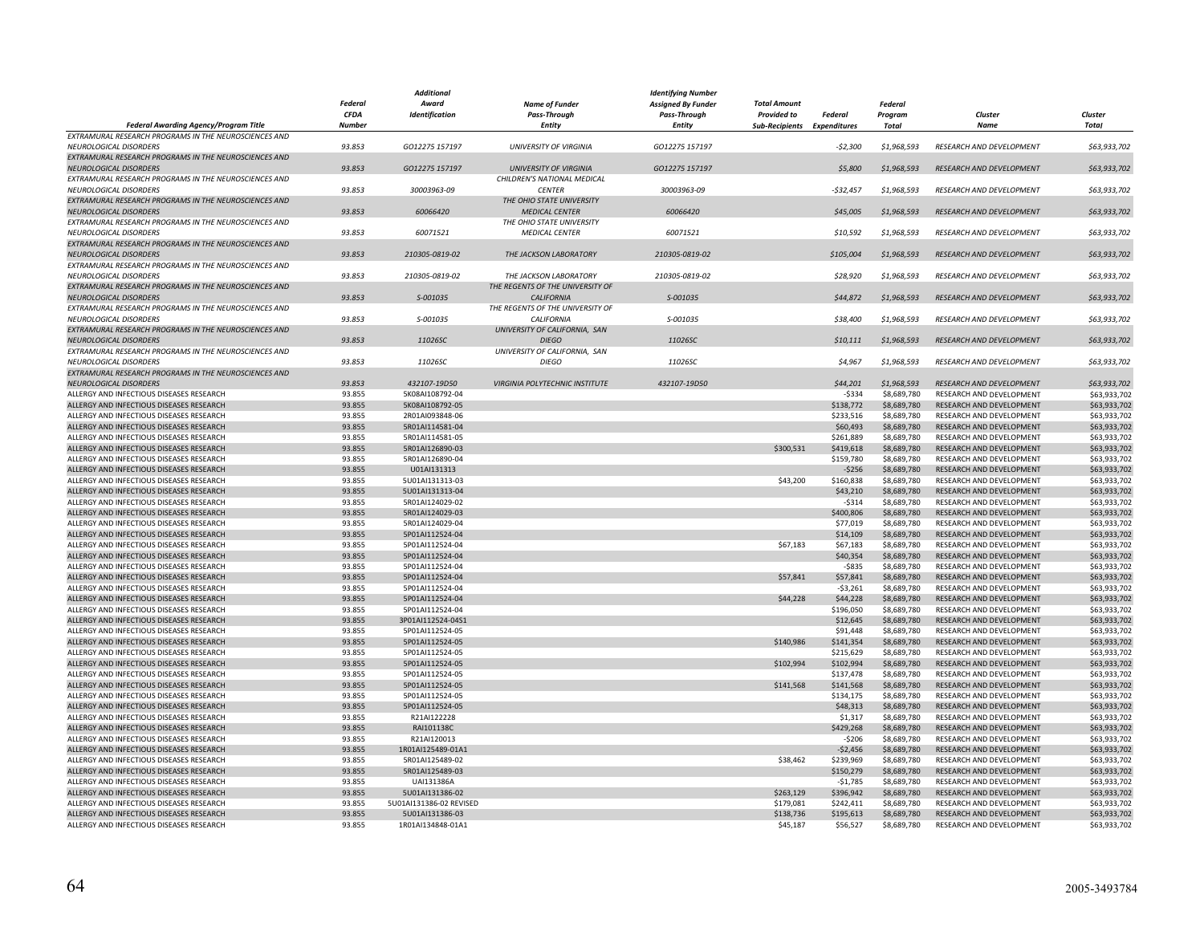| Federal Awarding Agency/Program Title | Federal CFDA Number | Additional Award Identification | Name of Funder Pass-Through Entity | Identifying Number Assigned By Funder Pass-Through Entity | Total Amount Provided to Sub-Recipients | Federal Expenditures | Federal Program Total | Cluster Name | Cluster Total |
|---|---|---|---|---|---|---|---|---|---|
| EXTRAMURAL RESEARCH PROGRAMS IN THE NEUROSCIENCES AND NEUROLOGICAL DISORDERS | 93.853 | GO12275 157197 | UNIVERSITY OF VIRGINIA | GO12275 157197 | | -$2,300 | $1,968,593 | RESEARCH AND DEVELOPMENT | $63,933,702 |
| EXTRAMURAL RESEARCH PROGRAMS IN THE NEUROSCIENCES AND NEUROLOGICAL DISORDERS | 93.853 | GO12275 157197 | UNIVERSITY OF VIRGINIA | GO12275 157197 | | $5,800 | $1,968,593 | RESEARCH AND DEVELOPMENT | $63,933,702 |
| EXTRAMURAL RESEARCH PROGRAMS IN THE NEUROSCIENCES AND NEUROLOGICAL DISORDERS | 93.853 | 30003963-09 | CHILDREN'S NATIONAL MEDICAL CENTER | 30003963-09 | | -$32,457 | $1,968,593 | RESEARCH AND DEVELOPMENT | $63,933,702 |
| EXTRAMURAL RESEARCH PROGRAMS IN THE NEUROSCIENCES AND NEUROLOGICAL DISORDERS | 93.853 | 60066420 | THE OHIO STATE UNIVERSITY MEDICAL CENTER | 60066420 | | $45,005 | $1,968,593 | RESEARCH AND DEVELOPMENT | $63,933,702 |
| EXTRAMURAL RESEARCH PROGRAMS IN THE NEUROSCIENCES AND NEUROLOGICAL DISORDERS | 93.853 | 60071521 | THE OHIO STATE UNIVERSITY MEDICAL CENTER | 60071521 | | $10,592 | $1,968,593 | RESEARCH AND DEVELOPMENT | $63,933,702 |
| EXTRAMURAL RESEARCH PROGRAMS IN THE NEUROSCIENCES AND NEUROLOGICAL DISORDERS | 93.853 | 210305-0819-02 | THE JACKSON LABORATORY | 210305-0819-02 | | $105,004 | $1,968,593 | RESEARCH AND DEVELOPMENT | $63,933,702 |
| EXTRAMURAL RESEARCH PROGRAMS IN THE NEUROSCIENCES AND NEUROLOGICAL DISORDERS | 93.853 | 210305-0819-02 | THE JACKSON LABORATORY | 210305-0819-02 | | $28,920 | $1,968,593 | RESEARCH AND DEVELOPMENT | $63,933,702 |
| EXTRAMURAL RESEARCH PROGRAMS IN THE NEUROSCIENCES AND NEUROLOGICAL DISORDERS | 93.853 | S-001035 | THE REGENTS OF THE UNIVERSITY OF CALIFORNIA | S-001035 | | $44,872 | $1,968,593 | RESEARCH AND DEVELOPMENT | $63,933,702 |
| EXTRAMURAL RESEARCH PROGRAMS IN THE NEUROSCIENCES AND NEUROLOGICAL DISORDERS | 93.853 | S-001035 | THE REGENTS OF THE UNIVERSITY OF CALIFORNIA | S-001035 | | $38,400 | $1,968,593 | RESEARCH AND DEVELOPMENT | $63,933,702 |
| EXTRAMURAL RESEARCH PROGRAMS IN THE NEUROSCIENCES AND NEUROLOGICAL DISORDERS | 93.853 | 11026SC | UNIVERSITY OF CALIFORNIA, SAN DIEGO | 11026SC | | $10,111 | $1,968,593 | RESEARCH AND DEVELOPMENT | $63,933,702 |
| EXTRAMURAL RESEARCH PROGRAMS IN THE NEUROSCIENCES AND NEUROLOGICAL DISORDERS | 93.853 | 11026SC | UNIVERSITY OF CALIFORNIA, SAN DIEGO | 11026SC | | $4,967 | $1,968,593 | RESEARCH AND DEVELOPMENT | $63,933,702 |
| EXTRAMURAL RESEARCH PROGRAMS IN THE NEUROSCIENCES AND NEUROLOGICAL DISORDERS | 93.853 | 432107-19D50 | VIRGINIA POLYTECHNIC INSTITUTE | 432107-19D50 | | $44,201 | $1,968,593 | RESEARCH AND DEVELOPMENT | $63,933,702 |
| ALLERGY AND INFECTIOUS DISEASES RESEARCH | 93.855 | 5K08AI108792-04 | | | | -$334 | $8,689,780 | RESEARCH AND DEVELOPMENT | $63,933,702 |
| ALLERGY AND INFECTIOUS DISEASES RESEARCH | 93.855 | 5K08AI108792-05 | | | | $138,772 | $8,689,780 | RESEARCH AND DEVELOPMENT | $63,933,702 |
| ALLERGY AND INFECTIOUS DISEASES RESEARCH | 93.855 | 2R01AI093848-06 | | | | $233,516 | $8,689,780 | RESEARCH AND DEVELOPMENT | $63,933,702 |
| ALLERGY AND INFECTIOUS DISEASES RESEARCH | 93.855 | 5R01AI114581-04 | | | | $60,493 | $8,689,780 | RESEARCH AND DEVELOPMENT | $63,933,702 |
| ALLERGY AND INFECTIOUS DISEASES RESEARCH | 93.855 | 5R01AI114581-05 | | | | $261,889 | $8,689,780 | RESEARCH AND DEVELOPMENT | $63,933,702 |
| ALLERGY AND INFECTIOUS DISEASES RESEARCH | 93.855 | 5R01AI126890-03 | | | $300,531 | $419,618 | $8,689,780 | RESEARCH AND DEVELOPMENT | $63,933,702 |
| ALLERGY AND INFECTIOUS DISEASES RESEARCH | 93.855 | 5R01AI126890-04 | | | | $159,780 | $8,689,780 | RESEARCH AND DEVELOPMENT | $63,933,702 |
| ALLERGY AND INFECTIOUS DISEASES RESEARCH | 93.855 | U01AI131313 | | | | -$256 | $8,689,780 | RESEARCH AND DEVELOPMENT | $63,933,702 |
| ALLERGY AND INFECTIOUS DISEASES RESEARCH | 93.855 | 5U01AI131313-03 | | | $43,200 | $160,838 | $8,689,780 | RESEARCH AND DEVELOPMENT | $63,933,702 |
| ALLERGY AND INFECTIOUS DISEASES RESEARCH | 93.855 | 5U01AI131313-04 | | | | $43,210 | $8,689,780 | RESEARCH AND DEVELOPMENT | $63,933,702 |
| ALLERGY AND INFECTIOUS DISEASES RESEARCH | 93.855 | 5R01AI124029-02 | | | | -$314 | $8,689,780 | RESEARCH AND DEVELOPMENT | $63,933,702 |
| ALLERGY AND INFECTIOUS DISEASES RESEARCH | 93.855 | 5R01AI124029-03 | | | | $400,806 | $8,689,780 | RESEARCH AND DEVELOPMENT | $63,933,702 |
| ALLERGY AND INFECTIOUS DISEASES RESEARCH | 93.855 | 5R01AI124029-04 | | | | $77,019 | $8,689,780 | RESEARCH AND DEVELOPMENT | $63,933,702 |
| ALLERGY AND INFECTIOUS DISEASES RESEARCH | 93.855 | 5P01AI112524-04 | | | | $14,109 | $8,689,780 | RESEARCH AND DEVELOPMENT | $63,933,702 |
| ALLERGY AND INFECTIOUS DISEASES RESEARCH | 93.855 | 5P01AI112524-04 | | | $67,183 | $67,183 | $8,689,780 | RESEARCH AND DEVELOPMENT | $63,933,702 |
| ALLERGY AND INFECTIOUS DISEASES RESEARCH | 93.855 | 5P01AI112524-04 | | | | $40,354 | $8,689,780 | RESEARCH AND DEVELOPMENT | $63,933,702 |
| ALLERGY AND INFECTIOUS DISEASES RESEARCH | 93.855 | 5P01AI112524-04 | | | | -$835 | $8,689,780 | RESEARCH AND DEVELOPMENT | $63,933,702 |
| ALLERGY AND INFECTIOUS DISEASES RESEARCH | 93.855 | 5P01AI112524-04 | | | $57,841 | $57,841 | $8,689,780 | RESEARCH AND DEVELOPMENT | $63,933,702 |
| ALLERGY AND INFECTIOUS DISEASES RESEARCH | 93.855 | 5P01AI112524-04 | | | | -$3,261 | $8,689,780 | RESEARCH AND DEVELOPMENT | $63,933,702 |
| ALLERGY AND INFECTIOUS DISEASES RESEARCH | 93.855 | 5P01AI112524-04 | | | $44,228 | $44,228 | $8,689,780 | RESEARCH AND DEVELOPMENT | $63,933,702 |
| ALLERGY AND INFECTIOUS DISEASES RESEARCH | 93.855 | 5P01AI112524-04 | | | | $196,050 | $8,689,780 | RESEARCH AND DEVELOPMENT | $63,933,702 |
| ALLERGY AND INFECTIOUS DISEASES RESEARCH | 93.855 | 3P01AI112524-04S1 | | | | $12,645 | $8,689,780 | RESEARCH AND DEVELOPMENT | $63,933,702 |
| ALLERGY AND INFECTIOUS DISEASES RESEARCH | 93.855 | 5P01AI112524-05 | | | | $91,448 | $8,689,780 | RESEARCH AND DEVELOPMENT | $63,933,702 |
| ALLERGY AND INFECTIOUS DISEASES RESEARCH | 93.855 | 5P01AI112524-05 | | | $140,986 | $141,354 | $8,689,780 | RESEARCH AND DEVELOPMENT | $63,933,702 |
| ALLERGY AND INFECTIOUS DISEASES RESEARCH | 93.855 | 5P01AI112524-05 | | | | $215,629 | $8,689,780 | RESEARCH AND DEVELOPMENT | $63,933,702 |
| ALLERGY AND INFECTIOUS DISEASES RESEARCH | 93.855 | 5P01AI112524-05 | | | $102,994 | $102,994 | $8,689,780 | RESEARCH AND DEVELOPMENT | $63,933,702 |
| ALLERGY AND INFECTIOUS DISEASES RESEARCH | 93.855 | 5P01AI112524-05 | | | | $137,478 | $8,689,780 | RESEARCH AND DEVELOPMENT | $63,933,702 |
| ALLERGY AND INFECTIOUS DISEASES RESEARCH | 93.855 | 5P01AI112524-05 | | | $141,568 | $141,568 | $8,689,780 | RESEARCH AND DEVELOPMENT | $63,933,702 |
| ALLERGY AND INFECTIOUS DISEASES RESEARCH | 93.855 | 5P01AI112524-05 | | | | $134,175 | $8,689,780 | RESEARCH AND DEVELOPMENT | $63,933,702 |
| ALLERGY AND INFECTIOUS DISEASES RESEARCH | 93.855 | 5P01AI112524-05 | | | | $48,313 | $8,689,780 | RESEARCH AND DEVELOPMENT | $63,933,702 |
| ALLERGY AND INFECTIOUS DISEASES RESEARCH | 93.855 | R21AI122228 | | | | $1,317 | $8,689,780 | RESEARCH AND DEVELOPMENT | $63,933,702 |
| ALLERGY AND INFECTIOUS DISEASES RESEARCH | 93.855 | RAI101138C | | | | $429,268 | $8,689,780 | RESEARCH AND DEVELOPMENT | $63,933,702 |
| ALLERGY AND INFECTIOUS DISEASES RESEARCH | 93.855 | R21AI120013 | | | | -$206 | $8,689,780 | RESEARCH AND DEVELOPMENT | $63,933,702 |
| ALLERGY AND INFECTIOUS DISEASES RESEARCH | 93.855 | 1R01AI125489-01A1 | | | | -$2,456 | $8,689,780 | RESEARCH AND DEVELOPMENT | $63,933,702 |
| ALLERGY AND INFECTIOUS DISEASES RESEARCH | 93.855 | 5R01AI125489-02 | | | $38,462 | $239,969 | $8,689,780 | RESEARCH AND DEVELOPMENT | $63,933,702 |
| ALLERGY AND INFECTIOUS DISEASES RESEARCH | 93.855 | 5R01AI125489-03 | | | | $150,279 | $8,689,780 | RESEARCH AND DEVELOPMENT | $63,933,702 |
| ALLERGY AND INFECTIOUS DISEASES RESEARCH | 93.855 | UAI131386A | | | | -$1,785 | $8,689,780 | RESEARCH AND DEVELOPMENT | $63,933,702 |
| ALLERGY AND INFECTIOUS DISEASES RESEARCH | 93.855 | 5U01AI131386-02 | | | $263,129 | $396,942 | $8,689,780 | RESEARCH AND DEVELOPMENT | $63,933,702 |
| ALLERGY AND INFECTIOUS DISEASES RESEARCH | 93.855 | 5U01AI131386-02 REVISED | | | $179,081 | $242,411 | $8,689,780 | RESEARCH AND DEVELOPMENT | $63,933,702 |
| ALLERGY AND INFECTIOUS DISEASES RESEARCH | 93.855 | 5U01AI131386-03 | | | $138,736 | $195,613 | $8,689,780 | RESEARCH AND DEVELOPMENT | $63,933,702 |
| ALLERGY AND INFECTIOUS DISEASES RESEARCH | 93.855 | 1R01AI134848-01A1 | | | $45,187 | $56,527 | $8,689,780 | RESEARCH AND DEVELOPMENT | $63,933,702 |

2005-3493784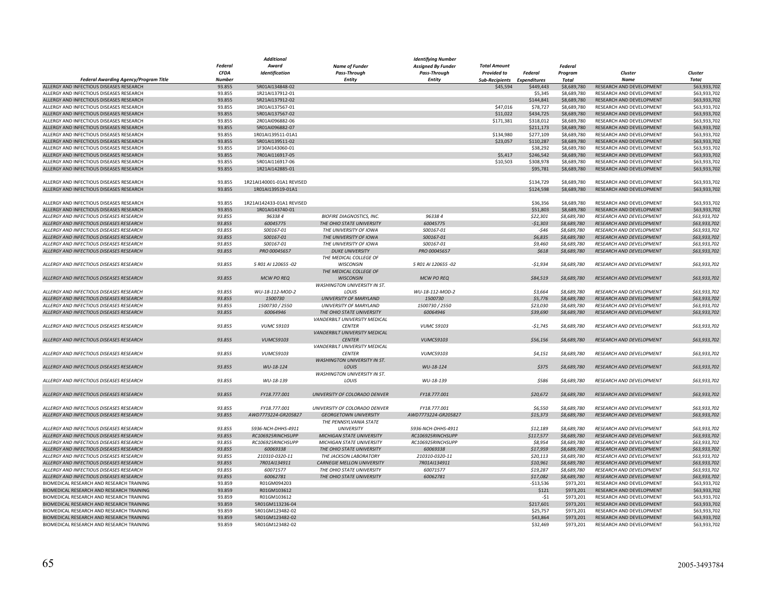| Federal Awarding Agency/Program Title | Federal CFDA Number | Additional Award Identification | Name of Funder Pass-Through Entity | Identifying Number Assigned By Funder Pass-Through Entity | Total Amount Provided to Sub-Recipients | Federal Expenditures | Federal Program Total | Cluster Name | Cluster Total |
|---|---|---|---|---|---|---|---|---|---|
| ALLERGY AND INFECTIOUS DISEASES RESEARCH | 93.855 | 5R01AI134848-02 | | | $45,594 | $449,443 | $8,689,780 | RESEARCH AND DEVELOPMENT | $63,933,702 |
| ALLERGY AND INFECTIOUS DISEASES RESEARCH | 93.855 | 1R21AI137912-01 | | | | $5,345 | $8,689,780 | RESEARCH AND DEVELOPMENT | $63,933,702 |
| ALLERGY AND INFECTIOUS DISEASES RESEARCH | 93.855 | 5R21AI137912-02 | | | | $144,841 | $8,689,780 | RESEARCH AND DEVELOPMENT | $63,933,702 |
| ALLERGY AND INFECTIOUS DISEASES RESEARCH | 93.855 | 1R01AI137567-01 | | | $47,016 | $78,727 | $8,689,780 | RESEARCH AND DEVELOPMENT | $63,933,702 |
| ALLERGY AND INFECTIOUS DISEASES RESEARCH | 93.855 | 5R01AI137567-02 | | | $11,022 | $434,725 | $8,689,780 | RESEARCH AND DEVELOPMENT | $63,933,702 |
| ALLERGY AND INFECTIOUS DISEASES RESEARCH | 93.855 | 2R01AI096882-06 | | | $171,381 | $318,012 | $8,689,780 | RESEARCH AND DEVELOPMENT | $63,933,702 |
| ALLERGY AND INFECTIOUS DISEASES RESEARCH | 93.855 | 5R01AI096882-07 | | | | $211,173 | $8,689,780 | RESEARCH AND DEVELOPMENT | $63,933,702 |
| ALLERGY AND INFECTIOUS DISEASES RESEARCH | 93.855 | 1R01AI139511-01A1 | | | $134,980 | $277,109 | $8,689,780 | RESEARCH AND DEVELOPMENT | $63,933,702 |
| ALLERGY AND INFECTIOUS DISEASES RESEARCH | 93.855 | 5R01AI139511-02 | | | $23,057 | $110,287 | $8,689,780 | RESEARCH AND DEVELOPMENT | $63,933,702 |
| ALLERGY AND INFECTIOUS DISEASES RESEARCH | 93.855 | 1F30AI143060-01 | | | | $38,292 | $8,689,780 | RESEARCH AND DEVELOPMENT | $63,933,702 |
| ALLERGY AND INFECTIOUS DISEASES RESEARCH | 93.855 | 7R01AI116917-05 | | | $5,417 | $246,542 | $8,689,780 | RESEARCH AND DEVELOPMENT | $63,933,702 |
| ALLERGY AND INFECTIOUS DISEASES RESEARCH | 93.855 | 5R01AI116917-06 | | | $10,503 | $308,978 | $8,689,780 | RESEARCH AND DEVELOPMENT | $63,933,702 |
| ALLERGY AND INFECTIOUS DISEASES RESEARCH | 93.855 | 1R21AI142885-01 | | | | $95,781 | $8,689,780 | RESEARCH AND DEVELOPMENT | $63,933,702 |
| ALLERGY AND INFECTIOUS DISEASES RESEARCH | 93.855 | 1R21AI140001-01A1 REVISED | | | | $134,729 | $8,689,780 | RESEARCH AND DEVELOPMENT | $63,933,702 |
| ALLERGY AND INFECTIOUS DISEASES RESEARCH | 93.855 | 1R01AI139519-01A1 | | | | $124,598 | $8,689,780 | RESEARCH AND DEVELOPMENT | $63,933,702 |
| ALLERGY AND INFECTIOUS DISEASES RESEARCH | 93.855 | 1R21AI142433-01A1 REVISED | | | | $36,356 | $8,689,780 | RESEARCH AND DEVELOPMENT | $63,933,702 |
| ALLERGY AND INFECTIOUS DISEASES RESEARCH | 93.855 | 1R01AI143740-01 | | | | $51,803 | $8,689,780 | RESEARCH AND DEVELOPMENT | $63,933,702 |
| *ALLERGY AND INFECTIOUS DISEASES RESEARCH* | *93.855* | *96338 4* | *BIOFIRE DIAGNOSTICS, INC.* | *96338 4* | | *$22,301* | *$8,689,780* | *RESEARCH AND DEVELOPMENT* | *$63,933,702* |
| *ALLERGY AND INFECTIOUS DISEASES RESEARCH* | *93.855* | *60045775* | *THE OHIO STATE UNIVERSITY* | *60045775* | | *-$1,303* | *$8,689,780* | *RESEARCH AND DEVELOPMENT* | *$63,933,702* |
| *ALLERGY AND INFECTIOUS DISEASES RESEARCH* | *93.855* | *S00167-01* | *THE UNIVERSITY OF IOWA* | *S00167-01* | | *-$46* | *$8,689,780* | *RESEARCH AND DEVELOPMENT* | *$63,933,702* |
| *ALLERGY AND INFECTIOUS DISEASES RESEARCH* | *93.855* | *S00167-01* | *THE UNIVERSITY OF IOWA* | *S00167-01* | | *$6,835* | *$8,689,780* | *RESEARCH AND DEVELOPMENT* | *$63,933,702* |
| *ALLERGY AND INFECTIOUS DISEASES RESEARCH* | *93.855* | *S00167-01* | *THE UNIVERSITY OF IOWA* | *S00167-01* | | *$9,460* | *$8,689,780* | *RESEARCH AND DEVELOPMENT* | *$63,933,702* |
| *ALLERGY AND INFECTIOUS DISEASES RESEARCH* | *93.855* | *PRO 00045657* | *DUKE UNIVERSITY* | *PRO 00045657* | | *$618* | *$8,689,780* | *RESEARCH AND DEVELOPMENT* | *$63,933,702* |
| *ALLERGY AND INFECTIOUS DISEASES RESEARCH* | *93.855* | *5 R01 AI 120655 -02* | *THE MEDICAL COLLEGE OF WISCONSIN* | *5 R01 AI 120655 -02* | | *-$1,934* | *$8,689,780* | *RESEARCH AND DEVELOPMENT* | *$63,933,702* |
| *ALLERGY AND INFECTIOUS DISEASES RESEARCH* | *93.855* | *MCW PO REQ* | *THE MEDICAL COLLEGE OF WISCONSIN* | *MCW PO REQ* | | *$84,519* | *$8,689,780* | *RESEARCH AND DEVELOPMENT* | *$63,933,702* |
| *ALLERGY AND INFECTIOUS DISEASES RESEARCH* | *93.855* | *WU-18-112-MOD-2* | *WASHINGTON UNIVERSITY IN ST. LOUIS* | *WU-18-112-MOD-2* | | *$3,664* | *$8,689,780* | *RESEARCH AND DEVELOPMENT* | *$63,933,702* |
| *ALLERGY AND INFECTIOUS DISEASES RESEARCH* | *93.855* | *1500730* | *UNIVERSITY OF MARYLAND* | *1500730* | | *$5,776* | *$8,689,780* | *RESEARCH AND DEVELOPMENT* | *$63,933,702* |
| *ALLERGY AND INFECTIOUS DISEASES RESEARCH* | *93.855* | *1500730 / 2550* | *UNIVERSITY OF MARYLAND* | *1500730 / 2550* | | *$23,030* | *$8,689,780* | *RESEARCH AND DEVELOPMENT* | *$63,933,702* |
| *ALLERGY AND INFECTIOUS DISEASES RESEARCH* | *93.855* | *60064946* | *THE OHIO STATE UNIVERSITY* | *60064946* | | *$39,690* | *$8,689,780* | *RESEARCH AND DEVELOPMENT* | *$63,933,702* |
| *ALLERGY AND INFECTIOUS DISEASES RESEARCH* | *93.855* | *VUMC 59103* | *VANDERBILT UNIVERSITY MEDICAL CENTER* | *VUMC 59103* | | *-$1,745* | *$8,689,780* | *RESEARCH AND DEVELOPMENT* | *$63,933,702* |
| *ALLERGY AND INFECTIOUS DISEASES RESEARCH* | *93.855* | *VUMC59103* | *VANDERBILT UNIVERSITY MEDICAL CENTER* | *VUMC59103* | | *$56,156* | *$8,689,780* | *RESEARCH AND DEVELOPMENT* | *$63,933,702* |
| *ALLERGY AND INFECTIOUS DISEASES RESEARCH* | *93.855* | *VUMC59103* | *VANDERBILT UNIVERSITY MEDICAL CENTER* | *VUMC59103* | | *$4,151* | *$8,689,780* | *RESEARCH AND DEVELOPMENT* | *$63,933,702* |
| *ALLERGY AND INFECTIOUS DISEASES RESEARCH* | *93.855* | *WU-18-124* | *WASHINGTON UNIVERSITY IN ST. LOUIS* | *WU-18-124* | | *$375* | *$8,689,780* | *RESEARCH AND DEVELOPMENT* | *$63,933,702* |
| *ALLERGY AND INFECTIOUS DISEASES RESEARCH* | *93.855* | *WU-18-139* | *WASHINGTON UNIVERSITY IN ST. LOUIS* | *WU-18-139* | | *$586* | *$8,689,780* | *RESEARCH AND DEVELOPMENT* | *$63,933,702* |
| *ALLERGY AND INFECTIOUS DISEASES RESEARCH* | *93.855* | *FY18.777.001* | *UNIVERSITY OF COLORADO DENVER* | *FY18.777.001* | | *$20,672* | *$8,689,780* | *RESEARCH AND DEVELOPMENT* | *$63,933,702* |
| *ALLERGY AND INFECTIOUS DISEASES RESEARCH* | *93.855* | *FY18.777.001* | *UNIVERSITY OF COLORADO DENVER* | *FY18.777.001* | | *$6,550* | *$8,689,780* | *RESEARCH AND DEVELOPMENT* | *$63,933,702* |
| *ALLERGY AND INFECTIOUS DISEASES RESEARCH* | *93.855* | *AWD7773224-GR205827* | *GEORGETOWN UNIVERSITY* | *AWD7773224-GR205827* | | *$15,373* | *$8,689,780* | *RESEARCH AND DEVELOPMENT* | *$63,933,702* |
| *ALLERGY AND INFECTIOUS DISEASES RESEARCH* | *93.855* | *5936-NCH-DHHS-4911* | *THE PENNSYLVANIA STATE UNIVERSITY* | *5936-NCH-DHHS-4911* | | *$12,189* | *$8,689,780* | *RESEARCH AND DEVELOPMENT* | *$63,933,702* |
| *ALLERGY AND INFECTIOUS DISEASES RESEARCH* | *93.855* | *RC106925RINCHSUPP* | *MICHIGAN STATE UNIVERSITY* | *RC106925RINCHSUPP* | | *$117,577* | *$8,689,780* | *RESEARCH AND DEVELOPMENT* | *$63,933,702* |
| *ALLERGY AND INFECTIOUS DISEASES RESEARCH* | *93.855* | *RC106925RINCHSUPP* | *MICHIGAN STATE UNIVERSITY* | *RC106925RINCHSUPP* | | *$8,954* | *$8,689,780* | *RESEARCH AND DEVELOPMENT* | *$63,933,702* |
| *ALLERGY AND INFECTIOUS DISEASES RESEARCH* | *93.855* | *60069338* | *THE OHIO STATE UNIVERSITY* | *60069338* | | *$17,959* | *$8,689,780* | *RESEARCH AND DEVELOPMENT* | *$63,933,702* |
| *ALLERGY AND INFECTIOUS DISEASES RESEARCH* | *93.855* | *210310-0320-11* | *THE JACKSON LABORATORY* | *210310-0320-11* | | *$20,113* | *$8,689,780* | *RESEARCH AND DEVELOPMENT* | *$63,933,702* |
| *ALLERGY AND INFECTIOUS DISEASES RESEARCH* | *93.855* | *7R01AI134911* | *CARNEGIE MELLON UNIVERSITY* | *7R01AI134911* | | *$10,961* | *$8,689,780* | *RESEARCH AND DEVELOPMENT* | *$63,933,702* |
| *ALLERGY AND INFECTIOUS DISEASES RESEARCH* | *93.855* | *60071577* | *THE OHIO STATE UNIVERSITY* | *60071577* | | *$19,287* | *$8,689,780* | *RESEARCH AND DEVELOPMENT* | *$63,933,702* |
| *ALLERGY AND INFECTIOUS DISEASES RESEARCH* | *93.855* | *60062781* | *THE OHIO STATE UNIVERSITY* | *60062781* | | *$17,082* | *$8,689,780* | *RESEARCH AND DEVELOPMENT* | *$63,933,702* |
| BIOMEDICAL RESEARCH AND RESEARCH TRAINING | 93.859 | R01GM094203 | | | | -$13,536 | $973,201 | RESEARCH AND DEVELOPMENT | $63,933,702 |
| BIOMEDICAL RESEARCH AND RESEARCH TRAINING | 93.859 | R01GM103612 | | | | $121 | $973,201 | RESEARCH AND DEVELOPMENT | $63,933,702 |
| BIOMEDICAL RESEARCH AND RESEARCH TRAINING | 93.859 | R01GM103612 | | | | -$1 | $973,201 | RESEARCH AND DEVELOPMENT | $63,933,702 |
| BIOMEDICAL RESEARCH AND RESEARCH TRAINING | 93.859 | 5R01GM113236-04 | | | | $217,601 | $973,201 | RESEARCH AND DEVELOPMENT | $63,933,702 |
| BIOMEDICAL RESEARCH AND RESEARCH TRAINING | 93.859 | 5R01GM123482-02 | | | | $25,757 | $973,201 | RESEARCH AND DEVELOPMENT | $63,933,702 |
| BIOMEDICAL RESEARCH AND RESEARCH TRAINING | 93.859 | 5R01GM123482-02 | | | | $43,864 | $973,201 | RESEARCH AND DEVELOPMENT | $63,933,702 |
| BIOMEDICAL RESEARCH AND RESEARCH TRAINING | 93.859 | 5R01GM123482-02 | | | | $32,469 | $973,201 | RESEARCH AND DEVELOPMENT | $63,933,702 |

2005-3493784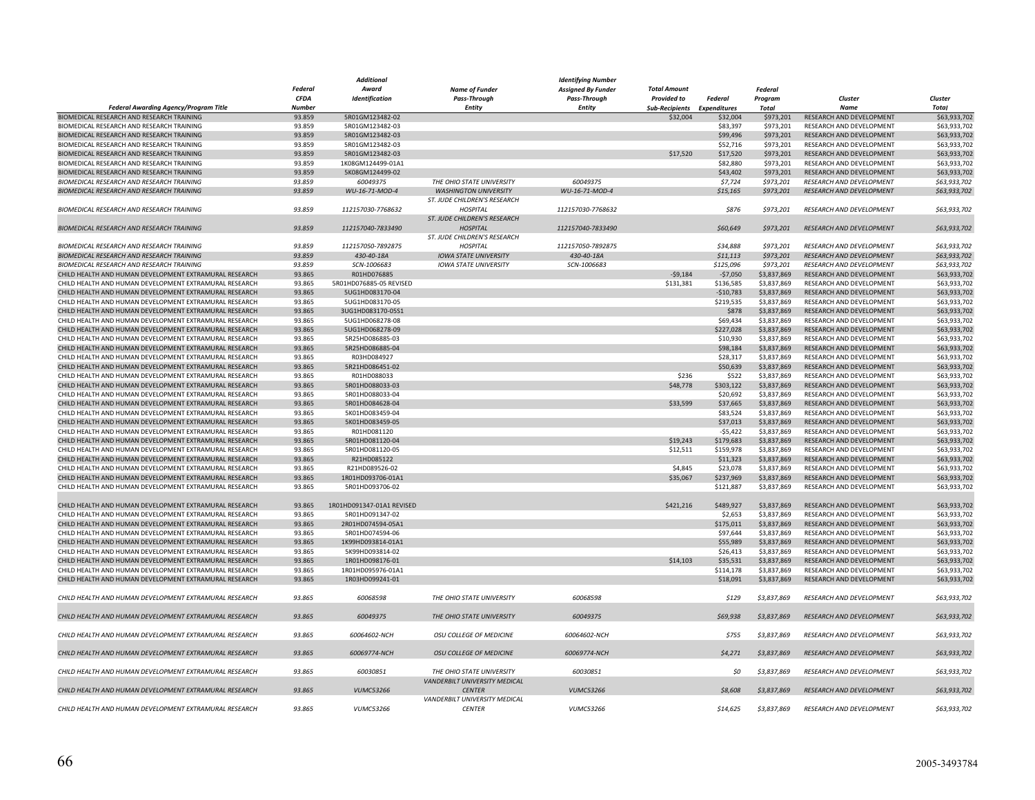| Federal Awarding Agency/Program Title | Federal CFDA Number | Additional Award Identification | Name of Funder Pass-Through Entity | Identifying Number Assigned By Funder Pass-Through Entity | Total Amount Provided to Sub-Recipients | Federal Expenditures | Federal Program Total | Cluster Name | Cluster Total |
|---|---|---|---|---|---|---|---|---|---|
| BIOMEDICAL RESEARCH AND RESEARCH TRAINING | 93.859 | 5R01GM123482-02 | | | $32,004 | $32,004 | $973,201 | RESEARCH AND DEVELOPMENT | $63,933,702 |
| BIOMEDICAL RESEARCH AND RESEARCH TRAINING | 93.859 | 5R01GM123482-03 | | | | $83,397 | $973,201 | RESEARCH AND DEVELOPMENT | $63,933,702 |
| BIOMEDICAL RESEARCH AND RESEARCH TRAINING | 93.859 | 5R01GM123482-03 | | | | $99,496 | $973,201 | RESEARCH AND DEVELOPMENT | $63,933,702 |
| BIOMEDICAL RESEARCH AND RESEARCH TRAINING | 93.859 | 5R01GM123482-03 | | | | $52,716 | $973,201 | RESEARCH AND DEVELOPMENT | $63,933,702 |
| BIOMEDICAL RESEARCH AND RESEARCH TRAINING | 93.859 | 5R01GM123482-03 | | | $17,520 | $17,520 | $973,201 | RESEARCH AND DEVELOPMENT | $63,933,702 |
| BIOMEDICAL RESEARCH AND RESEARCH TRAINING | 93.859 | 1K08GM124499-01A1 | | | | $82,880 | $973,201 | RESEARCH AND DEVELOPMENT | $63,933,702 |
| BIOMEDICAL RESEARCH AND RESEARCH TRAINING | 93.859 | 5K08GM124499-02 | | | | $43,402 | $973,201 | RESEARCH AND DEVELOPMENT | $63,933,702 |
| *BIOMEDICAL RESEARCH AND RESEARCH TRAINING* | *93.859* | *60049375* | *THE OHIO STATE UNIVERSITY* | *60049375* | | *$7,724* | *$973,201* | *RESEARCH AND DEVELOPMENT* | *$63,933,702* |
| *BIOMEDICAL RESEARCH AND RESEARCH TRAINING* | *93.859* | *WU-16-71-MOD-4* | *WASHINGTON UNIVERSITY* | *WU-16-71-MOD-4* | | *$15,165* | *$973,201* | *RESEARCH AND DEVELOPMENT* | *$63,933,702* |
| *BIOMEDICAL RESEARCH AND RESEARCH TRAINING* | *93.859* | *112157030-7768632* | *ST. JUDE CHILDREN'S RESEARCH HOSPITAL* | *112157030-7768632* | | *$876* | *$973,201* | *RESEARCH AND DEVELOPMENT* | *$63,933,702* |
| *BIOMEDICAL RESEARCH AND RESEARCH TRAINING* | *93.859* | *112157040-7833490* | *ST. JUDE CHILDREN'S RESEARCH HOSPITAL* | *112157040-7833490* | | *$60,649* | *$973,201* | *RESEARCH AND DEVELOPMENT* | *$63,933,702* |
| *BIOMEDICAL RESEARCH AND RESEARCH TRAINING* | *93.859* | *112157050-7892875* | *ST. JUDE CHILDREN'S RESEARCH HOSPITAL* | *112157050-7892875* | | *$34,888* | *$973,201* | *RESEARCH AND DEVELOPMENT* | *$63,933,702* |
| *BIOMEDICAL RESEARCH AND RESEARCH TRAINING* | *93.859* | *430-40-18A* | *IOWA STATE UNIVERSITY* | *430-40-18A* | | *$11,113* | *$973,201* | *RESEARCH AND DEVELOPMENT* | *$63,933,702* |
| *BIOMEDICAL RESEARCH AND RESEARCH TRAINING* | *93.859* | *SCN-1006683* | *IOWA STATE UNIVERSITY* | *SCN-1006683* | | *$125,096* | *$973,201* | *RESEARCH AND DEVELOPMENT* | *$63,933,702* |
| CHILD HEALTH AND HUMAN DEVELOPMENT EXTRAMURAL RESEARCH | 93.865 | R01HD076885 | | | -$9,184 | -$7,050 | $3,837,869 | RESEARCH AND DEVELOPMENT | $63,933,702 |
| CHILD HEALTH AND HUMAN DEVELOPMENT EXTRAMURAL RESEARCH | 93.865 | 5R01HD076885-05 REVISED | | | $131,381 | $136,585 | $3,837,869 | RESEARCH AND DEVELOPMENT | $63,933,702 |
| CHILD HEALTH AND HUMAN DEVELOPMENT EXTRAMURAL RESEARCH | 93.865 | 5UG1HD083170-04 | | | | -$10,783 | $3,837,869 | RESEARCH AND DEVELOPMENT | $63,933,702 |
| CHILD HEALTH AND HUMAN DEVELOPMENT EXTRAMURAL RESEARCH | 93.865 | 5UG1HD083170-05 | | | | $219,535 | $3,837,869 | RESEARCH AND DEVELOPMENT | $63,933,702 |
| CHILD HEALTH AND HUMAN DEVELOPMENT EXTRAMURAL RESEARCH | 93.865 | 3UG1HD083170-05S1 | | | | $878 | $3,837,869 | RESEARCH AND DEVELOPMENT | $63,933,702 |
| CHILD HEALTH AND HUMAN DEVELOPMENT EXTRAMURAL RESEARCH | 93.865 | 5UG1HD068278-08 | | | | $69,434 | $3,837,869 | RESEARCH AND DEVELOPMENT | $63,933,702 |
| CHILD HEALTH AND HUMAN DEVELOPMENT EXTRAMURAL RESEARCH | 93.865 | 5UG1HD068278-09 | | | | $227,028 | $3,837,869 | RESEARCH AND DEVELOPMENT | $63,933,702 |
| CHILD HEALTH AND HUMAN DEVELOPMENT EXTRAMURAL RESEARCH | 93.865 | 5R25HD086885-03 | | | | $10,930 | $3,837,869 | RESEARCH AND DEVELOPMENT | $63,933,702 |
| CHILD HEALTH AND HUMAN DEVELOPMENT EXTRAMURAL RESEARCH | 93.865 | 5R25HD086885-04 | | | | $98,184 | $3,837,869 | RESEARCH AND DEVELOPMENT | $63,933,702 |
| CHILD HEALTH AND HUMAN DEVELOPMENT EXTRAMURAL RESEARCH | 93.865 | R03HD084927 | | | | $28,317 | $3,837,869 | RESEARCH AND DEVELOPMENT | $63,933,702 |
| CHILD HEALTH AND HUMAN DEVELOPMENT EXTRAMURAL RESEARCH | 93.865 | 5R21HD086451-02 | | | | $50,639 | $3,837,869 | RESEARCH AND DEVELOPMENT | $63,933,702 |
| CHILD HEALTH AND HUMAN DEVELOPMENT EXTRAMURAL RESEARCH | 93.865 | R01HD088033 | | | $236 | $522 | $3,837,869 | RESEARCH AND DEVELOPMENT | $63,933,702 |
| CHILD HEALTH AND HUMAN DEVELOPMENT EXTRAMURAL RESEARCH | 93.865 | 5R01HD088033-03 | | | $48,778 | $303,122 | $3,837,869 | RESEARCH AND DEVELOPMENT | $63,933,702 |
| CHILD HEALTH AND HUMAN DEVELOPMENT EXTRAMURAL RESEARCH | 93.865 | 5R01HD088033-04 | | | | $20,692 | $3,837,869 | RESEARCH AND DEVELOPMENT | $63,933,702 |
| CHILD HEALTH AND HUMAN DEVELOPMENT EXTRAMURAL RESEARCH | 93.865 | 5R01HD084628-04 | | | $33,599 | $37,665 | $3,837,869 | RESEARCH AND DEVELOPMENT | $63,933,702 |
| CHILD HEALTH AND HUMAN DEVELOPMENT EXTRAMURAL RESEARCH | 93.865 | 5K01HD083459-04 | | | | $83,524 | $3,837,869 | RESEARCH AND DEVELOPMENT | $63,933,702 |
| CHILD HEALTH AND HUMAN DEVELOPMENT EXTRAMURAL RESEARCH | 93.865 | 5K01HD083459-05 | | | | $37,013 | $3,837,869 | RESEARCH AND DEVELOPMENT | $63,933,702 |
| CHILD HEALTH AND HUMAN DEVELOPMENT EXTRAMURAL RESEARCH | 93.865 | R01HD081120 | | | | -$5,422 | $3,837,869 | RESEARCH AND DEVELOPMENT | $63,933,702 |
| CHILD HEALTH AND HUMAN DEVELOPMENT EXTRAMURAL RESEARCH | 93.865 | 5R01HD081120-04 | | | $19,243 | $179,683 | $3,837,869 | RESEARCH AND DEVELOPMENT | $63,933,702 |
| CHILD HEALTH AND HUMAN DEVELOPMENT EXTRAMURAL RESEARCH | 93.865 | 5R01HD081120-05 | | | $12,511 | $159,978 | $3,837,869 | RESEARCH AND DEVELOPMENT | $63,933,702 |
| CHILD HEALTH AND HUMAN DEVELOPMENT EXTRAMURAL RESEARCH | 93.865 | R21HD085122 | | | | $11,323 | $3,837,869 | RESEARCH AND DEVELOPMENT | $63,933,702 |
| CHILD HEALTH AND HUMAN DEVELOPMENT EXTRAMURAL RESEARCH | 93.865 | R21HD089526-02 | | | $4,845 | $23,078 | $3,837,869 | RESEARCH AND DEVELOPMENT | $63,933,702 |
| CHILD HEALTH AND HUMAN DEVELOPMENT EXTRAMURAL RESEARCH | 93.865 | 1R01HD093706-01A1 | | | $35,067 | $237,969 | $3,837,869 | RESEARCH AND DEVELOPMENT | $63,933,702 |
| CHILD HEALTH AND HUMAN DEVELOPMENT EXTRAMURAL RESEARCH | 93.865 | 5R01HD093706-02 | | | | $121,887 | $3,837,869 | RESEARCH AND DEVELOPMENT | $63,933,702 |
| CHILD HEALTH AND HUMAN DEVELOPMENT EXTRAMURAL RESEARCH | 93.865 | 1R01HD091347-01A1 REVISED | | | $421,216 | $489,927 | $3,837,869 | RESEARCH AND DEVELOPMENT | $63,933,702 |
| CHILD HEALTH AND HUMAN DEVELOPMENT EXTRAMURAL RESEARCH | 93.865 | 5R01HD091347-02 | | | | $2,653 | $3,837,869 | RESEARCH AND DEVELOPMENT | $63,933,702 |
| CHILD HEALTH AND HUMAN DEVELOPMENT EXTRAMURAL RESEARCH | 93.865 | 2R01HD074594-05A1 | | | | $175,011 | $3,837,869 | RESEARCH AND DEVELOPMENT | $63,933,702 |
| CHILD HEALTH AND HUMAN DEVELOPMENT EXTRAMURAL RESEARCH | 93.865 | 5R01HD074594-06 | | | | $97,644 | $3,837,869 | RESEARCH AND DEVELOPMENT | $63,933,702 |
| CHILD HEALTH AND HUMAN DEVELOPMENT EXTRAMURAL RESEARCH | 93.865 | 1K99HD093814-01A1 | | | | $55,989 | $3,837,869 | RESEARCH AND DEVELOPMENT | $63,933,702 |
| CHILD HEALTH AND HUMAN DEVELOPMENT EXTRAMURAL RESEARCH | 93.865 | 5K99HD093814-02 | | | | $26,413 | $3,837,869 | RESEARCH AND DEVELOPMENT | $63,933,702 |
| CHILD HEALTH AND HUMAN DEVELOPMENT EXTRAMURAL RESEARCH | 93.865 | 1R01HD098176-01 | | | $14,103 | $35,531 | $3,837,869 | RESEARCH AND DEVELOPMENT | $63,933,702 |
| CHILD HEALTH AND HUMAN DEVELOPMENT EXTRAMURAL RESEARCH | 93.865 | 1R01HD095976-01A1 | | | | $114,178 | $3,837,869 | RESEARCH AND DEVELOPMENT | $63,933,702 |
| CHILD HEALTH AND HUMAN DEVELOPMENT EXTRAMURAL RESEARCH | 93.865 | 1R03HD099241-01 | | | | $18,091 | $3,837,869 | RESEARCH AND DEVELOPMENT | $63,933,702 |
| *CHILD HEALTH AND HUMAN DEVELOPMENT EXTRAMURAL RESEARCH* | *93.865* | *60068598* | *THE OHIO STATE UNIVERSITY* | *60068598* | | *$129* | *$3,837,869* | *RESEARCH AND DEVELOPMENT* | *$63,933,702* |
| *CHILD HEALTH AND HUMAN DEVELOPMENT EXTRAMURAL RESEARCH* | *93.865* | *60049375* | *THE OHIO STATE UNIVERSITY* | *60049375* | | *$69,938* | *$3,837,869* | *RESEARCH AND DEVELOPMENT* | *$63,933,702* |
| *CHILD HEALTH AND HUMAN DEVELOPMENT EXTRAMURAL RESEARCH* | *93.865* | *60064602-NCH* | *OSU COLLEGE OF MEDICINE* | *60064602-NCH* | | *$755* | *$3,837,869* | *RESEARCH AND DEVELOPMENT* | *$63,933,702* |
| *CHILD HEALTH AND HUMAN DEVELOPMENT EXTRAMURAL RESEARCH* | *93.865* | *60069774-NCH* | *OSU COLLEGE OF MEDICINE* | *60069774-NCH* | | *$4,271* | *$3,837,869* | *RESEARCH AND DEVELOPMENT* | *$63,933,702* |
| *CHILD HEALTH AND HUMAN DEVELOPMENT EXTRAMURAL RESEARCH* | *93.865* | *60030851* | *THE OHIO STATE UNIVERSITY* | *60030851* | | *$0* | *$3,837,869* | *RESEARCH AND DEVELOPMENT* | *$63,933,702* |
| *CHILD HEALTH AND HUMAN DEVELOPMENT EXTRAMURAL RESEARCH* | *93.865* | *VUMC53266* | *VANDERBILT UNIVERSITY MEDICAL CENTER* | *VUMC53266* | | *$8,608* | *$3,837,869* | *RESEARCH AND DEVELOPMENT* | *$63,933,702* |
| *CHILD HEALTH AND HUMAN DEVELOPMENT EXTRAMURAL RESEARCH* | *93.865* | *VUMC53266* | *VANDERBILT UNIVERSITY MEDICAL CENTER* | *VUMC53266* | | *$14,625* | *$3,837,869* | *RESEARCH AND DEVELOPMENT* | *$63,933,702* |

2005-3493784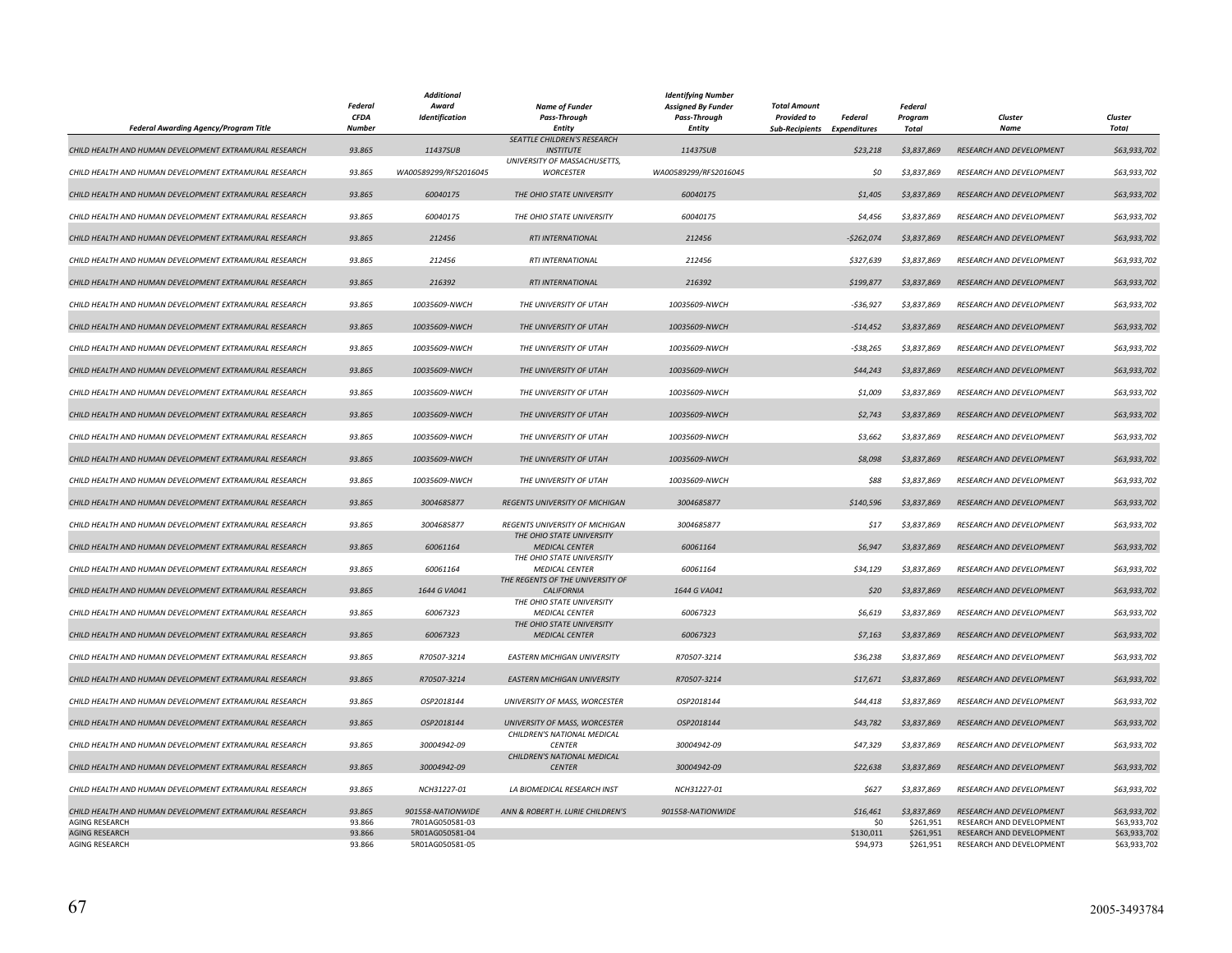| Federal Awarding Agency/Program Title | Federal CFDA Number | Additional Award Identification | Name of Funder Pass-Through Entity | Identifying Number Assigned By Funder Pass-Through Entity | Total Amount Provided to Sub-Recipients | Federal Expenditures | Federal Program Total | Cluster Name | Cluster Total |
|---|---|---|---|---|---|---|---|---|---|
| CHILD HEALTH AND HUMAN DEVELOPMENT EXTRAMURAL RESEARCH | 93.865 | 11437SUB | SEATTLE CHILDREN'S RESEARCH INSTITUTE | 11437SUB | | $23,218 | $3,837,869 | RESEARCH AND DEVELOPMENT | $63,933,702 |
| CHILD HEALTH AND HUMAN DEVELOPMENT EXTRAMURAL RESEARCH | 93.865 | WA00589299/RFS2016045 | UNIVERSITY OF MASSACHUSETTS, WORCESTER | WA00589299/RFS2016045 | | $0 | $3,837,869 | RESEARCH AND DEVELOPMENT | $63,933,702 |
| CHILD HEALTH AND HUMAN DEVELOPMENT EXTRAMURAL RESEARCH | 93.865 | 60040175 | THE OHIO STATE UNIVERSITY | 60040175 | | $1,405 | $3,837,869 | RESEARCH AND DEVELOPMENT | $63,933,702 |
| CHILD HEALTH AND HUMAN DEVELOPMENT EXTRAMURAL RESEARCH | 93.865 | 60040175 | THE OHIO STATE UNIVERSITY | 60040175 | | $4,456 | $3,837,869 | RESEARCH AND DEVELOPMENT | $63,933,702 |
| CHILD HEALTH AND HUMAN DEVELOPMENT EXTRAMURAL RESEARCH | 93.865 | 212456 | RTI INTERNATIONAL | 212456 | | -$262,074 | $3,837,869 | RESEARCH AND DEVELOPMENT | $63,933,702 |
| CHILD HEALTH AND HUMAN DEVELOPMENT EXTRAMURAL RESEARCH | 93.865 | 212456 | RTI INTERNATIONAL | 212456 | | $327,639 | $3,837,869 | RESEARCH AND DEVELOPMENT | $63,933,702 |
| CHILD HEALTH AND HUMAN DEVELOPMENT EXTRAMURAL RESEARCH | 93.865 | 216392 | RTI INTERNATIONAL | 216392 | | $199,877 | $3,837,869 | RESEARCH AND DEVELOPMENT | $63,933,702 |
| CHILD HEALTH AND HUMAN DEVELOPMENT EXTRAMURAL RESEARCH | 93.865 | 10035609-NWCH | THE UNIVERSITY OF UTAH | 10035609-NWCH | | -$36,927 | $3,837,869 | RESEARCH AND DEVELOPMENT | $63,933,702 |
| CHILD HEALTH AND HUMAN DEVELOPMENT EXTRAMURAL RESEARCH | 93.865 | 10035609-NWCH | THE UNIVERSITY OF UTAH | 10035609-NWCH | | -$14,452 | $3,837,869 | RESEARCH AND DEVELOPMENT | $63,933,702 |
| CHILD HEALTH AND HUMAN DEVELOPMENT EXTRAMURAL RESEARCH | 93.865 | 10035609-NWCH | THE UNIVERSITY OF UTAH | 10035609-NWCH | | -$38,265 | $3,837,869 | RESEARCH AND DEVELOPMENT | $63,933,702 |
| CHILD HEALTH AND HUMAN DEVELOPMENT EXTRAMURAL RESEARCH | 93.865 | 10035609-NWCH | THE UNIVERSITY OF UTAH | 10035609-NWCH | | $44,243 | $3,837,869 | RESEARCH AND DEVELOPMENT | $63,933,702 |
| CHILD HEALTH AND HUMAN DEVELOPMENT EXTRAMURAL RESEARCH | 93.865 | 10035609-NWCH | THE UNIVERSITY OF UTAH | 10035609-NWCH | | $1,009 | $3,837,869 | RESEARCH AND DEVELOPMENT | $63,933,702 |
| CHILD HEALTH AND HUMAN DEVELOPMENT EXTRAMURAL RESEARCH | 93.865 | 10035609-NWCH | THE UNIVERSITY OF UTAH | 10035609-NWCH | | $2,743 | $3,837,869 | RESEARCH AND DEVELOPMENT | $63,933,702 |
| CHILD HEALTH AND HUMAN DEVELOPMENT EXTRAMURAL RESEARCH | 93.865 | 10035609-NWCH | THE UNIVERSITY OF UTAH | 10035609-NWCH | | $3,662 | $3,837,869 | RESEARCH AND DEVELOPMENT | $63,933,702 |
| CHILD HEALTH AND HUMAN DEVELOPMENT EXTRAMURAL RESEARCH | 93.865 | 10035609-NWCH | THE UNIVERSITY OF UTAH | 10035609-NWCH | | $8,098 | $3,837,869 | RESEARCH AND DEVELOPMENT | $63,933,702 |
| CHILD HEALTH AND HUMAN DEVELOPMENT EXTRAMURAL RESEARCH | 93.865 | 10035609-NWCH | THE UNIVERSITY OF UTAH | 10035609-NWCH | | $88 | $3,837,869 | RESEARCH AND DEVELOPMENT | $63,933,702 |
| CHILD HEALTH AND HUMAN DEVELOPMENT EXTRAMURAL RESEARCH | 93.865 | 3004685877 | REGENTS UNIVERSITY OF MICHIGAN | 3004685877 | | $140,596 | $3,837,869 | RESEARCH AND DEVELOPMENT | $63,933,702 |
| CHILD HEALTH AND HUMAN DEVELOPMENT EXTRAMURAL RESEARCH | 93.865 | 3004685877 | REGENTS UNIVERSITY OF MICHIGAN | 3004685877 | | $17 | $3,837,869 | RESEARCH AND DEVELOPMENT | $63,933,702 |
| CHILD HEALTH AND HUMAN DEVELOPMENT EXTRAMURAL RESEARCH | 93.865 | 60061164 | THE OHIO STATE UNIVERSITY MEDICAL CENTER | 60061164 | | $6,947 | $3,837,869 | RESEARCH AND DEVELOPMENT | $63,933,702 |
| CHILD HEALTH AND HUMAN DEVELOPMENT EXTRAMURAL RESEARCH | 93.865 | 60061164 | THE OHIO STATE UNIVERSITY MEDICAL CENTER | 60061164 | | $34,129 | $3,837,869 | RESEARCH AND DEVELOPMENT | $63,933,702 |
| CHILD HEALTH AND HUMAN DEVELOPMENT EXTRAMURAL RESEARCH | 93.865 | 1644 G VA041 | THE REGENTS OF THE UNIVERSITY OF CALIFORNIA | 1644 G VA041 | | $20 | $3,837,869 | RESEARCH AND DEVELOPMENT | $63,933,702 |
| CHILD HEALTH AND HUMAN DEVELOPMENT EXTRAMURAL RESEARCH | 93.865 | 60067323 | THE OHIO STATE UNIVERSITY MEDICAL CENTER | 60067323 | | $6,619 | $3,837,869 | RESEARCH AND DEVELOPMENT | $63,933,702 |
| CHILD HEALTH AND HUMAN DEVELOPMENT EXTRAMURAL RESEARCH | 93.865 | 60067323 | THE OHIO STATE UNIVERSITY MEDICAL CENTER | 60067323 | | $7,163 | $3,837,869 | RESEARCH AND DEVELOPMENT | $63,933,702 |
| CHILD HEALTH AND HUMAN DEVELOPMENT EXTRAMURAL RESEARCH | 93.865 | R70507-3214 | EASTERN MICHIGAN UNIVERSITY | R70507-3214 | | $36,238 | $3,837,869 | RESEARCH AND DEVELOPMENT | $63,933,702 |
| CHILD HEALTH AND HUMAN DEVELOPMENT EXTRAMURAL RESEARCH | 93.865 | R70507-3214 | EASTERN MICHIGAN UNIVERSITY | R70507-3214 | | $17,671 | $3,837,869 | RESEARCH AND DEVELOPMENT | $63,933,702 |
| CHILD HEALTH AND HUMAN DEVELOPMENT EXTRAMURAL RESEARCH | 93.865 | OSP2018144 | UNIVERSITY OF MASS, WORCESTER | OSP2018144 | | $44,418 | $3,837,869 | RESEARCH AND DEVELOPMENT | $63,933,702 |
| CHILD HEALTH AND HUMAN DEVELOPMENT EXTRAMURAL RESEARCH | 93.865 | OSP2018144 | UNIVERSITY OF MASS, WORCESTER | OSP2018144 | | $43,782 | $3,837,869 | RESEARCH AND DEVELOPMENT | $63,933,702 |
| CHILD HEALTH AND HUMAN DEVELOPMENT EXTRAMURAL RESEARCH | 93.865 | 30004942-09 | CHILDREN'S NATIONAL MEDICAL CENTER | 30004942-09 | | $47,329 | $3,837,869 | RESEARCH AND DEVELOPMENT | $63,933,702 |
| CHILD HEALTH AND HUMAN DEVELOPMENT EXTRAMURAL RESEARCH | 93.865 | 30004942-09 | CHILDREN'S NATIONAL MEDICAL CENTER | 30004942-09 | | $22,638 | $3,837,869 | RESEARCH AND DEVELOPMENT | $63,933,702 |
| CHILD HEALTH AND HUMAN DEVELOPMENT EXTRAMURAL RESEARCH | 93.865 | NCH31227-01 | LA BIOMEDICAL RESEARCH INST | NCH31227-01 | | $627 | $3,837,869 | RESEARCH AND DEVELOPMENT | $63,933,702 |
| CHILD HEALTH AND HUMAN DEVELOPMENT EXTRAMURAL RESEARCH | 93.865 | 901558-NATIONWIDE | ANN & ROBERT H. LURIE CHILDREN'S | 901558-NATIONWIDE | | $16,461 | $3,837,869 | RESEARCH AND DEVELOPMENT | $63,933,702 |
| AGING RESEARCH | 93.866 | 7R01AG050581-03 | | | | $0 | $261,951 | RESEARCH AND DEVELOPMENT | $63,933,702 |
| AGING RESEARCH | 93.866 | 5R01AG050581-04 | | | | $130,011 | $261,951 | RESEARCH AND DEVELOPMENT | $63,933,702 |
| AGING RESEARCH | 93.866 | 5R01AG050581-05 | | | | $94,973 | $261,951 | RESEARCH AND DEVELOPMENT | $63,933,702 |

2005-3493784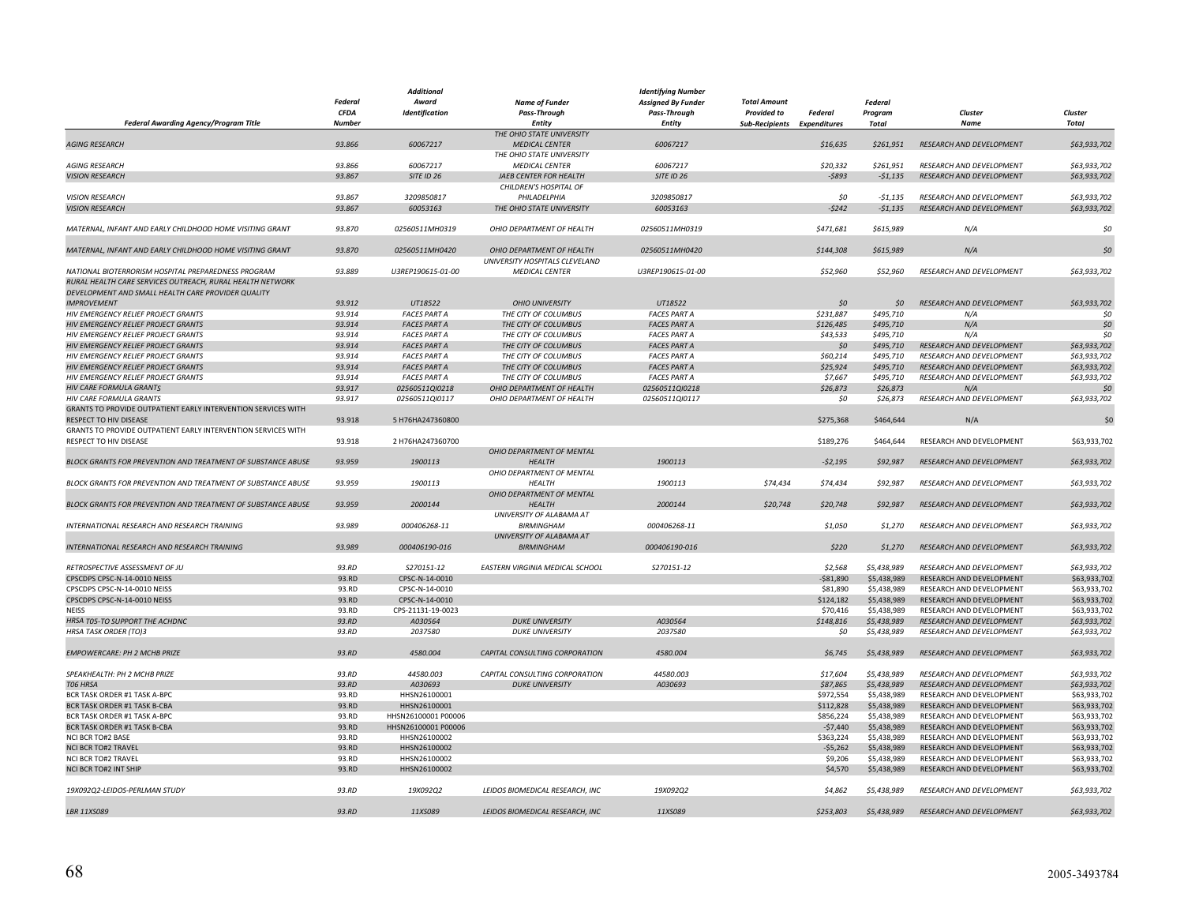| Federal Awarding Agency/Program Title | Federal CFDA Number | Additional Award Identification | Name of Funder Pass-Through Entity | Identifying Number Assigned By Funder Pass-Through Entity | Total Amount Provided to Sub-Recipients | Federal Expenditures | Federal Program Total | Cluster Name | Cluster Total |
|---|---|---|---|---|---|---|---|---|---|
| AGING RESEARCH | 93.866 | 60067217 | THE OHIO STATE UNIVERSITY MEDICAL CENTER | 60067217 | | $16,635 | $261,951 | RESEARCH AND DEVELOPMENT | $63,933,702 |
| AGING RESEARCH | 93.866 | 60067217 | THE OHIO STATE UNIVERSITY MEDICAL CENTER | 60067217 | | $20,332 | $261,951 | RESEARCH AND DEVELOPMENT | $63,933,702 |
| VISION RESEARCH | 93.867 | SITE ID 26 | JAEB CENTER FOR HEALTH | SITE ID 26 | | -$893 | -$1,135 | RESEARCH AND DEVELOPMENT | $63,933,702 |
| VISION RESEARCH | 93.867 | 3209850817 | CHILDREN'S HOSPITAL OF PHILADELPHIA | 3209850817 | | $0 | -$1,135 | RESEARCH AND DEVELOPMENT | $63,933,702 |
| VISION RESEARCH | 93.867 | 60053163 | THE OHIO STATE UNIVERSITY | 60053163 | | -$242 | -$1,135 | RESEARCH AND DEVELOPMENT | $63,933,702 |
| MATERNAL, INFANT AND EARLY CHILDHOOD HOME VISITING GRANT | 93.870 | 02560511MH0319 | OHIO DEPARTMENT OF HEALTH | 02560511MH0319 | | $471,681 | $615,989 | N/A | $0 |
| MATERNAL, INFANT AND EARLY CHILDHOOD HOME VISITING GRANT | 93.870 | 02560511MH0420 | OHIO DEPARTMENT OF HEALTH | 02560511MH0420 | | $144,308 | $615,989 | N/A | $0 |
| NATIONAL BIOTERRORISM HOSPITAL PREPAREDNESS PROGRAM | 93.889 | U3REP190615-01-00 | UNIVERSITY HOSPITALS CLEVELAND MEDICAL CENTER | U3REP190615-01-00 | | $52,960 | $52,960 | RESEARCH AND DEVELOPMENT | $63,933,702 |
| RURAL HEALTH CARE SERVICES OUTREACH, RURAL HEALTH NETWORK DEVELOPMENT AND SMALL HEALTH CARE PROVIDER QUALITY IMPROVEMENT | 93.912 | UT18522 | OHIO UNIVERSITY | UT18522 | | $0 | $0 | RESEARCH AND DEVELOPMENT | $63,933,702 |
| HIV EMERGENCY RELIEF PROJECT GRANTS | 93.914 | FACES PART A | THE CITY OF COLUMBUS | FACES PART A | | $231,887 | $495,710 | N/A | $0 |
| HIV EMERGENCY RELIEF PROJECT GRANTS | 93.914 | FACES PART A | THE CITY OF COLUMBUS | FACES PART A | | $126,485 | $495,710 | N/A | $0 |
| HIV EMERGENCY RELIEF PROJECT GRANTS | 93.914 | FACES PART A | THE CITY OF COLUMBUS | FACES PART A | | $43,533 | $495,710 | N/A | $0 |
| HIV EMERGENCY RELIEF PROJECT GRANTS | 93.914 | FACES PART A | THE CITY OF COLUMBUS | FACES PART A | | $0 | $495,710 | RESEARCH AND DEVELOPMENT | $63,933,702 |
| HIV EMERGENCY RELIEF PROJECT GRANTS | 93.914 | FACES PART A | THE CITY OF COLUMBUS | FACES PART A | | $60,214 | $495,710 | RESEARCH AND DEVELOPMENT | $63,933,702 |
| HIV EMERGENCY RELIEF PROJECT GRANTS | 93.914 | FACES PART A | THE CITY OF COLUMBUS | FACES PART A | | $25,924 | $495,710 | RESEARCH AND DEVELOPMENT | $63,933,702 |
| HIV EMERGENCY RELIEF PROJECT GRANTS | 93.914 | FACES PART A | THE CITY OF COLUMBUS | FACES PART A | | $7,667 | $495,710 | RESEARCH AND DEVELOPMENT | $63,933,702 |
| HIV CARE FORMULA GRANTS | 93.917 | 02560511QI0218 | OHIO DEPARTMENT OF HEALTH | 02560511QI0218 | | $26,873 | $26,873 | N/A | $0 |
| HIV CARE FORMULA GRANTS | 93.917 | 02560511QI0117 | OHIO DEPARTMENT OF HEALTH | 02560511QI0117 | | $0 | $26,873 | RESEARCH AND DEVELOPMENT | $63,933,702 |
| GRANTS TO PROVIDE OUTPATIENT EARLY INTERVENTION SERVICES WITH RESPECT TO HIV DISEASE | 93.918 | 5 H76HA247360800 | | | | $275,368 | $464,644 | N/A | $0 |
| GRANTS TO PROVIDE OUTPATIENT EARLY INTERVENTION SERVICES WITH RESPECT TO HIV DISEASE | 93.918 | 2 H76HA247360700 | | | | $189,276 | $464,644 | RESEARCH AND DEVELOPMENT | $63,933,702 |
| BLOCK GRANTS FOR PREVENTION AND TREATMENT OF SUBSTANCE ABUSE | 93.959 | 1900113 | OHIO DEPARTMENT OF MENTAL HEALTH | 1900113 | | -$2,195 | $92,987 | RESEARCH AND DEVELOPMENT | $63,933,702 |
| BLOCK GRANTS FOR PREVENTION AND TREATMENT OF SUBSTANCE ABUSE | 93.959 | 1900113 | OHIO DEPARTMENT OF MENTAL HEALTH | 1900113 | $74,434 | $74,434 | $92,987 | RESEARCH AND DEVELOPMENT | $63,933,702 |
| BLOCK GRANTS FOR PREVENTION AND TREATMENT OF SUBSTANCE ABUSE | 93.959 | 2000144 | OHIO DEPARTMENT OF MENTAL HEALTH | 2000144 | $20,748 | $20,748 | $92,987 | RESEARCH AND DEVELOPMENT | $63,933,702 |
| INTERNATIONAL RESEARCH AND RESEARCH TRAINING | 93.989 | 000406268-11 | UNIVERSITY OF ALABAMA AT BIRMINGHAM | 000406268-11 | | $1,050 | $1,270 | RESEARCH AND DEVELOPMENT | $63,933,702 |
| INTERNATIONAL RESEARCH AND RESEARCH TRAINING | 93.989 | 000406190-016 | UNIVERSITY OF ALABAMA AT BIRMINGHAM | 000406190-016 | | $220 | $1,270 | RESEARCH AND DEVELOPMENT | $63,933,702 |
| RETROSPECTIVE ASSESSMENT OF JU | 93.RD | S270151-12 | EASTERN VIRGINIA MEDICAL SCHOOL | S270151-12 | | $2,568 | $5,438,989 | RESEARCH AND DEVELOPMENT | $63,933,702 |
| CPSCDPS CPSC-N-14-0010 NEISS | 93.RD | CPSC-N-14-0010 | | | | -$81,890 | $5,438,989 | RESEARCH AND DEVELOPMENT | $63,933,702 |
| CPSCDPS CPSC-N-14-0010 NEISS | 93.RD | CPSC-N-14-0010 | | | | $81,890 | $5,438,989 | RESEARCH AND DEVELOPMENT | $63,933,702 |
| CPSCDPS CPSC-N-14-0010 NEISS | 93.RD | CPSC-N-14-0010 | | | | $124,182 | $5,438,989 | RESEARCH AND DEVELOPMENT | $63,933,702 |
| NEISS | 93.RD | CPS-21131-19-0023 | | | | $70,416 | $5,438,989 | RESEARCH AND DEVELOPMENT | $63,933,702 |
| HRSA T05-TO SUPPORT THE ACHDNC | 93.RD | A030564 | DUKE UNIVERSITY | A030564 | | $148,816 | $5,438,989 | RESEARCH AND DEVELOPMENT | $63,933,702 |
| HRSA TASK ORDER (TO)3 | 93.RD | 2037580 | DUKE UNIVERSITY | 2037580 | | $0 | $5,438,989 | RESEARCH AND DEVELOPMENT | $63,933,702 |
| EMPOWERCARE: PH 2 MCHB PRIZE | 93.RD | 4580.004 | CAPITAL CONSULTING CORPORATION | 4580.004 | | $6,745 | $5,438,989 | RESEARCH AND DEVELOPMENT | $63,933,702 |
| SPEAKHEALTH: PH 2 MCHB PRIZE | 93.RD | 44580.003 | CAPITAL CONSULTING CORPORATION | 44580.003 | | $17,604 | $5,438,989 | RESEARCH AND DEVELOPMENT | $63,933,702 |
| T06 HRSA | 93.RD | A030693 | DUKE UNIVERSITY | A030693 | | $87,865 | $5,438,989 | RESEARCH AND DEVELOPMENT | $63,933,702 |
| BCR TASK ORDER #1 TASK A-BPC | 93.RD | HHSN26100001 | | | | $972,554 | $5,438,989 | RESEARCH AND DEVELOPMENT | $63,933,702 |
| BCR TASK ORDER #1 TASK B-CBA | 93.RD | HHSN26100001 | | | | $112,828 | $5,438,989 | RESEARCH AND DEVELOPMENT | $63,933,702 |
| BCR TASK ORDER #1 TASK A-BPC | 93.RD | HHSN26100001 P00006 | | | | $856,224 | $5,438,989 | RESEARCH AND DEVELOPMENT | $63,933,702 |
| BCR TASK ORDER #1 TASK B-CBA | 93.RD | HHSN26100001 P00006 | | | | -$7,440 | $5,438,989 | RESEARCH AND DEVELOPMENT | $63,933,702 |
| NCI BCR TO#2 BASE | 93.RD | HHSN26100002 | | | | $363,224 | $5,438,989 | RESEARCH AND DEVELOPMENT | $63,933,702 |
| NCI BCR TO#2 TRAVEL | 93.RD | HHSN26100002 | | | | -$5,262 | $5,438,989 | RESEARCH AND DEVELOPMENT | $63,933,702 |
| NCI BCR TO#2 TRAVEL | 93.RD | HHSN26100002 | | | | $9,206 | $5,438,989 | RESEARCH AND DEVELOPMENT | $63,933,702 |
| NCI BCR TO#2 INT SHIP | 93.RD | HHSN26100002 | | | | $4,570 | $5,438,989 | RESEARCH AND DEVELOPMENT | $63,933,702 |
| 19X092Q2-LEIDOS-PERLMAN STUDY | 93.RD | 19X092Q2 | LEIDOS BIOMEDICAL RESEARCH, INC | 19X092Q2 | | $4,862 | $5,438,989 | RESEARCH AND DEVELOPMENT | $63,933,702 |
| LBR 11XS089 | 93.RD | 11XS089 | LEIDOS BIOMEDICAL RESEARCH, INC | 11XS089 | | $253,803 | $5,438,989 | RESEARCH AND DEVELOPMENT | $63,933,702 |

2005-3493784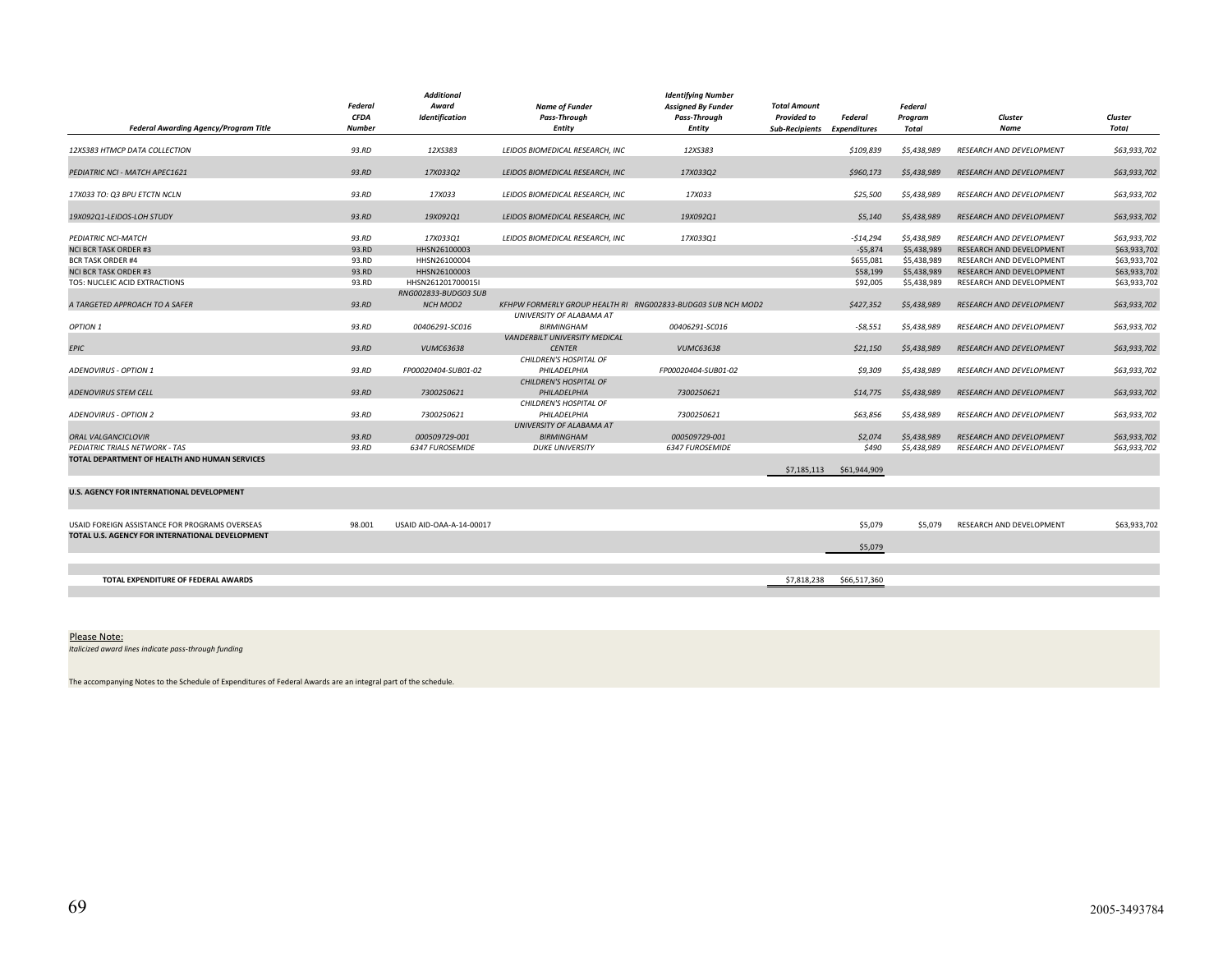| Federal Awarding Agency/Program Title | Federal CFDA Number | Additional Award Identification | Name of Funder Pass-Through Entity | Identifying Number Assigned By Funder Pass-Through Entity | Total Amount Provided to Sub-Recipients | Federal Expenditures | Federal Program Total | Cluster Name | Cluster Total |
|---|---|---|---|---|---|---|---|---|---|
| *12XS383 HTMCP DATA COLLECTION* | *93.RD* | *12XS383* | *LEIDOS BIOMEDICAL RESEARCH, INC* | *12XS383* | | *$109,839* | *$5,438,989* | *RESEARCH AND DEVELOPMENT* | *$63,933,702* |
| *PEDIATRIC NCI - MATCH APEC1621* | *93.RD* | *17X033Q2* | *LEIDOS BIOMEDICAL RESEARCH, INC* | *17X033Q2* | | *$960,173* | *$5,438,989* | *RESEARCH AND DEVELOPMENT* | *$63,933,702* |
| *17X033 TO: Q3 BPU ETCTN NCLN* | *93.RD* | *17X033* | *LEIDOS BIOMEDICAL RESEARCH, INC* | *17X033* | | *$25,500* | *$5,438,989* | *RESEARCH AND DEVELOPMENT* | *$63,933,702* |
| *19X092Q1-LEIDOS-LOH STUDY* | *93.RD* | *19X092Q1* | *LEIDOS BIOMEDICAL RESEARCH, INC* | *19X092Q1* | | *$5,140* | *$5,438,989* | *RESEARCH AND DEVELOPMENT* | *$63,933,702* |
| *PEDIATRIC NCI-MATCH* | *93.RD* | *17X033Q1* | *LEIDOS BIOMEDICAL RESEARCH, INC* | *17X033Q1* | | *-$14,294* | *$5,438,989* | *RESEARCH AND DEVELOPMENT* | *$63,933,702* |
| NCI BCR TASK ORDER #3 | 93.RD | HHSN26100003 | | | | -$5,874 | $5,438,989 | RESEARCH AND DEVELOPMENT | $63,933,702 |
| BCR TASK ORDER #4 | 93.RD | HHSN26100004 | | | | $655,081 | $5,438,989 | RESEARCH AND DEVELOPMENT | $63,933,702 |
| NCI BCR TASK ORDER #3 | 93.RD | HHSN26100003 | | | | $58,199 | $5,438,989 | RESEARCH AND DEVELOPMENT | $63,933,702 |
| TO5: NUCLEIC ACID EXTRACTIONS | 93.RD | HHSN261201700015I | | | | $92,005 | $5,438,989 | RESEARCH AND DEVELOPMENT | $63,933,702 |
| *A TARGETED APPROACH TO A SAFER* | *93.RD* | *RNG002833-BUDG03 SUB NCH MOD2* | *KFHPW FORMERLY GROUP HEALTH RI* | *RNG002833-BUDG03 SUB NCH MOD2* | | *$427,352* | *$5,438,989* | *RESEARCH AND DEVELOPMENT* | *$63,933,702* |
| *OPTION 1* | *93.RD* | *00406291-SC016* | *UNIVERSITY OF ALABAMA AT BIRMINGHAM* | *00406291-SC016* | | *-$8,551* | *$5,438,989* | *RESEARCH AND DEVELOPMENT* | *$63,933,702* |
| *EPIC* | *93.RD* | *VUMC63638* | *VANDERBILT UNIVERSITY MEDICAL CENTER* | *VUMC63638* | | *$21,150* | *$5,438,989* | *RESEARCH AND DEVELOPMENT* | *$63,933,702* |
| *ADENOVIRUS - OPTION 1* | *93.RD* | *FP00020404-SUB01-02* | *CHILDREN'S HOSPITAL OF PHILADELPHIA* | *FP00020404-SUB01-02* | | *$9,309* | *$5,438,989* | *RESEARCH AND DEVELOPMENT* | *$63,933,702* |
| *ADENOVIRUS STEM CELL* | *93.RD* | *7300250621* | *CHILDREN'S HOSPITAL OF PHILADELPHIA* | *7300250621* | | *$14,775* | *$5,438,989* | *RESEARCH AND DEVELOPMENT* | *$63,933,702* |
| *ADENOVIRUS - OPTION 2* | *93.RD* | *7300250621* | *CHILDREN'S HOSPITAL OF PHILADELPHIA* | *7300250621* | | *$63,856* | *$5,438,989* | *RESEARCH AND DEVELOPMENT* | *$63,933,702* |
| *ORAL VALGANCICLOVIR* | *93.RD* | *000509729-001* | *UNIVERSITY OF ALABAMA AT BIRMINGHAM* | *000509729-001* | | *$2,074* | *$5,438,989* | *RESEARCH AND DEVELOPMENT* | *$63,933,702* |
| *PEDIATRIC TRIALS NETWORK - TAS* | *93.RD* | *6347 FUROSEMIDE* | *DUKE UNIVERSITY* | *6347 FUROSEMIDE* | | *$490* | *$5,438,989* | *RESEARCH AND DEVELOPMENT* | *$63,933,702* |
| **TOTAL DEPARTMENT OF HEALTH AND HUMAN SERVICES** | | | | | $7,185,113 | $61,944,909 | | | |
| **U.S. AGENCY FOR INTERNATIONAL DEVELOPMENT** | | | | | | | | | |
| USAID FOREIGN ASSISTANCE FOR PROGRAMS OVERSEAS | 98.001 | USAID AID-OAA-A-14-00017 | | | | $5,079 | $5,079 | RESEARCH AND DEVELOPMENT | $63,933,702 |
| **TOTAL U.S. AGENCY FOR INTERNATIONAL DEVELOPMENT** | | | | | | $5,079 | | | |
| **TOTAL EXPENDITURE OF FEDERAL AWARDS** | | | | | $7,818,238 | $66,517,360 | | | |

Please Note:

*Italicized award lines indicate pass-through funding*

The accompanying Notes to the Schedule of Expenditures of Federal Awards are an integral part of the schedule.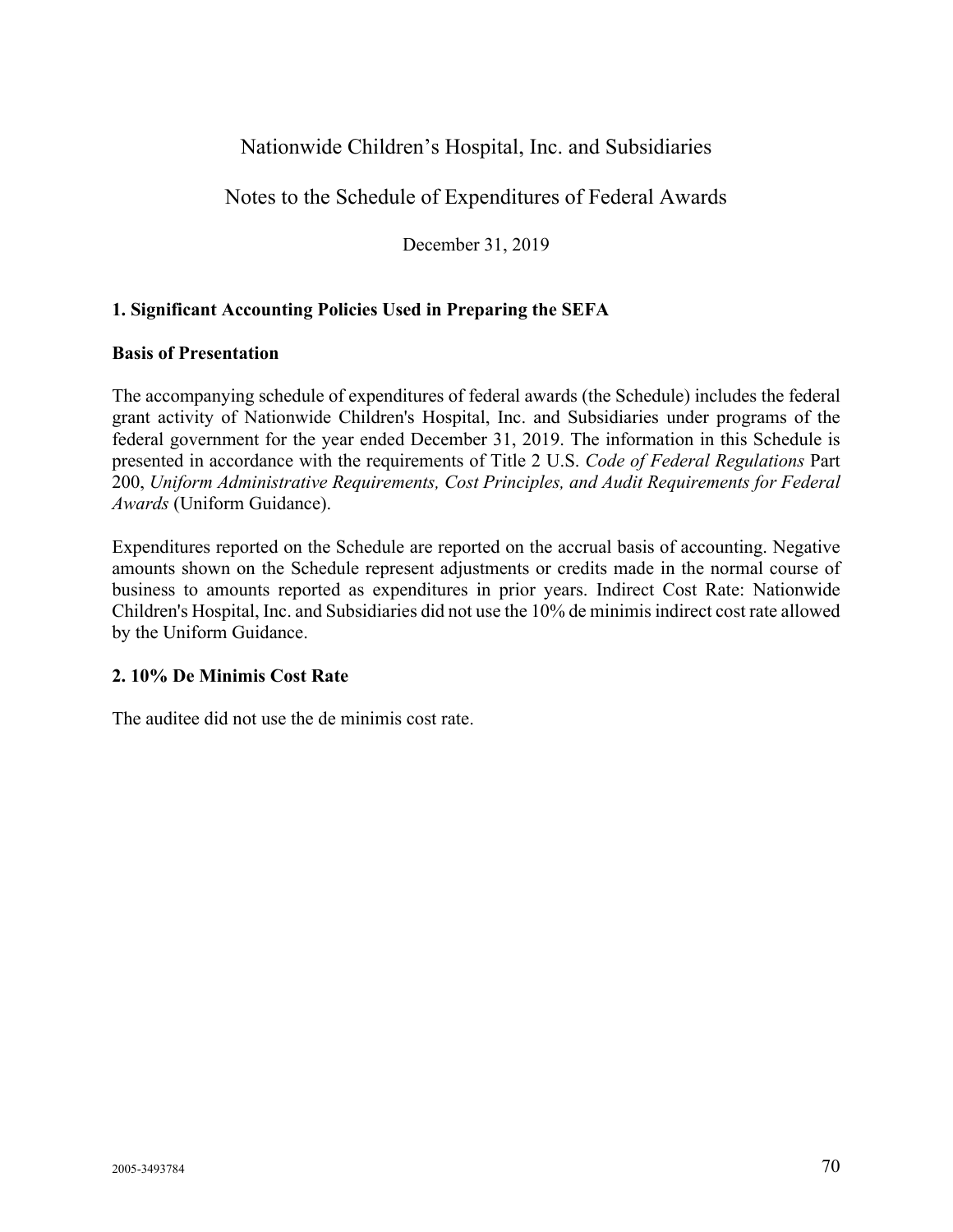# Nationwide Children's Hospital, Inc. and Subsidiaries

## Notes to the Schedule of Expenditures of Federal Awards

December 31, 2019

### 1. Significant Accounting Policies Used in Preparing the SEFA

**Basis of Presentation**

The accompanying schedule of expenditures of federal awards (the Schedule) includes the federal grant activity of Nationwide Children's Hospital, Inc. and Subsidiaries under programs of the federal government for the year ended December 31, 2019. The information in this Schedule is presented in accordance with the requirements of Title 2 U.S. *Code of Federal Regulations* Part 200, *Uniform Administrative Requirements, Cost Principles, and Audit Requirements for Federal Awards* (Uniform Guidance).

Expenditures reported on the Schedule are reported on the accrual basis of accounting. Negative amounts shown on the Schedule represent adjustments or credits made in the normal course of business to amounts reported as expenditures in prior years. Indirect Cost Rate: Nationwide Children's Hospital, Inc. and Subsidiaries did not use the 10% de minimis indirect cost rate allowed by the Uniform Guidance.

### 2. 10% De Minimis Cost Rate

The auditee did not use the de minimis cost rate.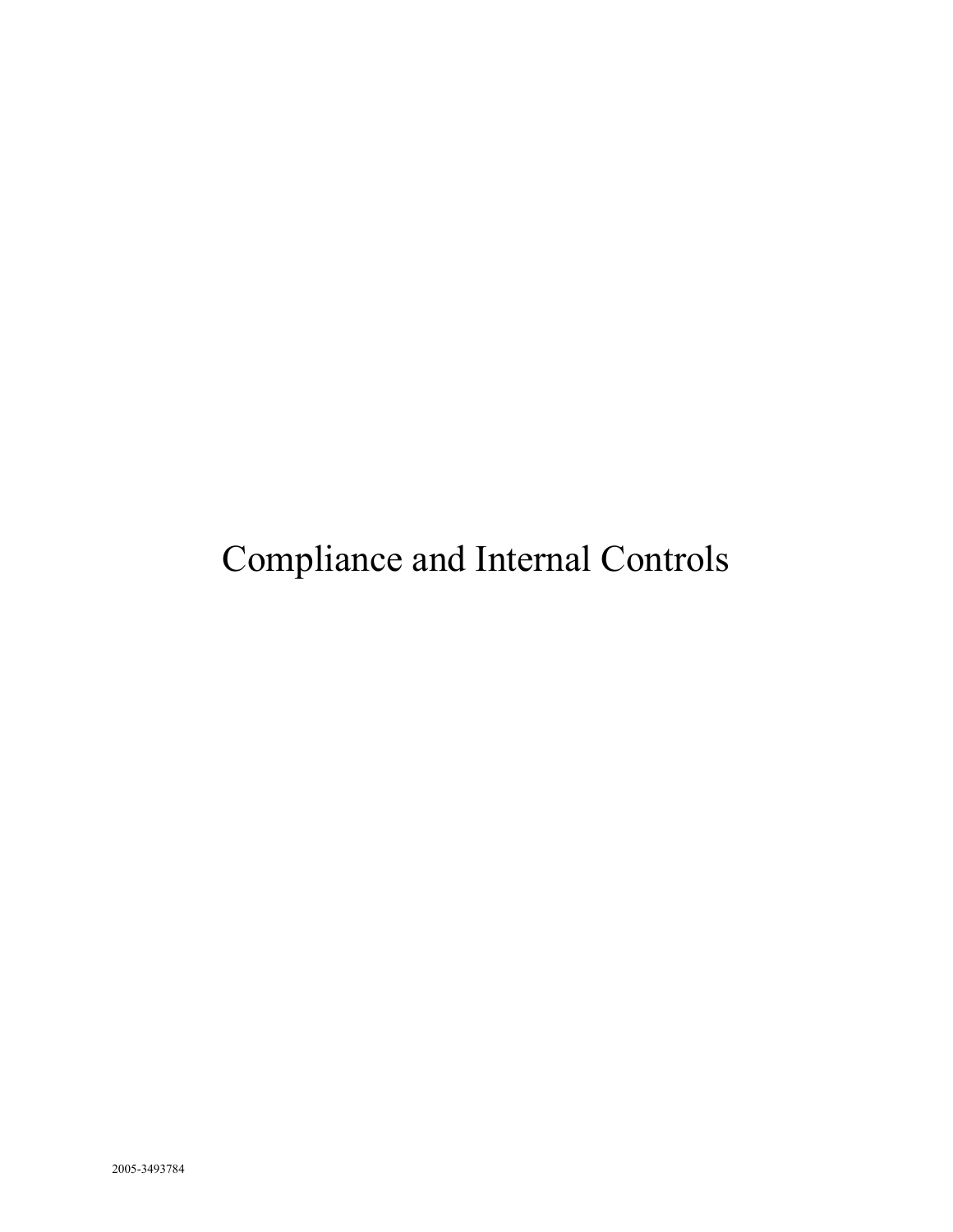# Compliance and Internal Controls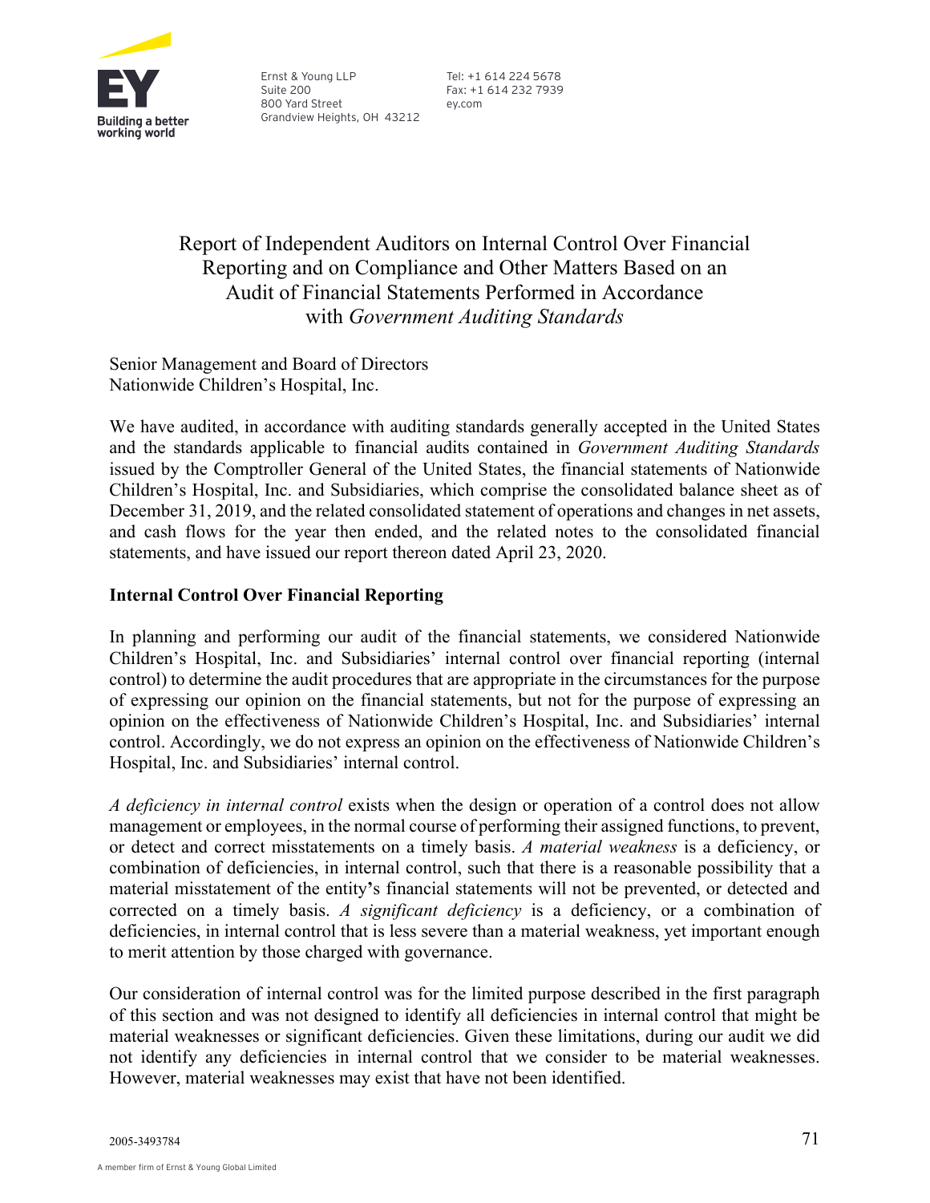Ernst & Young LLP
Suite 200
800 Yard Street
Grandview Heights, OH 43212

Tel: +1 614 224 5678
Fax: +1 614 232 7939
ey.com

# Report of Independent Auditors on Internal Control Over Financial Reporting and on Compliance and Other Matters Based on an Audit of Financial Statements Performed in Accordance with *Government Auditing Standards*

Senior Management and Board of Directors
Nationwide Children's Hospital, Inc.

We have audited, in accordance with auditing standards generally accepted in the United States and the standards applicable to financial audits contained in *Government Auditing Standards* issued by the Comptroller General of the United States, the financial statements of Nationwide Children's Hospital, Inc. and Subsidiaries, which comprise the consolidated balance sheet as of December 31, 2019, and the related consolidated statement of operations and changes in net assets, and cash flows for the year then ended, and the related notes to the consolidated financial statements, and have issued our report thereon dated April 23, 2020.

## Internal Control Over Financial Reporting

In planning and performing our audit of the financial statements, we considered Nationwide Children's Hospital, Inc. and Subsidiaries' internal control over financial reporting (internal control) to determine the audit procedures that are appropriate in the circumstances for the purpose of expressing our opinion on the financial statements, but not for the purpose of expressing an opinion on the effectiveness of Nationwide Children's Hospital, Inc. and Subsidiaries' internal control. Accordingly, we do not express an opinion on the effectiveness of Nationwide Children's Hospital, Inc. and Subsidiaries' internal control.

*A deficiency in internal control* exists when the design or operation of a control does not allow management or employees, in the normal course of performing their assigned functions, to prevent, or detect and correct misstatements on a timely basis. *A material weakness* is a deficiency, or combination of deficiencies, in internal control, such that there is a reasonable possibility that a material misstatement of the entity's financial statements will not be prevented, or detected and corrected on a timely basis. *A significant deficiency* is a deficiency, or a combination of deficiencies, in internal control that is less severe than a material weakness, yet important enough to merit attention by those charged with governance.

Our consideration of internal control was for the limited purpose described in the first paragraph of this section and was not designed to identify all deficiencies in internal control that might be material weaknesses or significant deficiencies. Given these limitations, during our audit we did not identify any deficiencies in internal control that we consider to be material weaknesses. However, material weaknesses may exist that have not been identified.

2005-3493784

A member firm of Ernst & Young Global Limited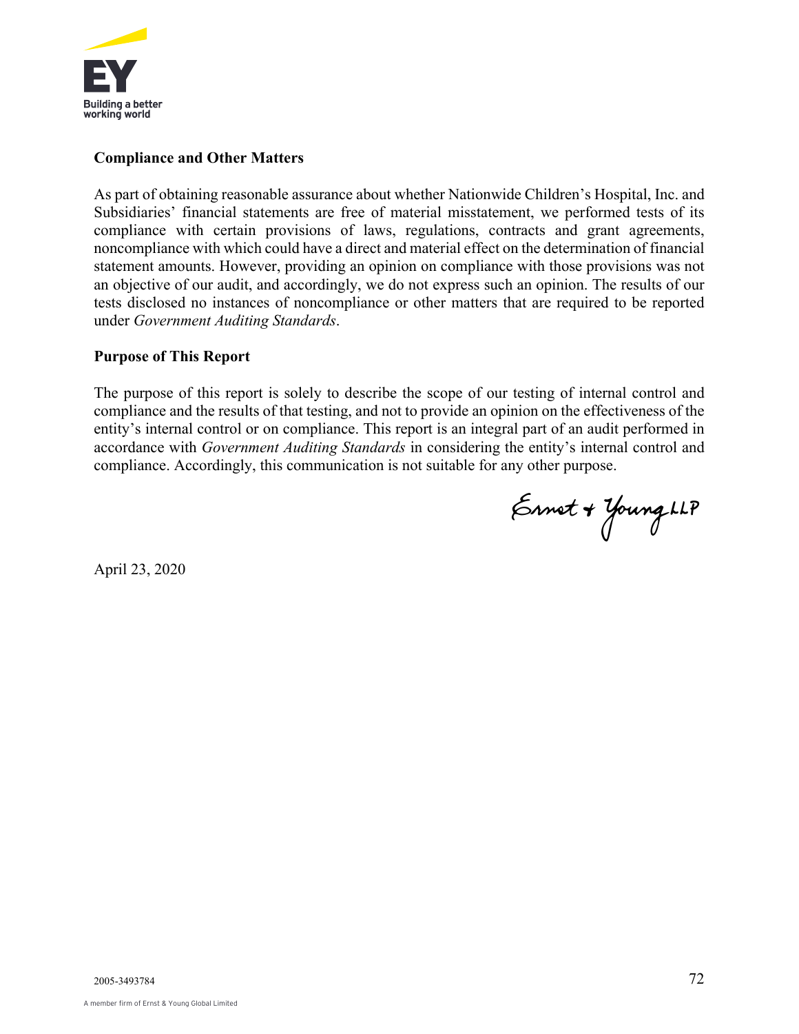## Compliance and Other Matters

As part of obtaining reasonable assurance about whether Nationwide Children's Hospital, Inc. and Subsidiaries' financial statements are free of material misstatement, we performed tests of its compliance with certain provisions of laws, regulations, contracts and grant agreements, noncompliance with which could have a direct and material effect on the determination of financial statement amounts. However, providing an opinion on compliance with those provisions was not an objective of our audit, and accordingly, we do not express such an opinion. The results of our tests disclosed no instances of noncompliance or other matters that are required to be reported under *Government Auditing Standards*.

## Purpose of This Report

The purpose of this report is solely to describe the scope of our testing of internal control and compliance and the results of that testing, and not to provide an opinion on the effectiveness of the entity's internal control or on compliance. This report is an integral part of an audit performed in accordance with *Government Auditing Standards* in considering the entity's internal control and compliance. Accordingly, this communication is not suitable for any other purpose.

Ernst & Young LLP

April 23, 2020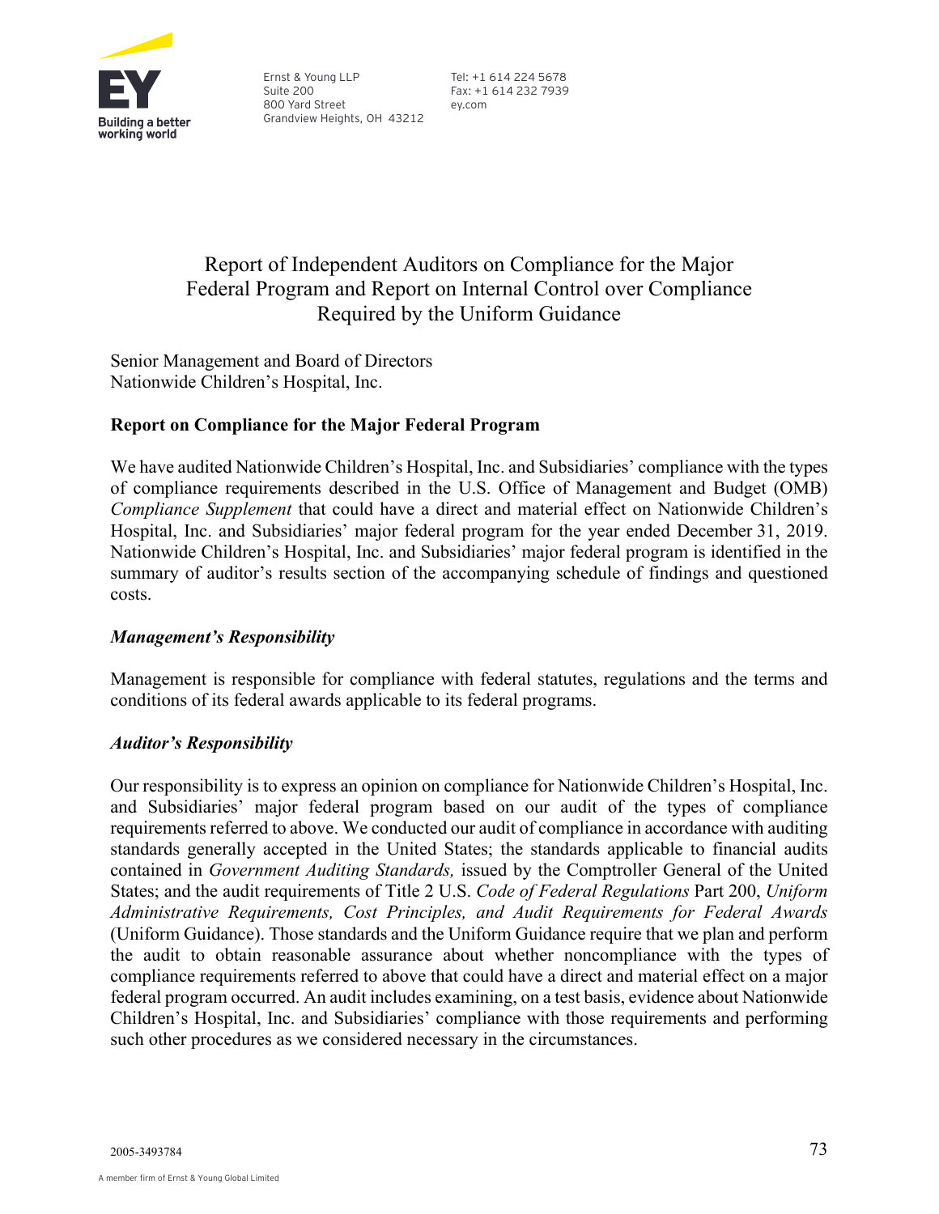Ernst & Young LLP
Suite 200
800 Yard Street
Grandview Heights, OH 43212

Tel: +1 614 224 5678
Fax: +1 614 232 7939
ey.com

# Report of Independent Auditors on Compliance for the Major Federal Program and Report on Internal Control over Compliance Required by the Uniform Guidance

Senior Management and Board of Directors
Nationwide Children's Hospital, Inc.

## Report on Compliance for the Major Federal Program

We have audited Nationwide Children's Hospital, Inc. and Subsidiaries' compliance with the types of compliance requirements described in the U.S. Office of Management and Budget (OMB) *Compliance Supplement* that could have a direct and material effect on Nationwide Children's Hospital, Inc. and Subsidiaries' major federal program for the year ended December 31, 2019. Nationwide Children's Hospital, Inc. and Subsidiaries' major federal program is identified in the summary of auditor's results section of the accompanying schedule of findings and questioned costs.

### *Management's Responsibility*

Management is responsible for compliance with federal statutes, regulations and the terms and conditions of its federal awards applicable to its federal programs.

### *Auditor's Responsibility*

Our responsibility is to express an opinion on compliance for Nationwide Children's Hospital, Inc. and Subsidiaries' major federal program based on our audit of the types of compliance requirements referred to above. We conducted our audit of compliance in accordance with auditing standards generally accepted in the United States; the standards applicable to financial audits contained in *Government Auditing Standards,* issued by the Comptroller General of the United States; and the audit requirements of Title 2 U.S. *Code of Federal Regulations* Part 200, *Uniform Administrative Requirements, Cost Principles, and Audit Requirements for Federal Awards* (Uniform Guidance). Those standards and the Uniform Guidance require that we plan and perform the audit to obtain reasonable assurance about whether noncompliance with the types of compliance requirements referred to above that could have a direct and material effect on a major federal program occurred. An audit includes examining, on a test basis, evidence about Nationwide Children's Hospital, Inc. and Subsidiaries' compliance with those requirements and performing such other procedures as we considered necessary in the circumstances.

2005-3493784

A member firm of Ernst & Young Global Limited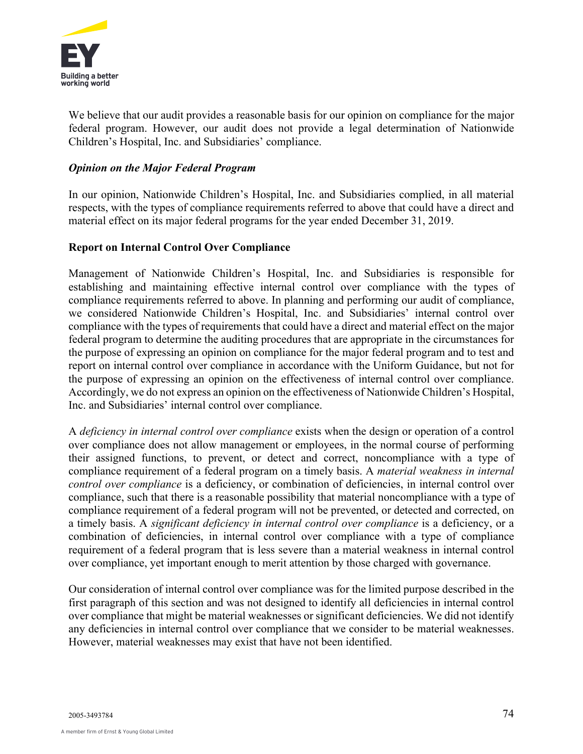We believe that our audit provides a reasonable basis for our opinion on compliance for the major federal program. However, our audit does not provide a legal determination of Nationwide Children's Hospital, Inc. and Subsidiaries' compliance.

***Opinion on the Major Federal Program***

In our opinion, Nationwide Children's Hospital, Inc. and Subsidiaries complied, in all material respects, with the types of compliance requirements referred to above that could have a direct and material effect on its major federal programs for the year ended December 31, 2019.

**Report on Internal Control Over Compliance**

Management of Nationwide Children's Hospital, Inc. and Subsidiaries is responsible for establishing and maintaining effective internal control over compliance with the types of compliance requirements referred to above. In planning and performing our audit of compliance, we considered Nationwide Children's Hospital, Inc. and Subsidiaries' internal control over compliance with the types of requirements that could have a direct and material effect on the major federal program to determine the auditing procedures that are appropriate in the circumstances for the purpose of expressing an opinion on compliance for the major federal program and to test and report on internal control over compliance in accordance with the Uniform Guidance, but not for the purpose of expressing an opinion on the effectiveness of internal control over compliance. Accordingly, we do not express an opinion on the effectiveness of Nationwide Children's Hospital, Inc. and Subsidiaries' internal control over compliance.

A *deficiency in internal control over compliance* exists when the design or operation of a control over compliance does not allow management or employees, in the normal course of performing their assigned functions, to prevent, or detect and correct, noncompliance with a type of compliance requirement of a federal program on a timely basis. A *material weakness in internal control over compliance* is a deficiency, or combination of deficiencies, in internal control over compliance, such that there is a reasonable possibility that material noncompliance with a type of compliance requirement of a federal program will not be prevented, or detected and corrected, on a timely basis. A *significant deficiency in internal control over compliance* is a deficiency, or a combination of deficiencies, in internal control over compliance with a type of compliance requirement of a federal program that is less severe than a material weakness in internal control over compliance, yet important enough to merit attention by those charged with governance.

Our consideration of internal control over compliance was for the limited purpose described in the first paragraph of this section and was not designed to identify all deficiencies in internal control over compliance that might be material weaknesses or significant deficiencies. We did not identify any deficiencies in internal control over compliance that we consider to be material weaknesses. However, material weaknesses may exist that have not been identified.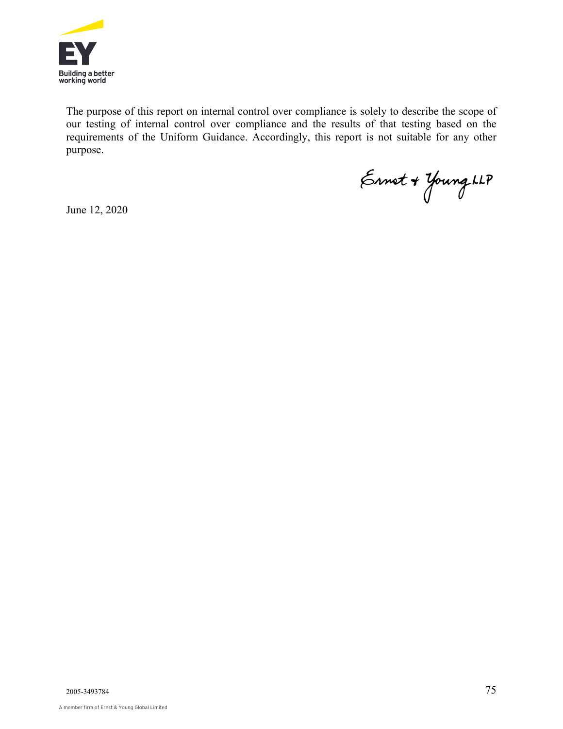The purpose of this report on internal control over compliance is solely to describe the scope of our testing of internal control over compliance and the results of that testing based on the requirements of the Uniform Guidance. Accordingly, this report is not suitable for any other purpose.

Ernst & Young LLP

June 12, 2020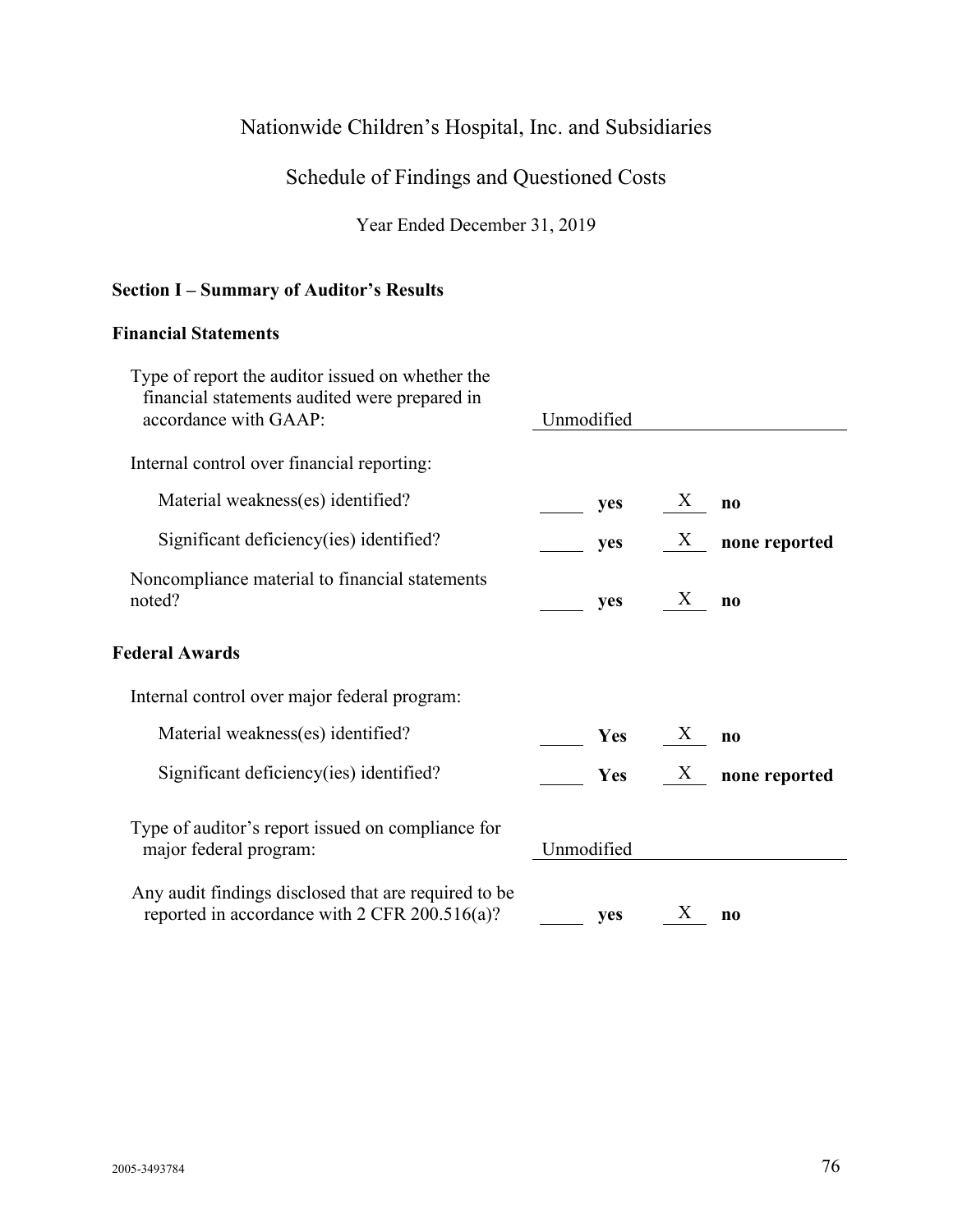# Nationwide Children's Hospital, Inc. and Subsidiaries

## Schedule of Findings and Questioned Costs

Year Ended December 31, 2019

### Section I – Summary of Auditor's Results

**Financial Statements**

| | |
|---|---|
| Type of report the auditor issued on whether the financial statements audited were prepared in accordance with GAAP: | Unmodified |
| Internal control over financial reporting: | |
| Material weakness(es) identified? | ____ **yes** __X__ **no** |
| Significant deficiency(ies) identified? | ____ **yes** __X__ **none reported** |
| Noncompliance material to financial statements noted? | ____ **yes** __X__ **no** |

**Federal Awards**

| | |
|---|---|
| Internal control over major federal program: | |
| Material weakness(es) identified? | ____ **Yes** __X__ **no** |
| Significant deficiency(ies) identified? | ____ **Yes** __X__ **none reported** |
| Type of auditor's report issued on compliance for major federal program: | Unmodified |
| Any audit findings disclosed that are required to be reported in accordance with 2 CFR 200.516(a)? | ____ **yes** __X__ **no** |

2005-3493784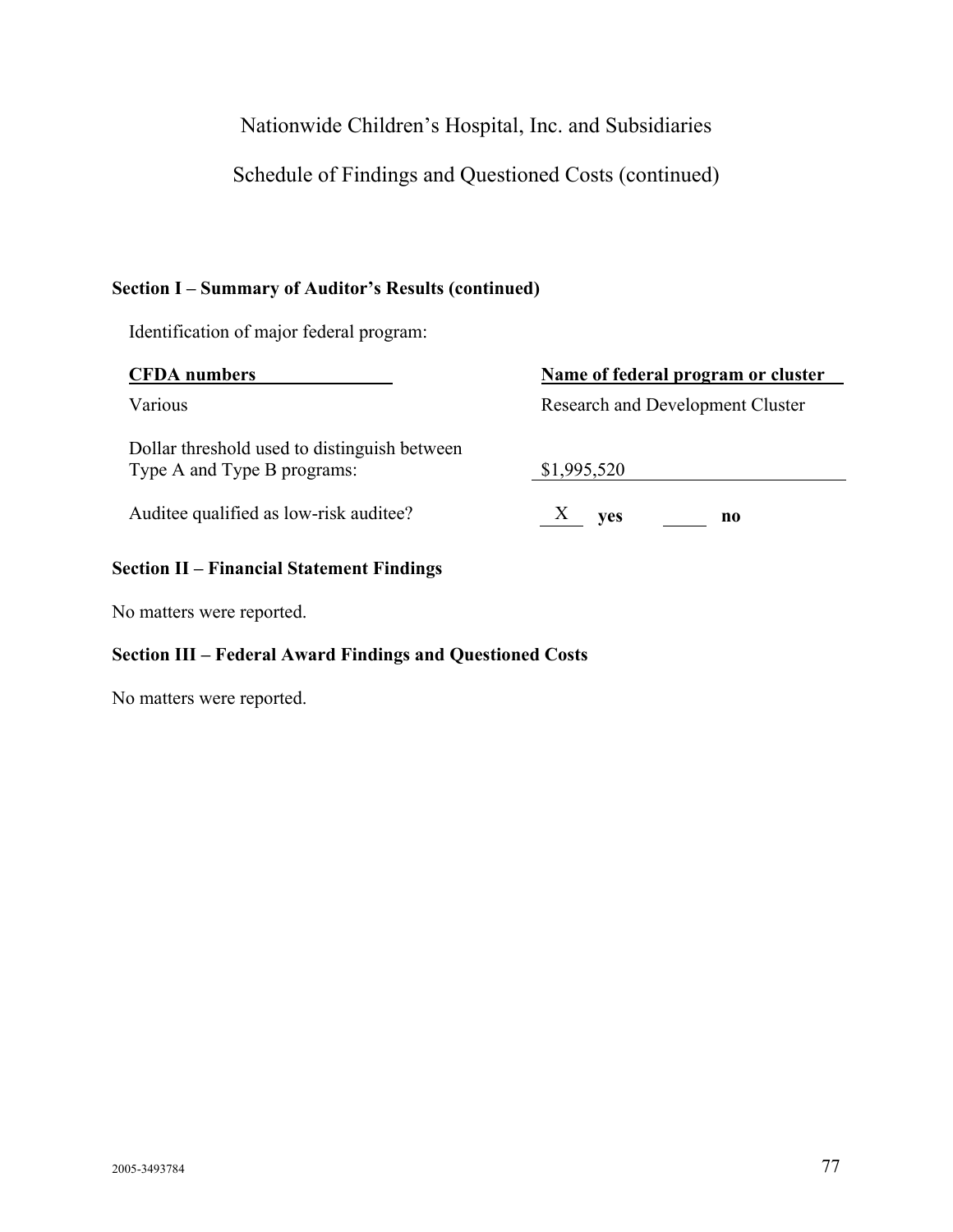# Nationwide Children's Hospital, Inc. and Subsidiaries

## Schedule of Findings and Questioned Costs (continued)

### Section I – Summary of Auditor's Results (continued)

Identification of major federal program:

| CFDA numbers | Name of federal program or cluster |
|---|---|
| Various | Research and Development Cluster |

Dollar threshold used to distinguish between Type A and Type B programs: $1,995,520

Auditee qualified as low-risk auditee? X **yes** ____ **no**

### Section II – Financial Statement Findings

No matters were reported.

### Section III – Federal Award Findings and Questioned Costs

No matters were reported.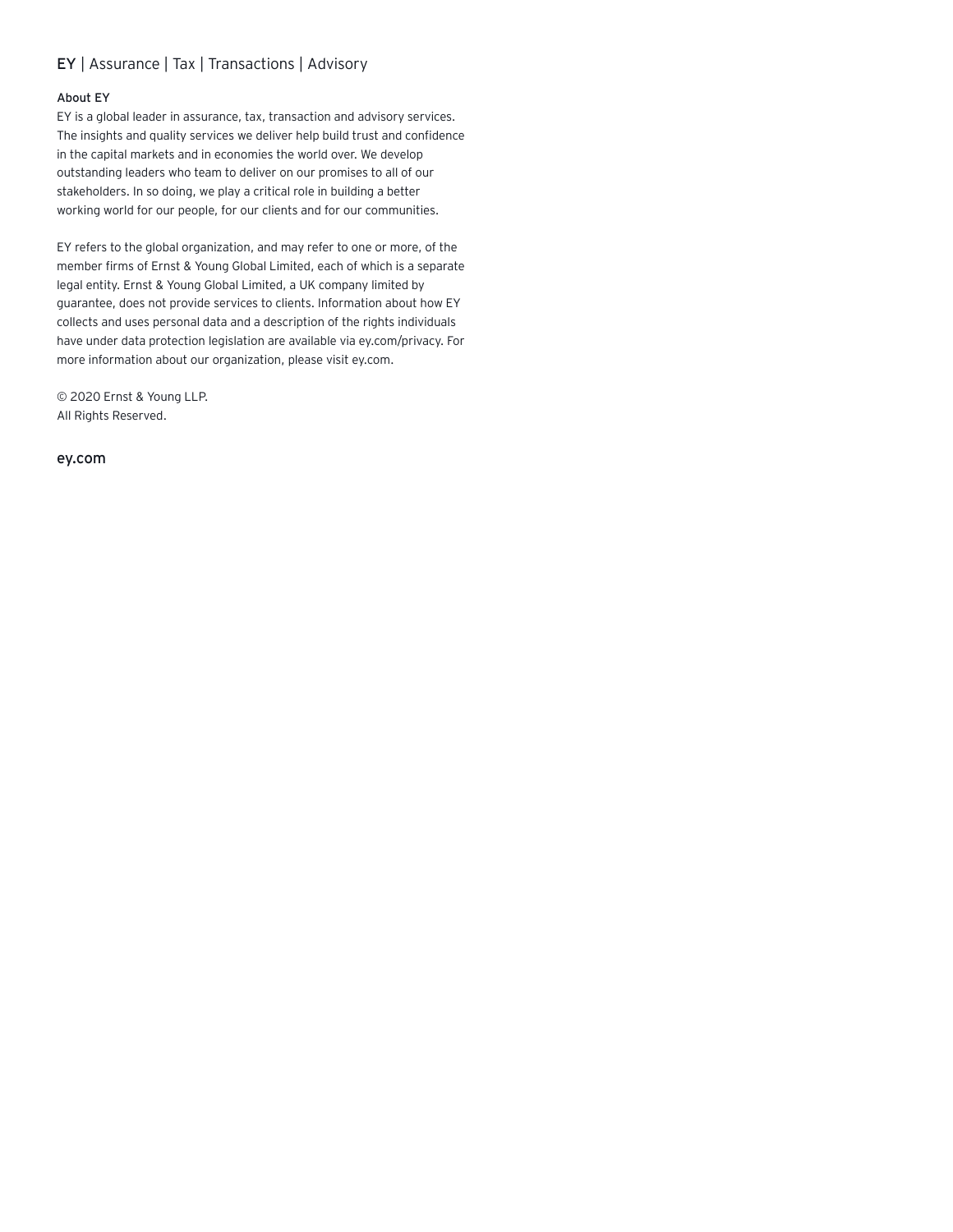**EY** | Assurance | Tax | Transactions | Advisory

**About EY**

EY is a global leader in assurance, tax, transaction and advisory services. The insights and quality services we deliver help build trust and confidence in the capital markets and in economies the world over. We develop outstanding leaders who team to deliver on our promises to all of our stakeholders. In so doing, we play a critical role in building a better working world for our people, for our clients and for our communities.

EY refers to the global organization, and may refer to one or more, of the member firms of Ernst & Young Global Limited, each of which is a separate legal entity. Ernst & Young Global Limited, a UK company limited by guarantee, does not provide services to clients. Information about how EY collects and uses personal data and a description of the rights individuals have under data protection legislation are available via ey.com/privacy. For more information about our organization, please visit ey.com.

© 2020 Ernst & Young LLP.
All Rights Reserved.

**ey.com**